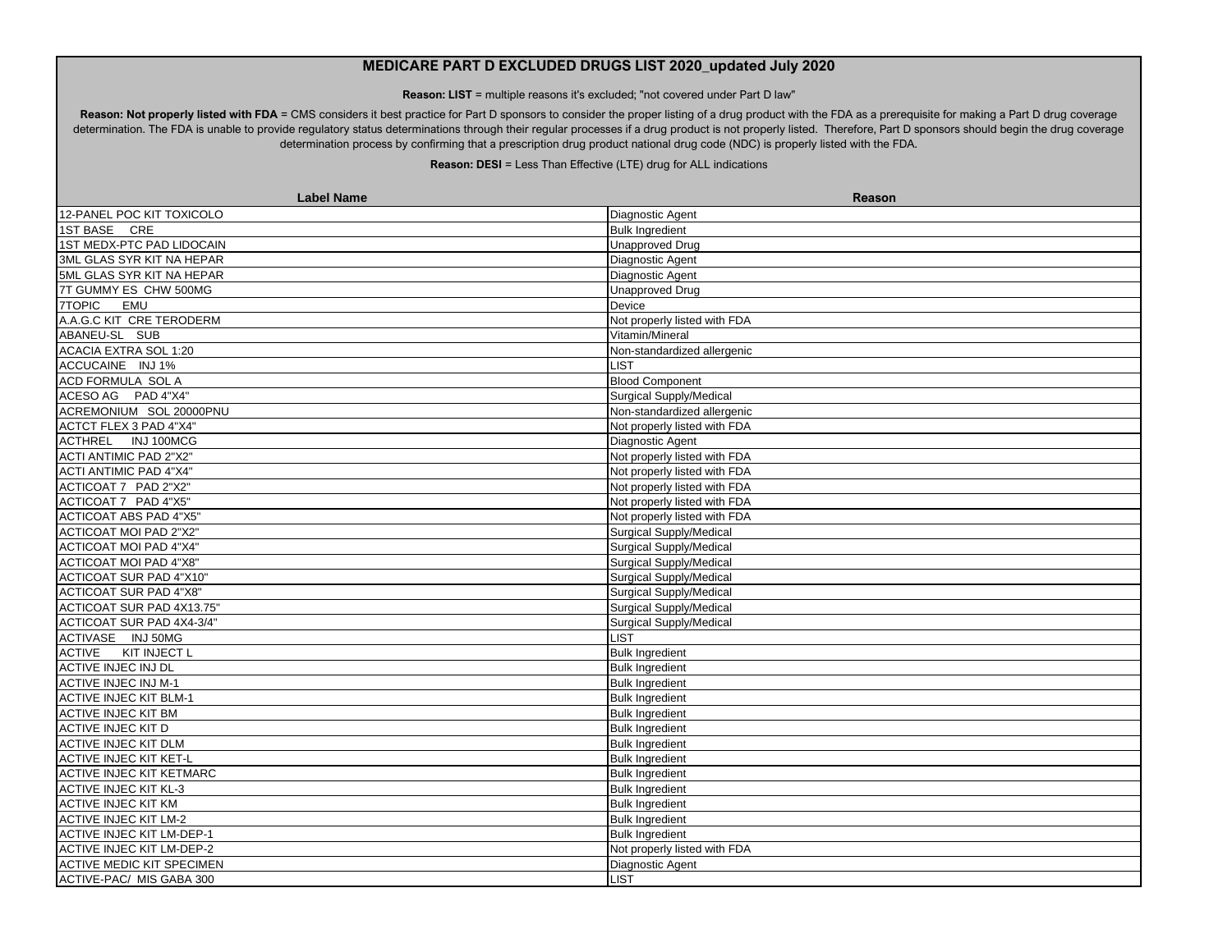# MEDICARE PART D EXCLUDED DRUGS LIST 2020_updated July 2020

**Reason: LIST** = multiple reasons it's excluded; "not covered under Part D law"

**Reason: Not properly listed with FDA** = CMS considers it best practice for Part D sponsors to consider the proper listing of a drug product with the FDA as a prerequisite for making a Part D drug coverage determination. The FDA is unable to provide regulatory status determinations through their regular processes if a drug product is not properly listed. Therefore, Part D sponsors should begin the drug coverage determination process by confirming that a prescription drug product national drug code (NDC) is properly listed with the FDA.

**Reason: DESI** = Less Than Effective (LTE) drug for ALL indications

| Label Name | Reason |
|---|---|
| 12-PANEL POC KIT TOXICOLO | Diagnostic Agent |
| 1ST BASE CRE | Bulk Ingredient |
| 1ST MEDX-PTC PAD LIDOCAIN | Unapproved Drug |
| 3ML GLAS SYR KIT NA HEPAR | Diagnostic Agent |
| 5ML GLAS SYR KIT NA HEPAR | Diagnostic Agent |
| 7T GUMMY ES CHW 500MG | Unapproved Drug |
| 7TOPIC EMU | Device |
| A.A.G.C KIT CRE TERODERM | Not properly listed with FDA |
| ABANEU-SL SUB | Vitamin/Mineral |
| ACACIA EXTRA SOL 1:20 | Non-standardized allergenic |
| ACCUCAINE INJ 1% | LIST |
| ACD FORMULA SOL A | Blood Component |
| ACESO AG PAD 4"X4" | Surgical Supply/Medical |
| ACREMONIUM SOL 20000PNU | Non-standardized allergenic |
| ACTCT FLEX 3 PAD 4"X4" | Not properly listed with FDA |
| ACTHREL INJ 100MCG | Diagnostic Agent |
| ACTI ANTIMIC PAD 2"X2" | Not properly listed with FDA |
| ACTI ANTIMIC PAD 4"X4" | Not properly listed with FDA |
| ACTICOAT 7 PAD 2"X2" | Not properly listed with FDA |
| ACTICOAT 7 PAD 4"X5" | Not properly listed with FDA |
| ACTICOAT ABS PAD 4"X5" | Not properly listed with FDA |
| ACTICOAT MOI PAD 2"X2" | Surgical Supply/Medical |
| ACTICOAT MOI PAD 4"X4" | Surgical Supply/Medical |
| ACTICOAT MOI PAD 4"X8" | Surgical Supply/Medical |
| ACTICOAT SUR PAD 4"X10" | Surgical Supply/Medical |
| ACTICOAT SUR PAD 4"X8" | Surgical Supply/Medical |
| ACTICOAT SUR PAD 4X13.75" | Surgical Supply/Medical |
| ACTICOAT SUR PAD 4X4-3/4" | Surgical Supply/Medical |
| ACTIVASE INJ 50MG | LIST |
| ACTIVE KIT INJECT L | Bulk Ingredient |
| ACTIVE INJEC INJ DL | Bulk Ingredient |
| ACTIVE INJEC INJ M-1 | Bulk Ingredient |
| ACTIVE INJEC KIT BLM-1 | Bulk Ingredient |
| ACTIVE INJEC KIT BM | Bulk Ingredient |
| ACTIVE INJEC KIT D | Bulk Ingredient |
| ACTIVE INJEC KIT DLM | Bulk Ingredient |
| ACTIVE INJEC KIT KET-L | Bulk Ingredient |
| ACTIVE INJEC KIT KETMARC | Bulk Ingredient |
| ACTIVE INJEC KIT KL-3 | Bulk Ingredient |
| ACTIVE INJEC KIT KM | Bulk Ingredient |
| ACTIVE INJEC KIT LM-2 | Bulk Ingredient |
| ACTIVE INJEC KIT LM-DEP-1 | Bulk Ingredient |
| ACTIVE INJEC KIT LM-DEP-2 | Not properly listed with FDA |
| ACTIVE MEDIC KIT SPECIMEN | Diagnostic Agent |
| ACTIVE-PAC/ MIS GABA 300 | LIST |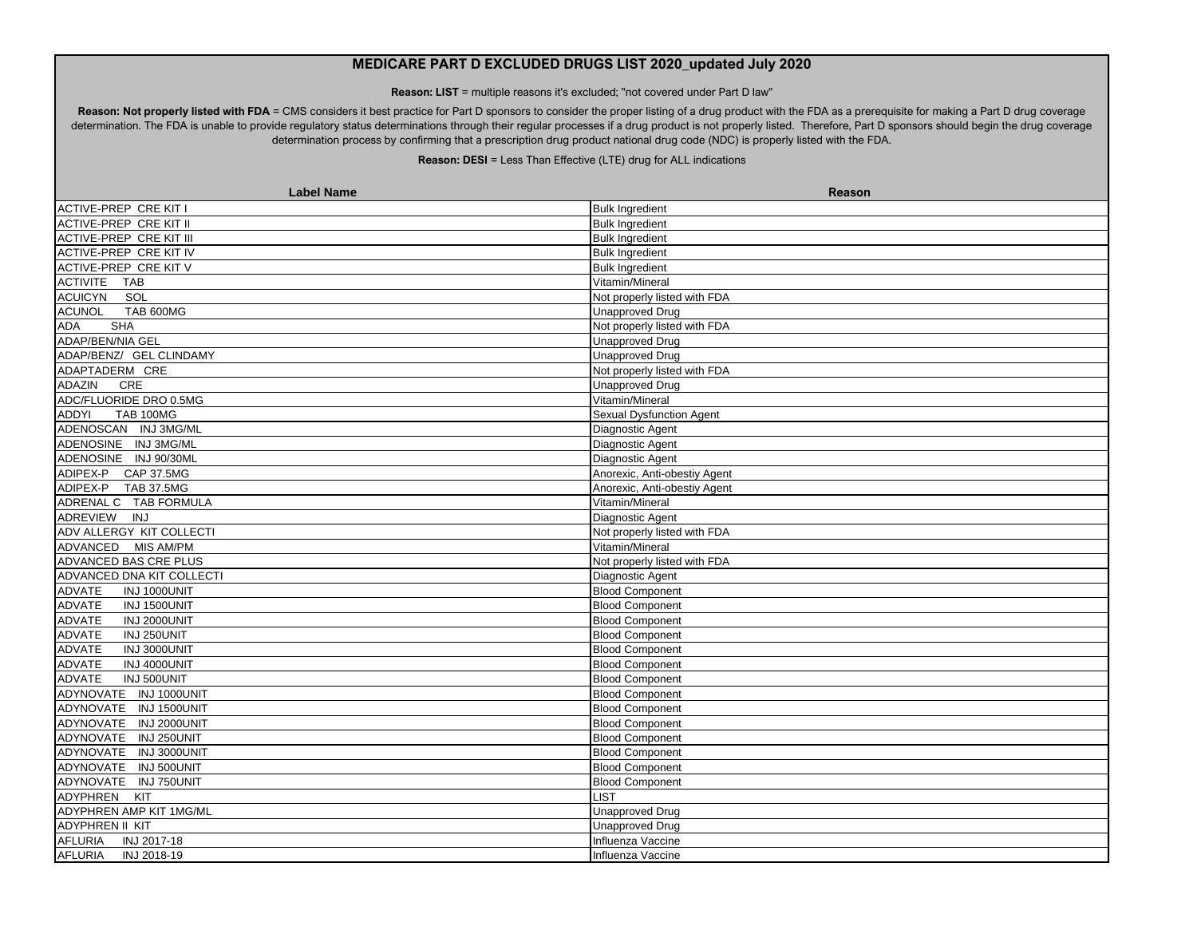# MEDICARE PART D EXCLUDED DRUGS LIST 2020_updated July 2020

**Reason: LIST** = multiple reasons it's excluded; "not covered under Part D law"

**Reason: Not properly listed with FDA** = CMS considers it best practice for Part D sponsors to consider the proper listing of a drug product with the FDA as a prerequisite for making a Part D drug coverage determination. The FDA is unable to provide regulatory status determinations through their regular processes if a drug product is not properly listed. Therefore, Part D sponsors should begin the drug coverage determination process by confirming that a prescription drug product national drug code (NDC) is properly listed with the FDA.

**Reason: DESI** = Less Than Effective (LTE) drug for ALL indications

| Label Name | Reason |
|---|---|
| ACTIVE-PREP CRE KIT I | Bulk Ingredient |
| ACTIVE-PREP CRE KIT II | Bulk Ingredient |
| ACTIVE-PREP CRE KIT III | Bulk Ingredient |
| ACTIVE-PREP CRE KIT IV | Bulk Ingredient |
| ACTIVE-PREP CRE KIT V | Bulk Ingredient |
| ACTIVITE TAB | Vitamin/Mineral |
| ACUICYN SOL | Not properly listed with FDA |
| ACUNOL TAB 600MG | Unapproved Drug |
| ADA SHA | Not properly listed with FDA |
| ADAP/BEN/NIA GEL | Unapproved Drug |
| ADAP/BENZ/ GEL CLINDAMY | Unapproved Drug |
| ADAPTADERM CRE | Not properly listed with FDA |
| ADAZIN CRE | Unapproved Drug |
| ADC/FLUORIDE DRO 0.5MG | Vitamin/Mineral |
| ADDYI TAB 100MG | Sexual Dysfunction Agent |
| ADENOSCAN INJ 3MG/ML | Diagnostic Agent |
| ADENOSINE INJ 3MG/ML | Diagnostic Agent |
| ADENOSINE INJ 90/30ML | Diagnostic Agent |
| ADIPEX-P CAP 37.5MG | Anorexic, Anti-obestiy Agent |
| ADIPEX-P TAB 37.5MG | Anorexic, Anti-obestiy Agent |
| ADRENAL C TAB FORMULA | Vitamin/Mineral |
| ADREVIEW INJ | Diagnostic Agent |
| ADV ALLERGY KIT COLLECTI | Not properly listed with FDA |
| ADVANCED MIS AM/PM | Vitamin/Mineral |
| ADVANCED BAS CRE PLUS | Not properly listed with FDA |
| ADVANCED DNA KIT COLLECTI | Diagnostic Agent |
| ADVATE INJ 1000UNIT | Blood Component |
| ADVATE INJ 1500UNIT | Blood Component |
| ADVATE INJ 2000UNIT | Blood Component |
| ADVATE INJ 250UNIT | Blood Component |
| ADVATE INJ 3000UNIT | Blood Component |
| ADVATE INJ 4000UNIT | Blood Component |
| ADVATE INJ 500UNIT | Blood Component |
| ADYNOVATE INJ 1000UNIT | Blood Component |
| ADYNOVATE INJ 1500UNIT | Blood Component |
| ADYNOVATE INJ 2000UNIT | Blood Component |
| ADYNOVATE INJ 250UNIT | Blood Component |
| ADYNOVATE INJ 3000UNIT | Blood Component |
| ADYNOVATE INJ 500UNIT | Blood Component |
| ADYNOVATE INJ 750UNIT | Blood Component |
| ADYPHREN KIT | LIST |
| ADYPHREN AMP KIT 1MG/ML | Unapproved Drug |
| ADYPHREN II KIT | Unapproved Drug |
| AFLURIA INJ 2017-18 | Influenza Vaccine |
| AFLURIA INJ 2018-19 | Influenza Vaccine |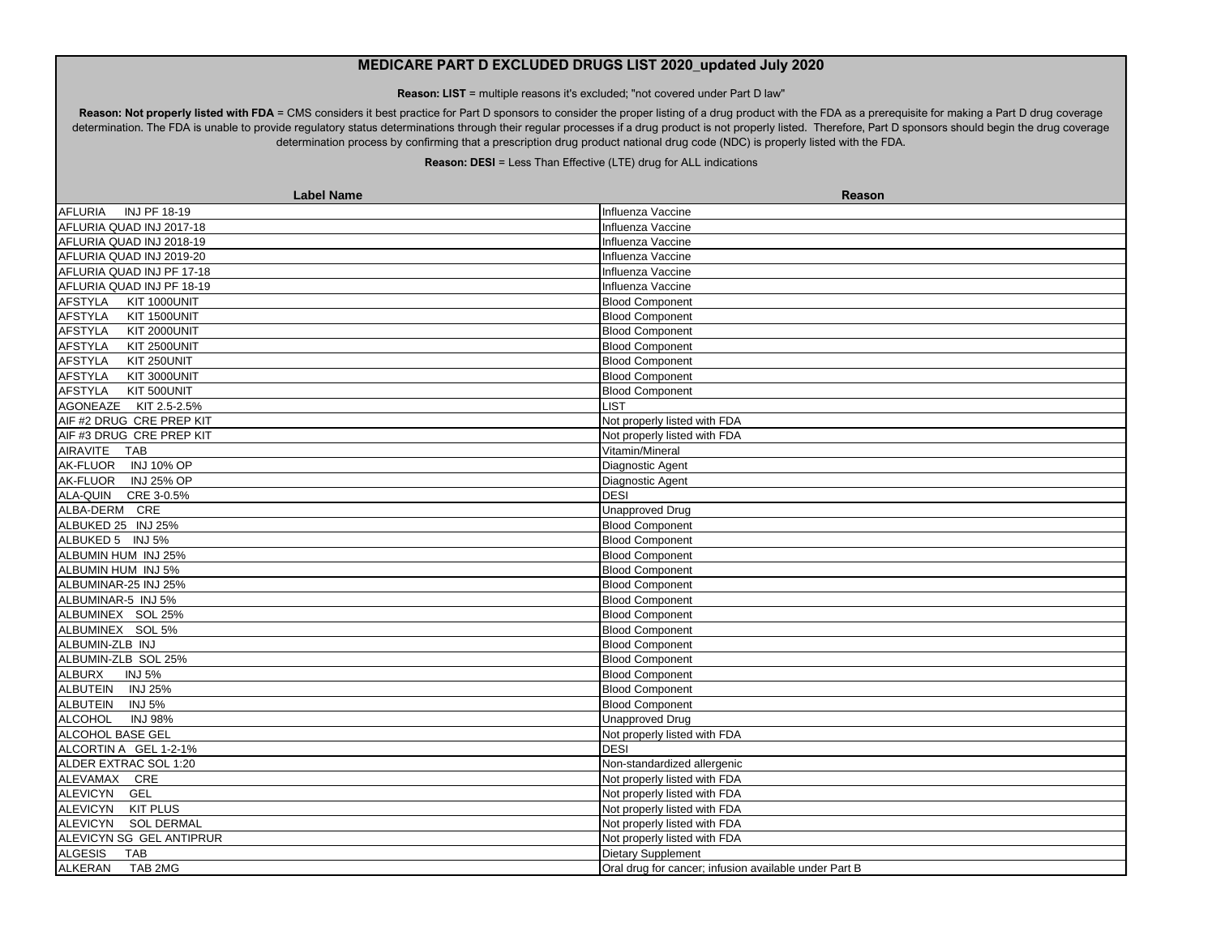# MEDICARE PART D EXCLUDED DRUGS LIST 2020_updated July 2020

**Reason: LIST** = multiple reasons it's excluded; "not covered under Part D law"

**Reason: Not properly listed with FDA** = CMS considers it best practice for Part D sponsors to consider the proper listing of a drug product with the FDA as a prerequisite for making a Part D drug coverage determination. The FDA is unable to provide regulatory status determinations through their regular processes if a drug product is not properly listed. Therefore, Part D sponsors should begin the drug coverage determination process by confirming that a prescription drug product national drug code (NDC) is properly listed with the FDA.

**Reason: DESI** = Less Than Effective (LTE) drug for ALL indications

| Label Name | Reason |
|---|---|
| AFLURIA INJ PF 18-19 | Influenza Vaccine |
| AFLURIA QUAD INJ 2017-18 | Influenza Vaccine |
| AFLURIA QUAD INJ 2018-19 | Influenza Vaccine |
| AFLURIA QUAD INJ 2019-20 | Influenza Vaccine |
| AFLURIA QUAD INJ PF 17-18 | Influenza Vaccine |
| AFLURIA QUAD INJ PF 18-19 | Influenza Vaccine |
| AFSTYLA KIT 1000UNIT | Blood Component |
| AFSTYLA KIT 1500UNIT | Blood Component |
| AFSTYLA KIT 2000UNIT | Blood Component |
| AFSTYLA KIT 2500UNIT | Blood Component |
| AFSTYLA KIT 250UNIT | Blood Component |
| AFSTYLA KIT 3000UNIT | Blood Component |
| AFSTYLA KIT 500UNIT | Blood Component |
| AGONEAZE KIT 2.5-2.5% | LIST |
| AIF #2 DRUG CRE PREP KIT | Not properly listed with FDA |
| AIF #3 DRUG CRE PREP KIT | Not properly listed with FDA |
| AIRAVITE TAB | Vitamin/Mineral |
| AK-FLUOR INJ 10% OP | Diagnostic Agent |
| AK-FLUOR INJ 25% OP | Diagnostic Agent |
| ALA-QUIN CRE 3-0.5% | DESI |
| ALBA-DERM CRE | Unapproved Drug |
| ALBUKED 25 INJ 25% | Blood Component |
| ALBUKED 5 INJ 5% | Blood Component |
| ALBUMIN HUM INJ 25% | Blood Component |
| ALBUMIN HUM INJ 5% | Blood Component |
| ALBUMINAR-25 INJ 25% | Blood Component |
| ALBUMINAR-5 INJ 5% | Blood Component |
| ALBUMINEX SOL 25% | Blood Component |
| ALBUMINEX SOL 5% | Blood Component |
| ALBUMIN-ZLB INJ | Blood Component |
| ALBUMIN-ZLB SOL 25% | Blood Component |
| ALBURX INJ 5% | Blood Component |
| ALBUTEIN INJ 25% | Blood Component |
| ALBUTEIN INJ 5% | Blood Component |
| ALCOHOL INJ 98% | Unapproved Drug |
| ALCOHOL BASE GEL | Not properly listed with FDA |
| ALCORTIN A GEL 1-2-1% | DESI |
| ALDER EXTRAC SOL 1:20 | Non-standardized allergenic |
| ALEVAMAX CRE | Not properly listed with FDA |
| ALEVICYN GEL | Not properly listed with FDA |
| ALEVICYN KIT PLUS | Not properly listed with FDA |
| ALEVICYN SOL DERMAL | Not properly listed with FDA |
| ALEVICYN SG GEL ANTIPRUR | Not properly listed with FDA |
| ALGESIS TAB | Dietary Supplement |
| ALKERAN TAB 2MG | Oral drug for cancer; infusion available under Part B |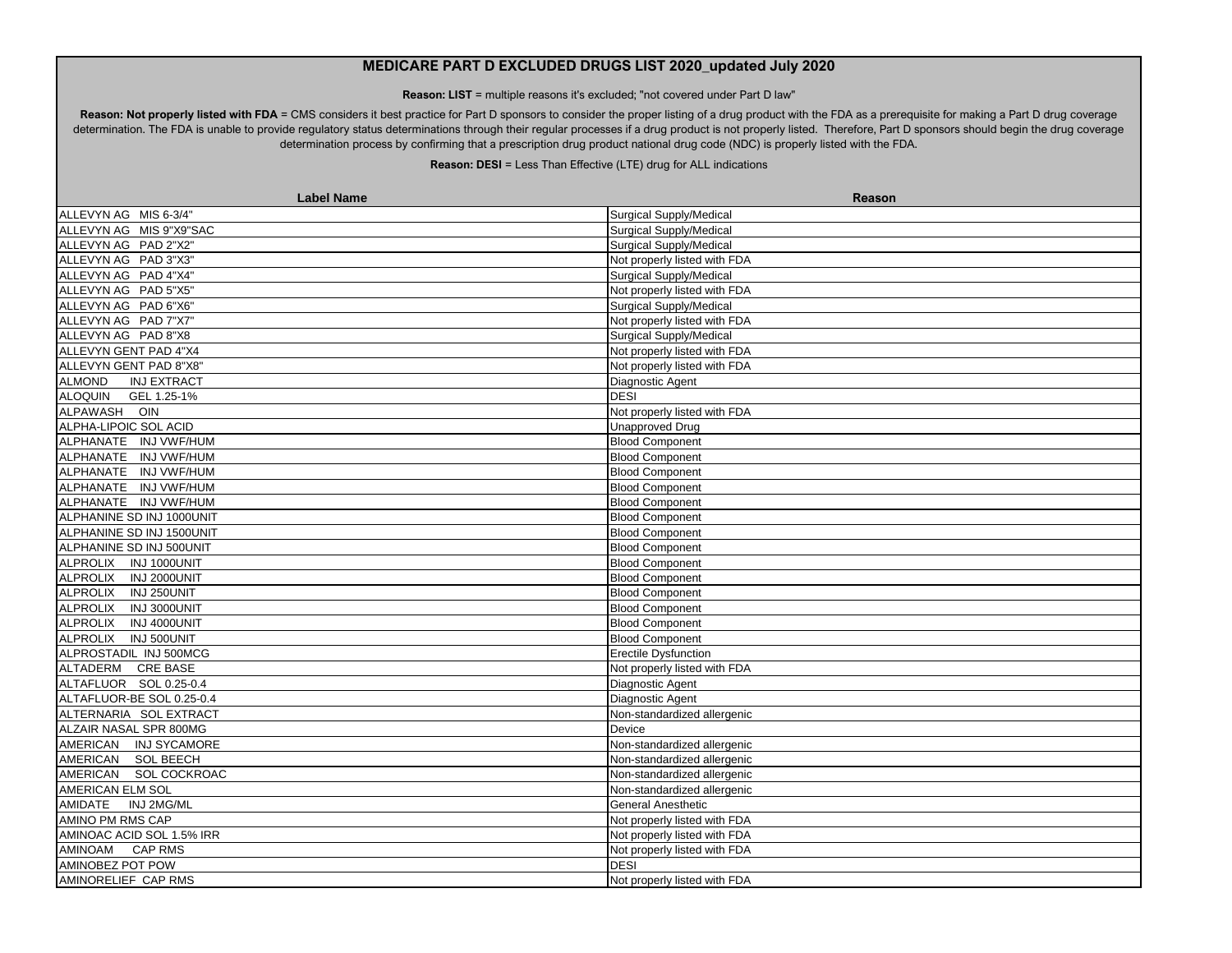# MEDICARE PART D EXCLUDED DRUGS LIST 2020_updated July 2020

**Reason: LIST** = multiple reasons it's excluded; "not covered under Part D law"

**Reason: Not properly listed with FDA** = CMS considers it best practice for Part D sponsors to consider the proper listing of a drug product with the FDA as a prerequisite for making a Part D drug coverage determination. The FDA is unable to provide regulatory status determinations through their regular processes if a drug product is not properly listed. Therefore, Part D sponsors should begin the drug coverage determination process by confirming that a prescription drug product national drug code (NDC) is properly listed with the FDA.

**Reason: DESI** = Less Than Effective (LTE) drug for ALL indications

| Label Name | Reason |
| --- | --- |
| ALLEVYN AG MIS 6-3/4" | Surgical Supply/Medical |
| ALLEVYN AG MIS 9"X9"SAC | Surgical Supply/Medical |
| ALLEVYN AG PAD 2"X2" | Surgical Supply/Medical |
| ALLEVYN AG PAD 3"X3" | Not properly listed with FDA |
| ALLEVYN AG PAD 4"X4" | Surgical Supply/Medical |
| ALLEVYN AG PAD 5"X5" | Not properly listed with FDA |
| ALLEVYN AG PAD 6"X6" | Surgical Supply/Medical |
| ALLEVYN AG PAD 7"X7" | Not properly listed with FDA |
| ALLEVYN AG PAD 8"X8 | Surgical Supply/Medical |
| ALLEVYN GENT PAD 4"X4 | Not properly listed with FDA |
| ALLEVYN GENT PAD 8"X8" | Not properly listed with FDA |
| ALMOND INJ EXTRACT | Diagnostic Agent |
| ALOQUIN GEL 1.25-1% | DESI |
| ALPAWASH OIN | Not properly listed with FDA |
| ALPHA-LIPOIC SOL ACID | Unapproved Drug |
| ALPHANATE INJ VWF/HUM | Blood Component |
| ALPHANATE INJ VWF/HUM | Blood Component |
| ALPHANATE INJ VWF/HUM | Blood Component |
| ALPHANATE INJ VWF/HUM | Blood Component |
| ALPHANATE INJ VWF/HUM | Blood Component |
| ALPHANINE SD INJ 1000UNIT | Blood Component |
| ALPHANINE SD INJ 1500UNIT | Blood Component |
| ALPHANINE SD INJ 500UNIT | Blood Component |
| ALPROLIX INJ 1000UNIT | Blood Component |
| ALPROLIX INJ 2000UNIT | Blood Component |
| ALPROLIX INJ 250UNIT | Blood Component |
| ALPROLIX INJ 3000UNIT | Blood Component |
| ALPROLIX INJ 4000UNIT | Blood Component |
| ALPROLIX INJ 500UNIT | Blood Component |
| ALPROSTADIL INJ 500MCG | Erectile Dysfunction |
| ALTADERM CRE BASE | Not properly listed with FDA |
| ALTAFLUOR SOL 0.25-0.4 | Diagnostic Agent |
| ALTAFLUOR-BE SOL 0.25-0.4 | Diagnostic Agent |
| ALTERNARIA SOL EXTRACT | Non-standardized allergenic |
| ALZAIR NASAL SPR 800MG | Device |
| AMERICAN INJ SYCAMORE | Non-standardized allergenic |
| AMERICAN SOL BEECH | Non-standardized allergenic |
| AMERICAN SOL COCKROAC | Non-standardized allergenic |
| AMERICAN ELM SOL | Non-standardized allergenic |
| AMIDATE INJ 2MG/ML | General Anesthetic |
| AMINO PM RMS CAP | Not properly listed with FDA |
| AMINOAC ACID SOL 1.5% IRR | Not properly listed with FDA |
| AMINOAM CAP RMS | Not properly listed with FDA |
| AMINOBEZ POT POW | DESI |
| AMINORELIEF CAP RMS | Not properly listed with FDA |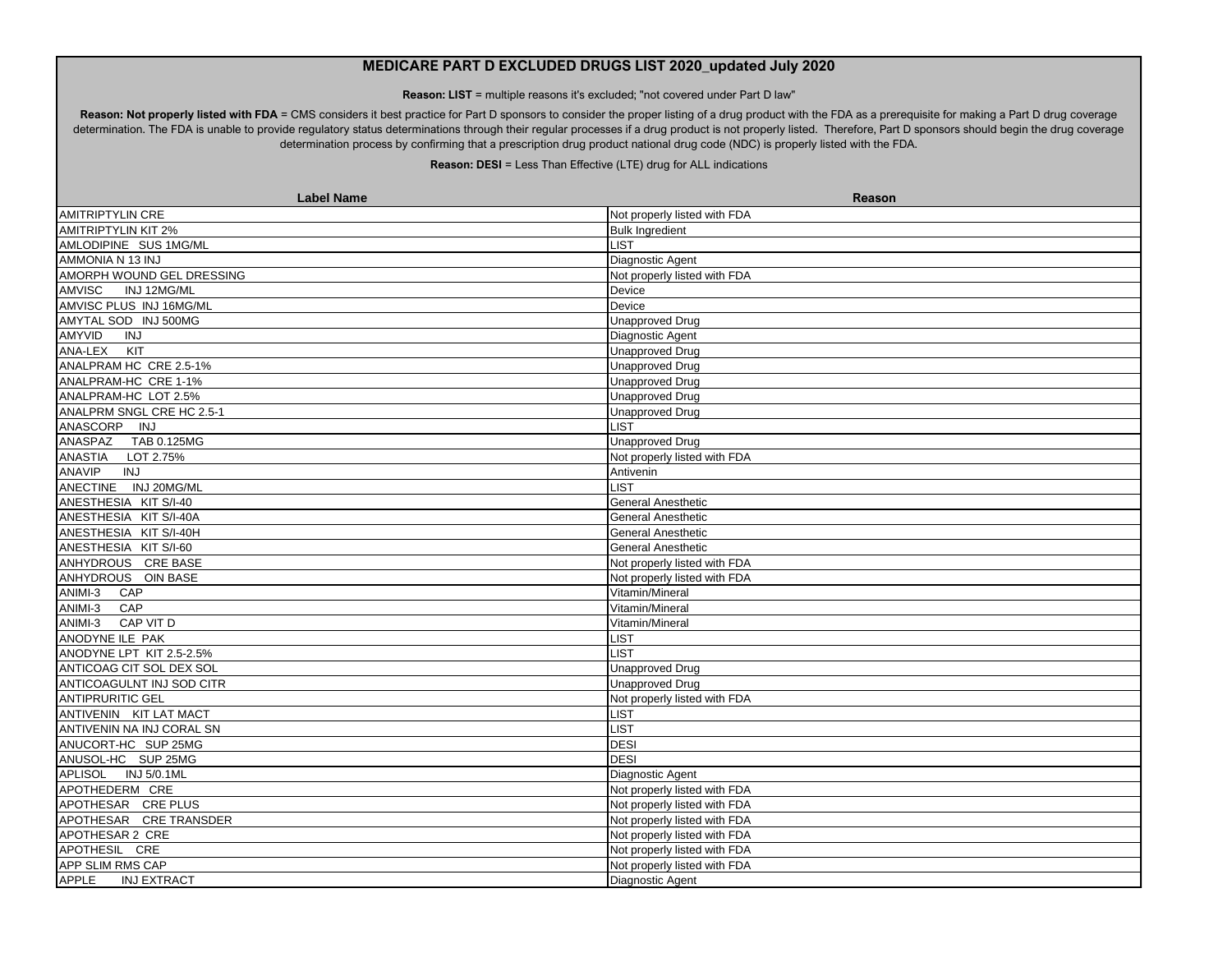# MEDICARE PART D EXCLUDED DRUGS LIST 2020_updated July 2020

**Reason: LIST** = multiple reasons it's excluded; "not covered under Part D law"

**Reason: Not properly listed with FDA** = CMS considers it best practice for Part D sponsors to consider the proper listing of a drug product with the FDA as a prerequisite for making a Part D drug coverage determination. The FDA is unable to provide regulatory status determinations through their regular processes if a drug product is not properly listed. Therefore, Part D sponsors should begin the drug coverage determination process by confirming that a prescription drug product national drug code (NDC) is properly listed with the FDA.

**Reason: DESI** = Less Than Effective (LTE) drug for ALL indications

| Label Name | Reason |
|---|---|
| AMITRIPTYLIN CRE | Not properly listed with FDA |
| AMITRIPTYLIN KIT 2% | Bulk Ingredient |
| AMLODIPINE SUS 1MG/ML | LIST |
| AMMONIA N 13 INJ | Diagnostic Agent |
| AMORPH WOUND GEL DRESSING | Not properly listed with FDA |
| AMVISC INJ 12MG/ML | Device |
| AMVISC PLUS INJ 16MG/ML | Device |
| AMYTAL SOD INJ 500MG | Unapproved Drug |
| AMYVID INJ | Diagnostic Agent |
| ANA-LEX KIT | Unapproved Drug |
| ANALPRAM HC CRE 2.5-1% | Unapproved Drug |
| ANALPRAM-HC CRE 1-1% | Unapproved Drug |
| ANALPRAM-HC LOT 2.5% | Unapproved Drug |
| ANALPRM SNGL CRE HC 2.5-1 | Unapproved Drug |
| ANASCORP INJ | LIST |
| ANASPAZ TAB 0.125MG | Unapproved Drug |
| ANASTIA LOT 2.75% | Not properly listed with FDA |
| ANAVIP INJ | Antivenin |
| ANECTINE INJ 20MG/ML | LIST |
| ANESTHESIA KIT S/I-40 | General Anesthetic |
| ANESTHESIA KIT S/I-40A | General Anesthetic |
| ANESTHESIA KIT S/I-40H | General Anesthetic |
| ANESTHESIA KIT S/I-60 | General Anesthetic |
| ANHYDROUS CRE BASE | Not properly listed with FDA |
| ANHYDROUS OIN BASE | Not properly listed with FDA |
| ANIMI-3 CAP | Vitamin/Mineral |
| ANIMI-3 CAP | Vitamin/Mineral |
| ANIMI-3 CAP VIT D | Vitamin/Mineral |
| ANODYNE ILE PAK | LIST |
| ANODYNE LPT KIT 2.5-2.5% | LIST |
| ANTICOAG CIT SOL DEX SOL | Unapproved Drug |
| ANTICOAGULNT INJ SOD CITR | Unapproved Drug |
| ANTIPRURITIC GEL | Not properly listed with FDA |
| ANTIVENIN KIT LAT MACT | LIST |
| ANTIVENIN NA INJ CORAL SN | LIST |
| ANUCORT-HC SUP 25MG | DESI |
| ANUSOL-HC SUP 25MG | DESI |
| APLISOL INJ 5/0.1ML | Diagnostic Agent |
| APOTHEDERM CRE | Not properly listed with FDA |
| APOTHESAR CRE PLUS | Not properly listed with FDA |
| APOTHESAR CRE TRANSDER | Not properly listed with FDA |
| APOTHESAR 2 CRE | Not properly listed with FDA |
| APOTHESIL CRE | Not properly listed with FDA |
| APP SLIM RMS CAP | Not properly listed with FDA |
| APPLE INJ EXTRACT | Diagnostic Agent |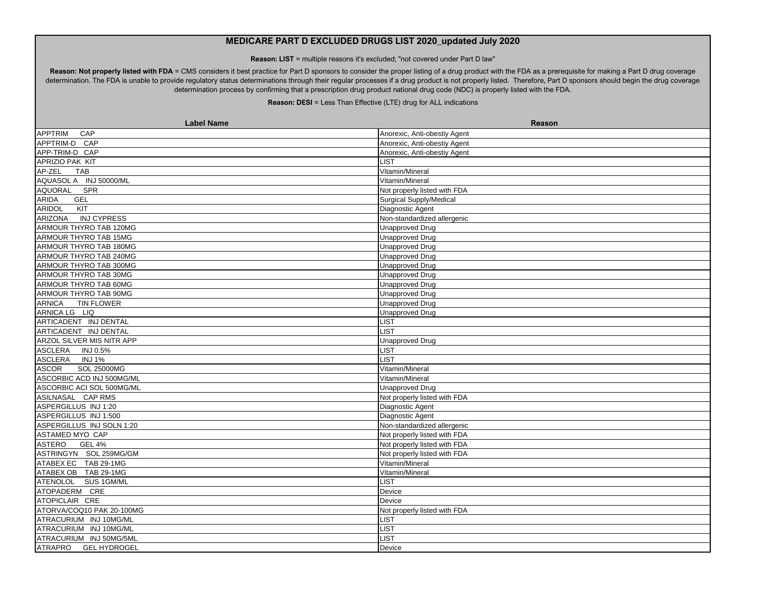# MEDICARE PART D EXCLUDED DRUGS LIST 2020_updated July 2020

**Reason: LIST** = multiple reasons it's excluded; "not covered under Part D law"

**Reason: Not properly listed with FDA** = CMS considers it best practice for Part D sponsors to consider the proper listing of a drug product with the FDA as a prerequisite for making a Part D drug coverage determination. The FDA is unable to provide regulatory status determinations through their regular processes if a drug product is not properly listed. Therefore, Part D sponsors should begin the drug coverage determination process by confirming that a prescription drug product national drug code (NDC) is properly listed with the FDA.

**Reason: DESI** = Less Than Effective (LTE) drug for ALL indications

| Label Name | Reason |
|---|---|
| APPTRIM CAP | Anorexic, Anti-obestiy Agent |
| APPTRIM-D CAP | Anorexic, Anti-obestiy Agent |
| APP-TRIM-D CAP | Anorexic, Anti-obestiy Agent |
| APRIZIO PAK KIT | LIST |
| AP-ZEL TAB | Vitamin/Mineral |
| AQUASOL A INJ 50000/ML | Vitamin/Mineral |
| AQUORAL SPR | Not properly listed with FDA |
| ARIDA GEL | Surgical Supply/Medical |
| ARIDOL KIT | Diagnostic Agent |
| ARIZONA INJ CYPRESS | Non-standardized allergenic |
| ARMOUR THYRO TAB 120MG | Unapproved Drug |
| ARMOUR THYRO TAB 15MG | Unapproved Drug |
| ARMOUR THYRO TAB 180MG | Unapproved Drug |
| ARMOUR THYRO TAB 240MG | Unapproved Drug |
| ARMOUR THYRO TAB 300MG | Unapproved Drug |
| ARMOUR THYRO TAB 30MG | Unapproved Drug |
| ARMOUR THYRO TAB 60MG | Unapproved Drug |
| ARMOUR THYRO TAB 90MG | Unapproved Drug |
| ARNICA TIN FLOWER | Unapproved Drug |
| ARNICA LG LIQ | Unapproved Drug |
| ARTICADENT INJ DENTAL | LIST |
| ARTICADENT INJ DENTAL | LIST |
| ARZOL SILVER MIS NITR APP | Unapproved Drug |
| ASCLERA INJ 0.5% | LIST |
| ASCLERA INJ 1% | LIST |
| ASCOR SOL 25000MG | Vitamin/Mineral |
| ASCORBIC ACD INJ 500MG/ML | Vitamin/Mineral |
| ASCORBIC ACI SOL 500MG/ML | Unapproved Drug |
| ASILNASAL CAP RMS | Not properly listed with FDA |
| ASPERGILLUS INJ 1:20 | Diagnostic Agent |
| ASPERGILLUS INJ 1:500 | Diagnostic Agent |
| ASPERGILLUS INJ SOLN 1:20 | Non-standardized allergenic |
| ASTAMED MYO CAP | Not properly listed with FDA |
| ASTERO GEL 4% | Not properly listed with FDA |
| ASTRINGYN SOL 259MG/GM | Not properly listed with FDA |
| ATABEX EC TAB 29-1MG | Vitamin/Mineral |
| ATABEX OB TAB 29-1MG | Vitamin/Mineral |
| ATENOLOL SUS 1GM/ML | LIST |
| ATOPADERM CRE | Device |
| ATOPICLAIR CRE | Device |
| ATORVA/COQ10 PAK 20-100MG | Not properly listed with FDA |
| ATRACURIUM INJ 10MG/ML | LIST |
| ATRACURIUM INJ 10MG/ML | LIST |
| ATRACURIUM INJ 50MG/5ML | LIST |
| ATRAPRO GEL HYDROGEL | Device |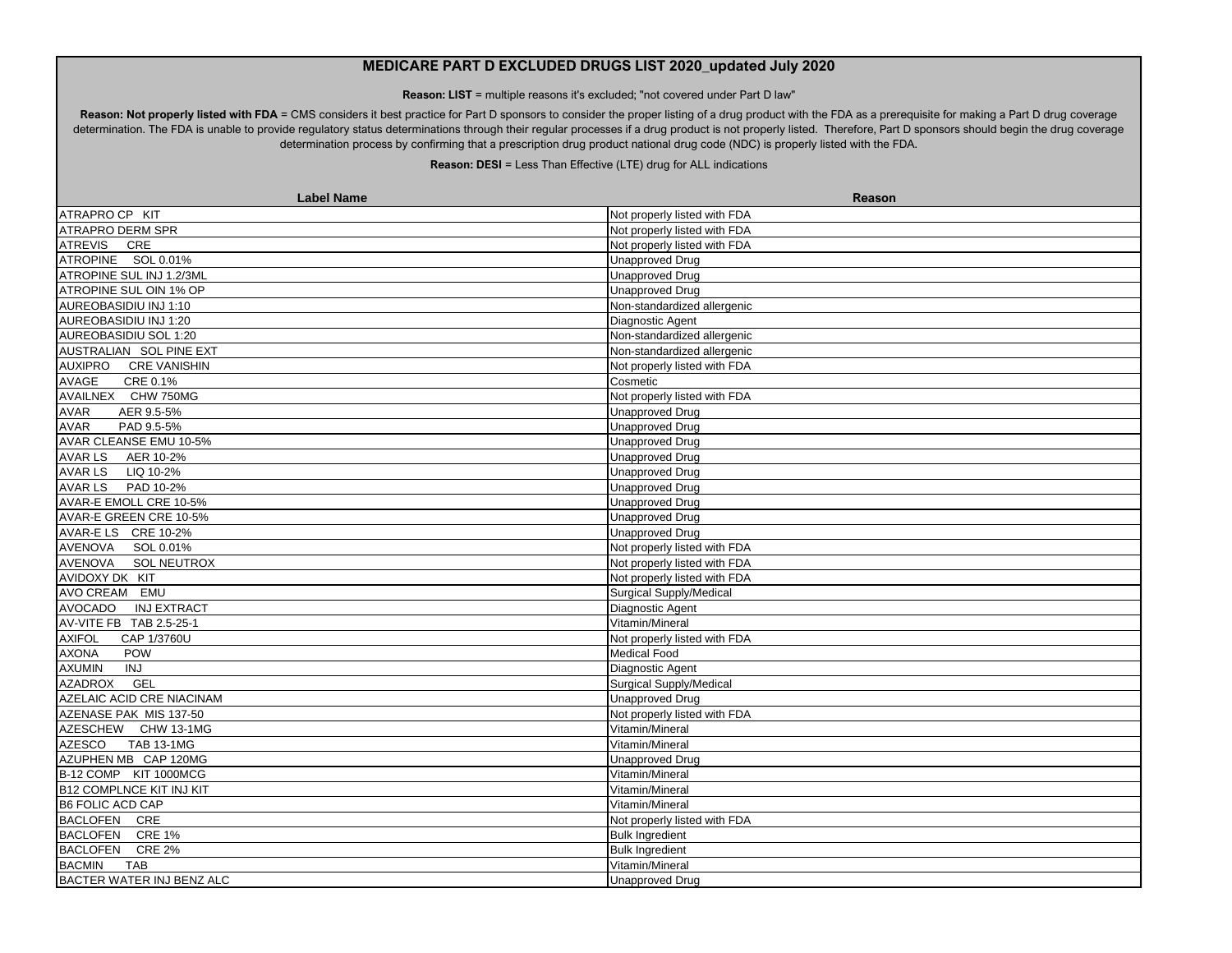## MEDICARE PART D EXCLUDED DRUGS LIST 2020_updated July 2020

**Reason: LIST** = multiple reasons it's excluded; "not covered under Part D law"

**Reason: Not properly listed with FDA** = CMS considers it best practice for Part D sponsors to consider the proper listing of a drug product with the FDA as a prerequisite for making a Part D drug coverage determination. The FDA is unable to provide regulatory status determinations through their regular processes if a drug product is not properly listed. Therefore, Part D sponsors should begin the drug coverage determination process by confirming that a prescription drug product national drug code (NDC) is properly listed with the FDA.

**Reason: DESI** = Less Than Effective (LTE) drug for ALL indications

| Label Name | Reason |
|---|---|
| ATRAPRO CP KIT | Not properly listed with FDA |
| ATRAPRO DERM SPR | Not properly listed with FDA |
| ATREVIS CRE | Not properly listed with FDA |
| ATROPINE SOL 0.01% | Unapproved Drug |
| ATROPINE SUL INJ 1.2/3ML | Unapproved Drug |
| ATROPINE SUL OIN 1% OP | Unapproved Drug |
| AUREOBASIDIU INJ 1:10 | Non-standardized allergenic |
| AUREOBASIDIU INJ 1:20 | Diagnostic Agent |
| AUREOBASIDIU SOL 1:20 | Non-standardized allergenic |
| AUSTRALIAN SOL PINE EXT | Non-standardized allergenic |
| AUXIPRO CRE VANISHIN | Not properly listed with FDA |
| AVAGE CRE 0.1% | Cosmetic |
| AVAILNEX CHW 750MG | Not properly listed with FDA |
| AVAR AER 9.5-5% | Unapproved Drug |
| AVAR PAD 9.5-5% | Unapproved Drug |
| AVAR CLEANSE EMU 10-5% | Unapproved Drug |
| AVAR LS AER 10-2% | Unapproved Drug |
| AVAR LS LIQ 10-2% | Unapproved Drug |
| AVAR LS PAD 10-2% | Unapproved Drug |
| AVAR-E EMOLL CRE 10-5% | Unapproved Drug |
| AVAR-E GREEN CRE 10-5% | Unapproved Drug |
| AVAR-E LS CRE 10-2% | Unapproved Drug |
| AVENOVA SOL 0.01% | Not properly listed with FDA |
| AVENOVA SOL NEUTROX | Not properly listed with FDA |
| AVIDOXY DK KIT | Not properly listed with FDA |
| AVO CREAM EMU | Surgical Supply/Medical |
| AVOCADO INJ EXTRACT | Diagnostic Agent |
| AV-VITE FB TAB 2.5-25-1 | Vitamin/Mineral |
| AXIFOL CAP 1/3760U | Not properly listed with FDA |
| AXONA POW | Medical Food |
| AXUMIN INJ | Diagnostic Agent |
| AZADROX GEL | Surgical Supply/Medical |
| AZELAIC ACID CRE NIACINAM | Unapproved Drug |
| AZENASE PAK MIS 137-50 | Not properly listed with FDA |
| AZESCHEW CHW 13-1MG | Vitamin/Mineral |
| AZESCO TAB 13-1MG | Vitamin/Mineral |
| AZUPHEN MB CAP 120MG | Unapproved Drug |
| B-12 COMP KIT 1000MCG | Vitamin/Mineral |
| B12 COMPLNCE KIT INJ KIT | Vitamin/Mineral |
| B6 FOLIC ACD CAP | Vitamin/Mineral |
| BACLOFEN CRE | Not properly listed with FDA |
| BACLOFEN CRE 1% | Bulk Ingredient |
| BACLOFEN CRE 2% | Bulk Ingredient |
| BACMIN TAB | Vitamin/Mineral |
| BACTER WATER INJ BENZ ALC | Unapproved Drug |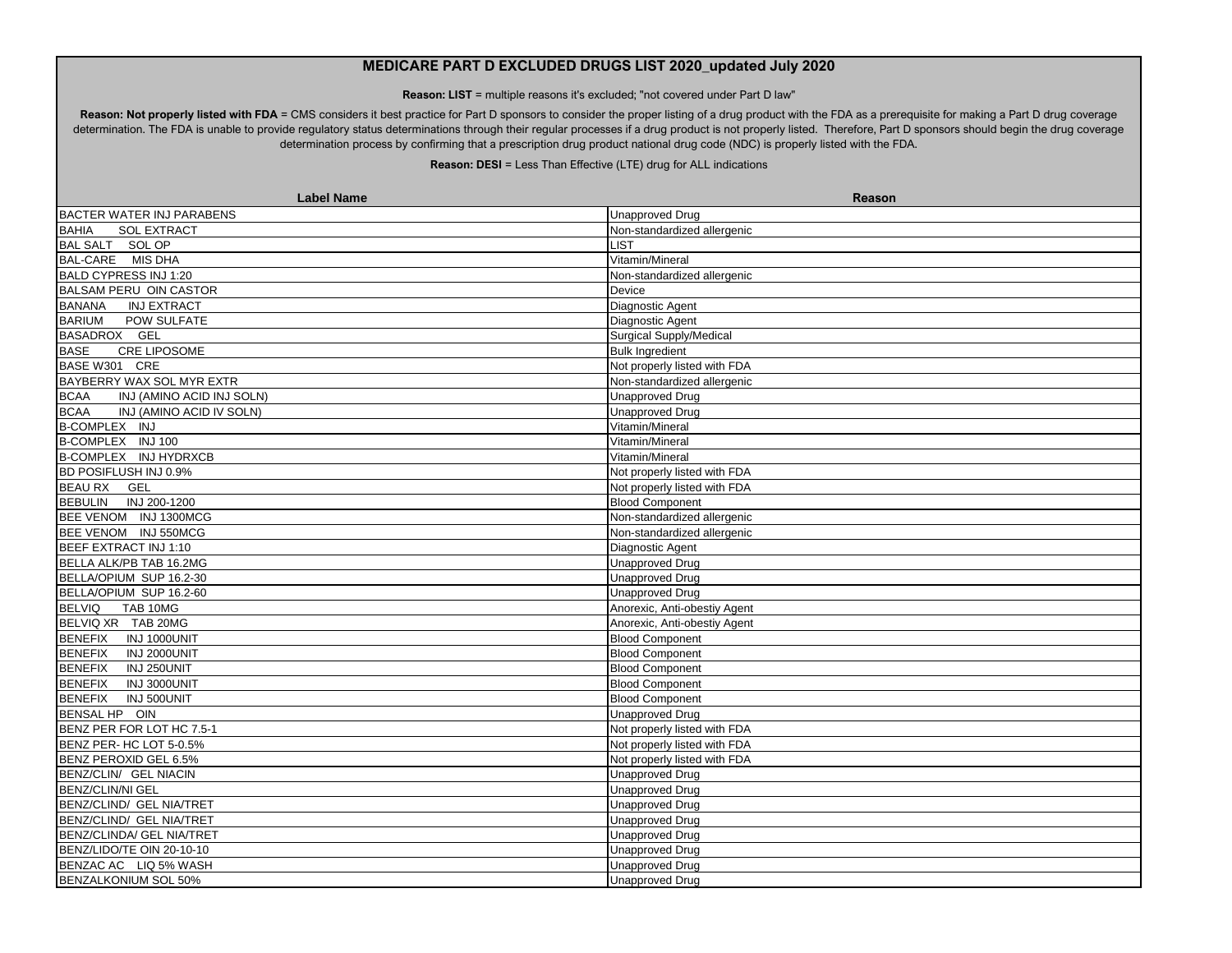# MEDICARE PART D EXCLUDED DRUGS LIST 2020_updated July 2020

**Reason: LIST** = multiple reasons it's excluded; "not covered under Part D law"

**Reason: Not properly listed with FDA** = CMS considers it best practice for Part D sponsors to consider the proper listing of a drug product with the FDA as a prerequisite for making a Part D drug coverage determination. The FDA is unable to provide regulatory status determinations through their regular processes if a drug product is not properly listed. Therefore, Part D sponsors should begin the drug coverage determination process by confirming that a prescription drug product national drug code (NDC) is properly listed with the FDA.

**Reason: DESI** = Less Than Effective (LTE) drug for ALL indications

| Label Name | Reason |
|---|---|
| BACTER WATER INJ PARABENS | Unapproved Drug |
| BAHIA SOL EXTRACT | Non-standardized allergenic |
| BAL SALT SOL OP | LIST |
| BAL-CARE MIS DHA | Vitamin/Mineral |
| BALD CYPRESS INJ 1:20 | Non-standardized allergenic |
| BALSAM PERU OIN CASTOR | Device |
| BANANA INJ EXTRACT | Diagnostic Agent |
| BARIUM POW SULFATE | Diagnostic Agent |
| BASADROX GEL | Surgical Supply/Medical |
| BASE CRE LIPOSOME | Bulk Ingredient |
| BASE W301 CRE | Not properly listed with FDA |
| BAYBERRY WAX SOL MYR EXTR | Non-standardized allergenic |
| BCAA INJ (AMINO ACID INJ SOLN) | Unapproved Drug |
| BCAA INJ (AMINO ACID IV SOLN) | Unapproved Drug |
| B-COMPLEX INJ | Vitamin/Mineral |
| B-COMPLEX INJ 100 | Vitamin/Mineral |
| B-COMPLEX INJ HYDRXCB | Vitamin/Mineral |
| BD POSIFLUSH INJ 0.9% | Not properly listed with FDA |
| BEAU RX GEL | Not properly listed with FDA |
| BEBULIN INJ 200-1200 | Blood Component |
| BEE VENOM INJ 1300MCG | Non-standardized allergenic |
| BEE VENOM INJ 550MCG | Non-standardized allergenic |
| BEEF EXTRACT INJ 1:10 | Diagnostic Agent |
| BELLA ALK/PB TAB 16.2MG | Unapproved Drug |
| BELLA/OPIUM SUP 16.2-30 | Unapproved Drug |
| BELLA/OPIUM SUP 16.2-60 | Unapproved Drug |
| BELVIQ TAB 10MG | Anorexic, Anti-obestiy Agent |
| BELVIQ XR TAB 20MG | Anorexic, Anti-obestiy Agent |
| BENEFIX INJ 1000UNIT | Blood Component |
| BENEFIX INJ 2000UNIT | Blood Component |
| BENEFIX INJ 250UNIT | Blood Component |
| BENEFIX INJ 3000UNIT | Blood Component |
| BENEFIX INJ 500UNIT | Blood Component |
| BENSAL HP OIN | Unapproved Drug |
| BENZ PER FOR LOT HC 7.5-1 | Not properly listed with FDA |
| BENZ PER- HC LOT 5-0.5% | Not properly listed with FDA |
| BENZ PEROXID GEL 6.5% | Not properly listed with FDA |
| BENZ/CLIN/ GEL NIACIN | Unapproved Drug |
| BENZ/CLIN/NI GEL | Unapproved Drug |
| BENZ/CLIND/ GEL NIA/TRET | Unapproved Drug |
| BENZ/CLIND/ GEL NIA/TRET | Unapproved Drug |
| BENZ/CLINDA/ GEL NIA/TRET | Unapproved Drug |
| BENZ/LIDO/TE OIN 20-10-10 | Unapproved Drug |
| BENZAC AC LIQ 5% WASH | Unapproved Drug |
| BENZALKONIUM SOL 50% | Unapproved Drug |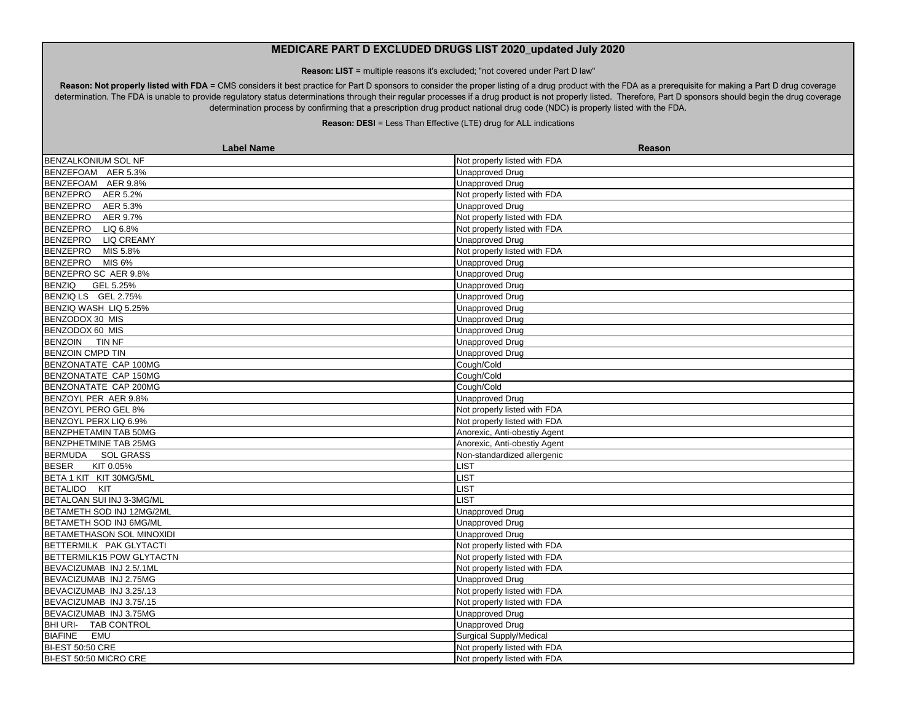# MEDICARE PART D EXCLUDED DRUGS LIST 2020_updated July 2020

**Reason: LIST** = multiple reasons it's excluded; "not covered under Part D law"

**Reason: Not properly listed with FDA** = CMS considers it best practice for Part D sponsors to consider the proper listing of a drug product with the FDA as a prerequisite for making a Part D drug coverage determination. The FDA is unable to provide regulatory status determinations through their regular processes if a drug product is not properly listed. Therefore, Part D sponsors should begin the drug coverage determination process by confirming that a prescription drug product national drug code (NDC) is properly listed with the FDA.

**Reason: DESI** = Less Than Effective (LTE) drug for ALL indications

| Label Name | Reason |
|---|---|
| BENZALKONIUM SOL NF | Not properly listed with FDA |
| BENZEFOAM AER 5.3% | Unapproved Drug |
| BENZEFOAM AER 9.8% | Unapproved Drug |
| BENZEPRO AER 5.2% | Not properly listed with FDA |
| BENZEPRO AER 5.3% | Unapproved Drug |
| BENZEPRO AER 9.7% | Not properly listed with FDA |
| BENZEPRO LIQ 6.8% | Not properly listed with FDA |
| BENZEPRO LIQ CREAMY | Unapproved Drug |
| BENZEPRO MIS 5.8% | Not properly listed with FDA |
| BENZEPRO MIS 6% | Unapproved Drug |
| BENZEPRO SC AER 9.8% | Unapproved Drug |
| BENZIQ GEL 5.25% | Unapproved Drug |
| BENZIQ LS GEL 2.75% | Unapproved Drug |
| BENZIQ WASH LIQ 5.25% | Unapproved Drug |
| BENZODOX 30 MIS | Unapproved Drug |
| BENZODOX 60 MIS | Unapproved Drug |
| BENZOIN TIN NF | Unapproved Drug |
| BENZOIN CMPD TIN | Unapproved Drug |
| BENZONATATE CAP 100MG | Cough/Cold |
| BENZONATATE CAP 150MG | Cough/Cold |
| BENZONATATE CAP 200MG | Cough/Cold |
| BENZOYL PER AER 9.8% | Unapproved Drug |
| BENZOYL PERO GEL 8% | Not properly listed with FDA |
| BENZOYL PERX LIQ 6.9% | Not properly listed with FDA |
| BENZPHETAMIN TAB 50MG | Anorexic, Anti-obestiy Agent |
| BENZPHETMINE TAB 25MG | Anorexic, Anti-obestiy Agent |
| BERMUDA SOL GRASS | Non-standardized allergenic |
| BESER KIT 0.05% | LIST |
| BETA 1 KIT KIT 30MG/5ML | LIST |
| BETALIDO KIT | LIST |
| BETALOAN SUI INJ 3-3MG/ML | LIST |
| BETAMETH SOD INJ 12MG/2ML | Unapproved Drug |
| BETAMETH SOD INJ 6MG/ML | Unapproved Drug |
| BETAMETHASON SOL MINOXIDI | Unapproved Drug |
| BETTERMILK PAK GLYTACTI | Not properly listed with FDA |
| BETTERMILK15 POW GLYTACTN | Not properly listed with FDA |
| BEVACIZUMAB INJ 2.5/.1ML | Not properly listed with FDA |
| BEVACIZUMAB INJ 2.75MG | Unapproved Drug |
| BEVACIZUMAB INJ 3.25/.13 | Not properly listed with FDA |
| BEVACIZUMAB INJ 3.75/.15 | Not properly listed with FDA |
| BEVACIZUMAB INJ 3.75MG | Unapproved Drug |
| BHI URI- TAB CONTROL | Unapproved Drug |
| BIAFINE EMU | Surgical Supply/Medical |
| BI-EST 50:50 CRE | Not properly listed with FDA |
| BI-EST 50:50 MICRO CRE | Not properly listed with FDA |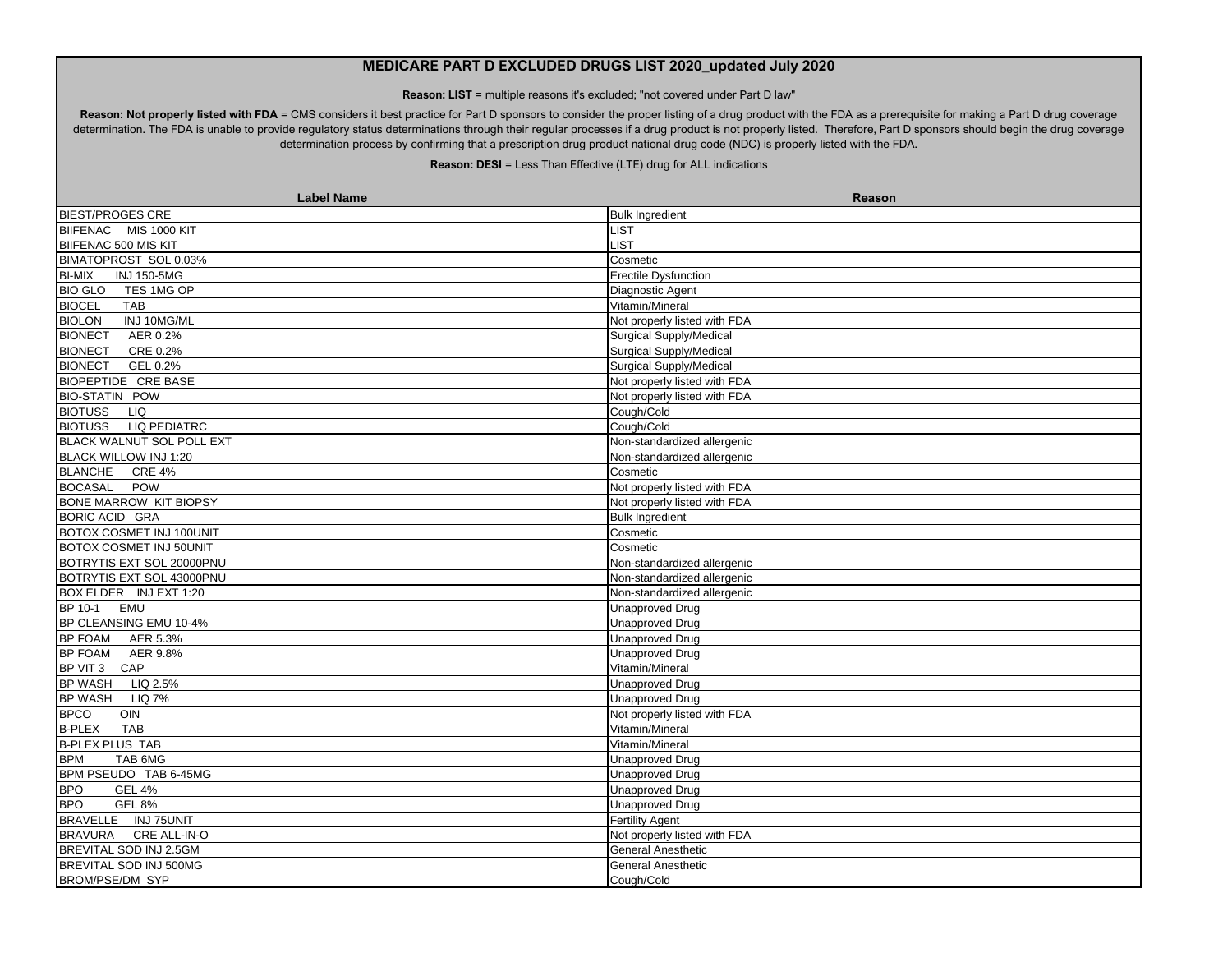# MEDICARE PART D EXCLUDED DRUGS LIST 2020_updated July 2020

**Reason: LIST** = multiple reasons it's excluded; "not covered under Part D law"

**Reason: Not properly listed with FDA** = CMS considers it best practice for Part D sponsors to consider the proper listing of a drug product with the FDA as a prerequisite for making a Part D drug coverage determination. The FDA is unable to provide regulatory status determinations through their regular processes if a drug product is not properly listed. Therefore, Part D sponsors should begin the drug coverage determination process by confirming that a prescription drug product national drug code (NDC) is properly listed with the FDA.

**Reason: DESI** = Less Than Effective (LTE) drug for ALL indications

| Label Name | Reason |
|---|---|
| BIEST/PROGES CRE | Bulk Ingredient |
| BIIFENAC MIS 1000 KIT | LIST |
| BIIFENAC 500 MIS KIT | LIST |
| BIMATOPROST SOL 0.03% | Cosmetic |
| BI-MIX INJ 150-5MG | Erectile Dysfunction |
| BIO GLO TES 1MG OP | Diagnostic Agent |
| BIOCEL TAB | Vitamin/Mineral |
| BIOLON INJ 10MG/ML | Not properly listed with FDA |
| BIONECT AER 0.2% | Surgical Supply/Medical |
| BIONECT CRE 0.2% | Surgical Supply/Medical |
| BIONECT GEL 0.2% | Surgical Supply/Medical |
| BIOPEPTIDE CRE BASE | Not properly listed with FDA |
| BIO-STATIN POW | Not properly listed with FDA |
| BIOTUSS LIQ | Cough/Cold |
| BIOTUSS LIQ PEDIATRC | Cough/Cold |
| BLACK WALNUT SOL POLL EXT | Non-standardized allergenic |
| BLACK WILLOW INJ 1:20 | Non-standardized allergenic |
| BLANCHE CRE 4% | Cosmetic |
| BOCASAL POW | Not properly listed with FDA |
| BONE MARROW KIT BIOPSY | Not properly listed with FDA |
| BORIC ACID GRA | Bulk Ingredient |
| BOTOX COSMET INJ 100UNIT | Cosmetic |
| BOTOX COSMET INJ 50UNIT | Cosmetic |
| BOTRYTIS EXT SOL 20000PNU | Non-standardized allergenic |
| BOTRYTIS EXT SOL 43000PNU | Non-standardized allergenic |
| BOX ELDER INJ EXT 1:20 | Non-standardized allergenic |
| BP 10-1 EMU | Unapproved Drug |
| BP CLEANSING EMU 10-4% | Unapproved Drug |
| BP FOAM AER 5.3% | Unapproved Drug |
| BP FOAM AER 9.8% | Unapproved Drug |
| BP VIT 3 CAP | Vitamin/Mineral |
| BP WASH LIQ 2.5% | Unapproved Drug |
| BP WASH LIQ 7% | Unapproved Drug |
| BPCO OIN | Not properly listed with FDA |
| B-PLEX TAB | Vitamin/Mineral |
| B-PLEX PLUS TAB | Vitamin/Mineral |
| BPM TAB 6MG | Unapproved Drug |
| BPM PSEUDO TAB 6-45MG | Unapproved Drug |
| BPO GEL 4% | Unapproved Drug |
| BPO GEL 8% | Unapproved Drug |
| BRAVELLE INJ 75UNIT | Fertility Agent |
| BRAVURA CRE ALL-IN-O | Not properly listed with FDA |
| BREVITAL SOD INJ 2.5GM | General Anesthetic |
| BREVITAL SOD INJ 500MG | General Anesthetic |
| BROM/PSE/DM SYP | Cough/Cold |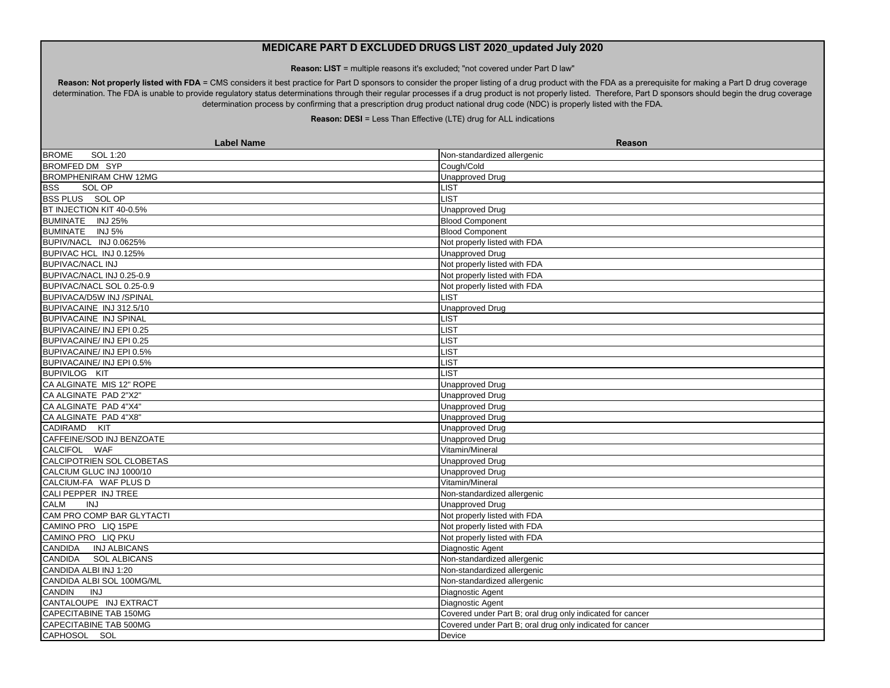# MEDICARE PART D EXCLUDED DRUGS LIST 2020_updated July 2020

**Reason: LIST** = multiple reasons it's excluded; "not covered under Part D law"

**Reason: Not properly listed with FDA** = CMS considers it best practice for Part D sponsors to consider the proper listing of a drug product with the FDA as a prerequisite for making a Part D drug coverage determination. The FDA is unable to provide regulatory status determinations through their regular processes if a drug product is not properly listed. Therefore, Part D sponsors should begin the drug coverage determination process by confirming that a prescription drug product national drug code (NDC) is properly listed with the FDA.

**Reason: DESI** = Less Than Effective (LTE) drug for ALL indications

| Label Name | Reason |
|---|---|
| BROME SOL 1:20 | Non-standardized allergenic |
| BROMFED DM SYP | Cough/Cold |
| BROMPHENIRAM CHW 12MG | Unapproved Drug |
| BSS SOL OP | LIST |
| BSS PLUS SOL OP | LIST |
| BT INJECTION KIT 40-0.5% | Unapproved Drug |
| BUMINATE INJ 25% | Blood Component |
| BUMINATE INJ 5% | Blood Component |
| BUPIV/NACL INJ 0.0625% | Not properly listed with FDA |
| BUPIVAC HCL INJ 0.125% | Unapproved Drug |
| BUPIVAC/NACL INJ | Not properly listed with FDA |
| BUPIVAC/NACL INJ 0.25-0.9 | Not properly listed with FDA |
| BUPIVAC/NACL SOL 0.25-0.9 | Not properly listed with FDA |
| BUPIVACA/D5W INJ /SPINAL | LIST |
| BUPIVACAINE INJ 312.5/10 | Unapproved Drug |
| BUPIVACAINE INJ SPINAL | LIST |
| BUPIVACAINE/ INJ EPI 0.25 | LIST |
| BUPIVACAINE/ INJ EPI 0.25 | LIST |
| BUPIVACAINE/ INJ EPI 0.5% | LIST |
| BUPIVACAINE/ INJ EPI 0.5% | LIST |
| BUPIVILOG KIT | LIST |
| CA ALGINATE MIS 12" ROPE | Unapproved Drug |
| CA ALGINATE PAD 2"X2" | Unapproved Drug |
| CA ALGINATE PAD 4"X4" | Unapproved Drug |
| CA ALGINATE PAD 4"X8" | Unapproved Drug |
| CADIRAMD KIT | Unapproved Drug |
| CAFFEINE/SOD INJ BENZOATE | Unapproved Drug |
| CALCIFOL WAF | Vitamin/Mineral |
| CALCIPOTRIEN SOL CLOBETAS | Unapproved Drug |
| CALCIUM GLUC INJ 1000/10 | Unapproved Drug |
| CALCIUM-FA WAF PLUS D | Vitamin/Mineral |
| CALI PEPPER INJ TREE | Non-standardized allergenic |
| CALM INJ | Unapproved Drug |
| CAM PRO COMP BAR GLYTACTI | Not properly listed with FDA |
| CAMINO PRO LIQ 15PE | Not properly listed with FDA |
| CAMINO PRO LIQ PKU | Not properly listed with FDA |
| CANDIDA INJ ALBICANS | Diagnostic Agent |
| CANDIDA SOL ALBICANS | Non-standardized allergenic |
| CANDIDA ALBI INJ 1:20 | Non-standardized allergenic |
| CANDIDA ALBI SOL 100MG/ML | Non-standardized allergenic |
| CANDIN INJ | Diagnostic Agent |
| CANTALOUPE INJ EXTRACT | Diagnostic Agent |
| CAPECITABINE TAB 150MG | Covered under Part B; oral drug only indicated for cancer |
| CAPECITABINE TAB 500MG | Covered under Part B; oral drug only indicated for cancer |
| CAPHOSOL SOL | Device |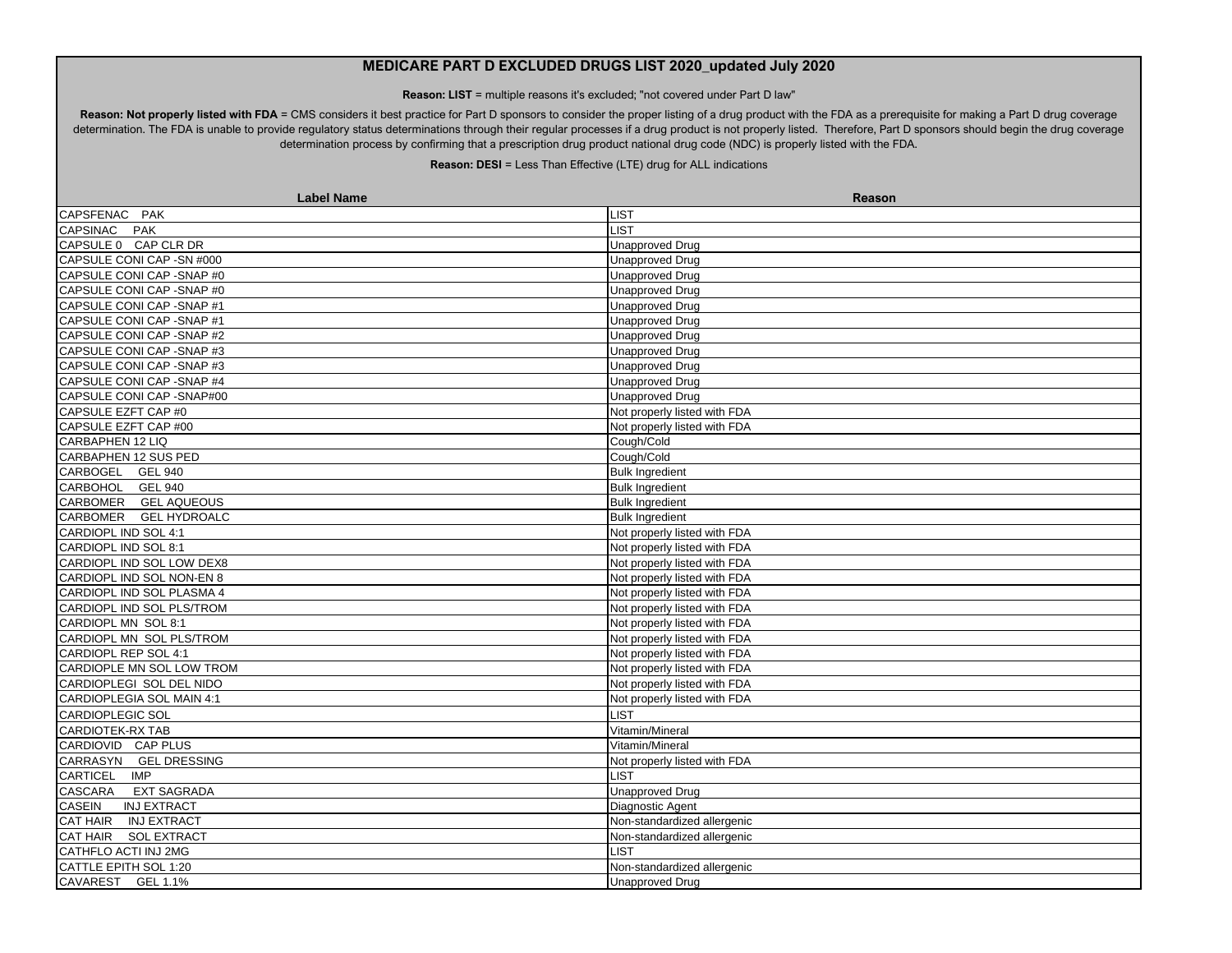# MEDICARE PART D EXCLUDED DRUGS LIST 2020_updated July 2020

**Reason: LIST** = multiple reasons it's excluded; "not covered under Part D law"

**Reason: Not properly listed with FDA** = CMS considers it best practice for Part D sponsors to consider the proper listing of a drug product with the FDA as a prerequisite for making a Part D drug coverage determination. The FDA is unable to provide regulatory status determinations through their regular processes if a drug product is not properly listed. Therefore, Part D sponsors should begin the drug coverage determination process by confirming that a prescription drug product national drug code (NDC) is properly listed with the FDA.

**Reason: DESI** = Less Than Effective (LTE) drug for ALL indications

| Label Name | Reason |
| --- | --- |
| CAPSFENAC PAK | LIST |
| CAPSINAC PAK | LIST |
| CAPSULE 0 CAP CLR DR | Unapproved Drug |
| CAPSULE CONI CAP -SN #000 | Unapproved Drug |
| CAPSULE CONI CAP -SNAP #0 | Unapproved Drug |
| CAPSULE CONI CAP -SNAP #0 | Unapproved Drug |
| CAPSULE CONI CAP -SNAP #1 | Unapproved Drug |
| CAPSULE CONI CAP -SNAP #1 | Unapproved Drug |
| CAPSULE CONI CAP -SNAP #2 | Unapproved Drug |
| CAPSULE CONI CAP -SNAP #3 | Unapproved Drug |
| CAPSULE CONI CAP -SNAP #3 | Unapproved Drug |
| CAPSULE CONI CAP -SNAP #4 | Unapproved Drug |
| CAPSULE CONI CAP -SNAP#00 | Unapproved Drug |
| CAPSULE EZFT CAP #0 | Not properly listed with FDA |
| CAPSULE EZFT CAP #00 | Not properly listed with FDA |
| CARBAPHEN 12 LIQ | Cough/Cold |
| CARBAPHEN 12 SUS PED | Cough/Cold |
| CARBOGEL GEL 940 | Bulk Ingredient |
| CARBOHOL GEL 940 | Bulk Ingredient |
| CARBOMER GEL AQUEOUS | Bulk Ingredient |
| CARBOMER GEL HYDROALC | Bulk Ingredient |
| CARDIOPL IND SOL 4:1 | Not properly listed with FDA |
| CARDIOPL IND SOL 8:1 | Not properly listed with FDA |
| CARDIOPL IND SOL LOW DEX8 | Not properly listed with FDA |
| CARDIOPL IND SOL NON-EN 8 | Not properly listed with FDA |
| CARDIOPL IND SOL PLASMA 4 | Not properly listed with FDA |
| CARDIOPL IND SOL PLS/TROM | Not properly listed with FDA |
| CARDIOPL MN SOL 8:1 | Not properly listed with FDA |
| CARDIOPL MN SOL PLS/TROM | Not properly listed with FDA |
| CARDIOPL REP SOL 4:1 | Not properly listed with FDA |
| CARDIOPLE MN SOL LOW TROM | Not properly listed with FDA |
| CARDIOPLEGI SOL DEL NIDO | Not properly listed with FDA |
| CARDIOPLEGIA SOL MAIN 4:1 | Not properly listed with FDA |
| CARDIOPLEGIC SOL | LIST |
| CARDIOTEK-RX TAB | Vitamin/Mineral |
| CARDIOVID CAP PLUS | Vitamin/Mineral |
| CARRASYN GEL DRESSING | Not properly listed with FDA |
| CARTICEL IMP | LIST |
| CASCARA EXT SAGRADA | Unapproved Drug |
| CASEIN INJ EXTRACT | Diagnostic Agent |
| CAT HAIR INJ EXTRACT | Non-standardized allergenic |
| CAT HAIR SOL EXTRACT | Non-standardized allergenic |
| CATHFLO ACTI INJ 2MG | LIST |
| CATTLE EPITH SOL 1:20 | Non-standardized allergenic |
| CAVAREST GEL 1.1% | Unapproved Drug |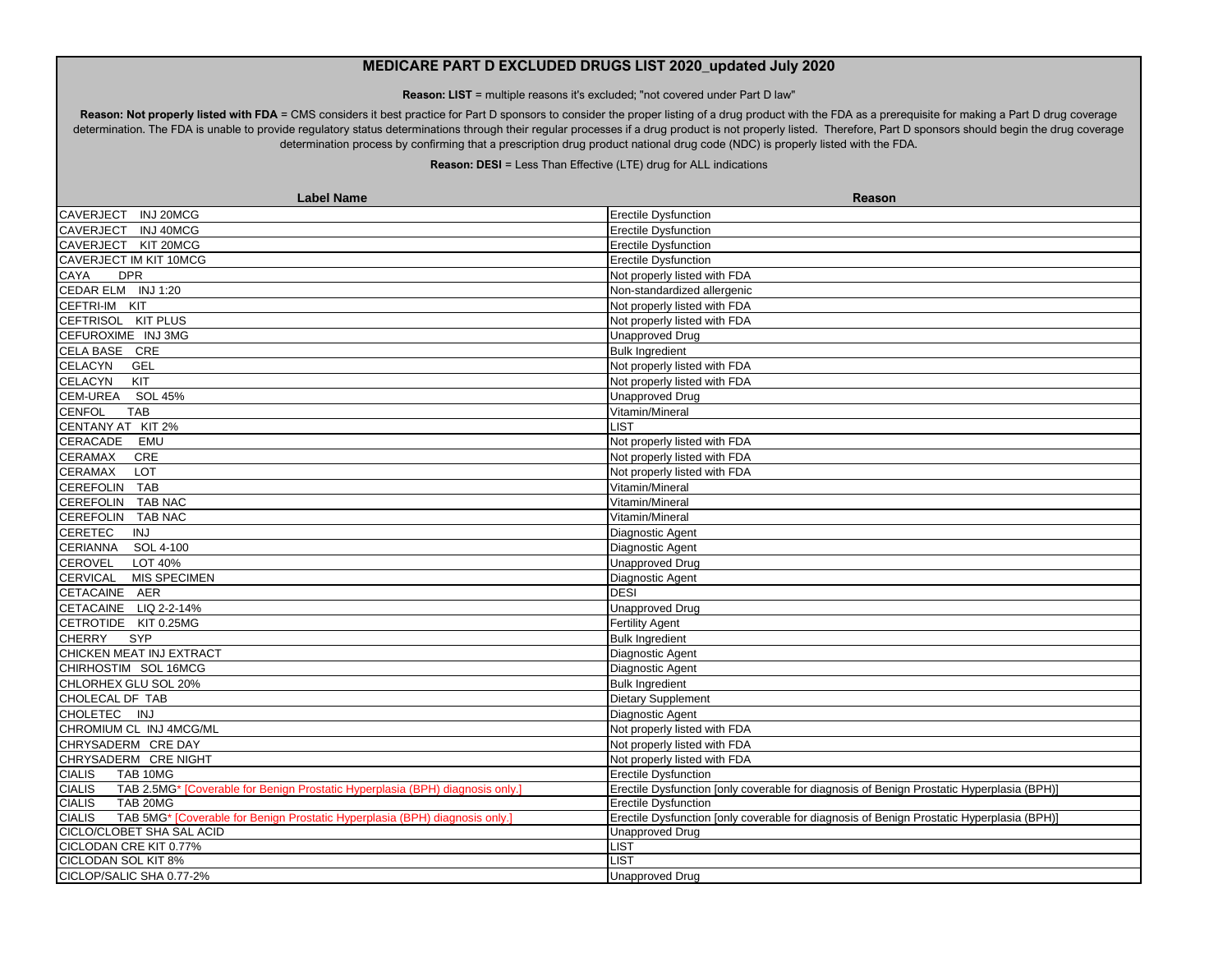# MEDICARE PART D EXCLUDED DRUGS LIST 2020_updated July 2020

**Reason: LIST** = multiple reasons it's excluded; "not covered under Part D law"

**Reason: Not properly listed with FDA** = CMS considers it best practice for Part D sponsors to consider the proper listing of a drug product with the FDA as a prerequisite for making a Part D drug coverage determination. The FDA is unable to provide regulatory status determinations through their regular processes if a drug product is not properly listed. Therefore, Part D sponsors should begin the drug coverage determination process by confirming that a prescription drug product national drug code (NDC) is properly listed with the FDA.

**Reason: DESI** = Less Than Effective (LTE) drug for ALL indications

| Label Name | Reason |
|---|---|
| CAVERJECT INJ 20MCG | Erectile Dysfunction |
| CAVERJECT INJ 40MCG | Erectile Dysfunction |
| CAVERJECT KIT 20MCG | Erectile Dysfunction |
| CAVERJECT IM KIT 10MCG | Erectile Dysfunction |
| CAYA DPR | Not properly listed with FDA |
| CEDAR ELM INJ 1:20 | Non-standardized allergenic |
| CEFTRI-IM KIT | Not properly listed with FDA |
| CEFTRISOL KIT PLUS | Not properly listed with FDA |
| CEFUROXIME INJ 3MG | Unapproved Drug |
| CELA BASE CRE | Bulk Ingredient |
| CELACYN GEL | Not properly listed with FDA |
| CELACYN KIT | Not properly listed with FDA |
| CEM-UREA SOL 45% | Unapproved Drug |
| CENFOL TAB | Vitamin/Mineral |
| CENTANY AT KIT 2% | LIST |
| CERACADE EMU | Not properly listed with FDA |
| CERAMAX CRE | Not properly listed with FDA |
| CERAMAX LOT | Not properly listed with FDA |
| CEREFOLIN TAB | Vitamin/Mineral |
| CEREFOLIN TAB NAC | Vitamin/Mineral |
| CEREFOLIN TAB NAC | Vitamin/Mineral |
| CERETEC INJ | Diagnostic Agent |
| CERIANNA SOL 4-100 | Diagnostic Agent |
| CEROVEL LOT 40% | Unapproved Drug |
| CERVICAL MIS SPECIMEN | Diagnostic Agent |
| CETACAINE AER | DESI |
| CETACAINE LIQ 2-2-14% | Unapproved Drug |
| CETROTIDE KIT 0.25MG | Fertility Agent |
| CHERRY SYP | Bulk Ingredient |
| CHICKEN MEAT INJ EXTRACT | Diagnostic Agent |
| CHIRHOSTIM SOL 16MCG | Diagnostic Agent |
| CHLORHEX GLU SOL 20% | Bulk Ingredient |
| CHOLECAL DF TAB | Dietary Supplement |
| CHOLETEC INJ | Diagnostic Agent |
| CHROMIUM CL INJ 4MCG/ML | Not properly listed with FDA |
| CHRYSADERM CRE DAY | Not properly listed with FDA |
| CHRYSADERM CRE NIGHT | Not properly listed with FDA |
| CIALIS TAB 10MG | Erectile Dysfunction |
| CIALIS TAB 2.5MG* [Coverable for Benign Prostatic Hyperplasia (BPH) diagnosis only.] | Erectile Dysfunction [only coverable for diagnosis of Benign Prostatic Hyperplasia (BPH)] |
| CIALIS TAB 20MG | Erectile Dysfunction |
| CIALIS TAB 5MG* [Coverable for Benign Prostatic Hyperplasia (BPH) diagnosis only.] | Erectile Dysfunction [only coverable for diagnosis of Benign Prostatic Hyperplasia (BPH)] |
| CICLO/CLOBET SHA SAL ACID | Unapproved Drug |
| CICLODAN CRE KIT 0.77% | LIST |
| CICLODAN SOL KIT 8% | LIST |
| CICLOP/SALIC SHA 0.77-2% | Unapproved Drug |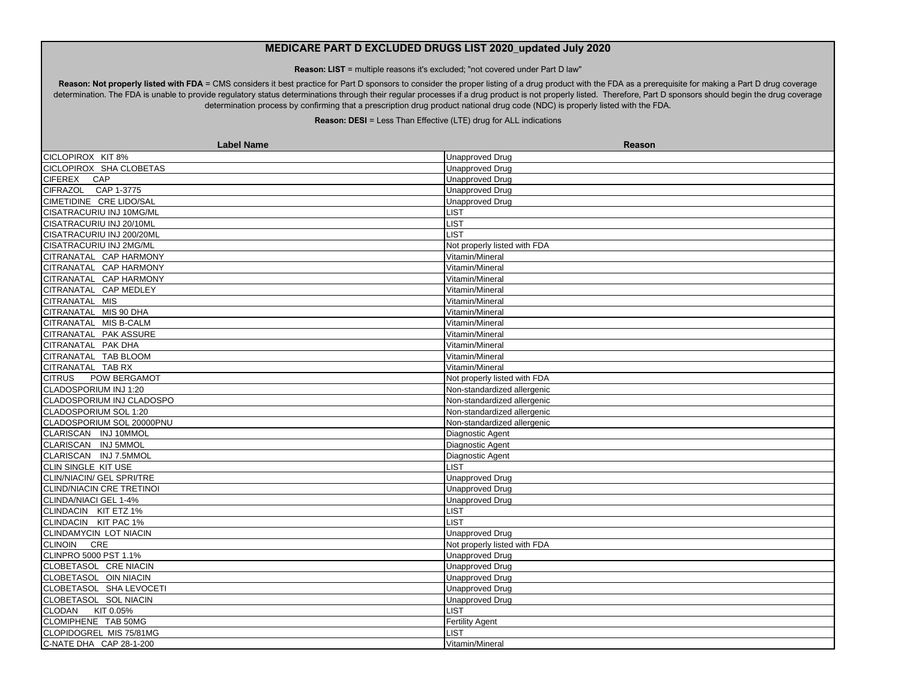## MEDICARE PART D EXCLUDED DRUGS LIST 2020_updated July 2020

**Reason: LIST** = multiple reasons it's excluded; "not covered under Part D law"

**Reason: Not properly listed with FDA** = CMS considers it best practice for Part D sponsors to consider the proper listing of a drug product with the FDA as a prerequisite for making a Part D drug coverage determination. The FDA is unable to provide regulatory status determinations through their regular processes if a drug product is not properly listed. Therefore, Part D sponsors should begin the drug coverage determination process by confirming that a prescription drug product national drug code (NDC) is properly listed with the FDA.

**Reason: DESI** = Less Than Effective (LTE) drug for ALL indications

| Label Name | Reason |
|---|---|
| CICLOPIROX KIT 8% | Unapproved Drug |
| CICLOPIROX SHA CLOBETAS | Unapproved Drug |
| CIFEREX CAP | Unapproved Drug |
| CIFRAZOL CAP 1-3775 | Unapproved Drug |
| CIMETIDINE CRE LIDO/SAL | Unapproved Drug |
| CISATRACURIU INJ 10MG/ML | LIST |
| CISATRACURIU INJ 20/10ML | LIST |
| CISATRACURIU INJ 200/20ML | LIST |
| CISATRACURIU INJ 2MG/ML | Not properly listed with FDA |
| CITRANATAL CAP HARMONY | Vitamin/Mineral |
| CITRANATAL CAP HARMONY | Vitamin/Mineral |
| CITRANATAL CAP HARMONY | Vitamin/Mineral |
| CITRANATAL CAP MEDLEY | Vitamin/Mineral |
| CITRANATAL MIS | Vitamin/Mineral |
| CITRANATAL MIS 90 DHA | Vitamin/Mineral |
| CITRANATAL MIS B-CALM | Vitamin/Mineral |
| CITRANATAL PAK ASSURE | Vitamin/Mineral |
| CITRANATAL PAK DHA | Vitamin/Mineral |
| CITRANATAL TAB BLOOM | Vitamin/Mineral |
| CITRANATAL TAB RX | Vitamin/Mineral |
| CITRUS POW BERGAMOT | Not properly listed with FDA |
| CLADOSPORIUM INJ 1:20 | Non-standardized allergenic |
| CLADOSPORIUM INJ CLADOSPO | Non-standardized allergenic |
| CLADOSPORIUM SOL 1:20 | Non-standardized allergenic |
| CLADOSPORIUM SOL 20000PNU | Non-standardized allergenic |
| CLARISCAN INJ 10MMOL | Diagnostic Agent |
| CLARISCAN INJ 5MMOL | Diagnostic Agent |
| CLARISCAN INJ 7.5MMOL | Diagnostic Agent |
| CLIN SINGLE KIT USE | LIST |
| CLIN/NIACIN/ GEL SPRI/TRE | Unapproved Drug |
| CLIND/NIACIN CRE TRETINOI | Unapproved Drug |
| CLINDA/NIACI GEL 1-4% | Unapproved Drug |
| CLINDACIN KIT ETZ 1% | LIST |
| CLINDACIN KIT PAC 1% | LIST |
| CLINDAMYCIN LOT NIACIN | Unapproved Drug |
| CLINOIN CRE | Not properly listed with FDA |
| CLINPRO 5000 PST 1.1% | Unapproved Drug |
| CLOBETASOL CRE NIACIN | Unapproved Drug |
| CLOBETASOL OIN NIACIN | Unapproved Drug |
| CLOBETASOL SHA LEVOCETI | Unapproved Drug |
| CLOBETASOL SOL NIACIN | Unapproved Drug |
| CLODAN KIT 0.05% | LIST |
| CLOMIPHENE TAB 50MG | Fertility Agent |
| CLOPIDOGREL MIS 75/81MG | LIST |
| C-NATE DHA CAP 28-1-200 | Vitamin/Mineral |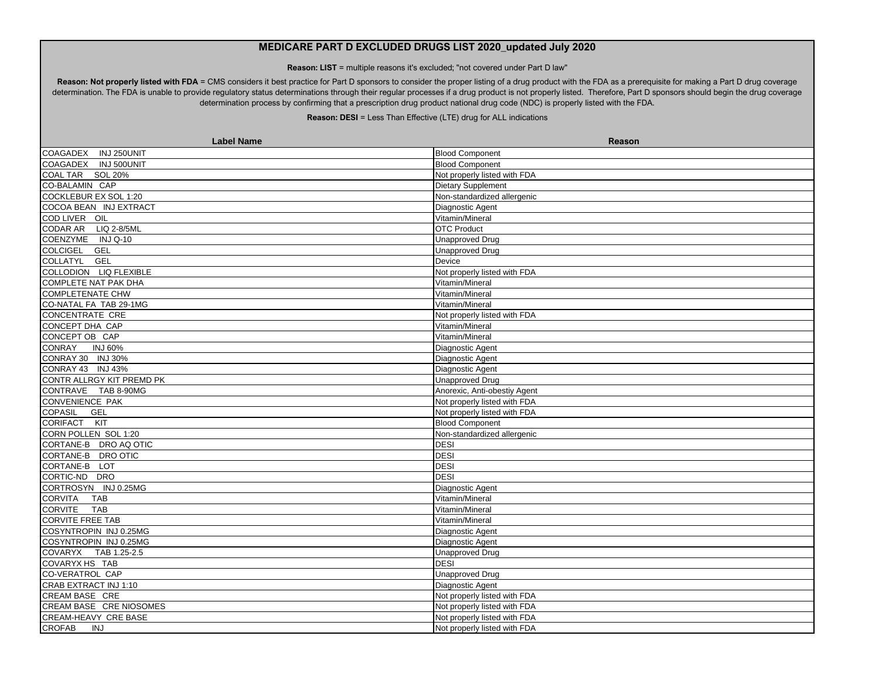## MEDICARE PART D EXCLUDED DRUGS LIST 2020_updated July 2020

**Reason: LIST** = multiple reasons it's excluded; "not covered under Part D law"

**Reason: Not properly listed with FDA** = CMS considers it best practice for Part D sponsors to consider the proper listing of a drug product with the FDA as a prerequisite for making a Part D drug coverage determination. The FDA is unable to provide regulatory status determinations through their regular processes if a drug product is not properly listed. Therefore, Part D sponsors should begin the drug coverage determination process by confirming that a prescription drug product national drug code (NDC) is properly listed with the FDA.

**Reason: DESI** = Less Than Effective (LTE) drug for ALL indications

| Label Name | Reason |
| --- | --- |
| COAGADEX INJ 250UNIT | Blood Component |
| COAGADEX INJ 500UNIT | Blood Component |
| COAL TAR SOL 20% | Not properly listed with FDA |
| CO-BALAMIN CAP | Dietary Supplement |
| COCKLEBUR EX SOL 1:20 | Non-standardized allergenic |
| COCOA BEAN INJ EXTRACT | Diagnostic Agent |
| COD LIVER OIL | Vitamin/Mineral |
| CODAR AR LIQ 2-8/5ML | OTC Product |
| COENZYME INJ Q-10 | Unapproved Drug |
| COLCIGEL GEL | Unapproved Drug |
| COLLATYL GEL | Device |
| COLLODION LIQ FLEXIBLE | Not properly listed with FDA |
| COMPLETE NAT PAK DHA | Vitamin/Mineral |
| COMPLETENATE CHW | Vitamin/Mineral |
| CO-NATAL FA TAB 29-1MG | Vitamin/Mineral |
| CONCENTRATE CRE | Not properly listed with FDA |
| CONCEPT DHA CAP | Vitamin/Mineral |
| CONCEPT OB CAP | Vitamin/Mineral |
| CONRAY INJ 60% | Diagnostic Agent |
| CONRAY 30 INJ 30% | Diagnostic Agent |
| CONRAY 43 INJ 43% | Diagnostic Agent |
| CONTR ALLRGY KIT PREMD PK | Unapproved Drug |
| CONTRAVE TAB 8-90MG | Anorexic, Anti-obestiy Agent |
| CONVENIENCE PAK | Not properly listed with FDA |
| COPASIL GEL | Not properly listed with FDA |
| CORIFACT KIT | Blood Component |
| CORN POLLEN SOL 1:20 | Non-standardized allergenic |
| CORTANE-B DRO AQ OTIC | DESI |
| CORTANE-B DRO OTIC | DESI |
| CORTANE-B LOT | DESI |
| CORTIC-ND DRO | DESI |
| CORTROSYN INJ 0.25MG | Diagnostic Agent |
| CORVITA TAB | Vitamin/Mineral |
| CORVITE TAB | Vitamin/Mineral |
| CORVITE FREE TAB | Vitamin/Mineral |
| COSYNTROPIN INJ 0.25MG | Diagnostic Agent |
| COSYNTROPIN INJ 0.25MG | Diagnostic Agent |
| COVARYX TAB 1.25-2.5 | Unapproved Drug |
| COVARYX HS TAB | DESI |
| CO-VERATROL CAP | Unapproved Drug |
| CRAB EXTRACT INJ 1:10 | Diagnostic Agent |
| CREAM BASE CRE | Not properly listed with FDA |
| CREAM BASE CRE NIOSOMES | Not properly listed with FDA |
| CREAM-HEAVY CRE BASE | Not properly listed with FDA |
| CROFAB INJ | Not properly listed with FDA |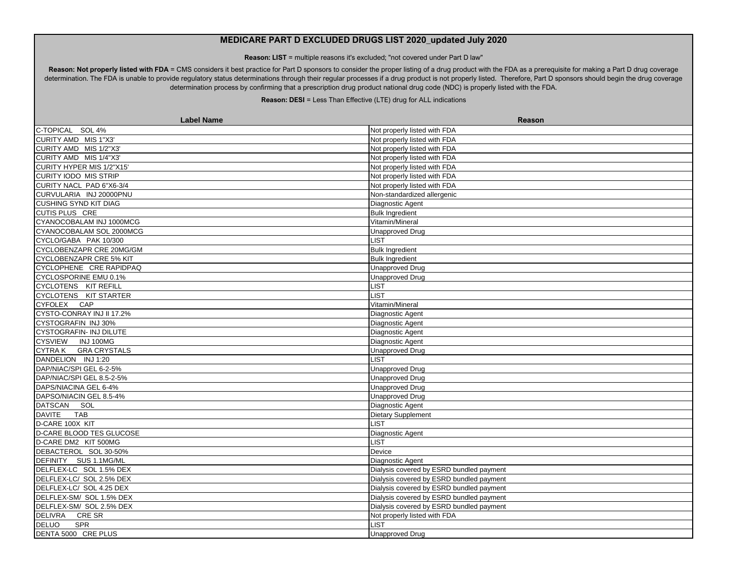# MEDICARE PART D EXCLUDED DRUGS LIST 2020_updated July 2020

**Reason: LIST** = multiple reasons it's excluded; "not covered under Part D law"

**Reason: Not properly listed with FDA** = CMS considers it best practice for Part D sponsors to consider the proper listing of a drug product with the FDA as a prerequisite for making a Part D drug coverage determination. The FDA is unable to provide regulatory status determinations through their regular processes if a drug product is not properly listed. Therefore, Part D sponsors should begin the drug coverage determination process by confirming that a prescription drug product national drug code (NDC) is properly listed with the FDA.

**Reason: DESI** = Less Than Effective (LTE) drug for ALL indications

| Label Name | Reason |
|---|---|
| C-TOPICAL SOL 4% | Not properly listed with FDA |
| CURITY AMD MIS 1"X3' | Not properly listed with FDA |
| CURITY AMD MIS 1/2"X3' | Not properly listed with FDA |
| CURITY AMD MIS 1/4"X3' | Not properly listed with FDA |
| CURITY HYPER MIS 1/2"X15' | Not properly listed with FDA |
| CURITY IODO MIS STRIP | Not properly listed with FDA |
| CURITY NACL PAD 6"X6-3/4 | Not properly listed with FDA |
| CURVULARIA INJ 20000PNU | Non-standardized allergenic |
| CUSHING SYND KIT DIAG | Diagnostic Agent |
| CUTIS PLUS CRE | Bulk Ingredient |
| CYANOCOBALAM INJ 1000MCG | Vitamin/Mineral |
| CYANOCOBALAM SOL 2000MCG | Unapproved Drug |
| CYCLO/GABA PAK 10/300 | LIST |
| CYCLOBENZAPR CRE 20MG/GM | Bulk Ingredient |
| CYCLOBENZAPR CRE 5% KIT | Bulk Ingredient |
| CYCLOPHENE CRE RAPIDPAQ | Unapproved Drug |
| CYCLOSPORINE EMU 0.1% | Unapproved Drug |
| CYCLOTENS KIT REFILL | LIST |
| CYCLOTENS KIT STARTER | LIST |
| CYFOLEX CAP | Vitamin/Mineral |
| CYSTO-CONRAY INJ II 17.2% | Diagnostic Agent |
| CYSTOGRAFIN INJ 30% | Diagnostic Agent |
| CYSTOGRAFIN- INJ DILUTE | Diagnostic Agent |
| CYSVIEW INJ 100MG | Diagnostic Agent |
| CYTRA K GRA CRYSTALS | Unapproved Drug |
| DANDELION INJ 1:20 | LIST |
| DAP/NIAC/SPI GEL 6-2-5% | Unapproved Drug |
| DAP/NIAC/SPI GEL 8.5-2-5% | Unapproved Drug |
| DAPS/NIACINA GEL 6-4% | Unapproved Drug |
| DAPSO/NIACIN GEL 8.5-4% | Unapproved Drug |
| DATSCAN SOL | Diagnostic Agent |
| DAVITE TAB | Dietary Supplement |
| D-CARE 100X KIT | LIST |
| D-CARE BLOOD TES GLUCOSE | Diagnostic Agent |
| D-CARE DM2 KIT 500MG | LIST |
| DEBACTEROL SOL 30-50% | Device |
| DEFINITY SUS 1.1MG/ML | Diagnostic Agent |
| DELFLEX-LC SOL 1.5% DEX | Dialysis covered by ESRD bundled payment |
| DELFLEX-LC/ SOL 2.5% DEX | Dialysis covered by ESRD bundled payment |
| DELFLEX-LC/ SOL 4.25 DEX | Dialysis covered by ESRD bundled payment |
| DELFLEX-SM/ SOL 1.5% DEX | Dialysis covered by ESRD bundled payment |
| DELFLEX-SM/ SOL 2.5% DEX | Dialysis covered by ESRD bundled payment |
| DELIVRA CRE SR | Not properly listed with FDA |
| DELUO SPR | LIST |
| DENTA 5000 CRE PLUS | Unapproved Drug |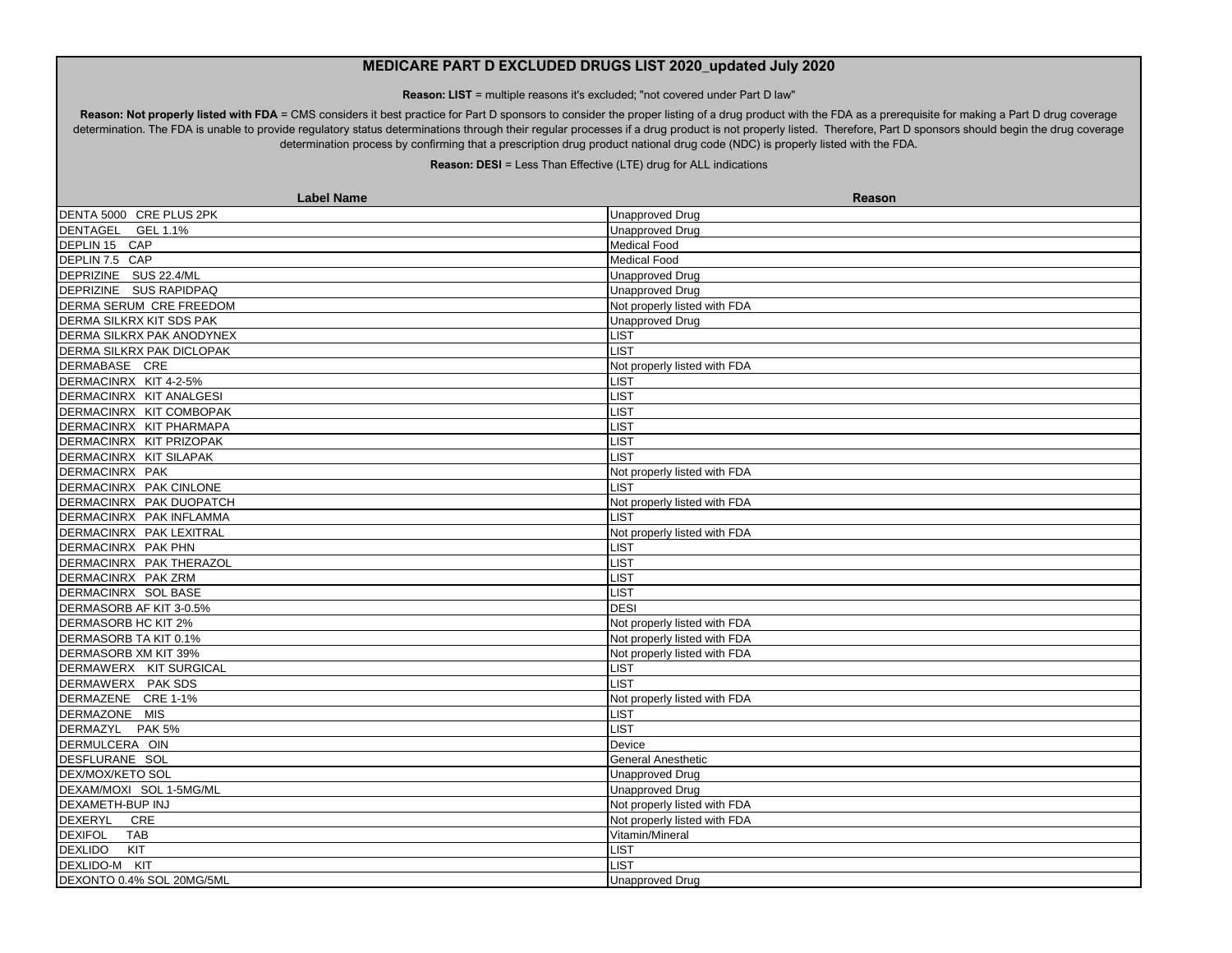# MEDICARE PART D EXCLUDED DRUGS LIST 2020_updated July 2020

**Reason: LIST** = multiple reasons it's excluded; "not covered under Part D law"

**Reason: Not properly listed with FDA** = CMS considers it best practice for Part D sponsors to consider the proper listing of a drug product with the FDA as a prerequisite for making a Part D drug coverage determination. The FDA is unable to provide regulatory status determinations through their regular processes if a drug product is not properly listed. Therefore, Part D sponsors should begin the drug coverage determination process by confirming that a prescription drug product national drug code (NDC) is properly listed with the FDA.

**Reason: DESI** = Less Than Effective (LTE) drug for ALL indications

| Label Name | Reason |
|---|---|
| DENTA 5000 CRE PLUS 2PK | Unapproved Drug |
| DENTAGEL GEL 1.1% | Unapproved Drug |
| DEPLIN 15 CAP | Medical Food |
| DEPLIN 7.5 CAP | Medical Food |
| DEPRIZINE SUS 22.4/ML | Unapproved Drug |
| DEPRIZINE SUS RAPIDPAQ | Unapproved Drug |
| DERMA SERUM CRE FREEDOM | Not properly listed with FDA |
| DERMA SILKRX KIT SDS PAK | Unapproved Drug |
| DERMA SILKRX PAK ANODYNEX | LIST |
| DERMA SILKRX PAK DICLOPAK | LIST |
| DERMABASE CRE | Not properly listed with FDA |
| DERMACINRX KIT 4-2-5% | LIST |
| DERMACINRX KIT ANALGESI | LIST |
| DERMACINRX KIT COMBOPAK | LIST |
| DERMACINRX KIT PHARMAPA | LIST |
| DERMACINRX KIT PRIZOPAK | LIST |
| DERMACINRX KIT SILAPAK | LIST |
| DERMACINRX PAK | Not properly listed with FDA |
| DERMACINRX PAK CINLONE | LIST |
| DERMACINRX PAK DUOPATCH | Not properly listed with FDA |
| DERMACINRX PAK INFLAMMA | LIST |
| DERMACINRX PAK LEXITRAL | Not properly listed with FDA |
| DERMACINRX PAK PHN | LIST |
| DERMACINRX PAK THERAZOL | LIST |
| DERMACINRX PAK ZRM | LIST |
| DERMACINRX SOL BASE | LIST |
| DERMASORB AF KIT 3-0.5% | DESI |
| DERMASORB HC KIT 2% | Not properly listed with FDA |
| DERMASORB TA KIT 0.1% | Not properly listed with FDA |
| DERMASORB XM KIT 39% | Not properly listed with FDA |
| DERMAWERX KIT SURGICAL | LIST |
| DERMAWERX PAK SDS | LIST |
| DERMAZENE CRE 1-1% | Not properly listed with FDA |
| DERMAZONE MIS | LIST |
| DERMAZYL PAK 5% | LIST |
| DERMULCERA OIN | Device |
| DESFLURANE SOL | General Anesthetic |
| DEX/MOX/KETO SOL | Unapproved Drug |
| DEXAM/MOXI SOL 1-5MG/ML | Unapproved Drug |
| DEXAMETH-BUP INJ | Not properly listed with FDA |
| DEXERYL CRE | Not properly listed with FDA |
| DEXIFOL TAB | Vitamin/Mineral |
| DEXLIDO KIT | LIST |
| DEXLIDO-M KIT | LIST |
| DEXONTO 0.4% SOL 20MG/5ML | Unapproved Drug |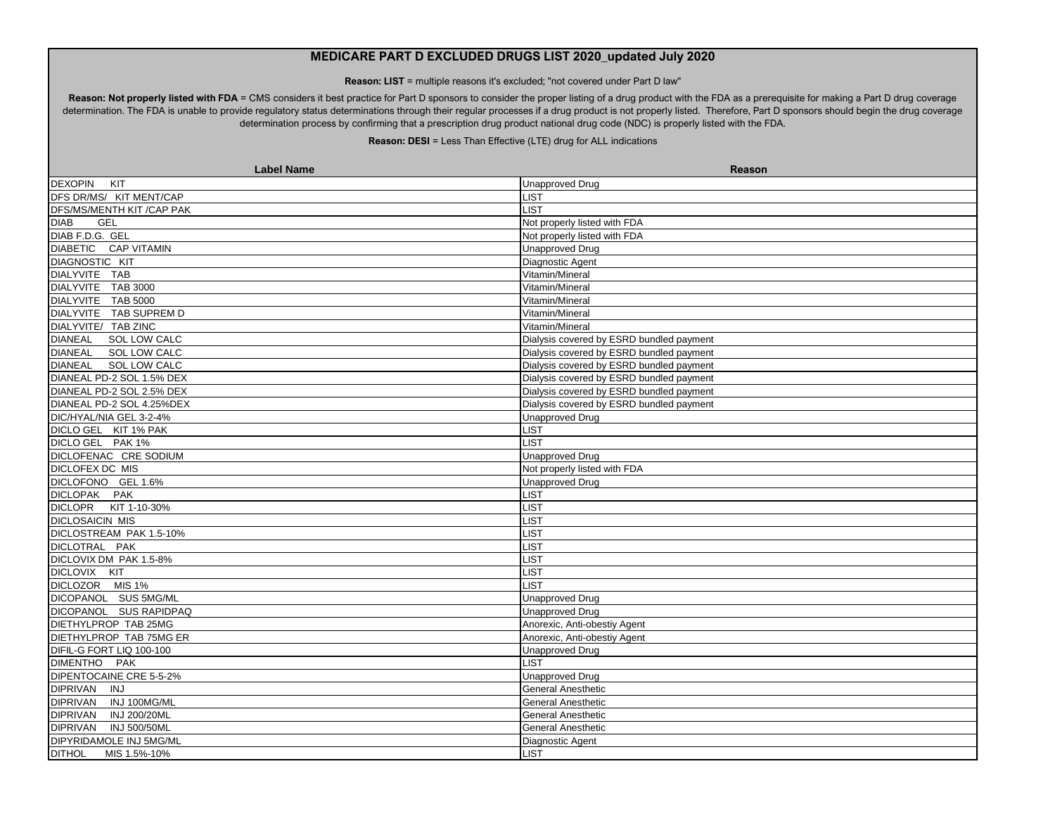# MEDICARE PART D EXCLUDED DRUGS LIST 2020_updated July 2020

**Reason: LIST** = multiple reasons it's excluded; "not covered under Part D law"

**Reason: Not properly listed with FDA** = CMS considers it best practice for Part D sponsors to consider the proper listing of a drug product with the FDA as a prerequisite for making a Part D drug coverage determination. The FDA is unable to provide regulatory status determinations through their regular processes if a drug product is not properly listed. Therefore, Part D sponsors should begin the drug coverage determination process by confirming that a prescription drug product national drug code (NDC) is properly listed with the FDA.

**Reason: DESI** = Less Than Effective (LTE) drug for ALL indications

| Label Name | Reason |
|---|---|
| DEXOPIN KIT | Unapproved Drug |
| DFS DR/MS/ KIT MENT/CAP | LIST |
| DFS/MS/MENTH KIT /CAP PAK | LIST |
| DIAB GEL | Not properly listed with FDA |
| DIAB F.D.G. GEL | Not properly listed with FDA |
| DIABETIC CAP VITAMIN | Unapproved Drug |
| DIAGNOSTIC KIT | Diagnostic Agent |
| DIALYVITE TAB | Vitamin/Mineral |
| DIALYVITE TAB 3000 | Vitamin/Mineral |
| DIALYVITE TAB 5000 | Vitamin/Mineral |
| DIALYVITE TAB SUPREM D | Vitamin/Mineral |
| DIALYVITE/ TAB ZINC | Vitamin/Mineral |
| DIANEAL SOL LOW CALC | Dialysis covered by ESRD bundled payment |
| DIANEAL SOL LOW CALC | Dialysis covered by ESRD bundled payment |
| DIANEAL SOL LOW CALC | Dialysis covered by ESRD bundled payment |
| DIANEAL PD-2 SOL 1.5% DEX | Dialysis covered by ESRD bundled payment |
| DIANEAL PD-2 SOL 2.5% DEX | Dialysis covered by ESRD bundled payment |
| DIANEAL PD-2 SOL 4.25%DEX | Dialysis covered by ESRD bundled payment |
| DIC/HYAL/NIA GEL 3-2-4% | Unapproved Drug |
| DICLO GEL KIT 1% PAK | LIST |
| DICLO GEL PAK 1% | LIST |
| DICLOFENAC CRE SODIUM | Unapproved Drug |
| DICLOFEX DC MIS | Not properly listed with FDA |
| DICLOFONO GEL 1.6% | Unapproved Drug |
| DICLOPAK PAK | LIST |
| DICLOPR KIT 1-10-30% | LIST |
| DICLOSAICIN MIS | LIST |
| DICLOSTREAM PAK 1.5-10% | LIST |
| DICLOTRAL PAK | LIST |
| DICLOVIX DM PAK 1.5-8% | LIST |
| DICLOVIX KIT | LIST |
| DICLOZOR MIS 1% | LIST |
| DICOPANOL SUS 5MG/ML | Unapproved Drug |
| DICOPANOL SUS RAPIDPAQ | Unapproved Drug |
| DIETHYLPROP TAB 25MG | Anorexic, Anti-obestiy Agent |
| DIETHYLPROP TAB 75MG ER | Anorexic, Anti-obestiy Agent |
| DIFIL-G FORT LIQ 100-100 | Unapproved Drug |
| DIMENTHO PAK | LIST |
| DIPENTOCAINE CRE 5-5-2% | Unapproved Drug |
| DIPRIVAN INJ | General Anesthetic |
| DIPRIVAN INJ 100MG/ML | General Anesthetic |
| DIPRIVAN INJ 200/20ML | General Anesthetic |
| DIPRIVAN INJ 500/50ML | General Anesthetic |
| DIPYRIDAMOLE INJ 5MG/ML | Diagnostic Agent |
| DITHOL MIS 1.5%-10% | LIST |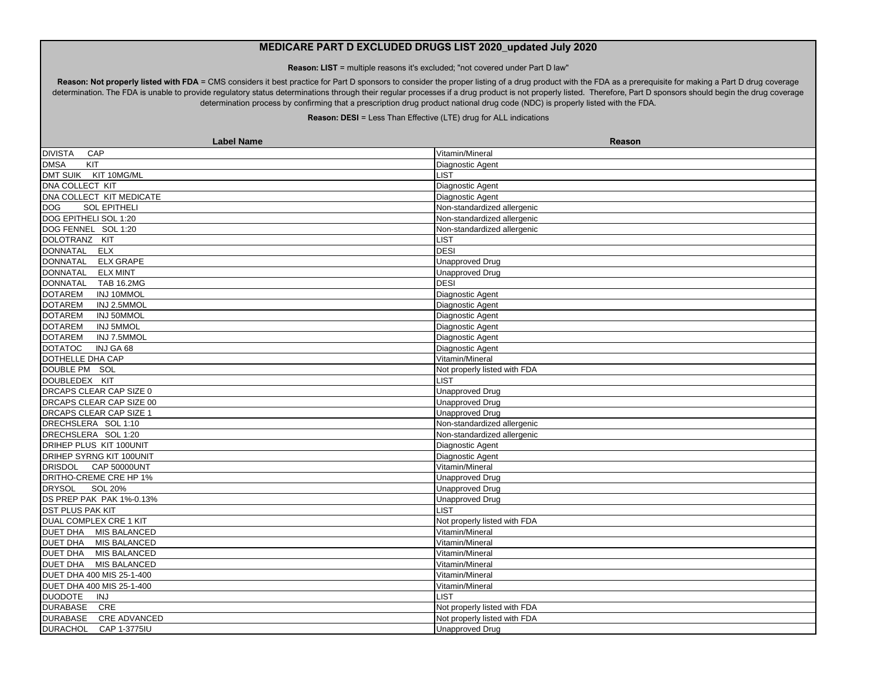# MEDICARE PART D EXCLUDED DRUGS LIST 2020_updated July 2020

**Reason: LIST** = multiple reasons it's excluded; "not covered under Part D law"

**Reason: Not properly listed with FDA** = CMS considers it best practice for Part D sponsors to consider the proper listing of a drug product with the FDA as a prerequisite for making a Part D drug coverage determination. The FDA is unable to provide regulatory status determinations through their regular processes if a drug product is not properly listed. Therefore, Part D sponsors should begin the drug coverage determination process by confirming that a prescription drug product national drug code (NDC) is properly listed with the FDA.

**Reason: DESI** = Less Than Effective (LTE) drug for ALL indications

| Label Name | Reason |
|---|---|
| DIVISTA CAP | Vitamin/Mineral |
| DMSA KIT | Diagnostic Agent |
| DMT SUIK KIT 10MG/ML | LIST |
| DNA COLLECT KIT | Diagnostic Agent |
| DNA COLLECT KIT MEDICATE | Diagnostic Agent |
| DOG SOL EPITHELI | Non-standardized allergenic |
| DOG EPITHELI SOL 1:20 | Non-standardized allergenic |
| DOG FENNEL SOL 1:20 | Non-standardized allergenic |
| DOLOTRANZ KIT | LIST |
| DONNATAL ELX | DESI |
| DONNATAL ELX GRAPE | Unapproved Drug |
| DONNATAL ELX MINT | Unapproved Drug |
| DONNATAL TAB 16.2MG | DESI |
| DOTAREM INJ 10MMOL | Diagnostic Agent |
| DOTAREM INJ 2.5MMOL | Diagnostic Agent |
| DOTAREM INJ 50MMOL | Diagnostic Agent |
| DOTAREM INJ 5MMOL | Diagnostic Agent |
| DOTAREM INJ 7.5MMOL | Diagnostic Agent |
| DOTATOC INJ GA 68 | Diagnostic Agent |
| DOTHELLE DHA CAP | Vitamin/Mineral |
| DOUBLE PM SOL | Not properly listed with FDA |
| DOUBLEDEX KIT | LIST |
| DRCAPS CLEAR CAP SIZE 0 | Unapproved Drug |
| DRCAPS CLEAR CAP SIZE 00 | Unapproved Drug |
| DRCAPS CLEAR CAP SIZE 1 | Unapproved Drug |
| DRECHSLERA SOL 1:10 | Non-standardized allergenic |
| DRECHSLERA SOL 1:20 | Non-standardized allergenic |
| DRIHEP PLUS KIT 100UNIT | Diagnostic Agent |
| DRIHEP SYRNG KIT 100UNIT | Diagnostic Agent |
| DRISDOL CAP 50000UNT | Vitamin/Mineral |
| DRITHO-CREME CRE HP 1% | Unapproved Drug |
| DRYSOL SOL 20% | Unapproved Drug |
| DS PREP PAK PAK 1%-0.13% | Unapproved Drug |
| DST PLUS PAK KIT | LIST |
| DUAL COMPLEX CRE 1 KIT | Not properly listed with FDA |
| DUET DHA MIS BALANCED | Vitamin/Mineral |
| DUET DHA MIS BALANCED | Vitamin/Mineral |
| DUET DHA MIS BALANCED | Vitamin/Mineral |
| DUET DHA MIS BALANCED | Vitamin/Mineral |
| DUET DHA 400 MIS 25-1-400 | Vitamin/Mineral |
| DUET DHA 400 MIS 25-1-400 | Vitamin/Mineral |
| DUODOTE INJ | LIST |
| DURABASE CRE | Not properly listed with FDA |
| DURABASE CRE ADVANCED | Not properly listed with FDA |
| DURACHOL CAP 1-3775IU | Unapproved Drug |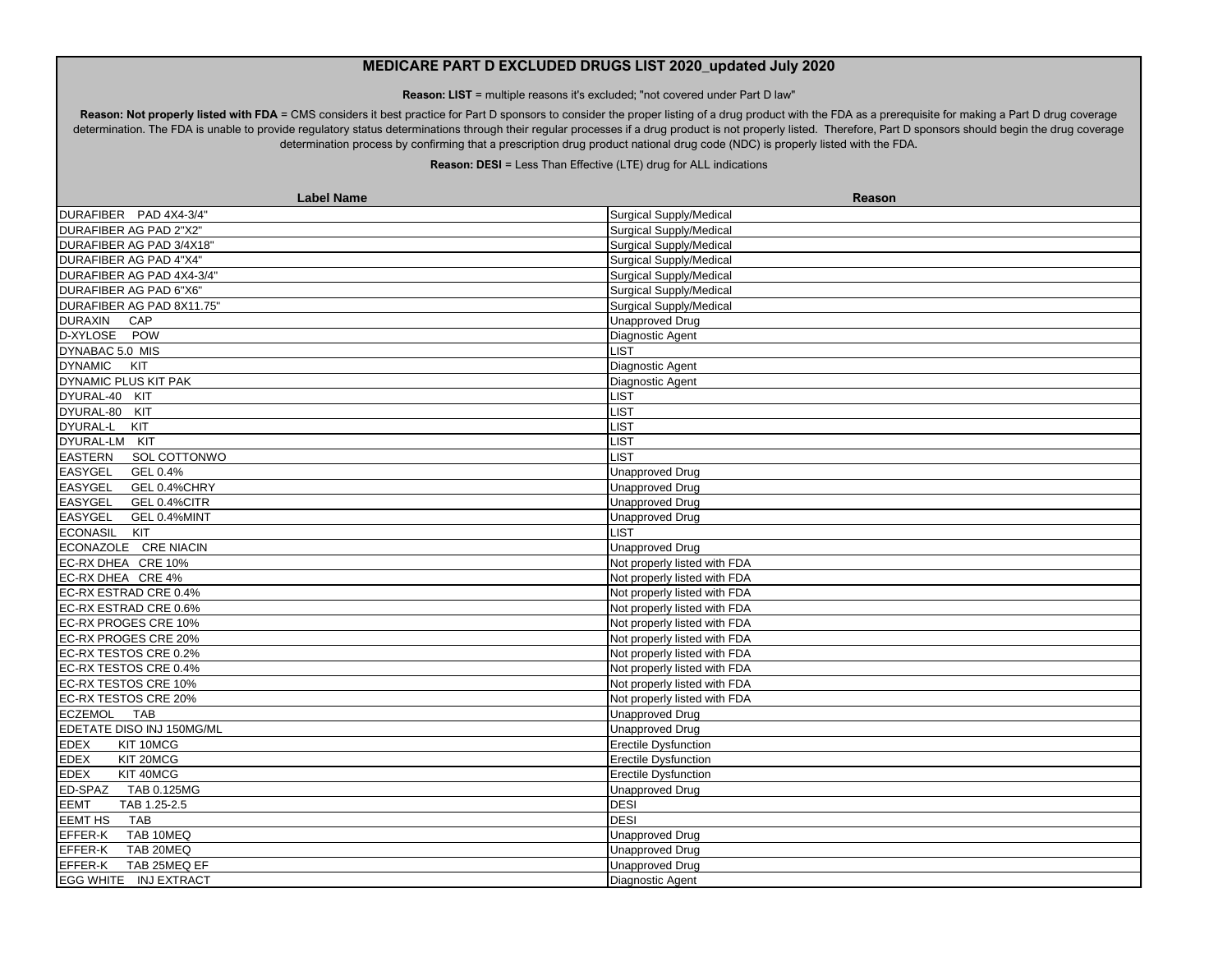# MEDICARE PART D EXCLUDED DRUGS LIST 2020_updated July 2020

**Reason: LIST** = multiple reasons it's excluded; "not covered under Part D law"

**Reason: Not properly listed with FDA** = CMS considers it best practice for Part D sponsors to consider the proper listing of a drug product with the FDA as a prerequisite for making a Part D drug coverage determination. The FDA is unable to provide regulatory status determinations through their regular processes if a drug product is not properly listed. Therefore, Part D sponsors should begin the drug coverage determination process by confirming that a prescription drug product national drug code (NDC) is properly listed with the FDA.

**Reason: DESI** = Less Than Effective (LTE) drug for ALL indications

| Label Name | Reason |
|---|---|
| DURAFIBER PAD 4X4-3/4" | Surgical Supply/Medical |
| DURAFIBER AG PAD 2"X2" | Surgical Supply/Medical |
| DURAFIBER AG PAD 3/4X18" | Surgical Supply/Medical |
| DURAFIBER AG PAD 4"X4" | Surgical Supply/Medical |
| DURAFIBER AG PAD 4X4-3/4" | Surgical Supply/Medical |
| DURAFIBER AG PAD 6"X6" | Surgical Supply/Medical |
| DURAFIBER AG PAD 8X11.75" | Surgical Supply/Medical |
| DURAXIN CAP | Unapproved Drug |
| D-XYLOSE POW | Diagnostic Agent |
| DYNABAC 5.0 MIS | LIST |
| DYNAMIC KIT | Diagnostic Agent |
| DYNAMIC PLUS KIT PAK | Diagnostic Agent |
| DYURAL-40 KIT | LIST |
| DYURAL-80 KIT | LIST |
| DYURAL-L KIT | LIST |
| DYURAL-LM KIT | LIST |
| EASTERN SOL COTTONWO | LIST |
| EASYGEL GEL 0.4% | Unapproved Drug |
| EASYGEL GEL 0.4%CHRY | Unapproved Drug |
| EASYGEL GEL 0.4%CITR | Unapproved Drug |
| EASYGEL GEL 0.4%MINT | Unapproved Drug |
| ECONASIL KIT | LIST |
| ECONAZOLE CRE NIACIN | Unapproved Drug |
| EC-RX DHEA CRE 10% | Not properly listed with FDA |
| EC-RX DHEA CRE 4% | Not properly listed with FDA |
| EC-RX ESTRAD CRE 0.4% | Not properly listed with FDA |
| EC-RX ESTRAD CRE 0.6% | Not properly listed with FDA |
| EC-RX PROGES CRE 10% | Not properly listed with FDA |
| EC-RX PROGES CRE 20% | Not properly listed with FDA |
| EC-RX TESTOS CRE 0.2% | Not properly listed with FDA |
| EC-RX TESTOS CRE 0.4% | Not properly listed with FDA |
| EC-RX TESTOS CRE 10% | Not properly listed with FDA |
| EC-RX TESTOS CRE 20% | Not properly listed with FDA |
| ECZEMOL TAB | Unapproved Drug |
| EDETATE DISO INJ 150MG/ML | Unapproved Drug |
| EDEX KIT 10MCG | Erectile Dysfunction |
| EDEX KIT 20MCG | Erectile Dysfunction |
| EDEX KIT 40MCG | Erectile Dysfunction |
| ED-SPAZ TAB 0.125MG | Unapproved Drug |
| EEMT TAB 1.25-2.5 | DESI |
| EEMT HS TAB | DESI |
| EFFER-K TAB 10MEQ | Unapproved Drug |
| EFFER-K TAB 20MEQ | Unapproved Drug |
| EFFER-K TAB 25MEQ EF | Unapproved Drug |
| EGG WHITE INJ EXTRACT | Diagnostic Agent |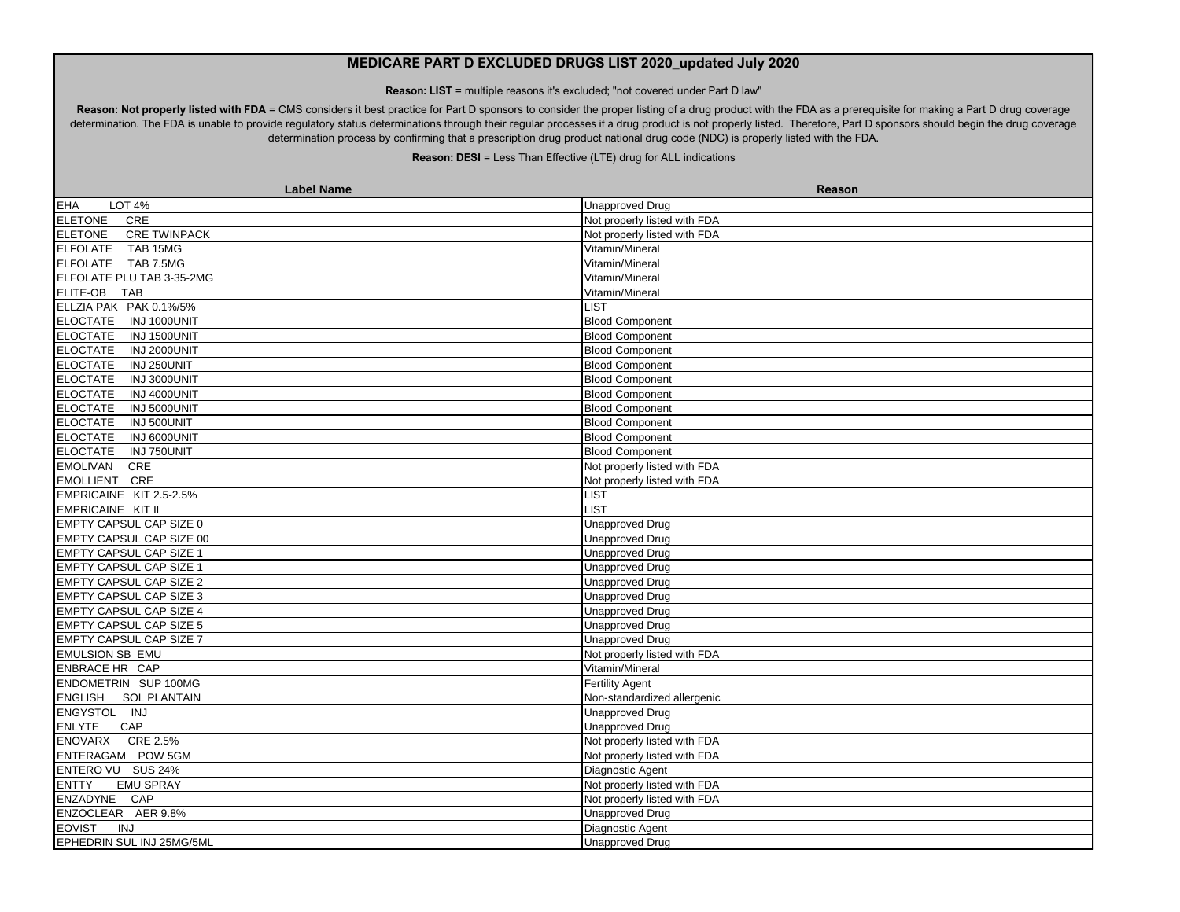# MEDICARE PART D EXCLUDED DRUGS LIST 2020_updated July 2020

**Reason: LIST** = multiple reasons it's excluded; "not covered under Part D law"

**Reason: Not properly listed with FDA** = CMS considers it best practice for Part D sponsors to consider the proper listing of a drug product with the FDA as a prerequisite for making a Part D drug coverage determination. The FDA is unable to provide regulatory status determinations through their regular processes if a drug product is not properly listed. Therefore, Part D sponsors should begin the drug coverage determination process by confirming that a prescription drug product national drug code (NDC) is properly listed with the FDA.

**Reason: DESI** = Less Than Effective (LTE) drug for ALL indications

| Label Name | Reason |
|---|---|
| EHA LOT 4% | Unapproved Drug |
| ELETONE CRE | Not properly listed with FDA |
| ELETONE CRE TWINPACK | Not properly listed with FDA |
| ELFOLATE TAB 15MG | Vitamin/Mineral |
| ELFOLATE TAB 7.5MG | Vitamin/Mineral |
| ELFOLATE PLU TAB 3-35-2MG | Vitamin/Mineral |
| ELITE-OB TAB | Vitamin/Mineral |
| ELLZIA PAK PAK 0.1%/5% | LIST |
| ELOCTATE INJ 1000UNIT | Blood Component |
| ELOCTATE INJ 1500UNIT | Blood Component |
| ELOCTATE INJ 2000UNIT | Blood Component |
| ELOCTATE INJ 250UNIT | Blood Component |
| ELOCTATE INJ 3000UNIT | Blood Component |
| ELOCTATE INJ 4000UNIT | Blood Component |
| ELOCTATE INJ 5000UNIT | Blood Component |
| ELOCTATE INJ 500UNIT | Blood Component |
| ELOCTATE INJ 6000UNIT | Blood Component |
| ELOCTATE INJ 750UNIT | Blood Component |
| EMOLIVAN CRE | Not properly listed with FDA |
| EMOLLIENT CRE | Not properly listed with FDA |
| EMPRICAINE KIT 2.5-2.5% | LIST |
| EMPRICAINE KIT II | LIST |
| EMPTY CAPSUL CAP SIZE 0 | Unapproved Drug |
| EMPTY CAPSUL CAP SIZE 00 | Unapproved Drug |
| EMPTY CAPSUL CAP SIZE 1 | Unapproved Drug |
| EMPTY CAPSUL CAP SIZE 1 | Unapproved Drug |
| EMPTY CAPSUL CAP SIZE 2 | Unapproved Drug |
| EMPTY CAPSUL CAP SIZE 3 | Unapproved Drug |
| EMPTY CAPSUL CAP SIZE 4 | Unapproved Drug |
| EMPTY CAPSUL CAP SIZE 5 | Unapproved Drug |
| EMPTY CAPSUL CAP SIZE 7 | Unapproved Drug |
| EMULSION SB EMU | Not properly listed with FDA |
| ENBRACE HR CAP | Vitamin/Mineral |
| ENDOMETRIN SUP 100MG | Fertility Agent |
| ENGLISH SOL PLANTAIN | Non-standardized allergenic |
| ENGYSTOL INJ | Unapproved Drug |
| ENLYTE CAP | Unapproved Drug |
| ENOVARX CRE 2.5% | Not properly listed with FDA |
| ENTERAGAM POW 5GM | Not properly listed with FDA |
| ENTERO VU SUS 24% | Diagnostic Agent |
| ENTTY EMU SPRAY | Not properly listed with FDA |
| ENZADYNE CAP | Not properly listed with FDA |
| ENZOCLEAR AER 9.8% | Unapproved Drug |
| EOVIST INJ | Diagnostic Agent |
| EPHEDRIN SUL INJ 25MG/5ML | Unapproved Drug |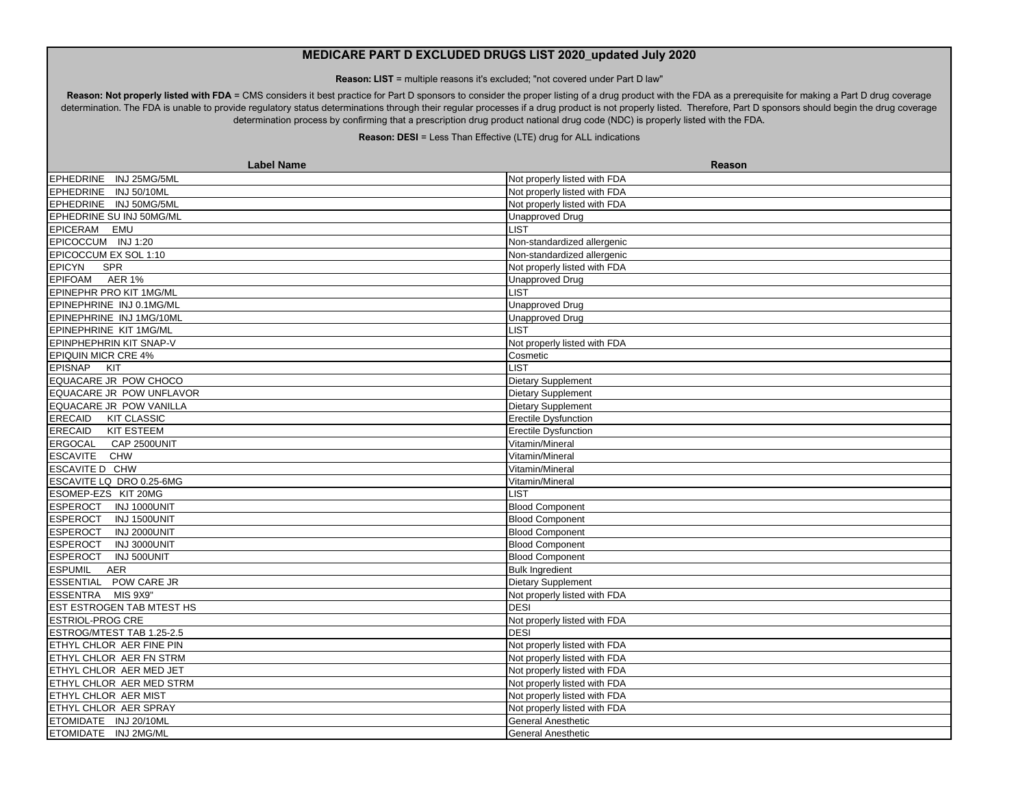# MEDICARE PART D EXCLUDED DRUGS LIST 2020_updated July 2020

**Reason: LIST** = multiple reasons it's excluded; "not covered under Part D law"

**Reason: Not properly listed with FDA** = CMS considers it best practice for Part D sponsors to consider the proper listing of a drug product with the FDA as a prerequisite for making a Part D drug coverage determination. The FDA is unable to provide regulatory status determinations through their regular processes if a drug product is not properly listed. Therefore, Part D sponsors should begin the drug coverage determination process by confirming that a prescription drug product national drug code (NDC) is properly listed with the FDA.

**Reason: DESI** = Less Than Effective (LTE) drug for ALL indications

| Label Name | Reason |
|---|---|
| EPHEDRINE INJ 25MG/5ML | Not properly listed with FDA |
| EPHEDRINE INJ 50/10ML | Not properly listed with FDA |
| EPHEDRINE INJ 50MG/5ML | Not properly listed with FDA |
| EPHEDRINE SU INJ 50MG/ML | Unapproved Drug |
| EPICERAM EMU | LIST |
| EPICOCCUM INJ 1:20 | Non-standardized allergenic |
| EPICOCCUM EX SOL 1:10 | Non-standardized allergenic |
| EPICYN SPR | Not properly listed with FDA |
| EPIFOAM AER 1% | Unapproved Drug |
| EPINEPHR PRO KIT 1MG/ML | LIST |
| EPINEPHRINE INJ 0.1MG/ML | Unapproved Drug |
| EPINEPHRINE INJ 1MG/10ML | Unapproved Drug |
| EPINEPHRINE KIT 1MG/ML | LIST |
| EPINPHEPHRIN KIT SNAP-V | Not properly listed with FDA |
| EPIQUIN MICR CRE 4% | Cosmetic |
| EPISNAP KIT | LIST |
| EQUACARE JR POW CHOCO | Dietary Supplement |
| EQUACARE JR POW UNFLAVOR | Dietary Supplement |
| EQUACARE JR POW VANILLA | Dietary Supplement |
| ERECAID KIT CLASSIC | Erectile Dysfunction |
| ERECAID KIT ESTEEM | Erectile Dysfunction |
| ERGOCAL CAP 2500UNIT | Vitamin/Mineral |
| ESCAVITE CHW | Vitamin/Mineral |
| ESCAVITE D CHW | Vitamin/Mineral |
| ESCAVITE LQ DRO 0.25-6MG | Vitamin/Mineral |
| ESOMEP-EZS KIT 20MG | LIST |
| ESPEROCT INJ 1000UNIT | Blood Component |
| ESPEROCT INJ 1500UNIT | Blood Component |
| ESPEROCT INJ 2000UNIT | Blood Component |
| ESPEROCT INJ 3000UNIT | Blood Component |
| ESPEROCT INJ 500UNIT | Blood Component |
| ESPUMIL AER | Bulk Ingredient |
| ESSENTIAL POW CARE JR | Dietary Supplement |
| ESSENTRA MIS 9X9" | Not properly listed with FDA |
| EST ESTROGEN TAB MTEST HS | DESI |
| ESTRIOL-PROG CRE | Not properly listed with FDA |
| ESTROG/MTEST TAB 1.25-2.5 | DESI |
| ETHYL CHLOR AER FINE PIN | Not properly listed with FDA |
| ETHYL CHLOR AER FN STRM | Not properly listed with FDA |
| ETHYL CHLOR AER MED JET | Not properly listed with FDA |
| ETHYL CHLOR AER MED STRM | Not properly listed with FDA |
| ETHYL CHLOR AER MIST | Not properly listed with FDA |
| ETHYL CHLOR AER SPRAY | Not properly listed with FDA |
| ETOMIDATE INJ 20/10ML | General Anesthetic |
| ETOMIDATE INJ 2MG/ML | General Anesthetic |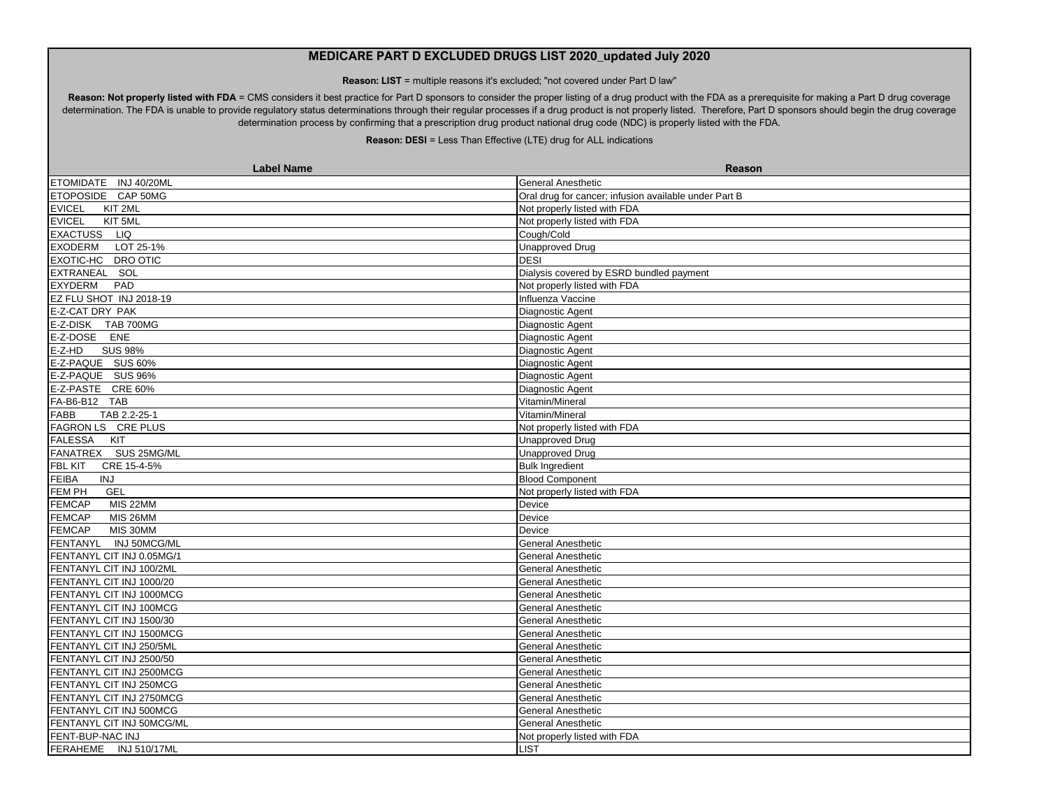## MEDICARE PART D EXCLUDED DRUGS LIST 2020_updated July 2020

**Reason: LIST** = multiple reasons it's excluded; "not covered under Part D law"

**Reason: Not properly listed with FDA** = CMS considers it best practice for Part D sponsors to consider the proper listing of a drug product with the FDA as a prerequisite for making a Part D drug coverage determination. The FDA is unable to provide regulatory status determinations through their regular processes if a drug product is not properly listed. Therefore, Part D sponsors should begin the drug coverage determination process by confirming that a prescription drug product national drug code (NDC) is properly listed with the FDA.

**Reason: DESI** = Less Than Effective (LTE) drug for ALL indications

| Label Name | Reason |
|---|---|
| ETOMIDATE INJ 40/20ML | General Anesthetic |
| ETOPOSIDE CAP 50MG | Oral drug for cancer; infusion available under Part B |
| EVICEL KIT 2ML | Not properly listed with FDA |
| EVICEL KIT 5ML | Not properly listed with FDA |
| EXACTUSS LIQ | Cough/Cold |
| EXODERM LOT 25-1% | Unapproved Drug |
| EXOTIC-HC DRO OTIC | DESI |
| EXTRANEAL SOL | Dialysis covered by ESRD bundled payment |
| EXYDERM PAD | Not properly listed with FDA |
| EZ FLU SHOT INJ 2018-19 | Influenza Vaccine |
| E-Z-CAT DRY PAK | Diagnostic Agent |
| E-Z-DISK TAB 700MG | Diagnostic Agent |
| E-Z-DOSE ENE | Diagnostic Agent |
| E-Z-HD SUS 98% | Diagnostic Agent |
| E-Z-PAQUE SUS 60% | Diagnostic Agent |
| E-Z-PAQUE SUS 96% | Diagnostic Agent |
| E-Z-PASTE CRE 60% | Diagnostic Agent |
| FA-B6-B12 TAB | Vitamin/Mineral |
| FABB TAB 2.2-25-1 | Vitamin/Mineral |
| FAGRON LS CRE PLUS | Not properly listed with FDA |
| FALESSA KIT | Unapproved Drug |
| FANATREX SUS 25MG/ML | Unapproved Drug |
| FBL KIT CRE 15-4-5% | Bulk Ingredient |
| FEIBA INJ | Blood Component |
| FEM PH GEL | Not properly listed with FDA |
| FEMCAP MIS 22MM | Device |
| FEMCAP MIS 26MM | Device |
| FEMCAP MIS 30MM | Device |
| FENTANYL INJ 50MCG/ML | General Anesthetic |
| FENTANYL CIT INJ 0.05MG/1 | General Anesthetic |
| FENTANYL CIT INJ 100/2ML | General Anesthetic |
| FENTANYL CIT INJ 1000/20 | General Anesthetic |
| FENTANYL CIT INJ 1000MCG | General Anesthetic |
| FENTANYL CIT INJ 100MCG | General Anesthetic |
| FENTANYL CIT INJ 1500/30 | General Anesthetic |
| FENTANYL CIT INJ 1500MCG | General Anesthetic |
| FENTANYL CIT INJ 250/5ML | General Anesthetic |
| FENTANYL CIT INJ 2500/50 | General Anesthetic |
| FENTANYL CIT INJ 2500MCG | General Anesthetic |
| FENTANYL CIT INJ 250MCG | General Anesthetic |
| FENTANYL CIT INJ 2750MCG | General Anesthetic |
| FENTANYL CIT INJ 500MCG | General Anesthetic |
| FENTANYL CIT INJ 50MCG/ML | General Anesthetic |
| FENT-BUP-NAC INJ | Not properly listed with FDA |
| FERAHEME INJ 510/17ML | LIST |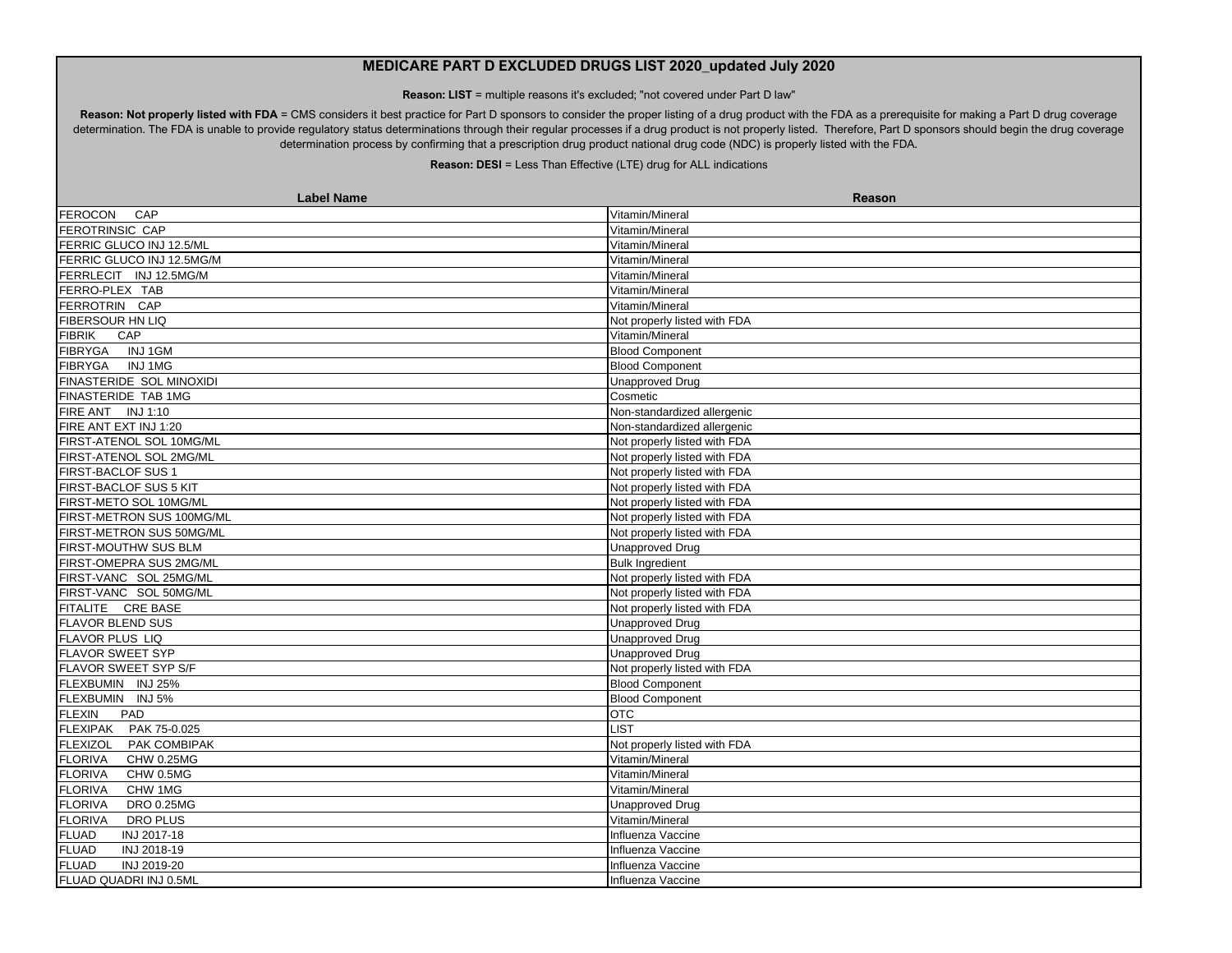# MEDICARE PART D EXCLUDED DRUGS LIST 2020_updated July 2020

**Reason: LIST** = multiple reasons it's excluded; "not covered under Part D law"

**Reason: Not properly listed with FDA** = CMS considers it best practice for Part D sponsors to consider the proper listing of a drug product with the FDA as a prerequisite for making a Part D drug coverage determination. The FDA is unable to provide regulatory status determinations through their regular processes if a drug product is not properly listed. Therefore, Part D sponsors should begin the drug coverage determination process by confirming that a prescription drug product national drug code (NDC) is properly listed with the FDA.

**Reason: DESI** = Less Than Effective (LTE) drug for ALL indications

| Label Name | Reason |
|---|---|
| FEROCON CAP | Vitamin/Mineral |
| FEROTRINSIC CAP | Vitamin/Mineral |
| FERRIC GLUCO INJ 12.5/ML | Vitamin/Mineral |
| FERRIC GLUCO INJ 12.5MG/M | Vitamin/Mineral |
| FERRLECIT INJ 12.5MG/M | Vitamin/Mineral |
| FERRO-PLEX TAB | Vitamin/Mineral |
| FERROTRIN CAP | Vitamin/Mineral |
| FIBERSOUR HN LIQ | Not properly listed with FDA |
| FIBRIK CAP | Vitamin/Mineral |
| FIBRYGA INJ 1GM | Blood Component |
| FIBRYGA INJ 1MG | Blood Component |
| FINASTERIDE SOL MINOXIDI | Unapproved Drug |
| FINASTERIDE TAB 1MG | Cosmetic |
| FIRE ANT INJ 1:10 | Non-standardized allergenic |
| FIRE ANT EXT INJ 1:20 | Non-standardized allergenic |
| FIRST-ATENOL SOL 10MG/ML | Not properly listed with FDA |
| FIRST-ATENOL SOL 2MG/ML | Not properly listed with FDA |
| FIRST-BACLOF SUS 1 | Not properly listed with FDA |
| FIRST-BACLOF SUS 5 KIT | Not properly listed with FDA |
| FIRST-METO SOL 10MG/ML | Not properly listed with FDA |
| FIRST-METRON SUS 100MG/ML | Not properly listed with FDA |
| FIRST-METRON SUS 50MG/ML | Not properly listed with FDA |
| FIRST-MOUTHW SUS BLM | Unapproved Drug |
| FIRST-OMEPRA SUS 2MG/ML | Bulk Ingredient |
| FIRST-VANC SOL 25MG/ML | Not properly listed with FDA |
| FIRST-VANC SOL 50MG/ML | Not properly listed with FDA |
| FITALITE CRE BASE | Not properly listed with FDA |
| FLAVOR BLEND SUS | Unapproved Drug |
| FLAVOR PLUS LIQ | Unapproved Drug |
| FLAVOR SWEET SYP | Unapproved Drug |
| FLAVOR SWEET SYP S/F | Not properly listed with FDA |
| FLEXBUMIN INJ 25% | Blood Component |
| FLEXBUMIN INJ 5% | Blood Component |
| FLEXIN PAD | OTC |
| FLEXIPAK PAK 75-0.025 | LIST |
| FLEXIZOL PAK COMBIPAK | Not properly listed with FDA |
| FLORIVA CHW 0.25MG | Vitamin/Mineral |
| FLORIVA CHW 0.5MG | Vitamin/Mineral |
| FLORIVA CHW 1MG | Vitamin/Mineral |
| FLORIVA DRO 0.25MG | Unapproved Drug |
| FLORIVA DRO PLUS | Vitamin/Mineral |
| FLUAD INJ 2017-18 | Influenza Vaccine |
| FLUAD INJ 2018-19 | Influenza Vaccine |
| FLUAD INJ 2019-20 | Influenza Vaccine |
| FLUAD QUADRI INJ 0.5ML | Influenza Vaccine |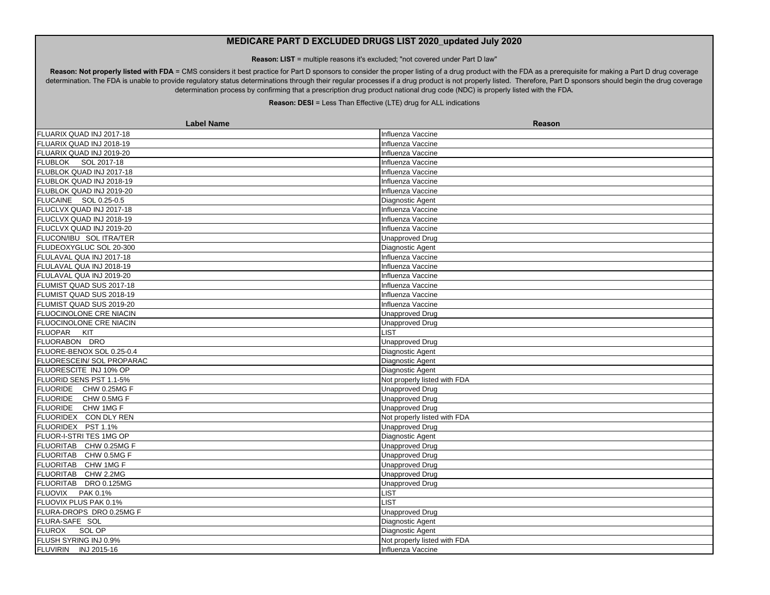# MEDICARE PART D EXCLUDED DRUGS LIST 2020_updated July 2020

**Reason: LIST** = multiple reasons it's excluded; "not covered under Part D law"

**Reason: Not properly listed with FDA** = CMS considers it best practice for Part D sponsors to consider the proper listing of a drug product with the FDA as a prerequisite for making a Part D drug coverage determination. The FDA is unable to provide regulatory status determinations through their regular processes if a drug product is not properly listed. Therefore, Part D sponsors should begin the drug coverage determination process by confirming that a prescription drug product national drug code (NDC) is properly listed with the FDA.

**Reason: DESI** = Less Than Effective (LTE) drug for ALL indications

| Label Name | Reason |
|---|---|
| FLUARIX QUAD INJ 2017-18 | Influenza Vaccine |
| FLUARIX QUAD INJ 2018-19 | Influenza Vaccine |
| FLUARIX QUAD INJ 2019-20 | Influenza Vaccine |
| FLUBLOK SOL 2017-18 | Influenza Vaccine |
| FLUBLOK QUAD INJ 2017-18 | Influenza Vaccine |
| FLUBLOK QUAD INJ 2018-19 | Influenza Vaccine |
| FLUBLOK QUAD INJ 2019-20 | Influenza Vaccine |
| FLUCAINE SOL 0.25-0.5 | Diagnostic Agent |
| FLUCLVX QUAD INJ 2017-18 | Influenza Vaccine |
| FLUCLVX QUAD INJ 2018-19 | Influenza Vaccine |
| FLUCLVX QUAD INJ 2019-20 | Influenza Vaccine |
| FLUCON/IBU SOL ITRA/TER | Unapproved Drug |
| FLUDEOXYGLUC SOL 20-300 | Diagnostic Agent |
| FLULAVAL QUA INJ 2017-18 | Influenza Vaccine |
| FLULAVAL QUA INJ 2018-19 | Influenza Vaccine |
| FLULAVAL QUA INJ 2019-20 | Influenza Vaccine |
| FLUMIST QUAD SUS 2017-18 | Influenza Vaccine |
| FLUMIST QUAD SUS 2018-19 | Influenza Vaccine |
| FLUMIST QUAD SUS 2019-20 | Influenza Vaccine |
| FLUOCINOLONE CRE NIACIN | Unapproved Drug |
| FLUOCINOLONE CRE NIACIN | Unapproved Drug |
| FLUOPAR KIT | LIST |
| FLUORABON DRO | Unapproved Drug |
| FLUORE-BENOX SOL 0.25-0.4 | Diagnostic Agent |
| FLUORESCEIN/ SOL PROPARAC | Diagnostic Agent |
| FLUORESCITE INJ 10% OP | Diagnostic Agent |
| FLUORID SENS PST 1.1-5% | Not properly listed with FDA |
| FLUORIDE CHW 0.25MG F | Unapproved Drug |
| FLUORIDE CHW 0.5MG F | Unapproved Drug |
| FLUORIDE CHW 1MG F | Unapproved Drug |
| FLUORIDEX CON DLY REN | Not properly listed with FDA |
| FLUORIDEX PST 1.1% | Unapproved Drug |
| FLUOR-I-STRI TES 1MG OP | Diagnostic Agent |
| FLUORITAB CHW 0.25MG F | Unapproved Drug |
| FLUORITAB CHW 0.5MG F | Unapproved Drug |
| FLUORITAB CHW 1MG F | Unapproved Drug |
| FLUORITAB CHW 2.2MG | Unapproved Drug |
| FLUORITAB DRO 0.125MG | Unapproved Drug |
| FLUOVIX PAK 0.1% | LIST |
| FLUOVIX PLUS PAK 0.1% | LIST |
| FLURA-DROPS DRO 0.25MG F | Unapproved Drug |
| FLURA-SAFE SOL | Diagnostic Agent |
| FLUROX SOL OP | Diagnostic Agent |
| FLUSH SYRING INJ 0.9% | Not properly listed with FDA |
| FLUVIRIN INJ 2015-16 | Influenza Vaccine |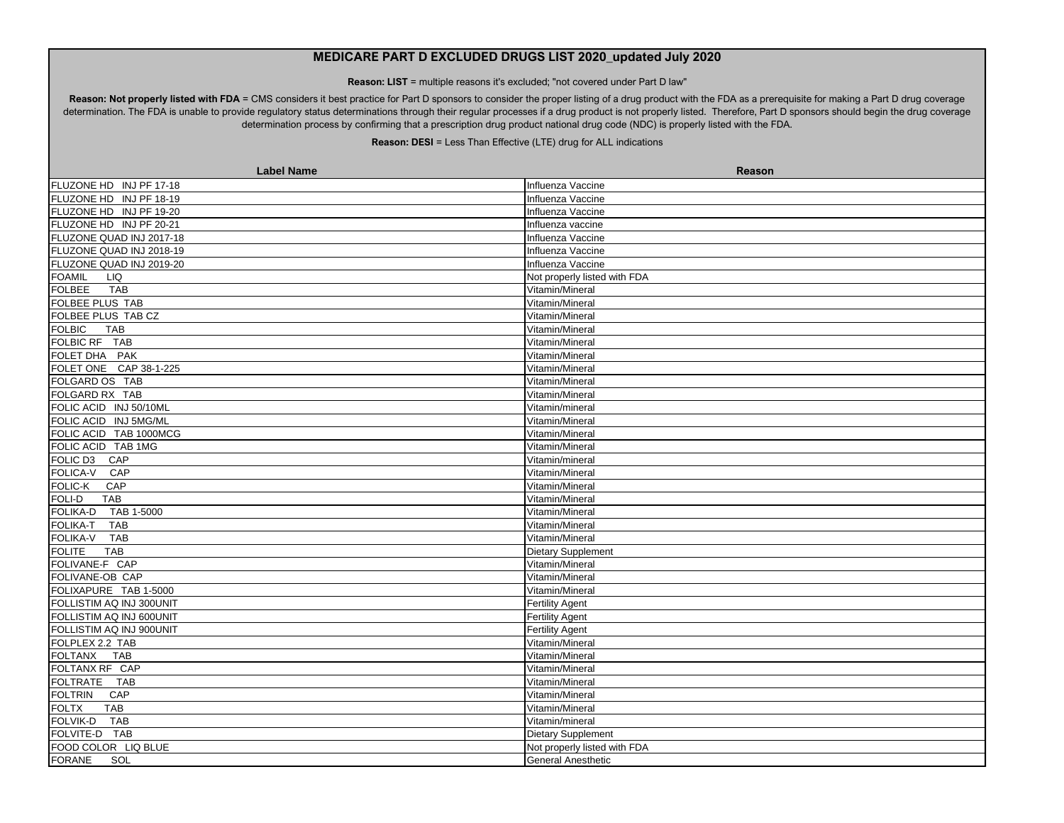# MEDICARE PART D EXCLUDED DRUGS LIST 2020_updated July 2020

**Reason: LIST** = multiple reasons it's excluded; "not covered under Part D law"

**Reason: Not properly listed with FDA** = CMS considers it best practice for Part D sponsors to consider the proper listing of a drug product with the FDA as a prerequisite for making a Part D drug coverage determination. The FDA is unable to provide regulatory status determinations through their regular processes if a drug product is not properly listed. Therefore, Part D sponsors should begin the drug coverage determination process by confirming that a prescription drug product national drug code (NDC) is properly listed with the FDA.

**Reason: DESI** = Less Than Effective (LTE) drug for ALL indications

| Label Name | Reason |
|---|---|
| FLUZONE HD INJ PF 17-18 | Influenza Vaccine |
| FLUZONE HD INJ PF 18-19 | Influenza Vaccine |
| FLUZONE HD INJ PF 19-20 | Influenza Vaccine |
| FLUZONE HD INJ PF 20-21 | Influenza vaccine |
| FLUZONE QUAD INJ 2017-18 | Influenza Vaccine |
| FLUZONE QUAD INJ 2018-19 | Influenza Vaccine |
| FLUZONE QUAD INJ 2019-20 | Influenza Vaccine |
| FOAMIL LIQ | Not properly listed with FDA |
| FOLBEE TAB | Vitamin/Mineral |
| FOLBEE PLUS TAB | Vitamin/Mineral |
| FOLBEE PLUS TAB CZ | Vitamin/Mineral |
| FOLBIC TAB | Vitamin/Mineral |
| FOLBIC RF TAB | Vitamin/Mineral |
| FOLET DHA PAK | Vitamin/Mineral |
| FOLET ONE CAP 38-1-225 | Vitamin/Mineral |
| FOLGARD OS TAB | Vitamin/Mineral |
| FOLGARD RX TAB | Vitamin/Mineral |
| FOLIC ACID INJ 50/10ML | Vitamin/mineral |
| FOLIC ACID INJ 5MG/ML | Vitamin/Mineral |
| FOLIC ACID TAB 1000MCG | Vitamin/Mineral |
| FOLIC ACID TAB 1MG | Vitamin/Mineral |
| FOLIC D3 CAP | Vitamin/mineral |
| FOLICA-V CAP | Vitamin/Mineral |
| FOLIC-K CAP | Vitamin/Mineral |
| FOLI-D TAB | Vitamin/Mineral |
| FOLIKA-D TAB 1-5000 | Vitamin/Mineral |
| FOLIKA-T TAB | Vitamin/Mineral |
| FOLIKA-V TAB | Vitamin/Mineral |
| FOLITE TAB | Dietary Supplement |
| FOLIVANE-F CAP | Vitamin/Mineral |
| FOLIVANE-OB CAP | Vitamin/Mineral |
| FOLIXAPURE TAB 1-5000 | Vitamin/Mineral |
| FOLLISTIM AQ INJ 300UNIT | Fertility Agent |
| FOLLISTIM AQ INJ 600UNIT | Fertility Agent |
| FOLLISTIM AQ INJ 900UNIT | Fertility Agent |
| FOLPLEX 2.2 TAB | Vitamin/Mineral |
| FOLTANX TAB | Vitamin/Mineral |
| FOLTANX RF CAP | Vitamin/Mineral |
| FOLTRATE TAB | Vitamin/Mineral |
| FOLTRIN CAP | Vitamin/Mineral |
| FOLTX TAB | Vitamin/Mineral |
| FOLVIK-D TAB | Vitamin/mineral |
| FOLVITE-D TAB | Dietary Supplement |
| FOOD COLOR LIQ BLUE | Not properly listed with FDA |
| FORANE SOL | General Anesthetic |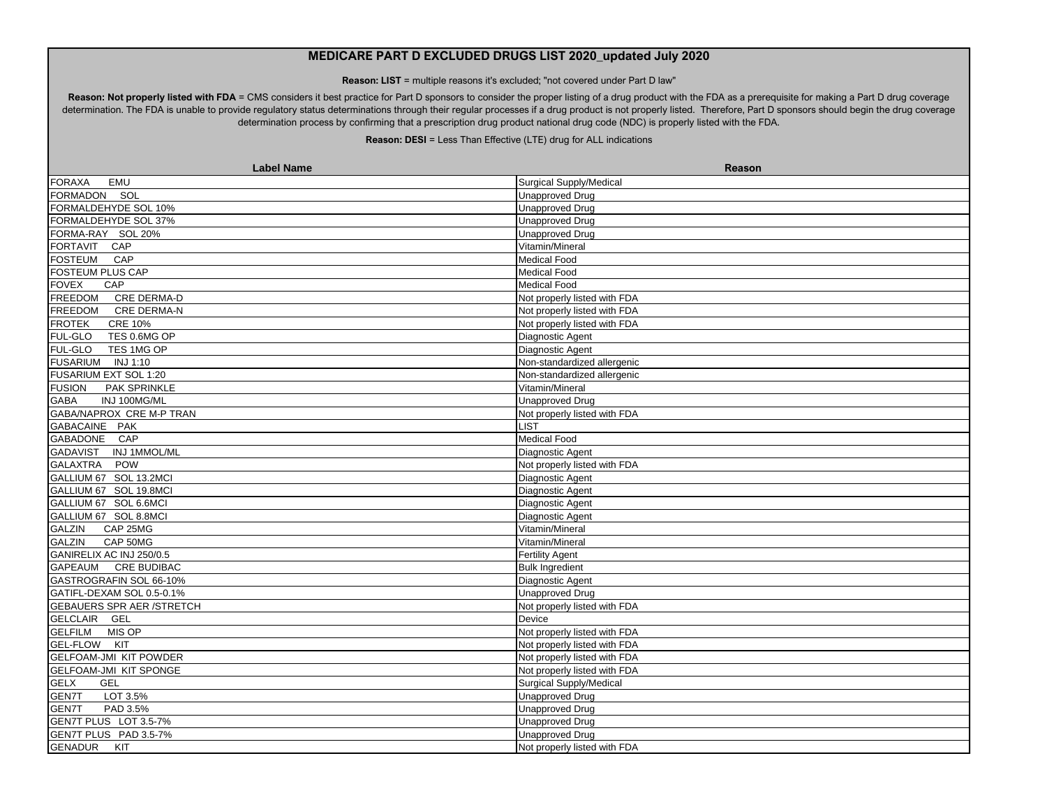# MEDICARE PART D EXCLUDED DRUGS LIST 2020_updated July 2020

**Reason: LIST** = multiple reasons it's excluded; "not covered under Part D law"

**Reason: Not properly listed with FDA** = CMS considers it best practice for Part D sponsors to consider the proper listing of a drug product with the FDA as a prerequisite for making a Part D drug coverage determination. The FDA is unable to provide regulatory status determinations through their regular processes if a drug product is not properly listed. Therefore, Part D sponsors should begin the drug coverage determination process by confirming that a prescription drug product national drug code (NDC) is properly listed with the FDA.

**Reason: DESI** = Less Than Effective (LTE) drug for ALL indications

| Label Name | Reason |
|---|---|
| FORAXA EMU | Surgical Supply/Medical |
| FORMADON SOL | Unapproved Drug |
| FORMALDEHYDE SOL 10% | Unapproved Drug |
| FORMALDEHYDE SOL 37% | Unapproved Drug |
| FORMA-RAY SOL 20% | Unapproved Drug |
| FORTAVIT CAP | Vitamin/Mineral |
| FOSTEUM CAP | Medical Food |
| FOSTEUM PLUS CAP | Medical Food |
| FOVEX CAP | Medical Food |
| FREEDOM CRE DERMA-D | Not properly listed with FDA |
| FREEDOM CRE DERMA-N | Not properly listed with FDA |
| FROTEK CRE 10% | Not properly listed with FDA |
| FUL-GLO TES 0.6MG OP | Diagnostic Agent |
| FUL-GLO TES 1MG OP | Diagnostic Agent |
| FUSARIUM INJ 1:10 | Non-standardized allergenic |
| FUSARIUM EXT SOL 1:20 | Non-standardized allergenic |
| FUSION PAK SPRINKLE | Vitamin/Mineral |
| GABA INJ 100MG/ML | Unapproved Drug |
| GABA/NAPROX CRE M-P TRAN | Not properly listed with FDA |
| GABACAINE PAK | LIST |
| GABADONE CAP | Medical Food |
| GADAVIST INJ 1MMOL/ML | Diagnostic Agent |
| GALAXTRA POW | Not properly listed with FDA |
| GALLIUM 67 SOL 13.2MCI | Diagnostic Agent |
| GALLIUM 67 SOL 19.8MCI | Diagnostic Agent |
| GALLIUM 67 SOL 6.6MCI | Diagnostic Agent |
| GALLIUM 67 SOL 8.8MCI | Diagnostic Agent |
| GALZIN CAP 25MG | Vitamin/Mineral |
| GALZIN CAP 50MG | Vitamin/Mineral |
| GANIRELIX AC INJ 250/0.5 | Fertility Agent |
| GAPEAUM CRE BUDIBAC | Bulk Ingredient |
| GASTROGRAFIN SOL 66-10% | Diagnostic Agent |
| GATIFL-DEXAM SOL 0.5-0.1% | Unapproved Drug |
| GEBAUERS SPR AER /STRETCH | Not properly listed with FDA |
| GELCLAIR GEL | Device |
| GELFILM MIS OP | Not properly listed with FDA |
| GEL-FLOW KIT | Not properly listed with FDA |
| GELFOAM-JMI KIT POWDER | Not properly listed with FDA |
| GELFOAM-JMI KIT SPONGE | Not properly listed with FDA |
| GELX GEL | Surgical Supply/Medical |
| GEN7T LOT 3.5% | Unapproved Drug |
| GEN7T PAD 3.5% | Unapproved Drug |
| GEN7T PLUS LOT 3.5-7% | Unapproved Drug |
| GEN7T PLUS PAD 3.5-7% | Unapproved Drug |
| GENADUR KIT | Not properly listed with FDA |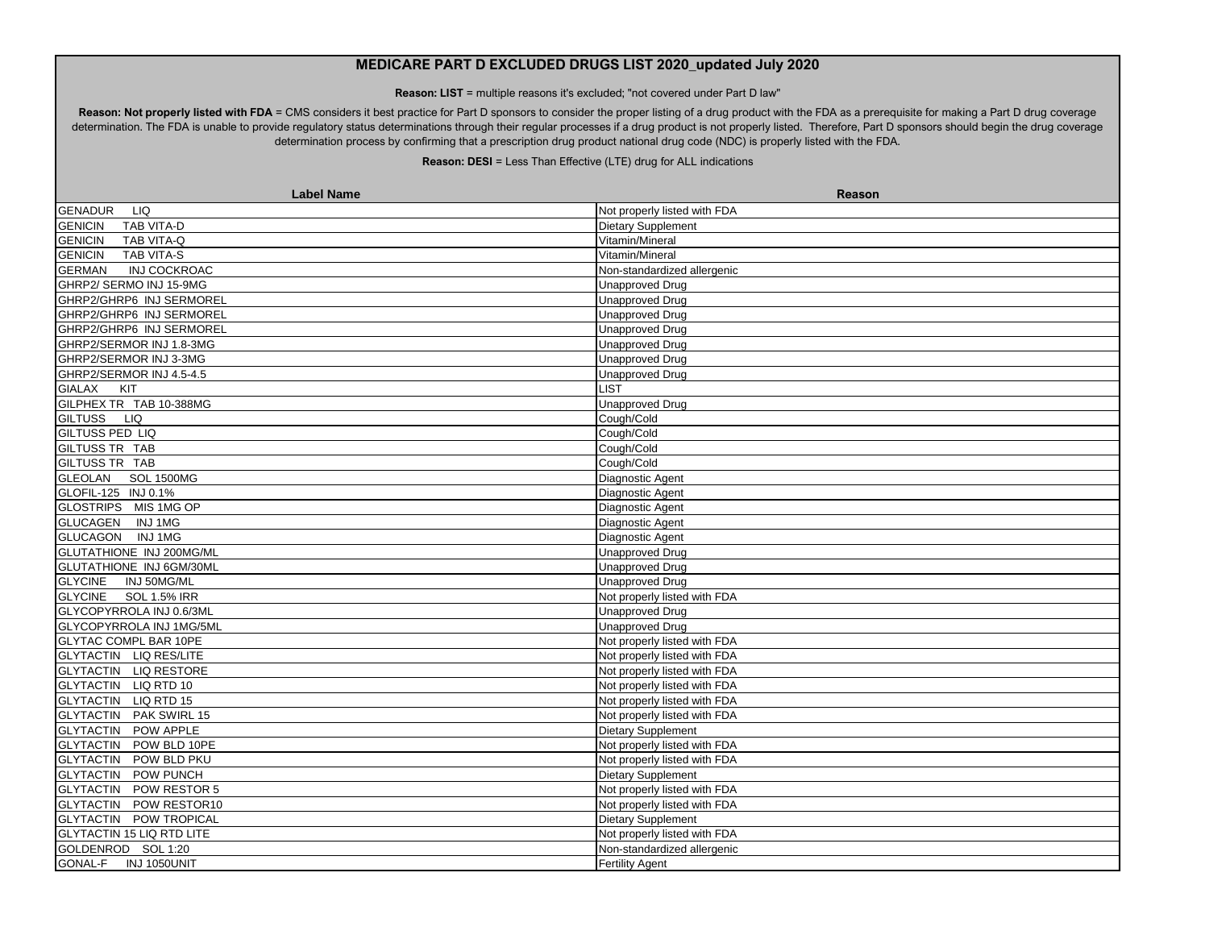# MEDICARE PART D EXCLUDED DRUGS LIST 2020_updated July 2020

**Reason: LIST** = multiple reasons it's excluded; "not covered under Part D law"

**Reason: Not properly listed with FDA** = CMS considers it best practice for Part D sponsors to consider the proper listing of a drug product with the FDA as a prerequisite for making a Part D drug coverage determination. The FDA is unable to provide regulatory status determinations through their regular processes if a drug product is not properly listed. Therefore, Part D sponsors should begin the drug coverage determination process by confirming that a prescription drug product national drug code (NDC) is properly listed with the FDA.

**Reason: DESI** = Less Than Effective (LTE) drug for ALL indications

| Label Name | Reason |
|---|---|
| GENADUR LIQ | Not properly listed with FDA |
| GENICIN TAB VITA-D | Dietary Supplement |
| GENICIN TAB VITA-Q | Vitamin/Mineral |
| GENICIN TAB VITA-S | Vitamin/Mineral |
| GERMAN INJ COCKROAC | Non-standardized allergenic |
| GHRP2/ SERMO INJ 15-9MG | Unapproved Drug |
| GHRP2/GHRP6 INJ SERMOREL | Unapproved Drug |
| GHRP2/GHRP6 INJ SERMOREL | Unapproved Drug |
| GHRP2/GHRP6 INJ SERMOREL | Unapproved Drug |
| GHRP2/SERMOR INJ 1.8-3MG | Unapproved Drug |
| GHRP2/SERMOR INJ 3-3MG | Unapproved Drug |
| GHRP2/SERMOR INJ 4.5-4.5 | Unapproved Drug |
| GIALAX KIT | LIST |
| GILPHEX TR TAB 10-388MG | Unapproved Drug |
| GILTUSS LIQ | Cough/Cold |
| GILTUSS PED LIQ | Cough/Cold |
| GILTUSS TR TAB | Cough/Cold |
| GILTUSS TR TAB | Cough/Cold |
| GLEOLAN SOL 1500MG | Diagnostic Agent |
| GLOFIL-125 INJ 0.1% | Diagnostic Agent |
| GLOSTRIPS MIS 1MG OP | Diagnostic Agent |
| GLUCAGEN INJ 1MG | Diagnostic Agent |
| GLUCAGON INJ 1MG | Diagnostic Agent |
| GLUTATHIONE INJ 200MG/ML | Unapproved Drug |
| GLUTATHIONE INJ 6GM/30ML | Unapproved Drug |
| GLYCINE INJ 50MG/ML | Unapproved Drug |
| GLYCINE SOL 1.5% IRR | Not properly listed with FDA |
| GLYCOPYRROLA INJ 0.6/3ML | Unapproved Drug |
| GLYCOPYRROLA INJ 1MG/5ML | Unapproved Drug |
| GLYTAC COMPL BAR 10PE | Not properly listed with FDA |
| GLYTACTIN LIQ RES/LITE | Not properly listed with FDA |
| GLYTACTIN LIQ RESTORE | Not properly listed with FDA |
| GLYTACTIN LIQ RTD 10 | Not properly listed with FDA |
| GLYTACTIN LIQ RTD 15 | Not properly listed with FDA |
| GLYTACTIN PAK SWIRL 15 | Not properly listed with FDA |
| GLYTACTIN POW APPLE | Dietary Supplement |
| GLYTACTIN POW BLD 10PE | Not properly listed with FDA |
| GLYTACTIN POW BLD PKU | Not properly listed with FDA |
| GLYTACTIN POW PUNCH | Dietary Supplement |
| GLYTACTIN POW RESTOR 5 | Not properly listed with FDA |
| GLYTACTIN POW RESTOR10 | Not properly listed with FDA |
| GLYTACTIN POW TROPICAL | Dietary Supplement |
| GLYTACTIN 15 LIQ RTD LITE | Not properly listed with FDA |
| GOLDENROD SOL 1:20 | Non-standardized allergenic |
| GONAL-F INJ 1050UNIT | Fertility Agent |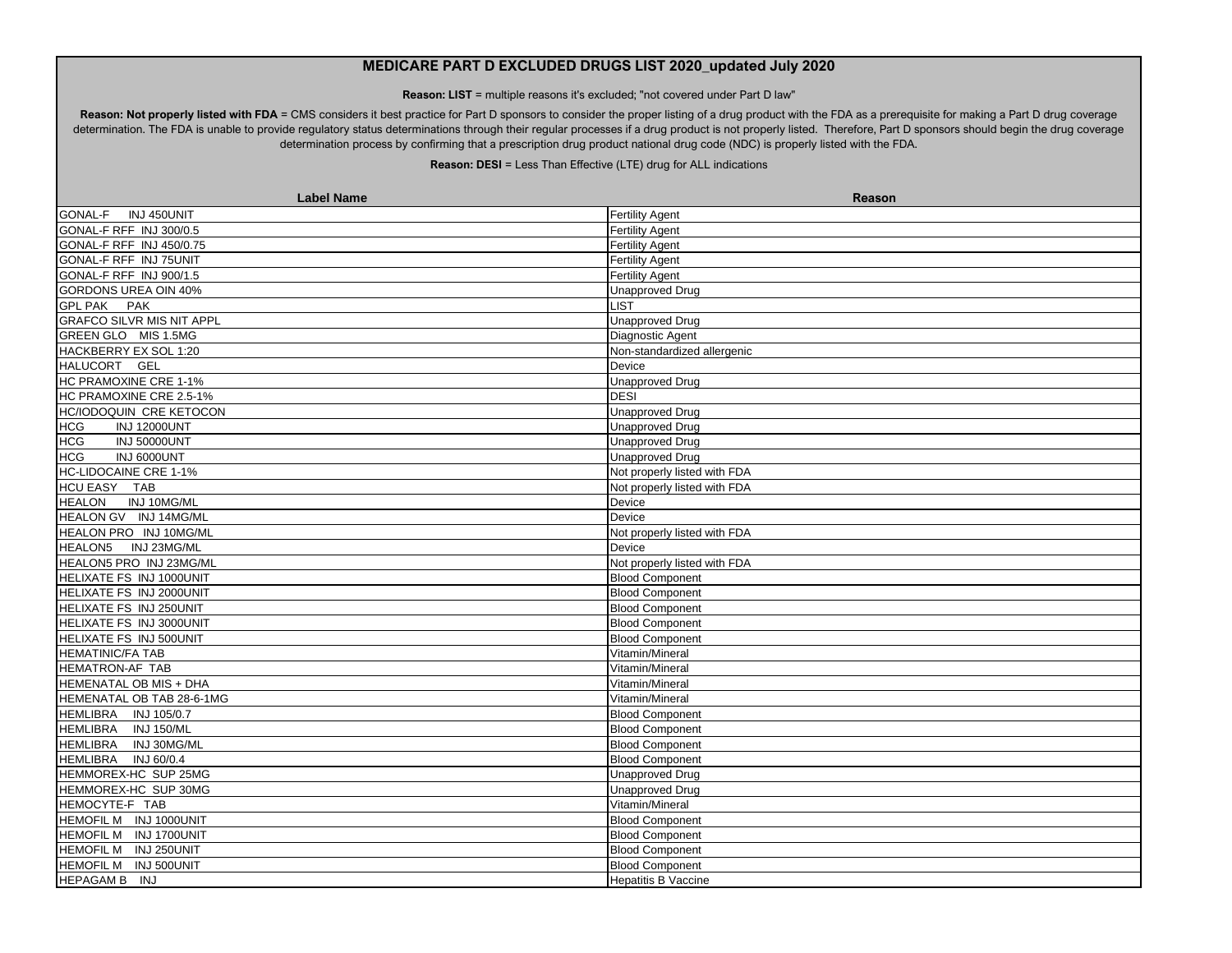# MEDICARE PART D EXCLUDED DRUGS LIST 2020_updated July 2020

**Reason: LIST** = multiple reasons it's excluded; "not covered under Part D law"

**Reason: Not properly listed with FDA** = CMS considers it best practice for Part D sponsors to consider the proper listing of a drug product with the FDA as a prerequisite for making a Part D drug coverage determination. The FDA is unable to provide regulatory status determinations through their regular processes if a drug product is not properly listed. Therefore, Part D sponsors should begin the drug coverage determination process by confirming that a prescription drug product national drug code (NDC) is properly listed with the FDA.

**Reason: DESI** = Less Than Effective (LTE) drug for ALL indications

| Label Name | Reason |
|---|---|
| GONAL-F INJ 450UNIT | Fertility Agent |
| GONAL-F RFF INJ 300/0.5 | Fertility Agent |
| GONAL-F RFF INJ 450/0.75 | Fertility Agent |
| GONAL-F RFF INJ 75UNIT | Fertility Agent |
| GONAL-F RFF INJ 900/1.5 | Fertility Agent |
| GORDONS UREA OIN 40% | Unapproved Drug |
| GPL PAK PAK | LIST |
| GRAFCO SILVR MIS NIT APPL | Unapproved Drug |
| GREEN GLO MIS 1.5MG | Diagnostic Agent |
| HACKBERRY EX SOL 1:20 | Non-standardized allergenic |
| HALUCORT GEL | Device |
| HC PRAMOXINE CRE 1-1% | Unapproved Drug |
| HC PRAMOXINE CRE 2.5-1% | DESI |
| HC/IODOQUIN CRE KETOCON | Unapproved Drug |
| HCG INJ 12000UNT | Unapproved Drug |
| HCG INJ 50000UNT | Unapproved Drug |
| HCG INJ 6000UNT | Unapproved Drug |
| HC-LIDOCAINE CRE 1-1% | Not properly listed with FDA |
| HCU EASY TAB | Not properly listed with FDA |
| HEALON INJ 10MG/ML | Device |
| HEALON GV INJ 14MG/ML | Device |
| HEALON PRO INJ 10MG/ML | Not properly listed with FDA |
| HEALON5 INJ 23MG/ML | Device |
| HEALON5 PRO INJ 23MG/ML | Not properly listed with FDA |
| HELIXATE FS INJ 1000UNIT | Blood Component |
| HELIXATE FS INJ 2000UNIT | Blood Component |
| HELIXATE FS INJ 250UNIT | Blood Component |
| HELIXATE FS INJ 3000UNIT | Blood Component |
| HELIXATE FS INJ 500UNIT | Blood Component |
| HEMATINIC/FA TAB | Vitamin/Mineral |
| HEMATRON-AF TAB | Vitamin/Mineral |
| HEMENATAL OB MIS + DHA | Vitamin/Mineral |
| HEMENATAL OB TAB 28-6-1MG | Vitamin/Mineral |
| HEMLIBRA INJ 105/0.7 | Blood Component |
| HEMLIBRA INJ 150/ML | Blood Component |
| HEMLIBRA INJ 30MG/ML | Blood Component |
| HEMLIBRA INJ 60/0.4 | Blood Component |
| HEMMOREX-HC SUP 25MG | Unapproved Drug |
| HEMMOREX-HC SUP 30MG | Unapproved Drug |
| HEMOCYTE-F TAB | Vitamin/Mineral |
| HEMOFIL M INJ 1000UNIT | Blood Component |
| HEMOFIL M INJ 1700UNIT | Blood Component |
| HEMOFIL M INJ 250UNIT | Blood Component |
| HEMOFIL M INJ 500UNIT | Blood Component |
| HEPAGAM B INJ | Hepatitis B Vaccine |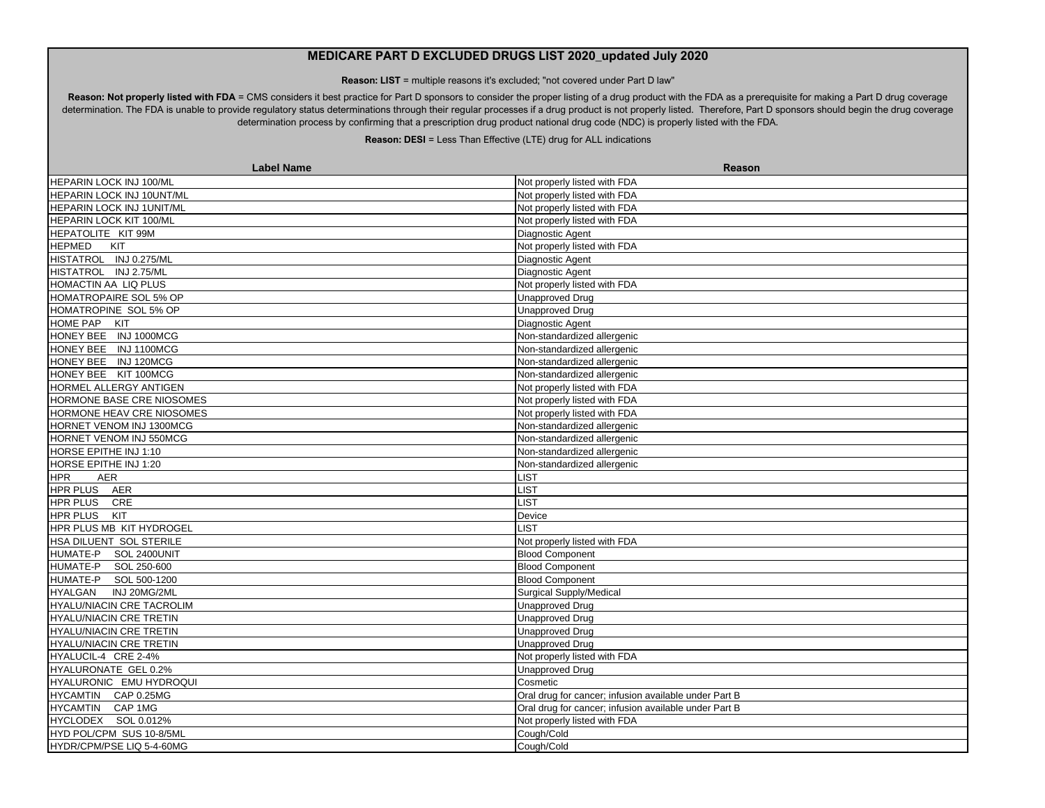# MEDICARE PART D EXCLUDED DRUGS LIST 2020_updated July 2020

**Reason: LIST** = multiple reasons it's excluded; "not covered under Part D law"

**Reason: Not properly listed with FDA** = CMS considers it best practice for Part D sponsors to consider the proper listing of a drug product with the FDA as a prerequisite for making a Part D drug coverage determination. The FDA is unable to provide regulatory status determinations through their regular processes if a drug product is not properly listed. Therefore, Part D sponsors should begin the drug coverage determination process by confirming that a prescription drug product national drug code (NDC) is properly listed with the FDA.

**Reason: DESI** = Less Than Effective (LTE) drug for ALL indications

| Label Name | Reason |
|---|---|
| HEPARIN LOCK INJ 100/ML | Not properly listed with FDA |
| HEPARIN LOCK INJ 10UNT/ML | Not properly listed with FDA |
| HEPARIN LOCK INJ 1UNIT/ML | Not properly listed with FDA |
| HEPARIN LOCK KIT 100/ML | Not properly listed with FDA |
| HEPATOLITE KIT 99M | Diagnostic Agent |
| HEPMED KIT | Not properly listed with FDA |
| HISTATROL INJ 0.275/ML | Diagnostic Agent |
| HISTATROL INJ 2.75/ML | Diagnostic Agent |
| HOMACTIN AA LIQ PLUS | Not properly listed with FDA |
| HOMATROPAIRE SOL 5% OP | Unapproved Drug |
| HOMATROPINE SOL 5% OP | Unapproved Drug |
| HOME PAP KIT | Diagnostic Agent |
| HONEY BEE INJ 1000MCG | Non-standardized allergenic |
| HONEY BEE INJ 1100MCG | Non-standardized allergenic |
| HONEY BEE INJ 120MCG | Non-standardized allergenic |
| HONEY BEE KIT 100MCG | Non-standardized allergenic |
| HORMEL ALLERGY ANTIGEN | Not properly listed with FDA |
| HORMONE BASE CRE NIOSOMES | Not properly listed with FDA |
| HORMONE HEAV CRE NIOSOMES | Not properly listed with FDA |
| HORNET VENOM INJ 1300MCG | Non-standardized allergenic |
| HORNET VENOM INJ 550MCG | Non-standardized allergenic |
| HORSE EPITHE INJ 1:10 | Non-standardized allergenic |
| HORSE EPITHE INJ 1:20 | Non-standardized allergenic |
| HPR AER | LIST |
| HPR PLUS AER | LIST |
| HPR PLUS CRE | LIST |
| HPR PLUS KIT | Device |
| HPR PLUS MB KIT HYDROGEL | LIST |
| HSA DILUENT SOL STERILE | Not properly listed with FDA |
| HUMATE-P SOL 2400UNIT | Blood Component |
| HUMATE-P SOL 250-600 | Blood Component |
| HUMATE-P SOL 500-1200 | Blood Component |
| HYALGAN INJ 20MG/2ML | Surgical Supply/Medical |
| HYALU/NIACIN CRE TACROLIM | Unapproved Drug |
| HYALU/NIACIN CRE TRETIN | Unapproved Drug |
| HYALU/NIACIN CRE TRETIN | Unapproved Drug |
| HYALU/NIACIN CRE TRETIN | Unapproved Drug |
| HYALUCIL-4 CRE 2-4% | Not properly listed with FDA |
| HYALURONATE GEL 0.2% | Unapproved Drug |
| HYALURONIC EMU HYDROQUI | Cosmetic |
| HYCAMTIN CAP 0.25MG | Oral drug for cancer; infusion available under Part B |
| HYCAMTIN CAP 1MG | Oral drug for cancer; infusion available under Part B |
| HYCLODEX SOL 0.012% | Not properly listed with FDA |
| HYD POL/CPM SUS 10-8/5ML | Cough/Cold |
| HYDR/CPM/PSE LIQ 5-4-60MG | Cough/Cold |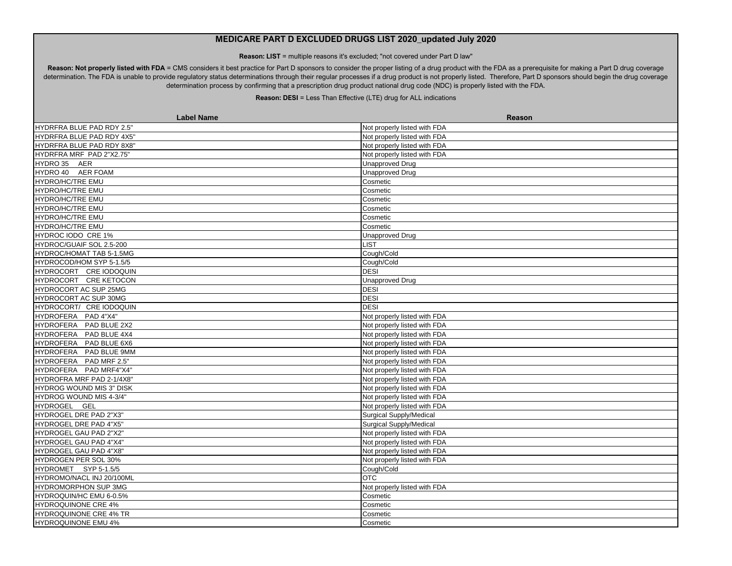# MEDICARE PART D EXCLUDED DRUGS LIST 2020_updated July 2020

**Reason: LIST** = multiple reasons it's excluded; "not covered under Part D law"

**Reason: Not properly listed with FDA** = CMS considers it best practice for Part D sponsors to consider the proper listing of a drug product with the FDA as a prerequisite for making a Part D drug coverage determination. The FDA is unable to provide regulatory status determinations through their regular processes if a drug product is not properly listed. Therefore, Part D sponsors should begin the drug coverage determination process by confirming that a prescription drug product national drug code (NDC) is properly listed with the FDA.

**Reason: DESI** = Less Than Effective (LTE) drug for ALL indications

| Label Name | Reason |
|---|---|
| HYDRFRA BLUE PAD RDY 2.5" | Not properly listed with FDA |
| HYDRFRA BLUE PAD RDY 4X5" | Not properly listed with FDA |
| HYDRFRA BLUE PAD RDY 8X8" | Not properly listed with FDA |
| HYDRFRA MRF PAD 2"X2.75" | Not properly listed with FDA |
| HYDRO 35 AER | Unapproved Drug |
| HYDRO 40 AER FOAM | Unapproved Drug |
| HYDRO/HC/TRE EMU | Cosmetic |
| HYDRO/HC/TRE EMU | Cosmetic |
| HYDRO/HC/TRE EMU | Cosmetic |
| HYDRO/HC/TRE EMU | Cosmetic |
| HYDRO/HC/TRE EMU | Cosmetic |
| HYDRO/HC/TRE EMU | Cosmetic |
| HYDROC IODO CRE 1% | Unapproved Drug |
| HYDROC/GUAIF SOL 2.5-200 | LIST |
| HYDROC/HOMAT TAB 5-1.5MG | Cough/Cold |
| HYDROCOD/HOM SYP 5-1.5/5 | Cough/Cold |
| HYDROCORT CRE IODOQUIN | DESI |
| HYDROCORT CRE KETOCON | Unapproved Drug |
| HYDROCORT AC SUP 25MG | DESI |
| HYDROCORT AC SUP 30MG | DESI |
| HYDROCORT/ CRE IODOQUIN | DESI |
| HYDROFERA PAD 4"X4" | Not properly listed with FDA |
| HYDROFERA PAD BLUE 2X2 | Not properly listed with FDA |
| HYDROFERA PAD BLUE 4X4 | Not properly listed with FDA |
| HYDROFERA PAD BLUE 6X6 | Not properly listed with FDA |
| HYDROFERA PAD BLUE 9MM | Not properly listed with FDA |
| HYDROFERA PAD MRF 2.5" | Not properly listed with FDA |
| HYDROFERA PAD MRF4"X4" | Not properly listed with FDA |
| HYDROFRA MRF PAD 2-1/4X8" | Not properly listed with FDA |
| HYDROG WOUND MIS 3" DISK | Not properly listed with FDA |
| HYDROG WOUND MIS 4-3/4" | Not properly listed with FDA |
| HYDROGEL GEL | Not properly listed with FDA |
| HYDROGEL DRE PAD 2"X3" | Surgical Supply/Medical |
| HYDROGEL DRE PAD 4"X5" | Surgical Supply/Medical |
| HYDROGEL GAU PAD 2"X2" | Not properly listed with FDA |
| HYDROGEL GAU PAD 4"X4" | Not properly listed with FDA |
| HYDROGEL GAU PAD 4"X8" | Not properly listed with FDA |
| HYDROGEN PER SOL 30% | Not properly listed with FDA |
| HYDROMET SYP 5-1.5/5 | Cough/Cold |
| HYDROMO/NACL INJ 20/100ML | OTC |
| HYDROMORPHON SUP 3MG | Not properly listed with FDA |
| HYDROQUIN/HC EMU 6-0.5% | Cosmetic |
| HYDROQUINONE CRE 4% | Cosmetic |
| HYDROQUINONE CRE 4% TR | Cosmetic |
| HYDROQUINONE EMU 4% | Cosmetic |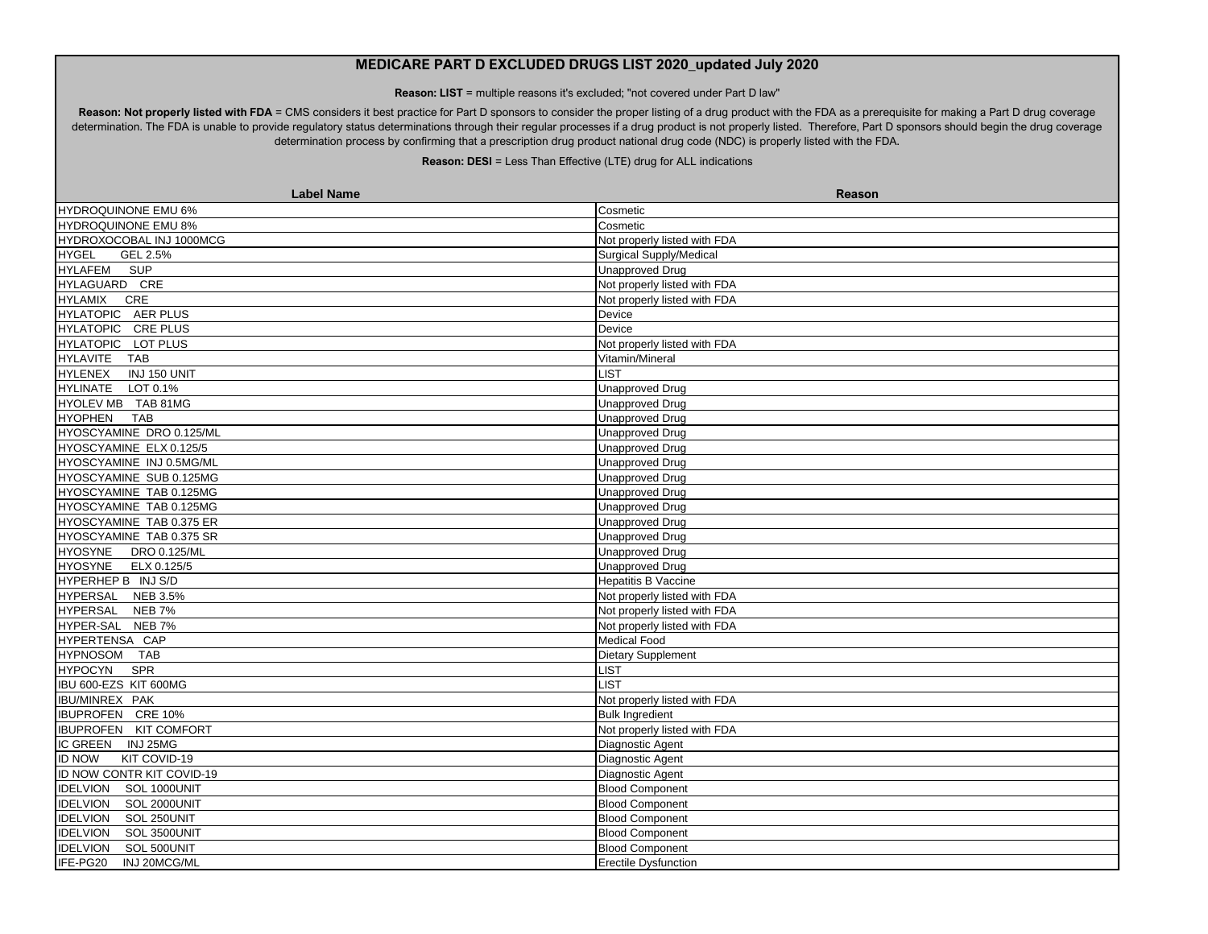# MEDICARE PART D EXCLUDED DRUGS LIST 2020_updated July 2020

**Reason: LIST** = multiple reasons it's excluded; "not covered under Part D law"

**Reason: Not properly listed with FDA** = CMS considers it best practice for Part D sponsors to consider the proper listing of a drug product with the FDA as a prerequisite for making a Part D drug coverage determination. The FDA is unable to provide regulatory status determinations through their regular processes if a drug product is not properly listed. Therefore, Part D sponsors should begin the drug coverage determination process by confirming that a prescription drug product national drug code (NDC) is properly listed with the FDA.

**Reason: DESI** = Less Than Effective (LTE) drug for ALL indications

| Label Name | Reason |
|---|---|
| HYDROQUINONE EMU 6% | Cosmetic |
| HYDROQUINONE EMU 8% | Cosmetic |
| HYDROXOCOBAL INJ 1000MCG | Not properly listed with FDA |
| HYGEL GEL 2.5% | Surgical Supply/Medical |
| HYLAFEM SUP | Unapproved Drug |
| HYLAGUARD CRE | Not properly listed with FDA |
| HYLAMIX CRE | Not properly listed with FDA |
| HYLATOPIC AER PLUS | Device |
| HYLATOPIC CRE PLUS | Device |
| HYLATOPIC LOT PLUS | Not properly listed with FDA |
| HYLAVITE TAB | Vitamin/Mineral |
| HYLENEX INJ 150 UNIT | LIST |
| HYLINATE LOT 0.1% | Unapproved Drug |
| HYOLEV MB TAB 81MG | Unapproved Drug |
| HYOPHEN TAB | Unapproved Drug |
| HYOSCYAMINE DRO 0.125/ML | Unapproved Drug |
| HYOSCYAMINE ELX 0.125/5 | Unapproved Drug |
| HYOSCYAMINE INJ 0.5MG/ML | Unapproved Drug |
| HYOSCYAMINE SUB 0.125MG | Unapproved Drug |
| HYOSCYAMINE TAB 0.125MG | Unapproved Drug |
| HYOSCYAMINE TAB 0.125MG | Unapproved Drug |
| HYOSCYAMINE TAB 0.375 ER | Unapproved Drug |
| HYOSCYAMINE TAB 0.375 SR | Unapproved Drug |
| HYOSYNE DRO 0.125/ML | Unapproved Drug |
| HYOSYNE ELX 0.125/5 | Unapproved Drug |
| HYPERHEP B INJ S/D | Hepatitis B Vaccine |
| HYPERSAL NEB 3.5% | Not properly listed with FDA |
| HYPERSAL NEB 7% | Not properly listed with FDA |
| HYPER-SAL NEB 7% | Not properly listed with FDA |
| HYPERTENSA CAP | Medical Food |
| HYPNOSOM TAB | Dietary Supplement |
| HYPOCYN SPR | LIST |
| IBU 600-EZS KIT 600MG | LIST |
| IBU/MINREX PAK | Not properly listed with FDA |
| IBUPROFEN CRE 10% | Bulk Ingredient |
| IBUPROFEN KIT COMFORT | Not properly listed with FDA |
| IC GREEN INJ 25MG | Diagnostic Agent |
| ID NOW KIT COVID-19 | Diagnostic Agent |
| ID NOW CONTR KIT COVID-19 | Diagnostic Agent |
| IDELVION SOL 1000UNIT | Blood Component |
| IDELVION SOL 2000UNIT | Blood Component |
| IDELVION SOL 250UNIT | Blood Component |
| IDELVION SOL 3500UNIT | Blood Component |
| IDELVION SOL 500UNIT | Blood Component |
| IFE-PG20 INJ 20MCG/ML | Erectile Dysfunction |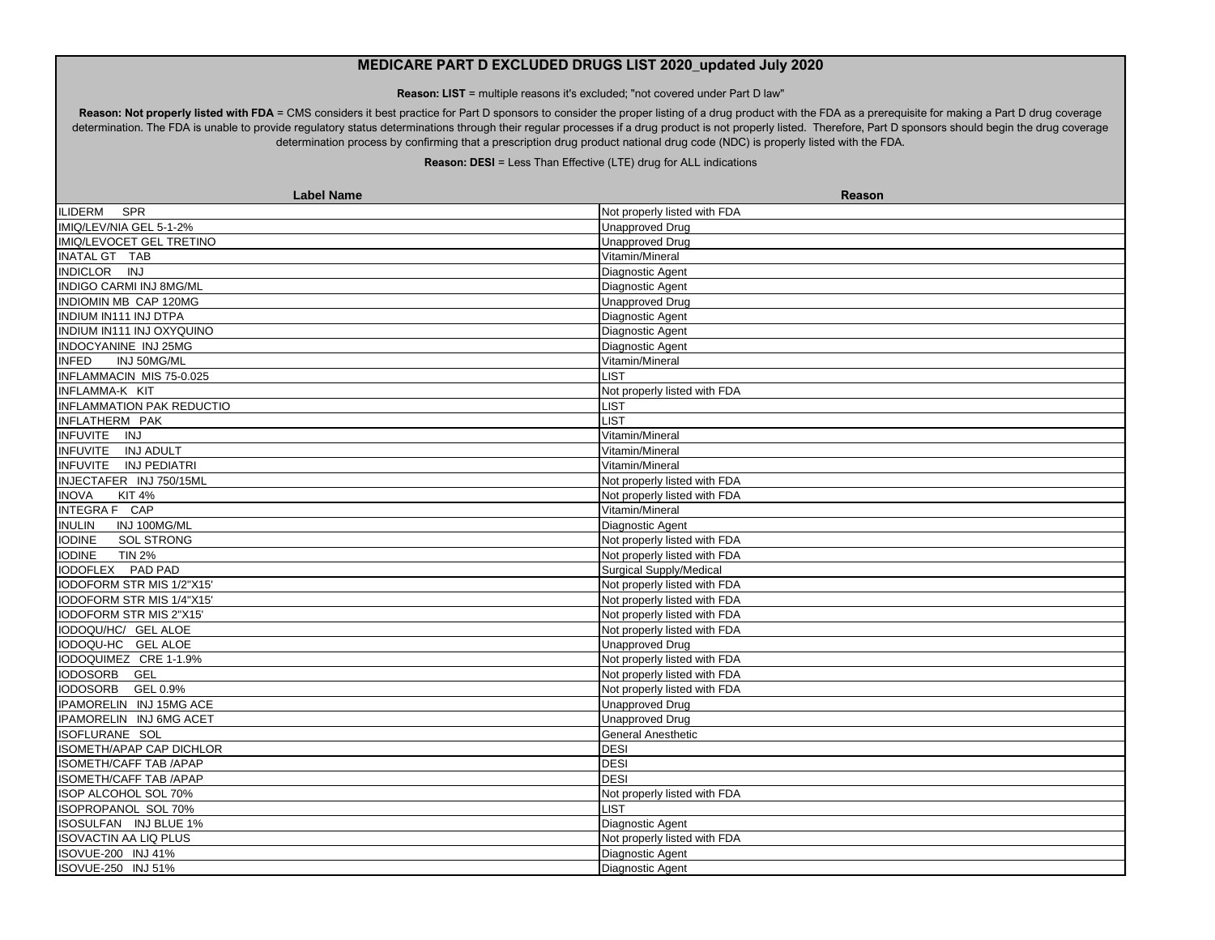# MEDICARE PART D EXCLUDED DRUGS LIST 2020_updated July 2020

**Reason: LIST** = multiple reasons it's excluded; "not covered under Part D law"

**Reason: Not properly listed with FDA** = CMS considers it best practice for Part D sponsors to consider the proper listing of a drug product with the FDA as a prerequisite for making a Part D drug coverage determination. The FDA is unable to provide regulatory status determinations through their regular processes if a drug product is not properly listed. Therefore, Part D sponsors should begin the drug coverage determination process by confirming that a prescription drug product national drug code (NDC) is properly listed with the FDA.

**Reason: DESI** = Less Than Effective (LTE) drug for ALL indications

| Label Name | Reason |
|---|---|
| ILIDERM SPR | Not properly listed with FDA |
| IMIQ/LEV/NIA GEL 5-1-2% | Unapproved Drug |
| IMIQ/LEVOCET GEL TRETINO | Unapproved Drug |
| INATAL GT TAB | Vitamin/Mineral |
| INDICLOR INJ | Diagnostic Agent |
| INDIGO CARMI INJ 8MG/ML | Diagnostic Agent |
| INDIOMIN MB CAP 120MG | Unapproved Drug |
| INDIUM IN111 INJ DTPA | Diagnostic Agent |
| INDIUM IN111 INJ OXYQUINO | Diagnostic Agent |
| INDOCYANINE INJ 25MG | Diagnostic Agent |
| INFED INJ 50MG/ML | Vitamin/Mineral |
| INFLAMMACIN MIS 75-0.025 | LIST |
| INFLAMMA-K KIT | Not properly listed with FDA |
| INFLAMMATION PAK REDUCTIO | LIST |
| INFLATHERM PAK | LIST |
| INFUVITE INJ | Vitamin/Mineral |
| INFUVITE INJ ADULT | Vitamin/Mineral |
| INFUVITE INJ PEDIATRI | Vitamin/Mineral |
| INJECTAFER INJ 750/15ML | Not properly listed with FDA |
| INOVA KIT 4% | Not properly listed with FDA |
| INTEGRA F CAP | Vitamin/Mineral |
| INULIN INJ 100MG/ML | Diagnostic Agent |
| IODINE SOL STRONG | Not properly listed with FDA |
| IODINE TIN 2% | Not properly listed with FDA |
| IODOFLEX PAD PAD | Surgical Supply/Medical |
| IODOFORM STR MIS 1/2"X15' | Not properly listed with FDA |
| IODOFORM STR MIS 1/4"X15' | Not properly listed with FDA |
| IODOFORM STR MIS 2"X15' | Not properly listed with FDA |
| IODOQU/HC/ GEL ALOE | Not properly listed with FDA |
| IODOQU-HC GEL ALOE | Unapproved Drug |
| IODOQUIMEZ CRE 1-1.9% | Not properly listed with FDA |
| IODOSORB GEL | Not properly listed with FDA |
| IODOSORB GEL 0.9% | Not properly listed with FDA |
| IPAMORELIN INJ 15MG ACE | Unapproved Drug |
| IPAMORELIN INJ 6MG ACET | Unapproved Drug |
| ISOFLURANE SOL | General Anesthetic |
| ISOMETH/APAP CAP DICHLOR | DESI |
| ISOMETH/CAFF TAB /APAP | DESI |
| ISOMETH/CAFF TAB /APAP | DESI |
| ISOP ALCOHOL SOL 70% | Not properly listed with FDA |
| ISOPROPANOL SOL 70% | LIST |
| ISOSULFAN INJ BLUE 1% | Diagnostic Agent |
| ISOVACTIN AA LIQ PLUS | Not properly listed with FDA |
| ISOVUE-200 INJ 41% | Diagnostic Agent |
| ISOVUE-250 INJ 51% | Diagnostic Agent |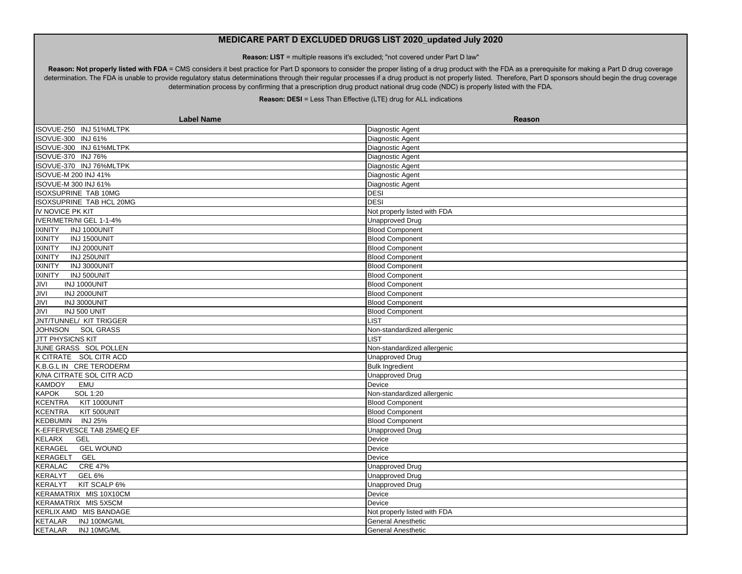# MEDICARE PART D EXCLUDED DRUGS LIST 2020_updated July 2020

**Reason: LIST** = multiple reasons it's excluded; "not covered under Part D law"

**Reason: Not properly listed with FDA** = CMS considers it best practice for Part D sponsors to consider the proper listing of a drug product with the FDA as a prerequisite for making a Part D drug coverage determination. The FDA is unable to provide regulatory status determinations through their regular processes if a drug product is not properly listed. Therefore, Part D sponsors should begin the drug coverage determination process by confirming that a prescription drug product national drug code (NDC) is properly listed with the FDA.

**Reason: DESI** = Less Than Effective (LTE) drug for ALL indications

| Label Name | Reason |
|---|---|
| ISOVUE-250 INJ 51%MLTPK | Diagnostic Agent |
| ISOVUE-300 INJ 61% | Diagnostic Agent |
| ISOVUE-300 INJ 61%MLTPK | Diagnostic Agent |
| ISOVUE-370 INJ 76% | Diagnostic Agent |
| ISOVUE-370 INJ 76%MLTPK | Diagnostic Agent |
| ISOVUE-M 200 INJ 41% | Diagnostic Agent |
| ISOVUE-M 300 INJ 61% | Diagnostic Agent |
| ISOXSUPRINE TAB 10MG | DESI |
| ISOXSUPRINE TAB HCL 20MG | DESI |
| IV NOVICE PK KIT | Not properly listed with FDA |
| IVER/METR/NI GEL 1-1-4% | Unapproved Drug |
| IXINITY INJ 1000UNIT | Blood Component |
| IXINITY INJ 1500UNIT | Blood Component |
| IXINITY INJ 2000UNIT | Blood Component |
| IXINITY INJ 250UNIT | Blood Component |
| IXINITY INJ 3000UNIT | Blood Component |
| IXINITY INJ 500UNIT | Blood Component |
| JIVI INJ 1000UNIT | Blood Component |
| JIVI INJ 2000UNIT | Blood Component |
| JIVI INJ 3000UNIT | Blood Component |
| JIVI INJ 500 UNIT | Blood Component |
| JNT/TUNNEL/ KIT TRIGGER | LIST |
| JOHNSON SOL GRASS | Non-standardized allergenic |
| JTT PHYSICNS KIT | LIST |
| JUNE GRASS SOL POLLEN | Non-standardized allergenic |
| K CITRATE SOL CITR ACD | Unapproved Drug |
| K.B.G.L IN CRE TERODERM | Bulk Ingredient |
| K/NA CITRATE SOL CITR ACD | Unapproved Drug |
| KAMDOY EMU | Device |
| KAPOK SOL 1:20 | Non-standardized allergenic |
| KCENTRA KIT 1000UNIT | Blood Component |
| KCENTRA KIT 500UNIT | Blood Component |
| KEDBUMIN INJ 25% | Blood Component |
| K-EFFERVESCE TAB 25MEQ EF | Unapproved Drug |
| KELARX GEL | Device |
| KERAGEL GEL WOUND | Device |
| KERAGELT GEL | Device |
| KERALAC CRE 47% | Unapproved Drug |
| KERALYT GEL 6% | Unapproved Drug |
| KERALYT KIT SCALP 6% | Unapproved Drug |
| KERAMATRIX MIS 10X10CM | Device |
| KERAMATRIX MIS 5X5CM | Device |
| KERLIX AMD MIS BANDAGE | Not properly listed with FDA |
| KETALAR INJ 100MG/ML | General Anesthetic |
| KETALAR INJ 10MG/ML | General Anesthetic |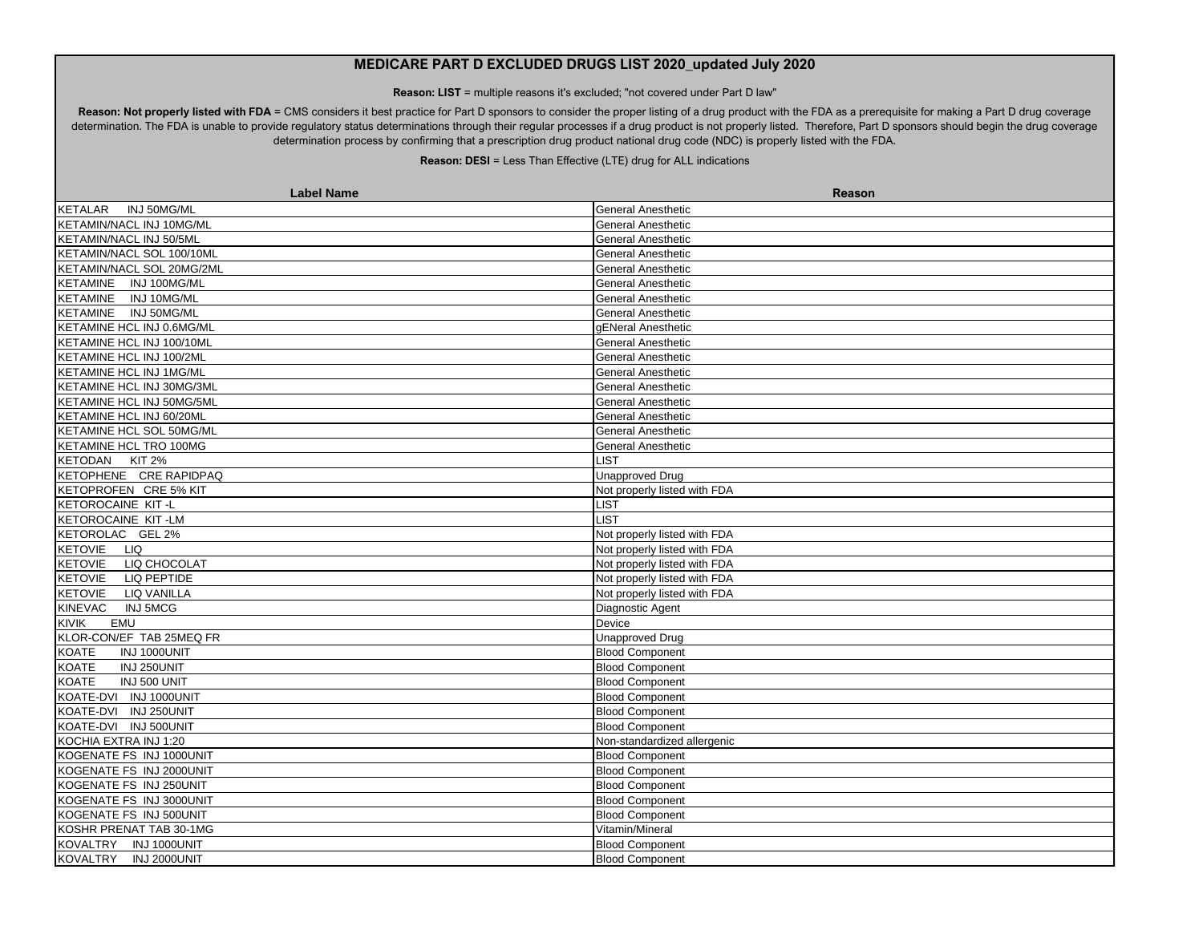# MEDICARE PART D EXCLUDED DRUGS LIST 2020_updated July 2020

**Reason: LIST** = multiple reasons it's excluded; "not covered under Part D law"

**Reason: Not properly listed with FDA** = CMS considers it best practice for Part D sponsors to consider the proper listing of a drug product with the FDA as a prerequisite for making a Part D drug coverage determination. The FDA is unable to provide regulatory status determinations through their regular processes if a drug product is not properly listed. Therefore, Part D sponsors should begin the drug coverage determination process by confirming that a prescription drug product national drug code (NDC) is properly listed with the FDA.

**Reason: DESI** = Less Than Effective (LTE) drug for ALL indications

| Label Name | Reason |
|---|---|
| KETALAR INJ 50MG/ML | General Anesthetic |
| KETAMIN/NACL INJ 10MG/ML | General Anesthetic |
| KETAMIN/NACL INJ 50/5ML | General Anesthetic |
| KETAMIN/NACL SOL 100/10ML | General Anesthetic |
| KETAMIN/NACL SOL 20MG/2ML | General Anesthetic |
| KETAMINE INJ 100MG/ML | General Anesthetic |
| KETAMINE INJ 10MG/ML | General Anesthetic |
| KETAMINE INJ 50MG/ML | General Anesthetic |
| KETAMINE HCL INJ 0.6MG/ML | gENeral Anesthetic |
| KETAMINE HCL INJ 100/10ML | General Anesthetic |
| KETAMINE HCL INJ 100/2ML | General Anesthetic |
| KETAMINE HCL INJ 1MG/ML | General Anesthetic |
| KETAMINE HCL INJ 30MG/3ML | General Anesthetic |
| KETAMINE HCL INJ 50MG/5ML | General Anesthetic |
| KETAMINE HCL INJ 60/20ML | General Anesthetic |
| KETAMINE HCL SOL 50MG/ML | General Anesthetic |
| KETAMINE HCL TRO 100MG | General Anesthetic |
| KETODAN KIT 2% | LIST |
| KETOPHENE CRE RAPIDPAQ | Unapproved Drug |
| KETOPROFEN CRE 5% KIT | Not properly listed with FDA |
| KETOROCAINE KIT -L | LIST |
| KETOROCAINE KIT -LM | LIST |
| KETOROLAC GEL 2% | Not properly listed with FDA |
| KETOVIE LIQ | Not properly listed with FDA |
| KETOVIE LIQ CHOCOLAT | Not properly listed with FDA |
| KETOVIE LIQ PEPTIDE | Not properly listed with FDA |
| KETOVIE LIQ VANILLA | Not properly listed with FDA |
| KINEVAC INJ 5MCG | Diagnostic Agent |
| KIVIK EMU | Device |
| KLOR-CON/EF TAB 25MEQ FR | Unapproved Drug |
| KOATE INJ 1000UNIT | Blood Component |
| KOATE INJ 250UNIT | Blood Component |
| KOATE INJ 500 UNIT | Blood Component |
| KOATE-DVI INJ 1000UNIT | Blood Component |
| KOATE-DVI INJ 250UNIT | Blood Component |
| KOATE-DVI INJ 500UNIT | Blood Component |
| KOCHIA EXTRA INJ 1:20 | Non-standardized allergenic |
| KOGENATE FS INJ 1000UNIT | Blood Component |
| KOGENATE FS INJ 2000UNIT | Blood Component |
| KOGENATE FS INJ 250UNIT | Blood Component |
| KOGENATE FS INJ 3000UNIT | Blood Component |
| KOGENATE FS INJ 500UNIT | Blood Component |
| KOSHR PRENAT TAB 30-1MG | Vitamin/Mineral |
| KOVALTRY INJ 1000UNIT | Blood Component |
| KOVALTRY INJ 2000UNIT | Blood Component |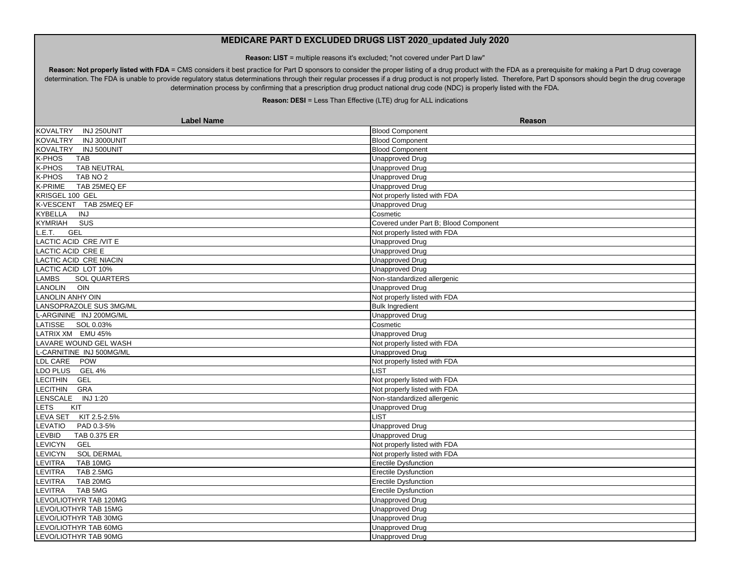# MEDICARE PART D EXCLUDED DRUGS LIST 2020_updated July 2020

**Reason: LIST** = multiple reasons it's excluded; "not covered under Part D law"

**Reason: Not properly listed with FDA** = CMS considers it best practice for Part D sponsors to consider the proper listing of a drug product with the FDA as a prerequisite for making a Part D drug coverage determination. The FDA is unable to provide regulatory status determinations through their regular processes if a drug product is not properly listed. Therefore, Part D sponsors should begin the drug coverage determination process by confirming that a prescription drug product national drug code (NDC) is properly listed with the FDA.

**Reason: DESI** = Less Than Effective (LTE) drug for ALL indications

| Label Name | Reason |
|---|---|
| KOVALTRY INJ 250UNIT | Blood Component |
| KOVALTRY INJ 3000UNIT | Blood Component |
| KOVALTRY INJ 500UNIT | Blood Component |
| K-PHOS TAB | Unapproved Drug |
| K-PHOS TAB NEUTRAL | Unapproved Drug |
| K-PHOS TAB NO 2 | Unapproved Drug |
| K-PRIME TAB 25MEQ EF | Unapproved Drug |
| KRISGEL 100 GEL | Not properly listed with FDA |
| K-VESCENT TAB 25MEQ EF | Unapproved Drug |
| KYBELLA INJ | Cosmetic |
| KYMRIAH SUS | Covered under Part B; Blood Component |
| L.E.T. GEL | Not properly listed with FDA |
| LACTIC ACID CRE /VIT E | Unapproved Drug |
| LACTIC ACID CRE E | Unapproved Drug |
| LACTIC ACID CRE NIACIN | Unapproved Drug |
| LACTIC ACID LOT 10% | Unapproved Drug |
| LAMBS SOL QUARTERS | Non-standardized allergenic |
| LANOLIN OIN | Unapproved Drug |
| LANOLIN ANHY OIN | Not properly listed with FDA |
| LANSOPRAZOLE SUS 3MG/ML | Bulk Ingredient |
| L-ARGININE INJ 200MG/ML | Unapproved Drug |
| LATISSE SOL 0.03% | Cosmetic |
| LATRIX XM EMU 45% | Unapproved Drug |
| LAVARE WOUND GEL WASH | Not properly listed with FDA |
| L-CARNITINE INJ 500MG/ML | Unapproved Drug |
| LDL CARE POW | Not properly listed with FDA |
| LDO PLUS GEL 4% | LIST |
| LECITHIN GEL | Not properly listed with FDA |
| LECITHIN GRA | Not properly listed with FDA |
| LENSCALE INJ 1:20 | Non-standardized allergenic |
| LETS KIT | Unapproved Drug |
| LEVA SET KIT 2.5-2.5% | LIST |
| LEVATIO PAD 0.3-5% | Unapproved Drug |
| LEVBID TAB 0.375 ER | Unapproved Drug |
| LEVICYN GEL | Not properly listed with FDA |
| LEVICYN SOL DERMAL | Not properly listed with FDA |
| LEVITRA TAB 10MG | Erectile Dysfunction |
| LEVITRA TAB 2.5MG | Erectile Dysfunction |
| LEVITRA TAB 20MG | Erectile Dysfunction |
| LEVITRA TAB 5MG | Erectile Dysfunction |
| LEVO/LIOTHYR TAB 120MG | Unapproved Drug |
| LEVO/LIOTHYR TAB 15MG | Unapproved Drug |
| LEVO/LIOTHYR TAB 30MG | Unapproved Drug |
| LEVO/LIOTHYR TAB 60MG | Unapproved Drug |
| LEVO/LIOTHYR TAB 90MG | Unapproved Drug |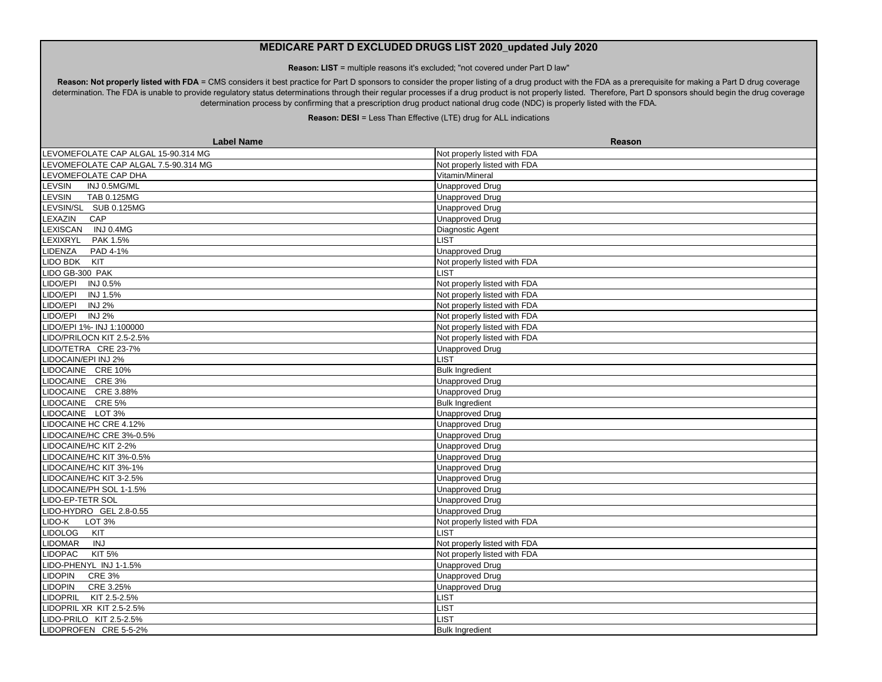# MEDICARE PART D EXCLUDED DRUGS LIST 2020_updated July 2020

**Reason: LIST** = multiple reasons it's excluded; "not covered under Part D law"

**Reason: Not properly listed with FDA** = CMS considers it best practice for Part D sponsors to consider the proper listing of a drug product with the FDA as a prerequisite for making a Part D drug coverage determination. The FDA is unable to provide regulatory status determinations through their regular processes if a drug product is not properly listed. Therefore, Part D sponsors should begin the drug coverage determination process by confirming that a prescription drug product national drug code (NDC) is properly listed with the FDA.

**Reason: DESI** = Less Than Effective (LTE) drug for ALL indications

| Label Name | Reason |
|---|---|
| LEVOMEFOLATE CAP ALGAL 15-90.314 MG | Not properly listed with FDA |
| LEVOMEFOLATE CAP ALGAL 7.5-90.314 MG | Not properly listed with FDA |
| LEVOMEFOLATE CAP DHA | Vitamin/Mineral |
| LEVSIN INJ 0.5MG/ML | Unapproved Drug |
| LEVSIN TAB 0.125MG | Unapproved Drug |
| LEVSIN/SL SUB 0.125MG | Unapproved Drug |
| LEXAZIN CAP | Unapproved Drug |
| LEXISCAN INJ 0.4MG | Diagnostic Agent |
| LEXIXRYL PAK 1.5% | LIST |
| LIDENZA PAD 4-1% | Unapproved Drug |
| LIDO BDK KIT | Not properly listed with FDA |
| LIDO GB-300 PAK | LIST |
| LIDO/EPI INJ 0.5% | Not properly listed with FDA |
| LIDO/EPI INJ 1.5% | Not properly listed with FDA |
| LIDO/EPI INJ 2% | Not properly listed with FDA |
| LIDO/EPI INJ 2% | Not properly listed with FDA |
| LIDO/EPI 1%- INJ 1:100000 | Not properly listed with FDA |
| LIDO/PRILOCN KIT 2.5-2.5% | Not properly listed with FDA |
| LIDO/TETRA CRE 23-7% | Unapproved Drug |
| LIDOCAIN/EPI INJ 2% | LIST |
| LIDOCAINE CRE 10% | Bulk Ingredient |
| LIDOCAINE CRE 3% | Unapproved Drug |
| LIDOCAINE CRE 3.88% | Unapproved Drug |
| LIDOCAINE CRE 5% | Bulk Ingredient |
| LIDOCAINE LOT 3% | Unapproved Drug |
| LIDOCAINE HC CRE 4.12% | Unapproved Drug |
| LIDOCAINE/HC CRE 3%-0.5% | Unapproved Drug |
| LIDOCAINE/HC KIT 2-2% | Unapproved Drug |
| LIDOCAINE/HC KIT 3%-0.5% | Unapproved Drug |
| LIDOCAINE/HC KIT 3%-1% | Unapproved Drug |
| LIDOCAINE/HC KIT 3-2.5% | Unapproved Drug |
| LIDOCAINE/PH SOL 1-1.5% | Unapproved Drug |
| LIDO-EP-TETR SOL | Unapproved Drug |
| LIDO-HYDRO GEL 2.8-0.55 | Unapproved Drug |
| LIDO-K LOT 3% | Not properly listed with FDA |
| LIDOLOG KIT | LIST |
| LIDOMAR INJ | Not properly listed with FDA |
| LIDOPAC KIT 5% | Not properly listed with FDA |
| LIDO-PHENYL INJ 1-1.5% | Unapproved Drug |
| LIDOPIN CRE 3% | Unapproved Drug |
| LIDOPIN CRE 3.25% | Unapproved Drug |
| LIDOPRIL KIT 2.5-2.5% | LIST |
| LIDOPRIL XR KIT 2.5-2.5% | LIST |
| LIDO-PRILO KIT 2.5-2.5% | LIST |
| LIDOPROFEN CRE 5-5-2% | Bulk Ingredient |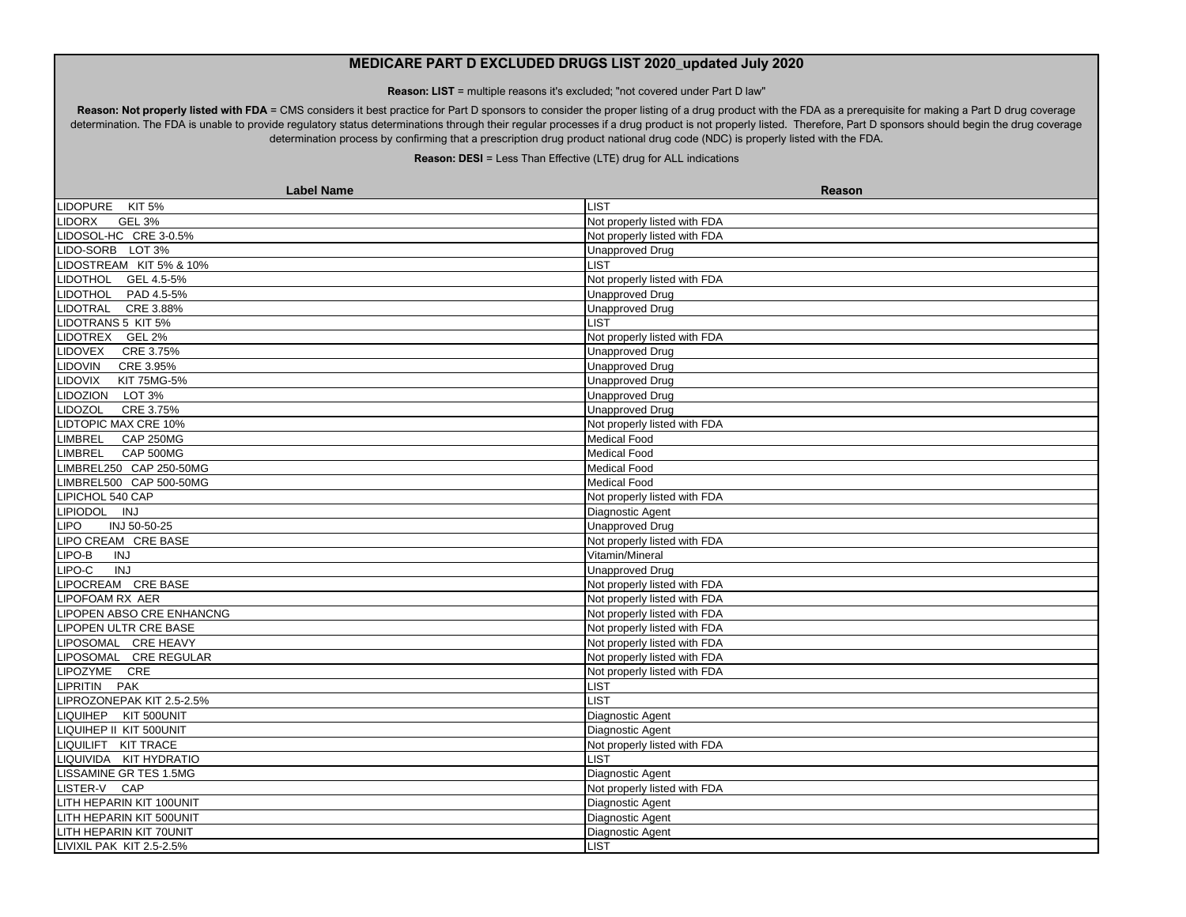## MEDICARE PART D EXCLUDED DRUGS LIST 2020_updated July 2020

**Reason: LIST** = multiple reasons it's excluded; "not covered under Part D law"

**Reason: Not properly listed with FDA** = CMS considers it best practice for Part D sponsors to consider the proper listing of a drug product with the FDA as a prerequisite for making a Part D drug coverage determination. The FDA is unable to provide regulatory status determinations through their regular processes if a drug product is not properly listed. Therefore, Part D sponsors should begin the drug coverage determination process by confirming that a prescription drug product national drug code (NDC) is properly listed with the FDA.

**Reason: DESI** = Less Than Effective (LTE) drug for ALL indications

| Label Name | Reason |
|---|---|
| LIDOPURE KIT 5% | LIST |
| LIDORX GEL 3% | Not properly listed with FDA |
| LIDOSOL-HC CRE 3-0.5% | Not properly listed with FDA |
| LIDO-SORB LOT 3% | Unapproved Drug |
| LIDOSTREAM KIT 5% & 10% | LIST |
| LIDOTHOL GEL 4.5-5% | Not properly listed with FDA |
| LIDOTHOL PAD 4.5-5% | Unapproved Drug |
| LIDOTRAL CRE 3.88% | Unapproved Drug |
| LIDOTRANS 5 KIT 5% | LIST |
| LIDOTREX GEL 2% | Not properly listed with FDA |
| LIDOVEX CRE 3.75% | Unapproved Drug |
| LIDOVIN CRE 3.95% | Unapproved Drug |
| LIDOVIX KIT 75MG-5% | Unapproved Drug |
| LIDOZION LOT 3% | Unapproved Drug |
| LIDOZOL CRE 3.75% | Unapproved Drug |
| LIDTOPIC MAX CRE 10% | Not properly listed with FDA |
| LIMBREL CAP 250MG | Medical Food |
| LIMBREL CAP 500MG | Medical Food |
| LIMBREL250 CAP 250-50MG | Medical Food |
| LIMBREL500 CAP 500-50MG | Medical Food |
| LIPICHOL 540 CAP | Not properly listed with FDA |
| LIPIODOL INJ | Diagnostic Agent |
| LIPO INJ 50-50-25 | Unapproved Drug |
| LIPO CREAM CRE BASE | Not properly listed with FDA |
| LIPO-B INJ | Vitamin/Mineral |
| LIPO-C INJ | Unapproved Drug |
| LIPOCREAM CRE BASE | Not properly listed with FDA |
| LIPOFOAM RX AER | Not properly listed with FDA |
| LIPOPEN ABSO CRE ENHANCNG | Not properly listed with FDA |
| LIPOPEN ULTR CRE BASE | Not properly listed with FDA |
| LIPOSOMAL CRE HEAVY | Not properly listed with FDA |
| LIPOSOMAL CRE REGULAR | Not properly listed with FDA |
| LIPOZYME CRE | Not properly listed with FDA |
| LIPRITIN PAK | LIST |
| LIPROZONEPAK KIT 2.5-2.5% | LIST |
| LIQUIHEP KIT 500UNIT | Diagnostic Agent |
| LIQUIHEP II KIT 500UNIT | Diagnostic Agent |
| LIQUILIFT KIT TRACE | Not properly listed with FDA |
| LIQUIVIDA KIT HYDRATIO | LIST |
| LISSAMINE GR TES 1.5MG | Diagnostic Agent |
| LISTER-V CAP | Not properly listed with FDA |
| LITH HEPARIN KIT 100UNIT | Diagnostic Agent |
| LITH HEPARIN KIT 500UNIT | Diagnostic Agent |
| LITH HEPARIN KIT 70UNIT | Diagnostic Agent |
| LIVIXIL PAK KIT 2.5-2.5% | LIST |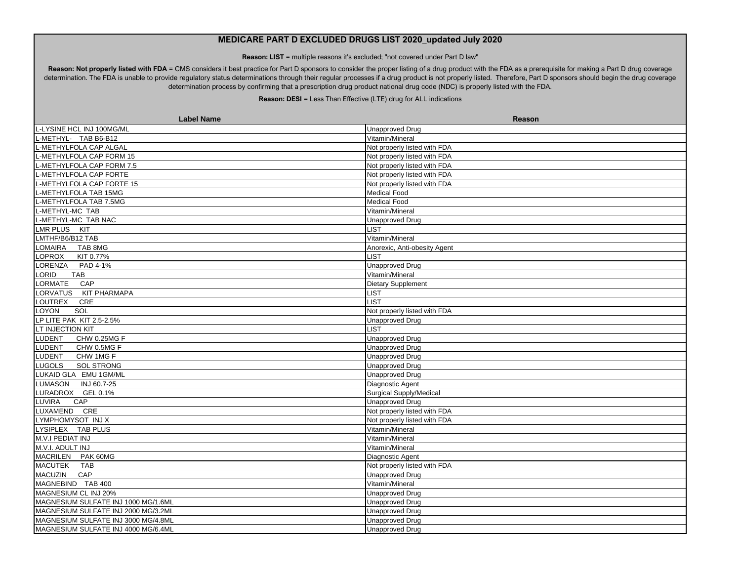# MEDICARE PART D EXCLUDED DRUGS LIST 2020_updated July 2020

**Reason: LIST** = multiple reasons it's excluded; "not covered under Part D law"

**Reason: Not properly listed with FDA** = CMS considers it best practice for Part D sponsors to consider the proper listing of a drug product with the FDA as a prerequisite for making a Part D drug coverage determination. The FDA is unable to provide regulatory status determinations through their regular processes if a drug product is not properly listed. Therefore, Part D sponsors should begin the drug coverage determination process by confirming that a prescription drug product national drug code (NDC) is properly listed with the FDA.

**Reason: DESI** = Less Than Effective (LTE) drug for ALL indications

| Label Name | Reason |
|---|---|
| L-LYSINE HCL INJ 100MG/ML | Unapproved Drug |
| L-METHYL- TAB B6-B12 | Vitamin/Mineral |
| L-METHYLFOLA CAP ALGAL | Not properly listed with FDA |
| L-METHYLFOLA CAP FORM 15 | Not properly listed with FDA |
| L-METHYLFOLA CAP FORM 7.5 | Not properly listed with FDA |
| L-METHYLFOLA CAP FORTE | Not properly listed with FDA |
| L-METHYLFOLA CAP FORTE 15 | Not properly listed with FDA |
| L-METHYLFOLA TAB 15MG | Medical Food |
| L-METHYLFOLA TAB 7.5MG | Medical Food |
| L-METHYL-MC TAB | Vitamin/Mineral |
| L-METHYL-MC TAB NAC | Unapproved Drug |
| LMR PLUS KIT | LIST |
| LMTHF/B6/B12 TAB | Vitamin/Mineral |
| LOMAIRA TAB 8MG | Anorexic, Anti-obesity Agent |
| LOPROX KIT 0.77% | LIST |
| LORENZA PAD 4-1% | Unapproved Drug |
| LORID TAB | Vitamin/Mineral |
| LORMATE CAP | Dietary Supplement |
| LORVATUS KIT PHARMAPA | LIST |
| LOUTREX CRE | LIST |
| LOYON SOL | Not properly listed with FDA |
| LP LITE PAK KIT 2.5-2.5% | Unapproved Drug |
| LT INJECTION KIT | LIST |
| LUDENT CHW 0.25MG F | Unapproved Drug |
| LUDENT CHW 0.5MG F | Unapproved Drug |
| LUDENT CHW 1MG F | Unapproved Drug |
| LUGOLS SOL STRONG | Unapproved Drug |
| LUKAID GLA EMU 1GM/ML | Unapproved Drug |
| LUMASON INJ 60.7-25 | Diagnostic Agent |
| LURADROX GEL 0.1% | Surgical Supply/Medical |
| LUVIRA CAP | Unapproved Drug |
| LUXAMEND CRE | Not properly listed with FDA |
| LYMPHOMYSOT INJ X | Not properly listed with FDA |
| LYSIPLEX TAB PLUS | Vitamin/Mineral |
| M.V.I PEDIAT INJ | Vitamin/Mineral |
| M.V.I. ADULT INJ | Vitamin/Mineral |
| MACRILEN PAK 60MG | Diagnostic Agent |
| MACUTEK TAB | Not properly listed with FDA |
| MACUZIN CAP | Unapproved Drug |
| MAGNEBIND TAB 400 | Vitamin/Mineral |
| MAGNESIUM CL INJ 20% | Unapproved Drug |
| MAGNESIUM SULFATE INJ 1000 MG/1.6ML | Unapproved Drug |
| MAGNESIUM SULFATE INJ 2000 MG/3.2ML | Unapproved Drug |
| MAGNESIUM SULFATE INJ 3000 MG/4.8ML | Unapproved Drug |
| MAGNESIUM SULFATE INJ 4000 MG/6.4ML | Unapproved Drug |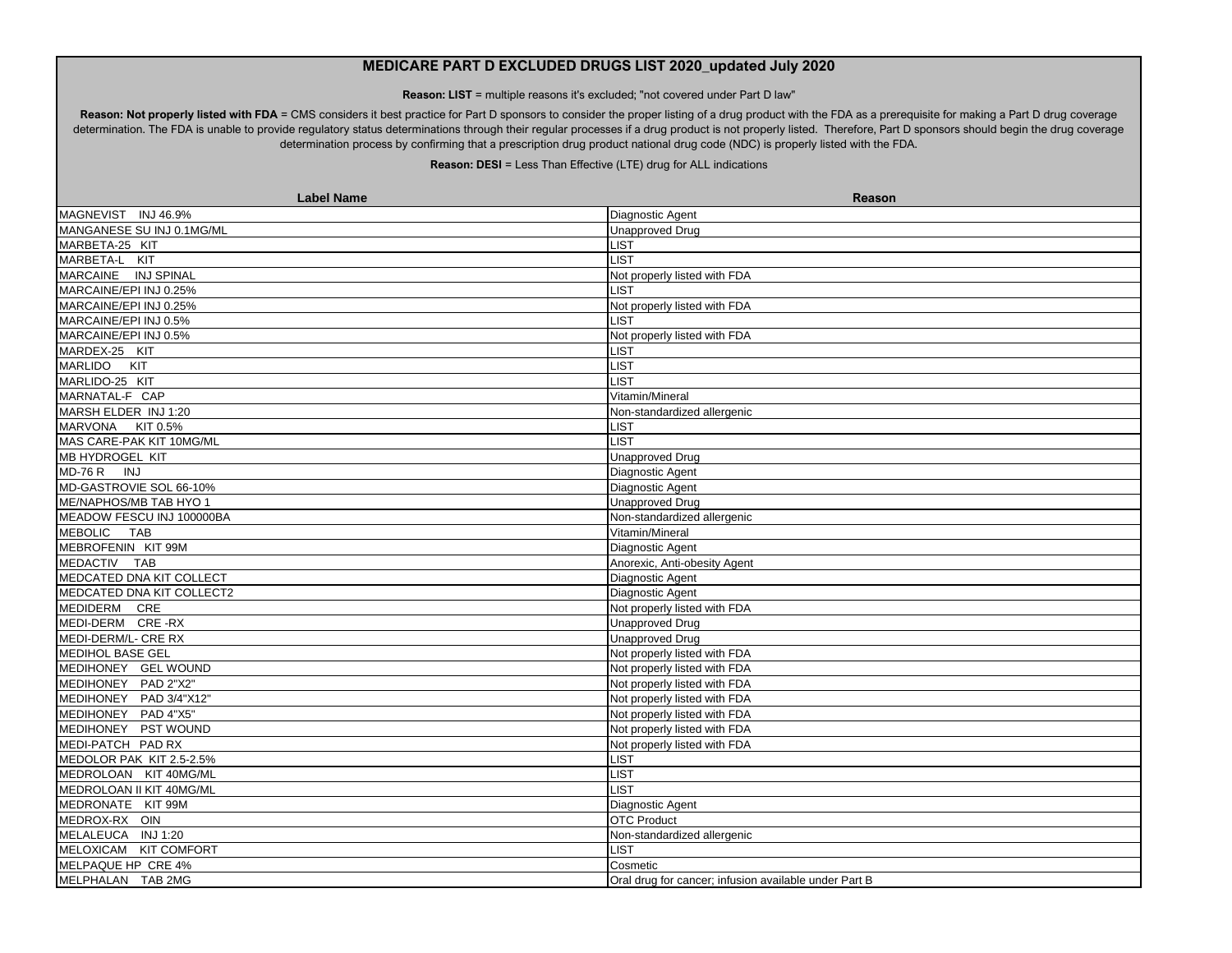# MEDICARE PART D EXCLUDED DRUGS LIST 2020_updated July 2020

**Reason: LIST** = multiple reasons it's excluded; "not covered under Part D law"

**Reason: Not properly listed with FDA** = CMS considers it best practice for Part D sponsors to consider the proper listing of a drug product with the FDA as a prerequisite for making a Part D drug coverage determination. The FDA is unable to provide regulatory status determinations through their regular processes if a drug product is not properly listed. Therefore, Part D sponsors should begin the drug coverage determination process by confirming that a prescription drug product national drug code (NDC) is properly listed with the FDA.

**Reason: DESI** = Less Than Effective (LTE) drug for ALL indications

| Label Name | Reason |
|---|---|
| MAGNEVIST INJ 46.9% | Diagnostic Agent |
| MANGANESE SU INJ 0.1MG/ML | Unapproved Drug |
| MARBETA-25 KIT | LIST |
| MARBETA-L KIT | LIST |
| MARCAINE INJ SPINAL | Not properly listed with FDA |
| MARCAINE/EPI INJ 0.25% | LIST |
| MARCAINE/EPI INJ 0.25% | Not properly listed with FDA |
| MARCAINE/EPI INJ 0.5% | LIST |
| MARCAINE/EPI INJ 0.5% | Not properly listed with FDA |
| MARDEX-25 KIT | LIST |
| MARLIDO KIT | LIST |
| MARLIDO-25 KIT | LIST |
| MARNATAL-F CAP | Vitamin/Mineral |
| MARSH ELDER INJ 1:20 | Non-standardized allergenic |
| MARVONA KIT 0.5% | LIST |
| MAS CARE-PAK KIT 10MG/ML | LIST |
| MB HYDROGEL KIT | Unapproved Drug |
| MD-76 R INJ | Diagnostic Agent |
| MD-GASTROVIE SOL 66-10% | Diagnostic Agent |
| ME/NAPHOS/MB TAB HYO 1 | Unapproved Drug |
| MEADOW FESCU INJ 100000BA | Non-standardized allergenic |
| MEBOLIC TAB | Vitamin/Mineral |
| MEBROFENIN KIT 99M | Diagnostic Agent |
| MEDACTIV TAB | Anorexic, Anti-obesity Agent |
| MEDCATED DNA KIT COLLECT | Diagnostic Agent |
| MEDCATED DNA KIT COLLECT2 | Diagnostic Agent |
| MEDIDERM CRE | Not properly listed with FDA |
| MEDI-DERM CRE -RX | Unapproved Drug |
| MEDI-DERM/L- CRE RX | Unapproved Drug |
| MEDIHOL BASE GEL | Not properly listed with FDA |
| MEDIHONEY GEL WOUND | Not properly listed with FDA |
| MEDIHONEY PAD 2"X2" | Not properly listed with FDA |
| MEDIHONEY PAD 3/4"X12" | Not properly listed with FDA |
| MEDIHONEY PAD 4"X5" | Not properly listed with FDA |
| MEDIHONEY PST WOUND | Not properly listed with FDA |
| MEDI-PATCH PAD RX | Not properly listed with FDA |
| MEDOLOR PAK KIT 2.5-2.5% | LIST |
| MEDROLOAN KIT 40MG/ML | LIST |
| MEDROLOAN II KIT 40MG/ML | LIST |
| MEDRONATE KIT 99M | Diagnostic Agent |
| MEDROX-RX OIN | OTC Product |
| MELALEUCA INJ 1:20 | Non-standardized allergenic |
| MELOXICAM KIT COMFORT | LIST |
| MELPAQUE HP CRE 4% | Cosmetic |
| MELPHALAN TAB 2MG | Oral drug for cancer; infusion available under Part B |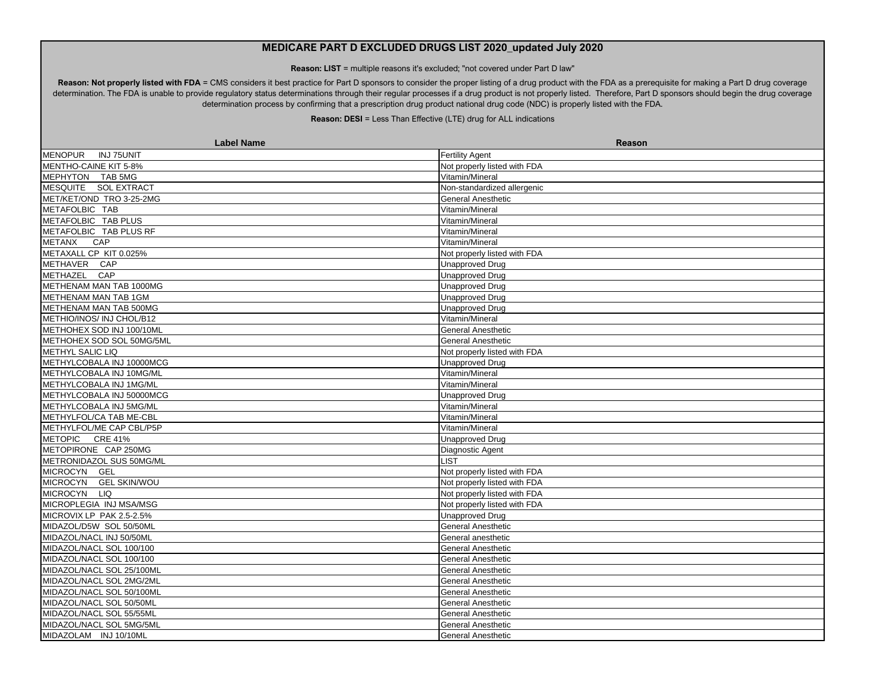# MEDICARE PART D EXCLUDED DRUGS LIST 2020_updated July 2020

**Reason: LIST** = multiple reasons it's excluded; "not covered under Part D law"

**Reason: Not properly listed with FDA** = CMS considers it best practice for Part D sponsors to consider the proper listing of a drug product with the FDA as a prerequisite for making a Part D drug coverage determination. The FDA is unable to provide regulatory status determinations through their regular processes if a drug product is not properly listed. Therefore, Part D sponsors should begin the drug coverage determination process by confirming that a prescription drug product national drug code (NDC) is properly listed with the FDA.

**Reason: DESI** = Less Than Effective (LTE) drug for ALL indications

| Label Name | Reason |
| --- | --- |
| MENOPUR INJ 75UNIT | Fertility Agent |
| MENTHO-CAINE KIT 5-8% | Not properly listed with FDA |
| MEPHYTON TAB 5MG | Vitamin/Mineral |
| MESQUITE SOL EXTRACT | Non-standardized allergenic |
| MET/KET/OND TRO 3-25-2MG | General Anesthetic |
| METAFOLBIC TAB | Vitamin/Mineral |
| METAFOLBIC TAB PLUS | Vitamin/Mineral |
| METAFOLBIC TAB PLUS RF | Vitamin/Mineral |
| METANX CAP | Vitamin/Mineral |
| METAXALL CP KIT 0.025% | Not properly listed with FDA |
| METHAVER CAP | Unapproved Drug |
| METHAZEL CAP | Unapproved Drug |
| METHENAM MAN TAB 1000MG | Unapproved Drug |
| METHENAM MAN TAB 1GM | Unapproved Drug |
| METHENAM MAN TAB 500MG | Unapproved Drug |
| METHIO/INOS/ INJ CHOL/B12 | Vitamin/Mineral |
| METHOHEX SOD INJ 100/10ML | General Anesthetic |
| METHOHEX SOD SOL 50MG/5ML | General Anesthetic |
| METHYL SALIC LIQ | Not properly listed with FDA |
| METHYLCOBALA INJ 10000MCG | Unapproved Drug |
| METHYLCOBALA INJ 10MG/ML | Vitamin/Mineral |
| METHYLCOBALA INJ 1MG/ML | Vitamin/Mineral |
| METHYLCOBALA INJ 50000MCG | Unapproved Drug |
| METHYLCOBALA INJ 5MG/ML | Vitamin/Mineral |
| METHYLFOL/CA TAB ME-CBL | Vitamin/Mineral |
| METHYLFOL/ME CAP CBL/P5P | Vitamin/Mineral |
| METOPIC CRE 41% | Unapproved Drug |
| METOPIRONE CAP 250MG | Diagnostic Agent |
| METRONIDAZOL SUS 50MG/ML | LIST |
| MICROCYN GEL | Not properly listed with FDA |
| MICROCYN GEL SKIN/WOU | Not properly listed with FDA |
| MICROCYN LIQ | Not properly listed with FDA |
| MICROPLEGIA INJ MSA/MSG | Not properly listed with FDA |
| MICROVIX LP PAK 2.5-2.5% | Unapproved Drug |
| MIDAZOL/D5W SOL 50/50ML | General Anesthetic |
| MIDAZOL/NACL INJ 50/50ML | General anesthetic |
| MIDAZOL/NACL SOL 100/100 | General Anesthetic |
| MIDAZOL/NACL SOL 100/100 | General Anesthetic |
| MIDAZOL/NACL SOL 25/100ML | General Anesthetic |
| MIDAZOL/NACL SOL 2MG/2ML | General Anesthetic |
| MIDAZOL/NACL SOL 50/100ML | General Anesthetic |
| MIDAZOL/NACL SOL 50/50ML | General Anesthetic |
| MIDAZOL/NACL SOL 55/55ML | General Anesthetic |
| MIDAZOL/NACL SOL 5MG/5ML | General Anesthetic |
| MIDAZOLAM INJ 10/10ML | General Anesthetic |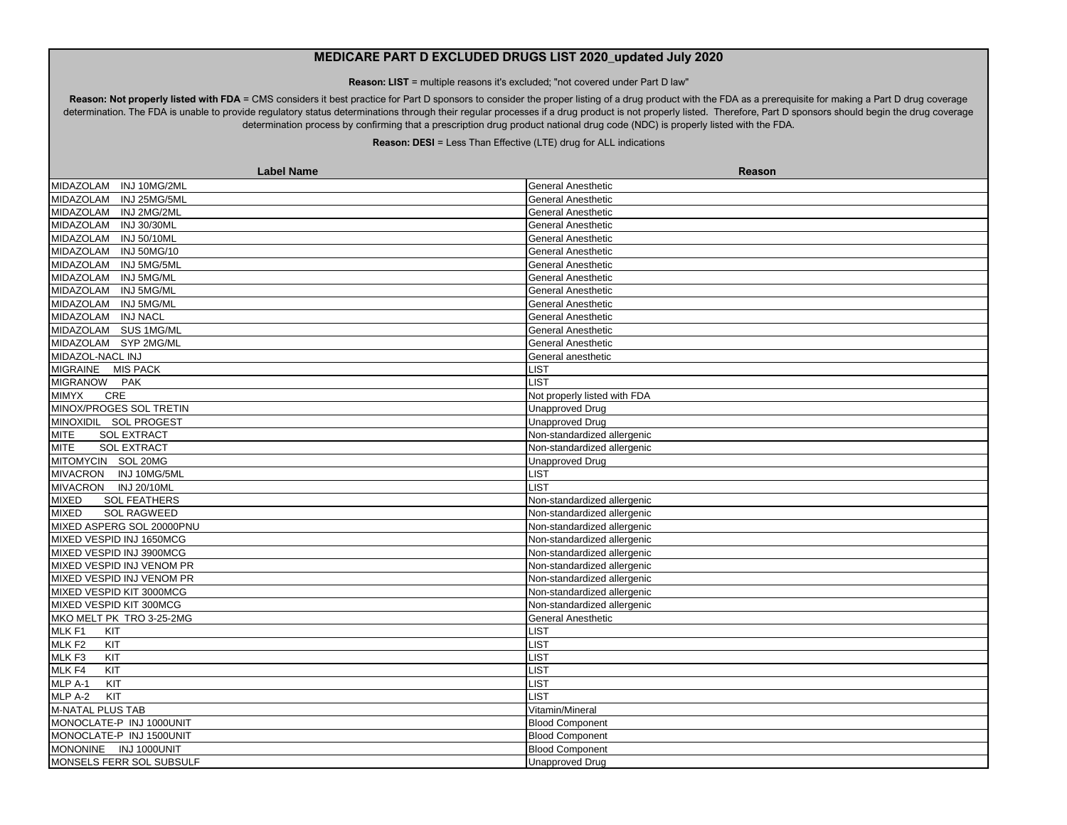# MEDICARE PART D EXCLUDED DRUGS LIST 2020_updated July 2020

**Reason: LIST** = multiple reasons it's excluded; "not covered under Part D law"

**Reason: Not properly listed with FDA** = CMS considers it best practice for Part D sponsors to consider the proper listing of a drug product with the FDA as a prerequisite for making a Part D drug coverage determination. The FDA is unable to provide regulatory status determinations through their regular processes if a drug product is not properly listed. Therefore, Part D sponsors should begin the drug coverage determination process by confirming that a prescription drug product national drug code (NDC) is properly listed with the FDA.

**Reason: DESI** = Less Than Effective (LTE) drug for ALL indications

| Label Name | Reason |
|---|---|
| MIDAZOLAM INJ 10MG/2ML | General Anesthetic |
| MIDAZOLAM INJ 25MG/5ML | General Anesthetic |
| MIDAZOLAM INJ 2MG/2ML | General Anesthetic |
| MIDAZOLAM INJ 30/30ML | General Anesthetic |
| MIDAZOLAM INJ 50/10ML | General Anesthetic |
| MIDAZOLAM INJ 50MG/10 | General Anesthetic |
| MIDAZOLAM INJ 5MG/5ML | General Anesthetic |
| MIDAZOLAM INJ 5MG/ML | General Anesthetic |
| MIDAZOLAM INJ 5MG/ML | General Anesthetic |
| MIDAZOLAM INJ 5MG/ML | General Anesthetic |
| MIDAZOLAM INJ NACL | General Anesthetic |
| MIDAZOLAM SUS 1MG/ML | General Anesthetic |
| MIDAZOLAM SYP 2MG/ML | General Anesthetic |
| MIDAZOL-NACL INJ | General anesthetic |
| MIGRAINE MIS PACK | LIST |
| MIGRANOW PAK | LIST |
| MIMYX CRE | Not properly listed with FDA |
| MINOX/PROGES SOL TRETIN | Unapproved Drug |
| MINOXIDIL SOL PROGEST | Unapproved Drug |
| MITE SOL EXTRACT | Non-standardized allergenic |
| MITE SOL EXTRACT | Non-standardized allergenic |
| MITOMYCIN SOL 20MG | Unapproved Drug |
| MIVACRON INJ 10MG/5ML | LIST |
| MIVACRON INJ 20/10ML | LIST |
| MIXED SOL FEATHERS | Non-standardized allergenic |
| MIXED SOL RAGWEED | Non-standardized allergenic |
| MIXED ASPERG SOL 20000PNU | Non-standardized allergenic |
| MIXED VESPID INJ 1650MCG | Non-standardized allergenic |
| MIXED VESPID INJ 3900MCG | Non-standardized allergenic |
| MIXED VESPID INJ VENOM PR | Non-standardized allergenic |
| MIXED VESPID INJ VENOM PR | Non-standardized allergenic |
| MIXED VESPID KIT 3000MCG | Non-standardized allergenic |
| MIXED VESPID KIT 300MCG | Non-standardized allergenic |
| MKO MELT PK TRO 3-25-2MG | General Anesthetic |
| MLK F1 KIT | LIST |
| MLK F2 KIT | LIST |
| MLK F3 KIT | LIST |
| MLK F4 KIT | LIST |
| MLP A-1 KIT | LIST |
| MLP A-2 KIT | LIST |
| M-NATAL PLUS TAB | Vitamin/Mineral |
| MONOCLATE-P INJ 1000UNIT | Blood Component |
| MONOCLATE-P INJ 1500UNIT | Blood Component |
| MONONINE INJ 1000UNIT | Blood Component |
| MONSELS FERR SOL SUBSULF | Unapproved Drug |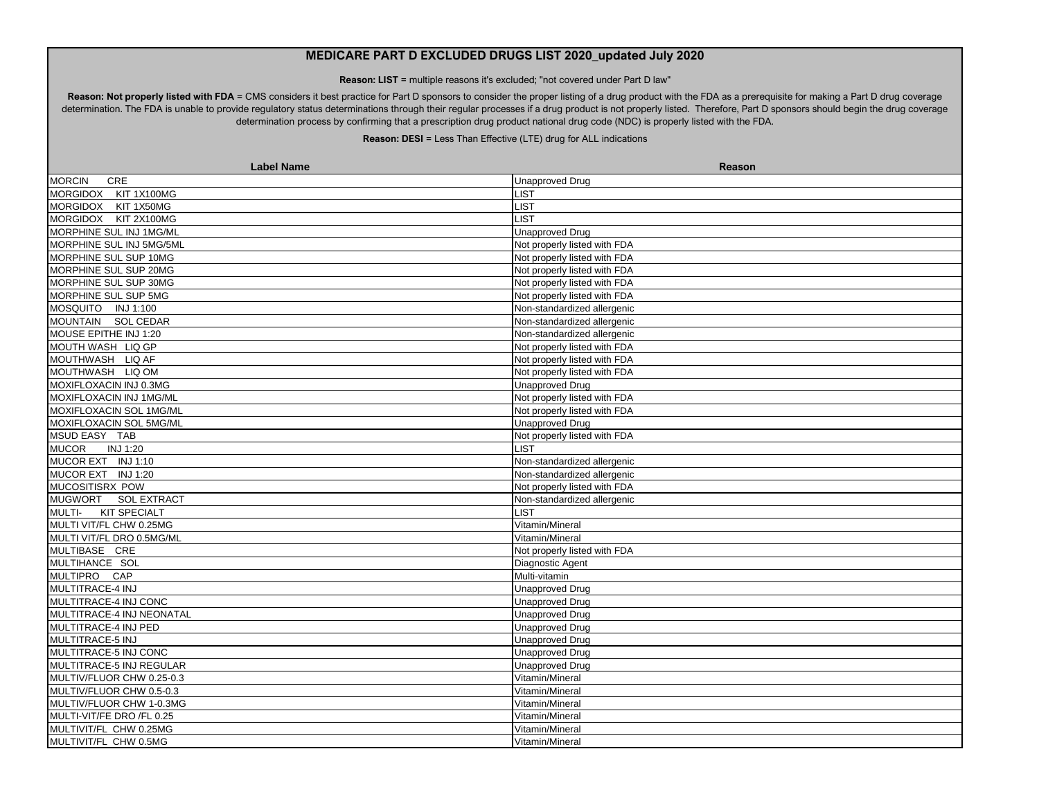# MEDICARE PART D EXCLUDED DRUGS LIST 2020_updated July 2020

**Reason: LIST** = multiple reasons it's excluded; "not covered under Part D law"

**Reason: Not properly listed with FDA** = CMS considers it best practice for Part D sponsors to consider the proper listing of a drug product with the FDA as a prerequisite for making a Part D drug coverage determination. The FDA is unable to provide regulatory status determinations through their regular processes if a drug product is not properly listed. Therefore, Part D sponsors should begin the drug coverage determination process by confirming that a prescription drug product national drug code (NDC) is properly listed with the FDA.

**Reason: DESI** = Less Than Effective (LTE) drug for ALL indications

| Label Name | Reason |
|---|---|
| MORCIN CRE | Unapproved Drug |
| MORGIDOX KIT 1X100MG | LIST |
| MORGIDOX KIT 1X50MG | LIST |
| MORGIDOX KIT 2X100MG | LIST |
| MORPHINE SUL INJ 1MG/ML | Unapproved Drug |
| MORPHINE SUL INJ 5MG/5ML | Not properly listed with FDA |
| MORPHINE SUL SUP 10MG | Not properly listed with FDA |
| MORPHINE SUL SUP 20MG | Not properly listed with FDA |
| MORPHINE SUL SUP 30MG | Not properly listed with FDA |
| MORPHINE SUL SUP 5MG | Not properly listed with FDA |
| MOSQUITO INJ 1:100 | Non-standardized allergenic |
| MOUNTAIN SOL CEDAR | Non-standardized allergenic |
| MOUSE EPITHE INJ 1:20 | Non-standardized allergenic |
| MOUTH WASH LIQ GP | Not properly listed with FDA |
| MOUTHWASH LIQ AF | Not properly listed with FDA |
| MOUTHWASH LIQ OM | Not properly listed with FDA |
| MOXIFLOXACIN INJ 0.3MG | Unapproved Drug |
| MOXIFLOXACIN INJ 1MG/ML | Not properly listed with FDA |
| MOXIFLOXACIN SOL 1MG/ML | Not properly listed with FDA |
| MOXIFLOXACIN SOL 5MG/ML | Unapproved Drug |
| MSUD EASY TAB | Not properly listed with FDA |
| MUCOR INJ 1:20 | LIST |
| MUCOR EXT INJ 1:10 | Non-standardized allergenic |
| MUCOR EXT INJ 1:20 | Non-standardized allergenic |
| MUCOSITISRX POW | Not properly listed with FDA |
| MUGWORT SOL EXTRACT | Non-standardized allergenic |
| MULTI- KIT SPECIALT | LIST |
| MULTI VIT/FL CHW 0.25MG | Vitamin/Mineral |
| MULTI VIT/FL DRO 0.5MG/ML | Vitamin/Mineral |
| MULTIBASE CRE | Not properly listed with FDA |
| MULTIHANCE SOL | Diagnostic Agent |
| MULTIPRO CAP | Multi-vitamin |
| MULTITRACE-4 INJ | Unapproved Drug |
| MULTITRACE-4 INJ CONC | Unapproved Drug |
| MULTITRACE-4 INJ NEONATAL | Unapproved Drug |
| MULTITRACE-4 INJ PED | Unapproved Drug |
| MULTITRACE-5 INJ | Unapproved Drug |
| MULTITRACE-5 INJ CONC | Unapproved Drug |
| MULTITRACE-5 INJ REGULAR | Unapproved Drug |
| MULTIV/FLUOR CHW 0.25-0.3 | Vitamin/Mineral |
| MULTIV/FLUOR CHW 0.5-0.3 | Vitamin/Mineral |
| MULTIV/FLUOR CHW 1-0.3MG | Vitamin/Mineral |
| MULTI-VIT/FE DRO /FL 0.25 | Vitamin/Mineral |
| MULTIVIT/FL CHW 0.25MG | Vitamin/Mineral |
| MULTIVIT/FL CHW 0.5MG | Vitamin/Mineral |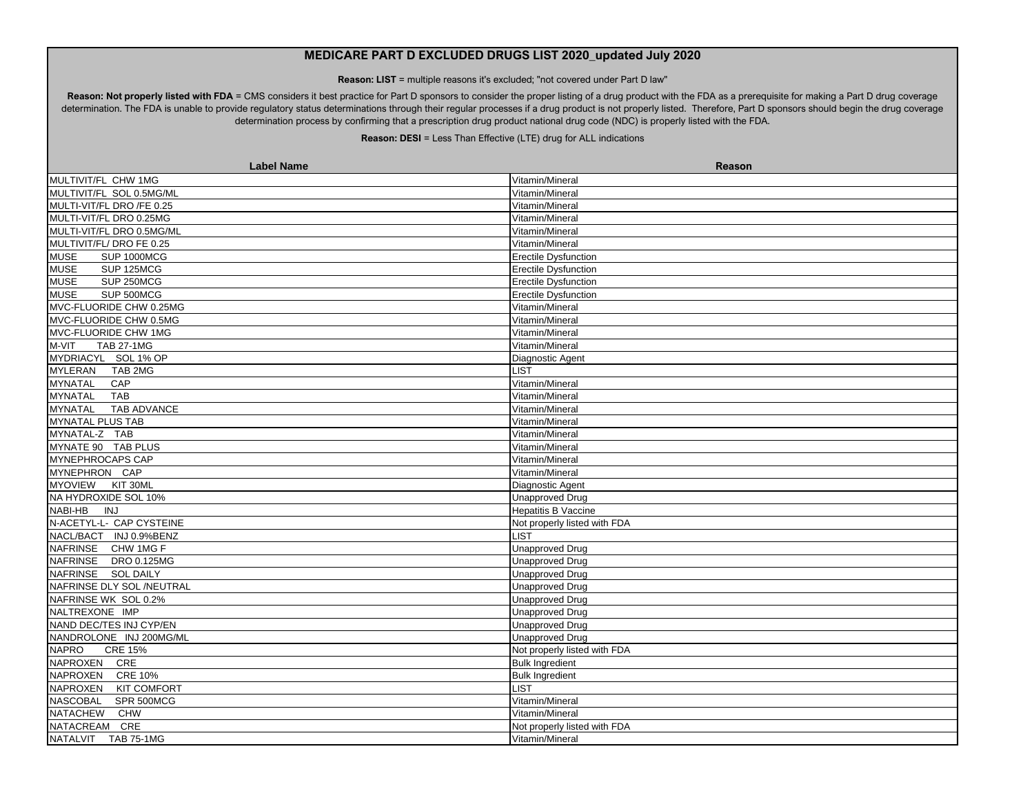## MEDICARE PART D EXCLUDED DRUGS LIST 2020_updated July 2020

**Reason: LIST** = multiple reasons it's excluded; "not covered under Part D law"

**Reason: Not properly listed with FDA** = CMS considers it best practice for Part D sponsors to consider the proper listing of a drug product with the FDA as a prerequisite for making a Part D drug coverage determination. The FDA is unable to provide regulatory status determinations through their regular processes if a drug product is not properly listed. Therefore, Part D sponsors should begin the drug coverage determination process by confirming that a prescription drug product national drug code (NDC) is properly listed with the FDA.

**Reason: DESI** = Less Than Effective (LTE) drug for ALL indications

| Label Name | Reason |
|---|---|
| MULTIVIT/FL CHW 1MG | Vitamin/Mineral |
| MULTIVIT/FL SOL 0.5MG/ML | Vitamin/Mineral |
| MULTI-VIT/FL DRO /FE 0.25 | Vitamin/Mineral |
| MULTI-VIT/FL DRO 0.25MG | Vitamin/Mineral |
| MULTI-VIT/FL DRO 0.5MG/ML | Vitamin/Mineral |
| MULTIVIT/FL/ DRO FE 0.25 | Vitamin/Mineral |
| MUSE SUP 1000MCG | Erectile Dysfunction |
| MUSE SUP 125MCG | Erectile Dysfunction |
| MUSE SUP 250MCG | Erectile Dysfunction |
| MUSE SUP 500MCG | Erectile Dysfunction |
| MVC-FLUORIDE CHW 0.25MG | Vitamin/Mineral |
| MVC-FLUORIDE CHW 0.5MG | Vitamin/Mineral |
| MVC-FLUORIDE CHW 1MG | Vitamin/Mineral |
| M-VIT TAB 27-1MG | Vitamin/Mineral |
| MYDRIACYL SOL 1% OP | Diagnostic Agent |
| MYLERAN TAB 2MG | LIST |
| MYNATAL CAP | Vitamin/Mineral |
| MYNATAL TAB | Vitamin/Mineral |
| MYNATAL TAB ADVANCE | Vitamin/Mineral |
| MYNATAL PLUS TAB | Vitamin/Mineral |
| MYNATAL-Z TAB | Vitamin/Mineral |
| MYNATE 90 TAB PLUS | Vitamin/Mineral |
| MYNEPHROCAPS CAP | Vitamin/Mineral |
| MYNEPHRON CAP | Vitamin/Mineral |
| MYOVIEW KIT 30ML | Diagnostic Agent |
| NA HYDROXIDE SOL 10% | Unapproved Drug |
| NABI-HB INJ | Hepatitis B Vaccine |
| N-ACETYL-L- CAP CYSTEINE | Not properly listed with FDA |
| NACL/BACT INJ 0.9%BENZ | LIST |
| NAFRINSE CHW 1MG F | Unapproved Drug |
| NAFRINSE DRO 0.125MG | Unapproved Drug |
| NAFRINSE SOL DAILY | Unapproved Drug |
| NAFRINSE DLY SOL /NEUTRAL | Unapproved Drug |
| NAFRINSE WK SOL 0.2% | Unapproved Drug |
| NALTREXONE IMP | Unapproved Drug |
| NAND DEC/TES INJ CYP/EN | Unapproved Drug |
| NANDROLONE INJ 200MG/ML | Unapproved Drug |
| NAPRO CRE 15% | Not properly listed with FDA |
| NAPROXEN CRE | Bulk Ingredient |
| NAPROXEN CRE 10% | Bulk Ingredient |
| NAPROXEN KIT COMFORT | LIST |
| NASCOBAL SPR 500MCG | Vitamin/Mineral |
| NATACHEW CHW | Vitamin/Mineral |
| NATACREAM CRE | Not properly listed with FDA |
| NATALVIT TAB 75-1MG | Vitamin/Mineral |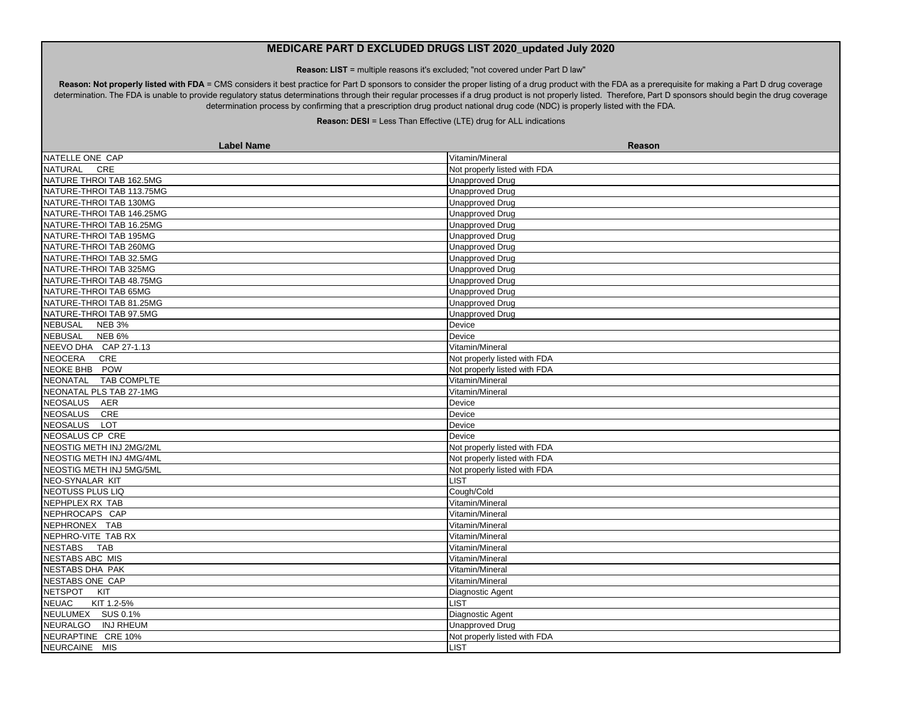## MEDICARE PART D EXCLUDED DRUGS LIST 2020_updated July 2020

**Reason: LIST** = multiple reasons it's excluded; "not covered under Part D law"

**Reason: Not properly listed with FDA** = CMS considers it best practice for Part D sponsors to consider the proper listing of a drug product with the FDA as a prerequisite for making a Part D drug coverage determination. The FDA is unable to provide regulatory status determinations through their regular processes if a drug product is not properly listed. Therefore, Part D sponsors should begin the drug coverage determination process by confirming that a prescription drug product national drug code (NDC) is properly listed with the FDA.

**Reason: DESI** = Less Than Effective (LTE) drug for ALL indications

| Label Name | Reason |
|---|---|
| NATELLE ONE CAP | Vitamin/Mineral |
| NATURAL CRE | Not properly listed with FDA |
| NATURE THROI TAB 162.5MG | Unapproved Drug |
| NATURE-THROI TAB 113.75MG | Unapproved Drug |
| NATURE-THROI TAB 130MG | Unapproved Drug |
| NATURE-THROI TAB 146.25MG | Unapproved Drug |
| NATURE-THROI TAB 16.25MG | Unapproved Drug |
| NATURE-THROI TAB 195MG | Unapproved Drug |
| NATURE-THROI TAB 260MG | Unapproved Drug |
| NATURE-THROI TAB 32.5MG | Unapproved Drug |
| NATURE-THROI TAB 325MG | Unapproved Drug |
| NATURE-THROI TAB 48.75MG | Unapproved Drug |
| NATURE-THROI TAB 65MG | Unapproved Drug |
| NATURE-THROI TAB 81.25MG | Unapproved Drug |
| NATURE-THROI TAB 97.5MG | Unapproved Drug |
| NEBUSAL NEB 3% | Device |
| NEBUSAL NEB 6% | Device |
| NEEVO DHA CAP 27-1.13 | Vitamin/Mineral |
| NEOCERA CRE | Not properly listed with FDA |
| NEOKE BHB POW | Not properly listed with FDA |
| NEONATAL TAB COMPLTE | Vitamin/Mineral |
| NEONATAL PLS TAB 27-1MG | Vitamin/Mineral |
| NEOSALUS AER | Device |
| NEOSALUS CRE | Device |
| NEOSALUS LOT | Device |
| NEOSALUS CP CRE | Device |
| NEOSTIG METH INJ 2MG/2ML | Not properly listed with FDA |
| NEOSTIG METH INJ 4MG/4ML | Not properly listed with FDA |
| NEOSTIG METH INJ 5MG/5ML | Not properly listed with FDA |
| NEO-SYNALAR KIT | LIST |
| NEOTUSS PLUS LIQ | Cough/Cold |
| NEPHPLEX RX TAB | Vitamin/Mineral |
| NEPHROCAPS CAP | Vitamin/Mineral |
| NEPHRONEX TAB | Vitamin/Mineral |
| NEPHRO-VITE TAB RX | Vitamin/Mineral |
| NESTABS TAB | Vitamin/Mineral |
| NESTABS ABC MIS | Vitamin/Mineral |
| NESTABS DHA PAK | Vitamin/Mineral |
| NESTABS ONE CAP | Vitamin/Mineral |
| NETSPOT KIT | Diagnostic Agent |
| NEUAC KIT 1.2-5% | LIST |
| NEULUMEX SUS 0.1% | Diagnostic Agent |
| NEURALGO INJ RHEUM | Unapproved Drug |
| NEURAPTINE CRE 10% | Not properly listed with FDA |
| NEURCAINE MIS | LIST |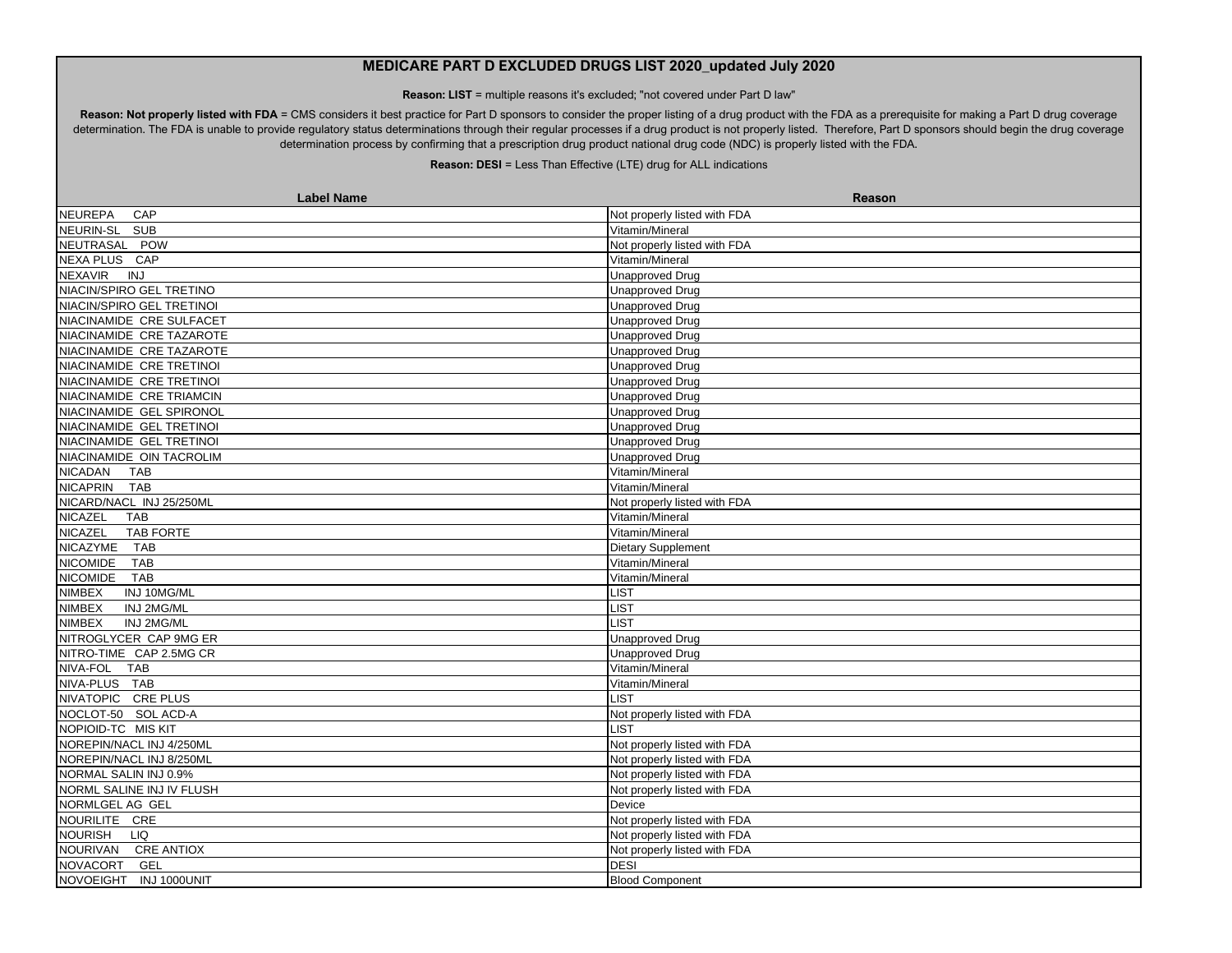# MEDICARE PART D EXCLUDED DRUGS LIST 2020_updated July 2020

**Reason: LIST** = multiple reasons it's excluded; "not covered under Part D law"

**Reason: Not properly listed with FDA** = CMS considers it best practice for Part D sponsors to consider the proper listing of a drug product with the FDA as a prerequisite for making a Part D drug coverage determination. The FDA is unable to provide regulatory status determinations through their regular processes if a drug product is not properly listed. Therefore, Part D sponsors should begin the drug coverage determination process by confirming that a prescription drug product national drug code (NDC) is properly listed with the FDA.

**Reason: DESI** = Less Than Effective (LTE) drug for ALL indications

| Label Name | Reason |
|---|---|
| NEUREPA CAP | Not properly listed with FDA |
| NEURIN-SL SUB | Vitamin/Mineral |
| NEUTRASAL POW | Not properly listed with FDA |
| NEXA PLUS CAP | Vitamin/Mineral |
| NEXAVIR INJ | Unapproved Drug |
| NIACIN/SPIRO GEL TRETINO | Unapproved Drug |
| NIACIN/SPIRO GEL TRETINOI | Unapproved Drug |
| NIACINAMIDE CRE SULFACET | Unapproved Drug |
| NIACINAMIDE CRE TAZAROTE | Unapproved Drug |
| NIACINAMIDE CRE TAZAROTE | Unapproved Drug |
| NIACINAMIDE CRE TRETINOI | Unapproved Drug |
| NIACINAMIDE CRE TRETINOI | Unapproved Drug |
| NIACINAMIDE CRE TRIAMCIN | Unapproved Drug |
| NIACINAMIDE GEL SPIRONOL | Unapproved Drug |
| NIACINAMIDE GEL TRETINOI | Unapproved Drug |
| NIACINAMIDE GEL TRETINOI | Unapproved Drug |
| NIACINAMIDE OIN TACROLIM | Unapproved Drug |
| NICADAN TAB | Vitamin/Mineral |
| NICAPRIN TAB | Vitamin/Mineral |
| NICARD/NACL INJ 25/250ML | Not properly listed with FDA |
| NICAZEL TAB | Vitamin/Mineral |
| NICAZEL TAB FORTE | Vitamin/Mineral |
| NICAZYME TAB | Dietary Supplement |
| NICOMIDE TAB | Vitamin/Mineral |
| NICOMIDE TAB | Vitamin/Mineral |
| NIMBEX INJ 10MG/ML | LIST |
| NIMBEX INJ 2MG/ML | LIST |
| NIMBEX INJ 2MG/ML | LIST |
| NITROGLYCER CAP 9MG ER | Unapproved Drug |
| NITRO-TIME CAP 2.5MG CR | Unapproved Drug |
| NIVA-FOL TAB | Vitamin/Mineral |
| NIVA-PLUS TAB | Vitamin/Mineral |
| NIVATOPIC CRE PLUS | LIST |
| NOCLOT-50 SOL ACD-A | Not properly listed with FDA |
| NOPIOID-TC MIS KIT | LIST |
| NOREPIN/NACL INJ 4/250ML | Not properly listed with FDA |
| NOREPIN/NACL INJ 8/250ML | Not properly listed with FDA |
| NORMAL SALIN INJ 0.9% | Not properly listed with FDA |
| NORML SALINE INJ IV FLUSH | Not properly listed with FDA |
| NORMLGEL AG GEL | Device |
| NOURILITE CRE | Not properly listed with FDA |
| NOURISH LIQ | Not properly listed with FDA |
| NOURIVAN CRE ANTIOX | Not properly listed with FDA |
| NOVACORT GEL | DESI |
| NOVOEIGHT INJ 1000UNIT | Blood Component |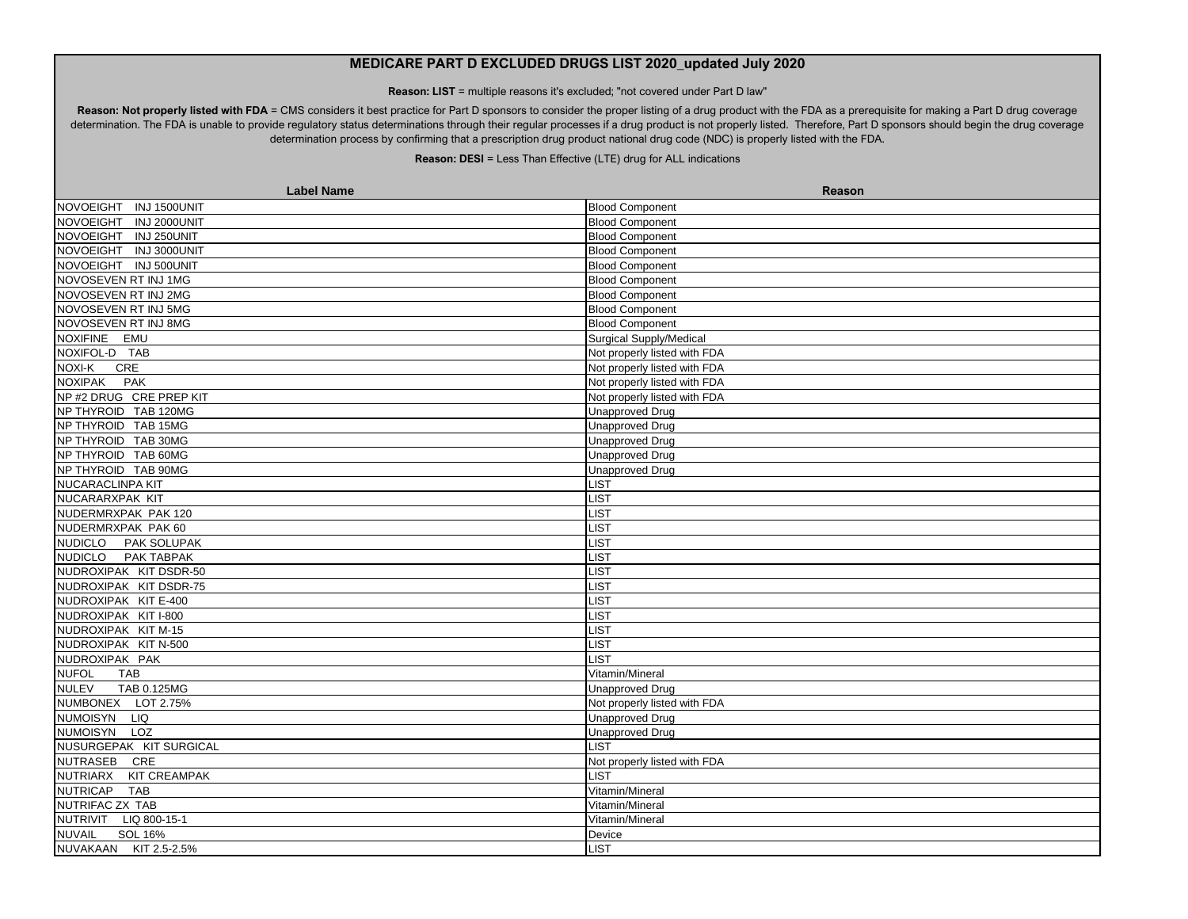## MEDICARE PART D EXCLUDED DRUGS LIST 2020_updated July 2020

**Reason: LIST** = multiple reasons it's excluded; "not covered under Part D law"

**Reason: Not properly listed with FDA** = CMS considers it best practice for Part D sponsors to consider the proper listing of a drug product with the FDA as a prerequisite for making a Part D drug coverage determination. The FDA is unable to provide regulatory status determinations through their regular processes if a drug product is not properly listed. Therefore, Part D sponsors should begin the drug coverage determination process by confirming that a prescription drug product national drug code (NDC) is properly listed with the FDA.

**Reason: DESI** = Less Than Effective (LTE) drug for ALL indications

| Label Name | Reason |
|---|---|
| NOVOEIGHT INJ 1500UNIT | Blood Component |
| NOVOEIGHT INJ 2000UNIT | Blood Component |
| NOVOEIGHT INJ 250UNIT | Blood Component |
| NOVOEIGHT INJ 3000UNIT | Blood Component |
| NOVOEIGHT INJ 500UNIT | Blood Component |
| NOVOSEVEN RT INJ 1MG | Blood Component |
| NOVOSEVEN RT INJ 2MG | Blood Component |
| NOVOSEVEN RT INJ 5MG | Blood Component |
| NOVOSEVEN RT INJ 8MG | Blood Component |
| NOXIFINE EMU | Surgical Supply/Medical |
| NOXIFOL-D TAB | Not properly listed with FDA |
| NOXI-K CRE | Not properly listed with FDA |
| NOXIPAK PAK | Not properly listed with FDA |
| NP #2 DRUG CRE PREP KIT | Not properly listed with FDA |
| NP THYROID TAB 120MG | Unapproved Drug |
| NP THYROID TAB 15MG | Unapproved Drug |
| NP THYROID TAB 30MG | Unapproved Drug |
| NP THYROID TAB 60MG | Unapproved Drug |
| NP THYROID TAB 90MG | Unapproved Drug |
| NUCARACLINPA KIT | LIST |
| NUCARARXPAK KIT | LIST |
| NUDERMRXPAK PAK 120 | LIST |
| NUDERMRXPAK PAK 60 | LIST |
| NUDICLO PAK SOLUPAK | LIST |
| NUDICLO PAK TABPAK | LIST |
| NUDROXIPAK KIT DSDR-50 | LIST |
| NUDROXIPAK KIT DSDR-75 | LIST |
| NUDROXIPAK KIT E-400 | LIST |
| NUDROXIPAK KIT I-800 | LIST |
| NUDROXIPAK KIT M-15 | LIST |
| NUDROXIPAK KIT N-500 | LIST |
| NUDROXIPAK PAK | LIST |
| NUFOL TAB | Vitamin/Mineral |
| NULEV TAB 0.125MG | Unapproved Drug |
| NUMBONEX LOT 2.75% | Not properly listed with FDA |
| NUMOISYN LIQ | Unapproved Drug |
| NUMOISYN LOZ | Unapproved Drug |
| NUSURGEPAK KIT SURGICAL | LIST |
| NUTRASEB CRE | Not properly listed with FDA |
| NUTRIARX KIT CREAMPAK | LIST |
| NUTRICAP TAB | Vitamin/Mineral |
| NUTRIFAC ZX TAB | Vitamin/Mineral |
| NUTRIVIT LIQ 800-15-1 | Vitamin/Mineral |
| NUVAIL SOL 16% | Device |
| NUVAKAAN KIT 2.5-2.5% | LIST |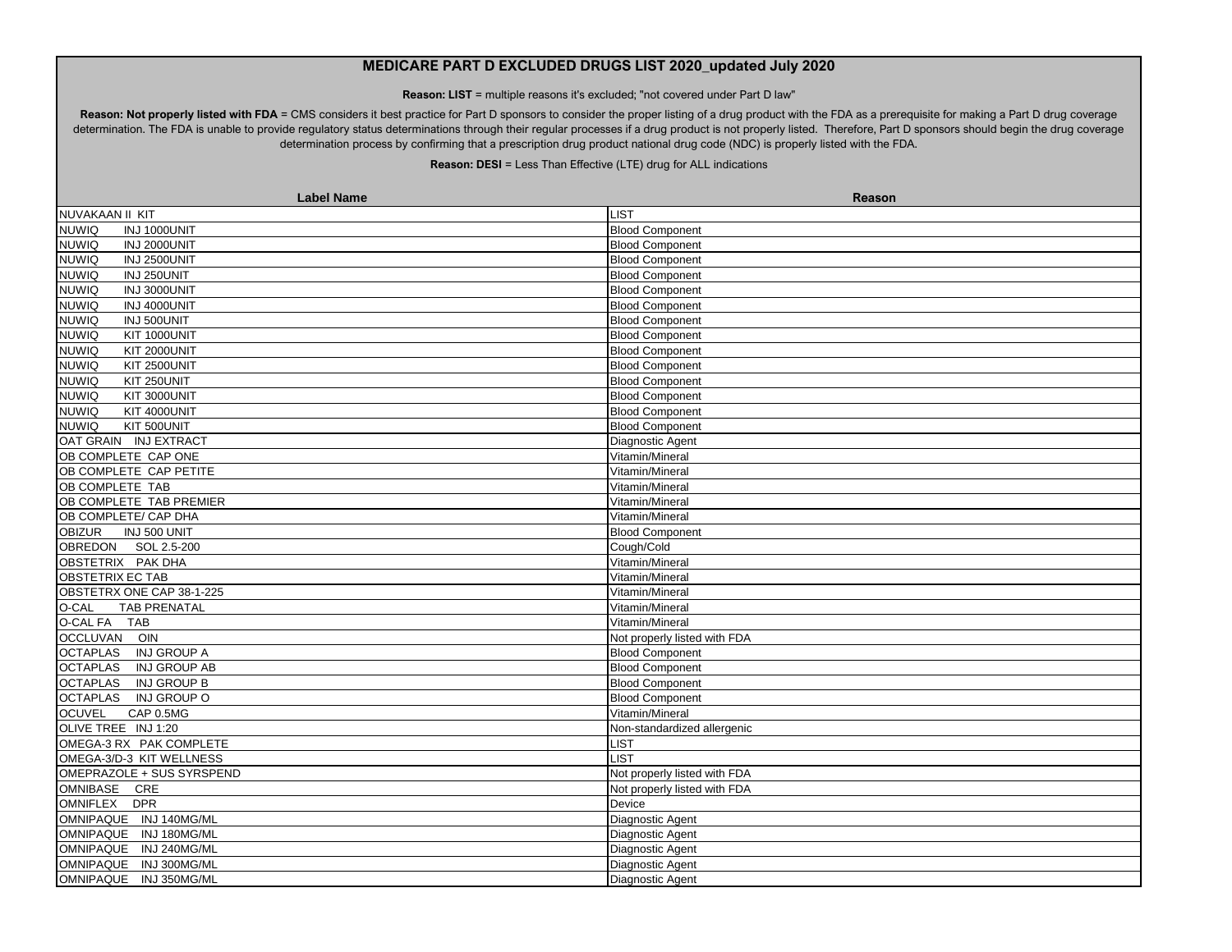# MEDICARE PART D EXCLUDED DRUGS LIST 2020_updated July 2020

**Reason: LIST** = multiple reasons it's excluded; "not covered under Part D law"

**Reason: Not properly listed with FDA** = CMS considers it best practice for Part D sponsors to consider the proper listing of a drug product with the FDA as a prerequisite for making a Part D drug coverage determination. The FDA is unable to provide regulatory status determinations through their regular processes if a drug product is not properly listed. Therefore, Part D sponsors should begin the drug coverage determination process by confirming that a prescription drug product national drug code (NDC) is properly listed with the FDA.

**Reason: DESI** = Less Than Effective (LTE) drug for ALL indications

| Label Name | Reason |
|---|---|
| NUVAKAAN II KIT | LIST |
| NUWIQ INJ 1000UNIT | Blood Component |
| NUWIQ INJ 2000UNIT | Blood Component |
| NUWIQ INJ 2500UNIT | Blood Component |
| NUWIQ INJ 250UNIT | Blood Component |
| NUWIQ INJ 3000UNIT | Blood Component |
| NUWIQ INJ 4000UNIT | Blood Component |
| NUWIQ INJ 500UNIT | Blood Component |
| NUWIQ KIT 1000UNIT | Blood Component |
| NUWIQ KIT 2000UNIT | Blood Component |
| NUWIQ KIT 2500UNIT | Blood Component |
| NUWIQ KIT 250UNIT | Blood Component |
| NUWIQ KIT 3000UNIT | Blood Component |
| NUWIQ KIT 4000UNIT | Blood Component |
| NUWIQ KIT 500UNIT | Blood Component |
| OAT GRAIN INJ EXTRACT | Diagnostic Agent |
| OB COMPLETE CAP ONE | Vitamin/Mineral |
| OB COMPLETE CAP PETITE | Vitamin/Mineral |
| OB COMPLETE TAB | Vitamin/Mineral |
| OB COMPLETE TAB PREMIER | Vitamin/Mineral |
| OB COMPLETE/ CAP DHA | Vitamin/Mineral |
| OBIZUR INJ 500 UNIT | Blood Component |
| OBREDON SOL 2.5-200 | Cough/Cold |
| OBSTETRIX PAK DHA | Vitamin/Mineral |
| OBSTETRIX EC TAB | Vitamin/Mineral |
| OBSTETRX ONE CAP 38-1-225 | Vitamin/Mineral |
| O-CAL TAB PRENATAL | Vitamin/Mineral |
| O-CAL FA TAB | Vitamin/Mineral |
| OCCLUVAN OIN | Not properly listed with FDA |
| OCTAPLAS INJ GROUP A | Blood Component |
| OCTAPLAS INJ GROUP AB | Blood Component |
| OCTAPLAS INJ GROUP B | Blood Component |
| OCTAPLAS INJ GROUP O | Blood Component |
| OCUVEL CAP 0.5MG | Vitamin/Mineral |
| OLIVE TREE INJ 1:20 | Non-standardized allergenic |
| OMEGA-3 RX PAK COMPLETE | LIST |
| OMEGA-3/D-3 KIT WELLNESS | LIST |
| OMEPRAZOLE + SUS SYRSPEND | Not properly listed with FDA |
| OMNIBASE CRE | Not properly listed with FDA |
| OMNIFLEX DPR | Device |
| OMNIPAQUE INJ 140MG/ML | Diagnostic Agent |
| OMNIPAQUE INJ 180MG/ML | Diagnostic Agent |
| OMNIPAQUE INJ 240MG/ML | Diagnostic Agent |
| OMNIPAQUE INJ 300MG/ML | Diagnostic Agent |
| OMNIPAQUE INJ 350MG/ML | Diagnostic Agent |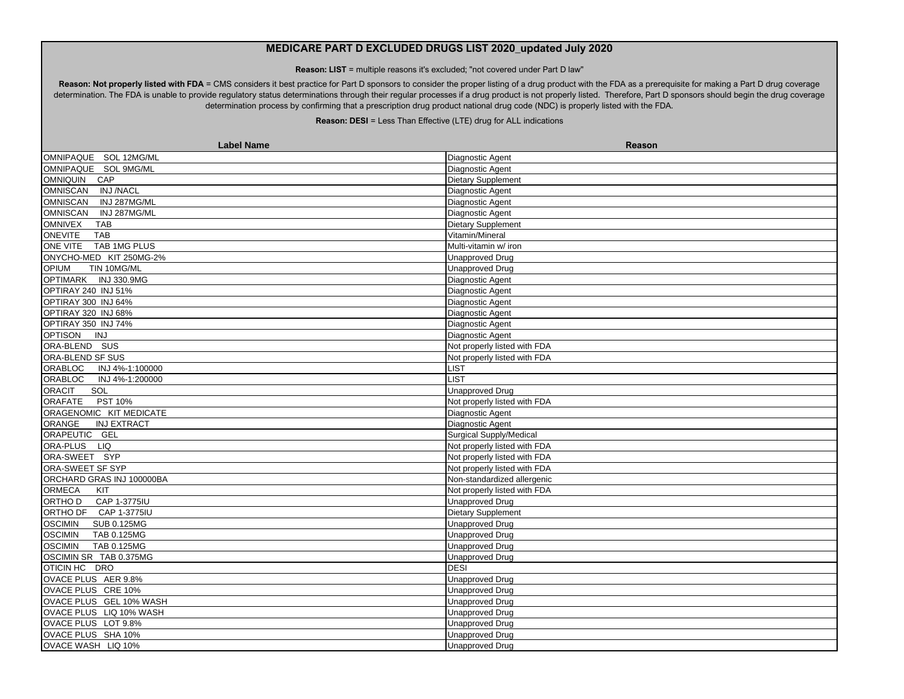## MEDICARE PART D EXCLUDED DRUGS LIST 2020_updated July 2020

**Reason: LIST** = multiple reasons it's excluded; "not covered under Part D law"

**Reason: Not properly listed with FDA** = CMS considers it best practice for Part D sponsors to consider the proper listing of a drug product with the FDA as a prerequisite for making a Part D drug coverage determination. The FDA is unable to provide regulatory status determinations through their regular processes if a drug product is not properly listed. Therefore, Part D sponsors should begin the drug coverage determination process by confirming that a prescription drug product national drug code (NDC) is properly listed with the FDA.

**Reason: DESI** = Less Than Effective (LTE) drug for ALL indications

| Label Name | Reason |
|---|---|
| OMNIPAQUE SOL 12MG/ML | Diagnostic Agent |
| OMNIPAQUE SOL 9MG/ML | Diagnostic Agent |
| OMNIQUIN CAP | Dietary Supplement |
| OMNISCAN INJ /NACL | Diagnostic Agent |
| OMNISCAN INJ 287MG/ML | Diagnostic Agent |
| OMNISCAN INJ 287MG/ML | Diagnostic Agent |
| OMNIVEX TAB | Dietary Supplement |
| ONEVITE TAB | Vitamin/Mineral |
| ONE VITE TAB 1MG PLUS | Multi-vitamin w/ iron |
| ONYCHO-MED KIT 250MG-2% | Unapproved Drug |
| OPIUM TIN 10MG/ML | Unapproved Drug |
| OPTIMARK INJ 330.9MG | Diagnostic Agent |
| OPTIRAY 240 INJ 51% | Diagnostic Agent |
| OPTIRAY 300 INJ 64% | Diagnostic Agent |
| OPTIRAY 320 INJ 68% | Diagnostic Agent |
| OPTIRAY 350 INJ 74% | Diagnostic Agent |
| OPTISON INJ | Diagnostic Agent |
| ORA-BLEND SUS | Not properly listed with FDA |
| ORA-BLEND SF SUS | Not properly listed with FDA |
| ORABLOC INJ 4%-1:100000 | LIST |
| ORABLOC INJ 4%-1:200000 | LIST |
| ORACIT SOL | Unapproved Drug |
| ORAFATE PST 10% | Not properly listed with FDA |
| ORAGENOMIC KIT MEDICATE | Diagnostic Agent |
| ORANGE INJ EXTRACT | Diagnostic Agent |
| ORAPEUTIC GEL | Surgical Supply/Medical |
| ORA-PLUS LIQ | Not properly listed with FDA |
| ORA-SWEET SYP | Not properly listed with FDA |
| ORA-SWEET SF SYP | Not properly listed with FDA |
| ORCHARD GRAS INJ 100000BA | Non-standardized allergenic |
| ORMECA KIT | Not properly listed with FDA |
| ORTHO D CAP 1-3775IU | Unapproved Drug |
| ORTHO DF CAP 1-3775IU | Dietary Supplement |
| OSCIMIN SUB 0.125MG | Unapproved Drug |
| OSCIMIN TAB 0.125MG | Unapproved Drug |
| OSCIMIN TAB 0.125MG | Unapproved Drug |
| OSCIMIN SR TAB 0.375MG | Unapproved Drug |
| OTICIN HC DRO | DESI |
| OVACE PLUS AER 9.8% | Unapproved Drug |
| OVACE PLUS CRE 10% | Unapproved Drug |
| OVACE PLUS GEL 10% WASH | Unapproved Drug |
| OVACE PLUS LIQ 10% WASH | Unapproved Drug |
| OVACE PLUS LOT 9.8% | Unapproved Drug |
| OVACE PLUS SHA 10% | Unapproved Drug |
| OVACE WASH LIQ 10% | Unapproved Drug |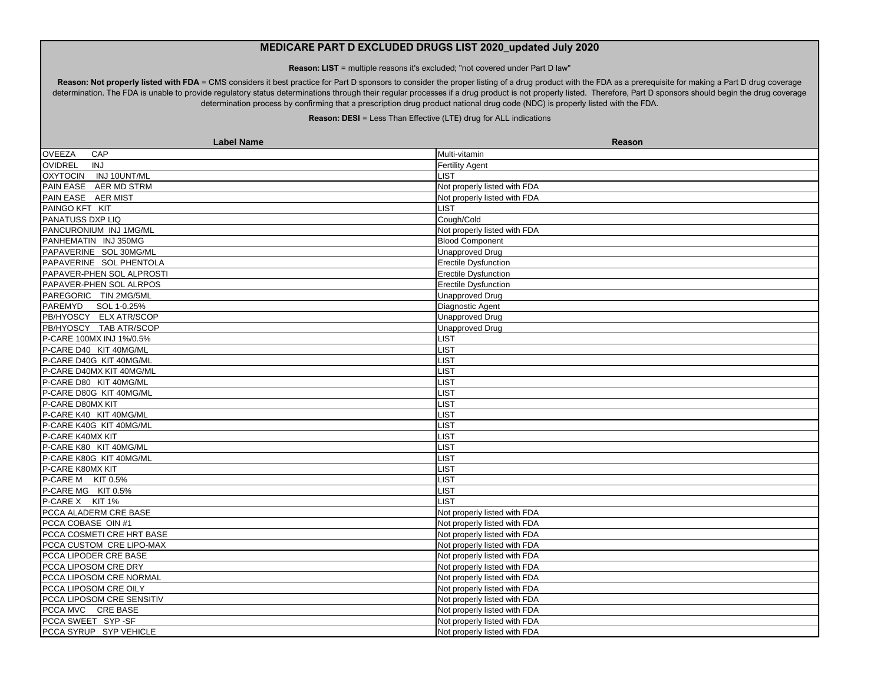# MEDICARE PART D EXCLUDED DRUGS LIST 2020_updated July 2020

**Reason: LIST** = multiple reasons it's excluded; "not covered under Part D law"

**Reason: Not properly listed with FDA** = CMS considers it best practice for Part D sponsors to consider the proper listing of a drug product with the FDA as a prerequisite for making a Part D drug coverage determination. The FDA is unable to provide regulatory status determinations through their regular processes if a drug product is not properly listed. Therefore, Part D sponsors should begin the drug coverage determination process by confirming that a prescription drug product national drug code (NDC) is properly listed with the FDA.

**Reason: DESI** = Less Than Effective (LTE) drug for ALL indications

| Label Name | Reason |
|---|---|
| OVEEZA CAP | Multi-vitamin |
| OVIDREL INJ | Fertility Agent |
| OXYTOCIN INJ 10UNT/ML | LIST |
| PAIN EASE AER MD STRM | Not properly listed with FDA |
| PAIN EASE AER MIST | Not properly listed with FDA |
| PAINGO KFT KIT | LIST |
| PANATUSS DXP LIQ | Cough/Cold |
| PANCURONIUM INJ 1MG/ML | Not properly listed with FDA |
| PANHEMATIN INJ 350MG | Blood Component |
| PAPAVERINE SOL 30MG/ML | Unapproved Drug |
| PAPAVERINE SOL PHENTOLA | Erectile Dysfunction |
| PAPAVER-PHEN SOL ALPROSTI | Erectile Dysfunction |
| PAPAVER-PHEN SOL ALRPOS | Erectile Dysfunction |
| PAREGORIC TIN 2MG/5ML | Unapproved Drug |
| PAREMYD SOL 1-0.25% | Diagnostic Agent |
| PB/HYOSCY ELX ATR/SCOP | Unapproved Drug |
| PB/HYOSCY TAB ATR/SCOP | Unapproved Drug |
| P-CARE 100MX INJ 1%/0.5% | LIST |
| P-CARE D40 KIT 40MG/ML | LIST |
| P-CARE D40G KIT 40MG/ML | LIST |
| P-CARE D40MX KIT 40MG/ML | LIST |
| P-CARE D80 KIT 40MG/ML | LIST |
| P-CARE D80G KIT 40MG/ML | LIST |
| P-CARE D80MX KIT | LIST |
| P-CARE K40 KIT 40MG/ML | LIST |
| P-CARE K40G KIT 40MG/ML | LIST |
| P-CARE K40MX KIT | LIST |
| P-CARE K80 KIT 40MG/ML | LIST |
| P-CARE K80G KIT 40MG/ML | LIST |
| P-CARE K80MX KIT | LIST |
| P-CARE M KIT 0.5% | LIST |
| P-CARE MG KIT 0.5% | LIST |
| P-CARE X KIT 1% | LIST |
| PCCA ALADERM CRE BASE | Not properly listed with FDA |
| PCCA COBASE OIN #1 | Not properly listed with FDA |
| PCCA COSMETI CRE HRT BASE | Not properly listed with FDA |
| PCCA CUSTOM CRE LIPO-MAX | Not properly listed with FDA |
| PCCA LIPODER CRE BASE | Not properly listed with FDA |
| PCCA LIPOSOM CRE DRY | Not properly listed with FDA |
| PCCA LIPOSOM CRE NORMAL | Not properly listed with FDA |
| PCCA LIPOSOM CRE OILY | Not properly listed with FDA |
| PCCA LIPOSOM CRE SENSITIV | Not properly listed with FDA |
| PCCA MVC CRE BASE | Not properly listed with FDA |
| PCCA SWEET SYP -SF | Not properly listed with FDA |
| PCCA SYRUP SYP VEHICLE | Not properly listed with FDA |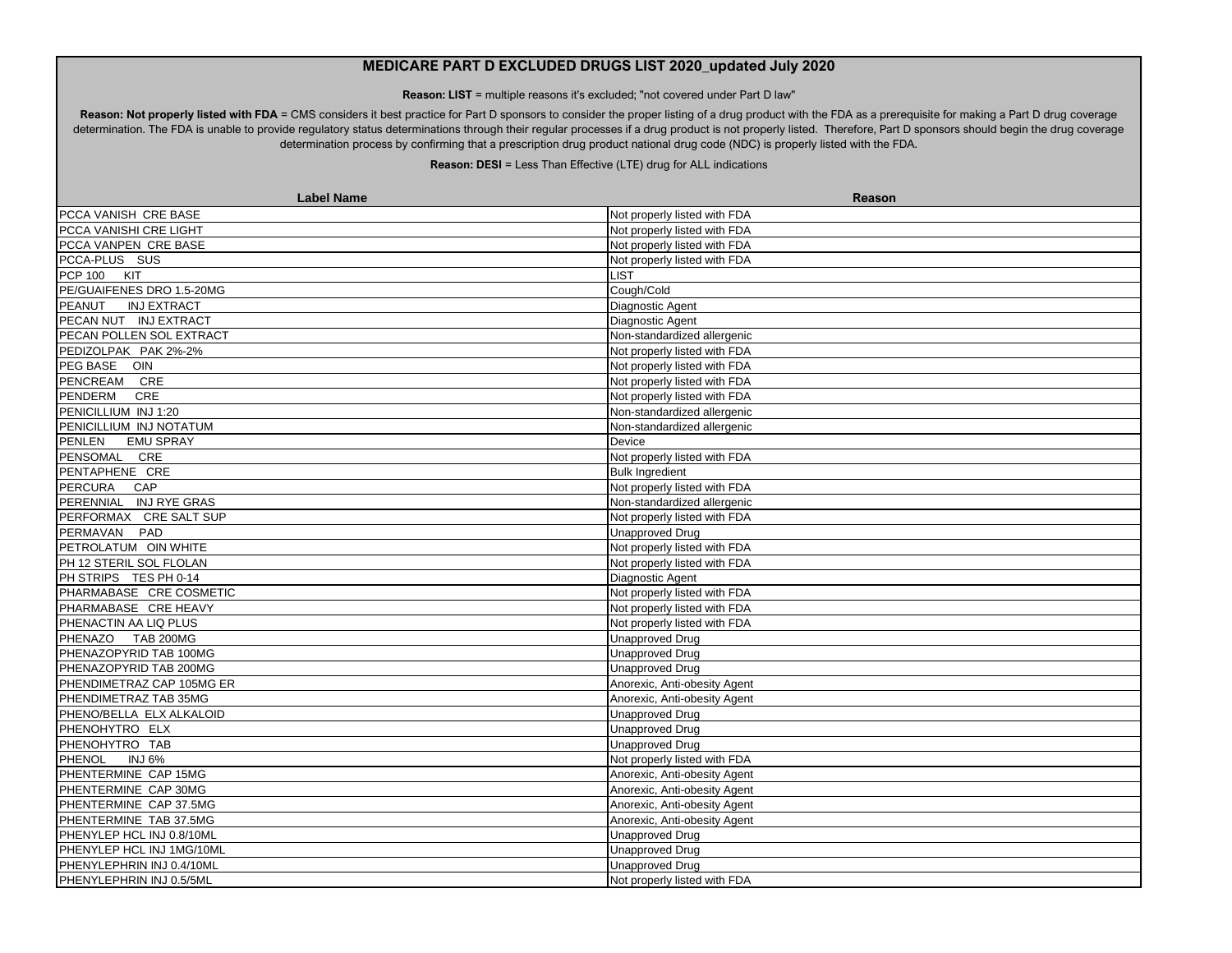## MEDICARE PART D EXCLUDED DRUGS LIST 2020_updated July 2020

**Reason: LIST** = multiple reasons it's excluded; "not covered under Part D law"

**Reason: Not properly listed with FDA** = CMS considers it best practice for Part D sponsors to consider the proper listing of a drug product with the FDA as a prerequisite for making a Part D drug coverage determination. The FDA is unable to provide regulatory status determinations through their regular processes if a drug product is not properly listed. Therefore, Part D sponsors should begin the drug coverage determination process by confirming that a prescription drug product national drug code (NDC) is properly listed with the FDA.

**Reason: DESI** = Less Than Effective (LTE) drug for ALL indications

| Label Name | Reason |
|---|---|
| PCCA VANISH CRE BASE | Not properly listed with FDA |
| PCCA VANISHI CRE LIGHT | Not properly listed with FDA |
| PCCA VANPEN CRE BASE | Not properly listed with FDA |
| PCCA-PLUS SUS | Not properly listed with FDA |
| PCP 100 KIT | LIST |
| PE/GUAIFENES DRO 1.5-20MG | Cough/Cold |
| PEANUT INJ EXTRACT | Diagnostic Agent |
| PECAN NUT INJ EXTRACT | Diagnostic Agent |
| PECAN POLLEN SOL EXTRACT | Non-standardized allergenic |
| PEDIZOLPAK PAK 2%-2% | Not properly listed with FDA |
| PEG BASE OIN | Not properly listed with FDA |
| PENCREAM CRE | Not properly listed with FDA |
| PENDERM CRE | Not properly listed with FDA |
| PENICILLIUM INJ 1:20 | Non-standardized allergenic |
| PENICILLIUM INJ NOTATUM | Non-standardized allergenic |
| PENLEN EMU SPRAY | Device |
| PENSOMAL CRE | Not properly listed with FDA |
| PENTAPHENE CRE | Bulk Ingredient |
| PERCURA CAP | Not properly listed with FDA |
| PERENNIAL INJ RYE GRAS | Non-standardized allergenic |
| PERFORMAX CRE SALT SUP | Not properly listed with FDA |
| PERMAVAN PAD | Unapproved Drug |
| PETROLATUM OIN WHITE | Not properly listed with FDA |
| PH 12 STERIL SOL FLOLAN | Not properly listed with FDA |
| PH STRIPS TES PH 0-14 | Diagnostic Agent |
| PHARMABASE CRE COSMETIC | Not properly listed with FDA |
| PHARMABASE CRE HEAVY | Not properly listed with FDA |
| PHENACTIN AA LIQ PLUS | Not properly listed with FDA |
| PHENAZO TAB 200MG | Unapproved Drug |
| PHENAZOPYRID TAB 100MG | Unapproved Drug |
| PHENAZOPYRID TAB 200MG | Unapproved Drug |
| PHENDIMETRAZ CAP 105MG ER | Anorexic, Anti-obesity Agent |
| PHENDIMETRAZ TAB 35MG | Anorexic, Anti-obesity Agent |
| PHENO/BELLA ELX ALKALOID | Unapproved Drug |
| PHENOHYTRO ELX | Unapproved Drug |
| PHENOHYTRO TAB | Unapproved Drug |
| PHENOL INJ 6% | Not properly listed with FDA |
| PHENTERMINE CAP 15MG | Anorexic, Anti-obesity Agent |
| PHENTERMINE CAP 30MG | Anorexic, Anti-obesity Agent |
| PHENTERMINE CAP 37.5MG | Anorexic, Anti-obesity Agent |
| PHENTERMINE TAB 37.5MG | Anorexic, Anti-obesity Agent |
| PHENYLEP HCL INJ 0.8/10ML | Unapproved Drug |
| PHENYLEP HCL INJ 1MG/10ML | Unapproved Drug |
| PHENYLEPHRIN INJ 0.4/10ML | Unapproved Drug |
| PHENYLEPHRIN INJ 0.5/5ML | Not properly listed with FDA |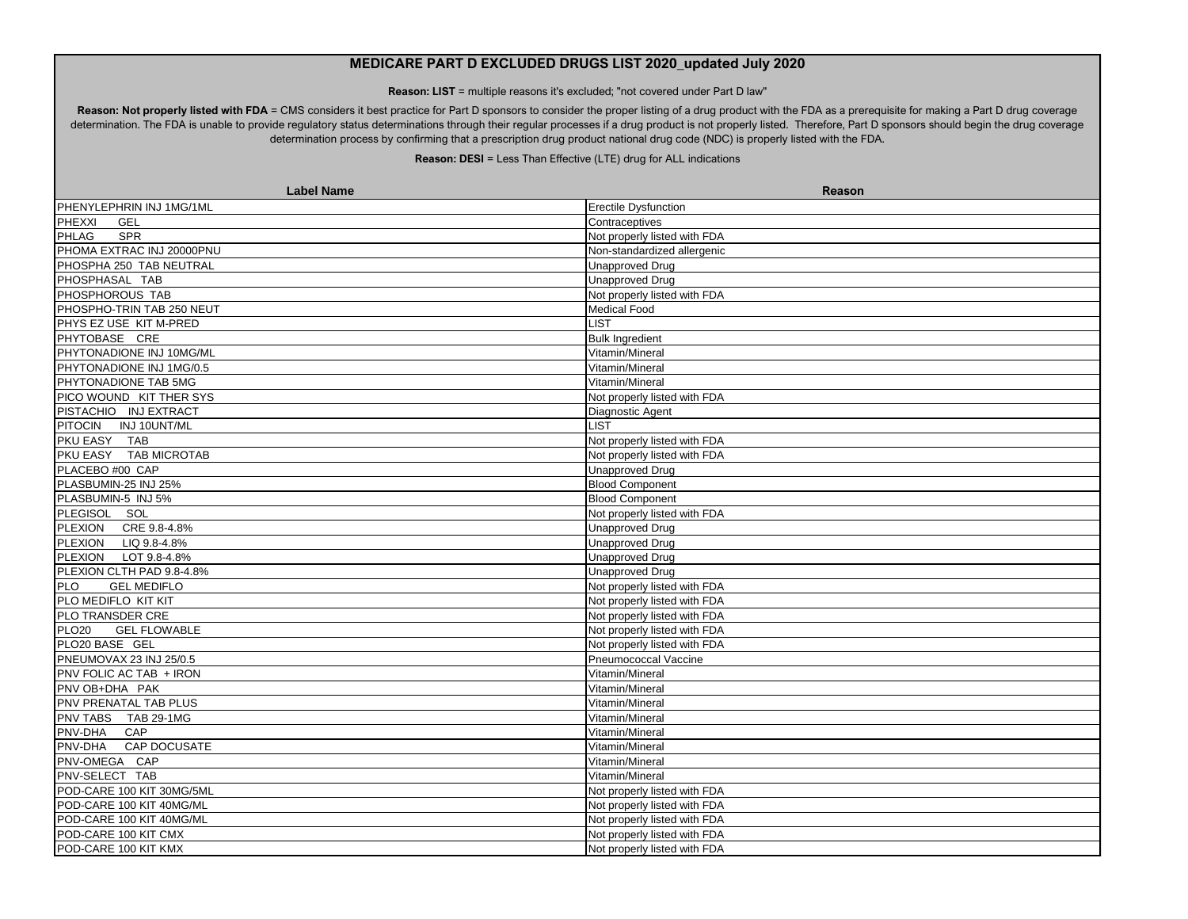# MEDICARE PART D EXCLUDED DRUGS LIST 2020_updated July 2020

**Reason: LIST** = multiple reasons it's excluded; "not covered under Part D law"

**Reason: Not properly listed with FDA** = CMS considers it best practice for Part D sponsors to consider the proper listing of a drug product with the FDA as a prerequisite for making a Part D drug coverage determination. The FDA is unable to provide regulatory status determinations through their regular processes if a drug product is not properly listed. Therefore, Part D sponsors should begin the drug coverage determination process by confirming that a prescription drug product national drug code (NDC) is properly listed with the FDA.

**Reason: DESI** = Less Than Effective (LTE) drug for ALL indications

| Label Name | Reason |
|---|---|
| PHENYLEPHRIN INJ 1MG/1ML | Erectile Dysfunction |
| PHEXXI GEL | Contraceptives |
| PHLAG SPR | Not properly listed with FDA |
| PHOMA EXTRAC INJ 20000PNU | Non-standardized allergenic |
| PHOSPHA 250 TAB NEUTRAL | Unapproved Drug |
| PHOSPHASAL TAB | Unapproved Drug |
| PHOSPHOROUS TAB | Not properly listed with FDA |
| PHOSPHO-TRIN TAB 250 NEUT | Medical Food |
| PHYS EZ USE KIT M-PRED | LIST |
| PHYTOBASE CRE | Bulk Ingredient |
| PHYTONADIONE INJ 10MG/ML | Vitamin/Mineral |
| PHYTONADIONE INJ 1MG/0.5 | Vitamin/Mineral |
| PHYTONADIONE TAB 5MG | Vitamin/Mineral |
| PICO WOUND KIT THER SYS | Not properly listed with FDA |
| PISTACHIO INJ EXTRACT | Diagnostic Agent |
| PITOCIN INJ 10UNT/ML | LIST |
| PKU EASY TAB | Not properly listed with FDA |
| PKU EASY TAB MICROTAB | Not properly listed with FDA |
| PLACEBO #00 CAP | Unapproved Drug |
| PLASBUMIN-25 INJ 25% | Blood Component |
| PLASBUMIN-5 INJ 5% | Blood Component |
| PLEGISOL SOL | Not properly listed with FDA |
| PLEXION CRE 9.8-4.8% | Unapproved Drug |
| PLEXION LIQ 9.8-4.8% | Unapproved Drug |
| PLEXION LOT 9.8-4.8% | Unapproved Drug |
| PLEXION CLTH PAD 9.8-4.8% | Unapproved Drug |
| PLO GEL MEDIFLO | Not properly listed with FDA |
| PLO MEDIFLO KIT KIT | Not properly listed with FDA |
| PLO TRANSDER CRE | Not properly listed with FDA |
| PLO20 GEL FLOWABLE | Not properly listed with FDA |
| PLO20 BASE GEL | Not properly listed with FDA |
| PNEUMOVAX 23 INJ 25/0.5 | Pneumococcal Vaccine |
| PNV FOLIC AC TAB + IRON | Vitamin/Mineral |
| PNV OB+DHA PAK | Vitamin/Mineral |
| PNV PRENATAL TAB PLUS | Vitamin/Mineral |
| PNV TABS TAB 29-1MG | Vitamin/Mineral |
| PNV-DHA CAP | Vitamin/Mineral |
| PNV-DHA CAP DOCUSATE | Vitamin/Mineral |
| PNV-OMEGA CAP | Vitamin/Mineral |
| PNV-SELECT TAB | Vitamin/Mineral |
| POD-CARE 100 KIT 30MG/5ML | Not properly listed with FDA |
| POD-CARE 100 KIT 40MG/ML | Not properly listed with FDA |
| POD-CARE 100 KIT 40MG/ML | Not properly listed with FDA |
| POD-CARE 100 KIT CMX | Not properly listed with FDA |
| POD-CARE 100 KIT KMX | Not properly listed with FDA |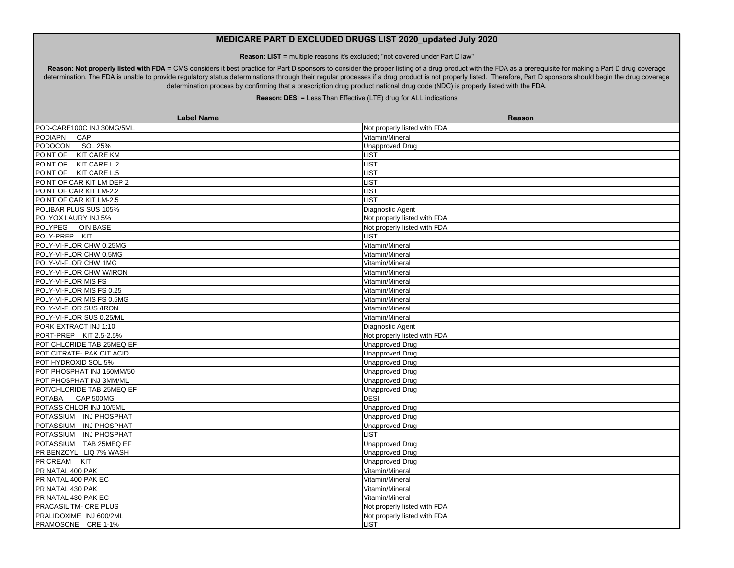# MEDICARE PART D EXCLUDED DRUGS LIST 2020_updated July 2020

**Reason: LIST** = multiple reasons it's excluded; "not covered under Part D law"

**Reason: Not properly listed with FDA** = CMS considers it best practice for Part D sponsors to consider the proper listing of a drug product with the FDA as a prerequisite for making a Part D drug coverage determination. The FDA is unable to provide regulatory status determinations through their regular processes if a drug product is not properly listed. Therefore, Part D sponsors should begin the drug coverage determination process by confirming that a prescription drug product national drug code (NDC) is properly listed with the FDA.

**Reason: DESI** = Less Than Effective (LTE) drug for ALL indications

| Label Name | Reason |
|---|---|
| POD-CARE100C INJ 30MG/5ML | Not properly listed with FDA |
| PODIAPN CAP | Vitamin/Mineral |
| PODOCON SOL 25% | Unapproved Drug |
| POINT OF KIT CARE KM | LIST |
| POINT OF KIT CARE L.2 | LIST |
| POINT OF KIT CARE L.5 | LIST |
| POINT OF CAR KIT LM DEP 2 | LIST |
| POINT OF CAR KIT LM-2.2 | LIST |
| POINT OF CAR KIT LM-2.5 | LIST |
| POLIBAR PLUS SUS 105% | Diagnostic Agent |
| POLYOX LAURY INJ 5% | Not properly listed with FDA |
| POLYPEG OIN BASE | Not properly listed with FDA |
| POLY-PREP KIT | LIST |
| POLY-VI-FLOR CHW 0.25MG | Vitamin/Mineral |
| POLY-VI-FLOR CHW 0.5MG | Vitamin/Mineral |
| POLY-VI-FLOR CHW 1MG | Vitamin/Mineral |
| POLY-VI-FLOR CHW W/IRON | Vitamin/Mineral |
| POLY-VI-FLOR MIS FS | Vitamin/Mineral |
| POLY-VI-FLOR MIS FS 0.25 | Vitamin/Mineral |
| POLY-VI-FLOR MIS FS 0.5MG | Vitamin/Mineral |
| POLY-VI-FLOR SUS /IRON | Vitamin/Mineral |
| POLY-VI-FLOR SUS 0.25/ML | Vitamin/Mineral |
| PORK EXTRACT INJ 1:10 | Diagnostic Agent |
| PORT-PREP KIT 2.5-2.5% | Not properly listed with FDA |
| POT CHLORIDE TAB 25MEQ EF | Unapproved Drug |
| POT CITRATE- PAK CIT ACID | Unapproved Drug |
| POT HYDROXID SOL 5% | Unapproved Drug |
| POT PHOSPHAT INJ 150MM/50 | Unapproved Drug |
| POT PHOSPHAT INJ 3MM/ML | Unapproved Drug |
| POT/CHLORIDE TAB 25MEQ EF | Unapproved Drug |
| POTABA CAP 500MG | DESI |
| POTASS CHLOR INJ 10/5ML | Unapproved Drug |
| POTASSIUM INJ PHOSPHAT | Unapproved Drug |
| POTASSIUM INJ PHOSPHAT | Unapproved Drug |
| POTASSIUM INJ PHOSPHAT | LIST |
| POTASSIUM TAB 25MEQ EF | Unapproved Drug |
| PR BENZOYL LIQ 7% WASH | Unapproved Drug |
| PR CREAM KIT | Unapproved Drug |
| PR NATAL 400 PAK | Vitamin/Mineral |
| PR NATAL 400 PAK EC | Vitamin/Mineral |
| PR NATAL 430 PAK | Vitamin/Mineral |
| PR NATAL 430 PAK EC | Vitamin/Mineral |
| PRACASIL TM- CRE PLUS | Not properly listed with FDA |
| PRALIDOXIME INJ 600/2ML | Not properly listed with FDA |
| PRAMOSONE CRE 1-1% | LIST |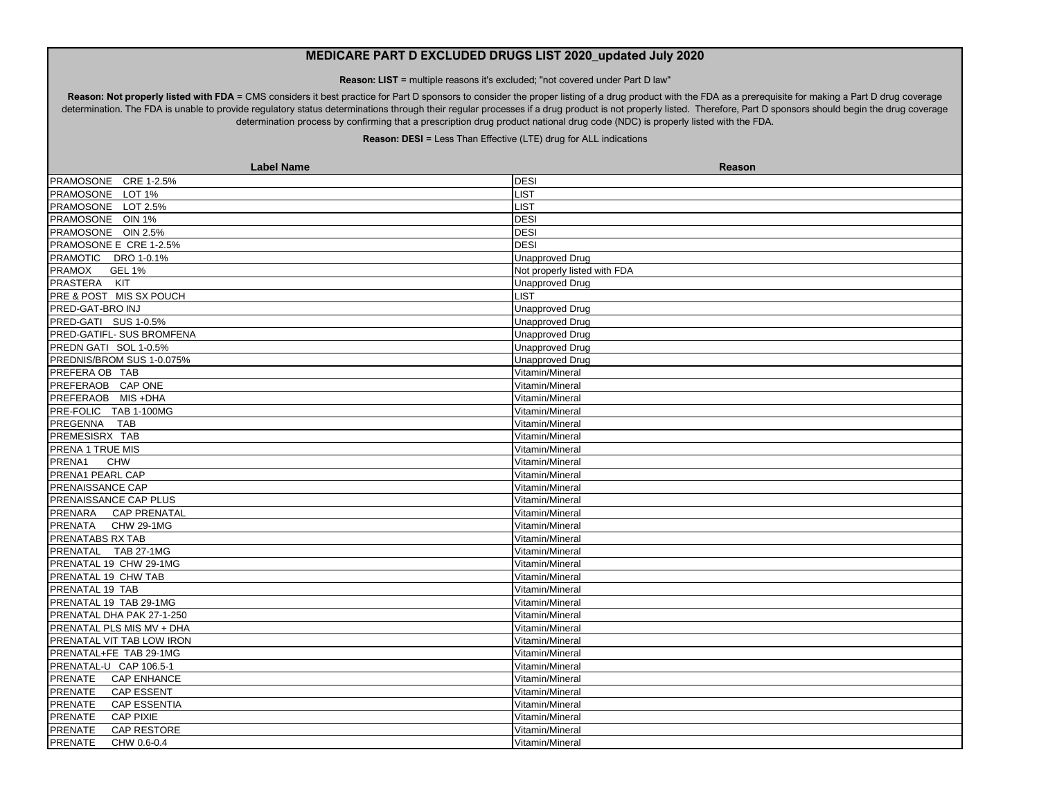# MEDICARE PART D EXCLUDED DRUGS LIST 2020_updated July 2020

**Reason: LIST** = multiple reasons it's excluded; "not covered under Part D law"

**Reason: Not properly listed with FDA** = CMS considers it best practice for Part D sponsors to consider the proper listing of a drug product with the FDA as a prerequisite for making a Part D drug coverage determination. The FDA is unable to provide regulatory status determinations through their regular processes if a drug product is not properly listed. Therefore, Part D sponsors should begin the drug coverage determination process by confirming that a prescription drug product national drug code (NDC) is properly listed with the FDA.

**Reason: DESI** = Less Than Effective (LTE) drug for ALL indications

| Label Name | Reason |
|---|---|
| PRAMOSONE CRE 1-2.5% | DESI |
| PRAMOSONE LOT 1% | LIST |
| PRAMOSONE LOT 2.5% | LIST |
| PRAMOSONE OIN 1% | DESI |
| PRAMOSONE OIN 2.5% | DESI |
| PRAMOSONE E CRE 1-2.5% | DESI |
| PRAMOTIC DRO 1-0.1% | Unapproved Drug |
| PRAMOX GEL 1% | Not properly listed with FDA |
| PRASTERA KIT | Unapproved Drug |
| PRE & POST MIS SX POUCH | LIST |
| PRED-GAT-BRO INJ | Unapproved Drug |
| PRED-GATI SUS 1-0.5% | Unapproved Drug |
| PRED-GATIFL- SUS BROMFENA | Unapproved Drug |
| PREDN GATI SOL 1-0.5% | Unapproved Drug |
| PREDNIS/BROM SUS 1-0.075% | Unapproved Drug |
| PREFERA OB TAB | Vitamin/Mineral |
| PREFERAOB CAP ONE | Vitamin/Mineral |
| PREFERAOB MIS +DHA | Vitamin/Mineral |
| PRE-FOLIC TAB 1-100MG | Vitamin/Mineral |
| PREGENNA TAB | Vitamin/Mineral |
| PREMESISRX TAB | Vitamin/Mineral |
| PRENA 1 TRUE MIS | Vitamin/Mineral |
| PRENA1 CHW | Vitamin/Mineral |
| PRENA1 PEARL CAP | Vitamin/Mineral |
| PRENAISSANCE CAP | Vitamin/Mineral |
| PRENAISSANCE CAP PLUS | Vitamin/Mineral |
| PRENARA CAP PRENATAL | Vitamin/Mineral |
| PRENATA CHW 29-1MG | Vitamin/Mineral |
| PRENATABS RX TAB | Vitamin/Mineral |
| PRENATAL TAB 27-1MG | Vitamin/Mineral |
| PRENATAL 19 CHW 29-1MG | Vitamin/Mineral |
| PRENATAL 19 CHW TAB | Vitamin/Mineral |
| PRENATAL 19 TAB | Vitamin/Mineral |
| PRENATAL 19 TAB 29-1MG | Vitamin/Mineral |
| PRENATAL DHA PAK 27-1-250 | Vitamin/Mineral |
| PRENATAL PLS MIS MV + DHA | Vitamin/Mineral |
| PRENATAL VIT TAB LOW IRON | Vitamin/Mineral |
| PRENATAL+FE TAB 29-1MG | Vitamin/Mineral |
| PRENATAL-U CAP 106.5-1 | Vitamin/Mineral |
| PRENATE CAP ENHANCE | Vitamin/Mineral |
| PRENATE CAP ESSENT | Vitamin/Mineral |
| PRENATE CAP ESSENTIA | Vitamin/Mineral |
| PRENATE CAP PIXIE | Vitamin/Mineral |
| PRENATE CAP RESTORE | Vitamin/Mineral |
| PRENATE CHW 0.6-0.4 | Vitamin/Mineral |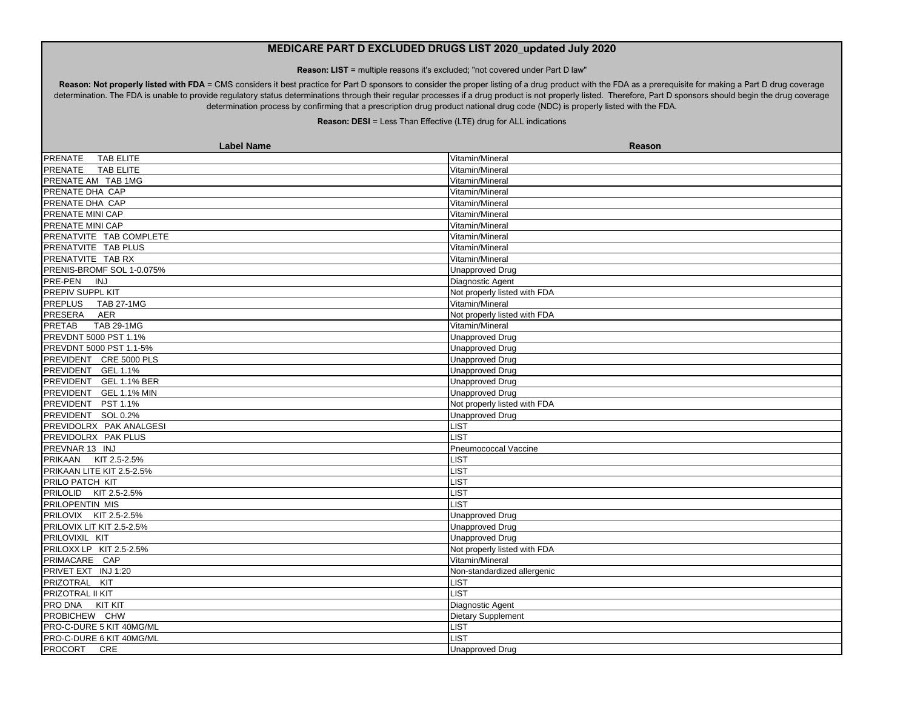# MEDICARE PART D EXCLUDED DRUGS LIST 2020_updated July 2020

**Reason: LIST** = multiple reasons it's excluded; "not covered under Part D law"

**Reason: Not properly listed with FDA** = CMS considers it best practice for Part D sponsors to consider the proper listing of a drug product with the FDA as a prerequisite for making a Part D drug coverage determination. The FDA is unable to provide regulatory status determinations through their regular processes if a drug product is not properly listed. Therefore, Part D sponsors should begin the drug coverage determination process by confirming that a prescription drug product national drug code (NDC) is properly listed with the FDA.

**Reason: DESI** = Less Than Effective (LTE) drug for ALL indications

| Label Name | Reason |
|---|---|
| PRENATE TAB ELITE | Vitamin/Mineral |
| PRENATE TAB ELITE | Vitamin/Mineral |
| PRENATE AM TAB 1MG | Vitamin/Mineral |
| PRENATE DHA CAP | Vitamin/Mineral |
| PRENATE DHA CAP | Vitamin/Mineral |
| PRENATE MINI CAP | Vitamin/Mineral |
| PRENATE MINI CAP | Vitamin/Mineral |
| PRENATVITE TAB COMPLETE | Vitamin/Mineral |
| PRENATVITE TAB PLUS | Vitamin/Mineral |
| PRENATVITE TAB RX | Vitamin/Mineral |
| PRENIS-BROMF SOL 1-0.075% | Unapproved Drug |
| PRE-PEN INJ | Diagnostic Agent |
| PREPIV SUPPL KIT | Not properly listed with FDA |
| PREPLUS TAB 27-1MG | Vitamin/Mineral |
| PRESERA AER | Not properly listed with FDA |
| PRETAB TAB 29-1MG | Vitamin/Mineral |
| PREVDNT 5000 PST 1.1% | Unapproved Drug |
| PREVDNT 5000 PST 1.1-5% | Unapproved Drug |
| PREVIDENT CRE 5000 PLS | Unapproved Drug |
| PREVIDENT GEL 1.1% | Unapproved Drug |
| PREVIDENT GEL 1.1% BER | Unapproved Drug |
| PREVIDENT GEL 1.1% MIN | Unapproved Drug |
| PREVIDENT PST 1.1% | Not properly listed with FDA |
| PREVIDENT SOL 0.2% | Unapproved Drug |
| PREVIDOLRX PAK ANALGESI | LIST |
| PREVIDOLRX PAK PLUS | LIST |
| PREVNAR 13 INJ | Pneumococcal Vaccine |
| PRIKAAN KIT 2.5-2.5% | LIST |
| PRIKAAN LITE KIT 2.5-2.5% | LIST |
| PRILO PATCH KIT | LIST |
| PRILOLID KIT 2.5-2.5% | LIST |
| PRILOPENTIN MIS | LIST |
| PRILOVIX KIT 2.5-2.5% | Unapproved Drug |
| PRILOVIX LIT KIT 2.5-2.5% | Unapproved Drug |
| PRILOVIXIL KIT | Unapproved Drug |
| PRILOXX LP KIT 2.5-2.5% | Not properly listed with FDA |
| PRIMACARE CAP | Vitamin/Mineral |
| PRIVET EXT INJ 1:20 | Non-standardized allergenic |
| PRIZOTRAL KIT | LIST |
| PRIZOTRAL II KIT | LIST |
| PRO DNA KIT KIT | Diagnostic Agent |
| PROBICHEW CHW | Dietary Supplement |
| PRO-C-DURE 5 KIT 40MG/ML | LIST |
| PRO-C-DURE 6 KIT 40MG/ML | LIST |
| PROCORT CRE | Unapproved Drug |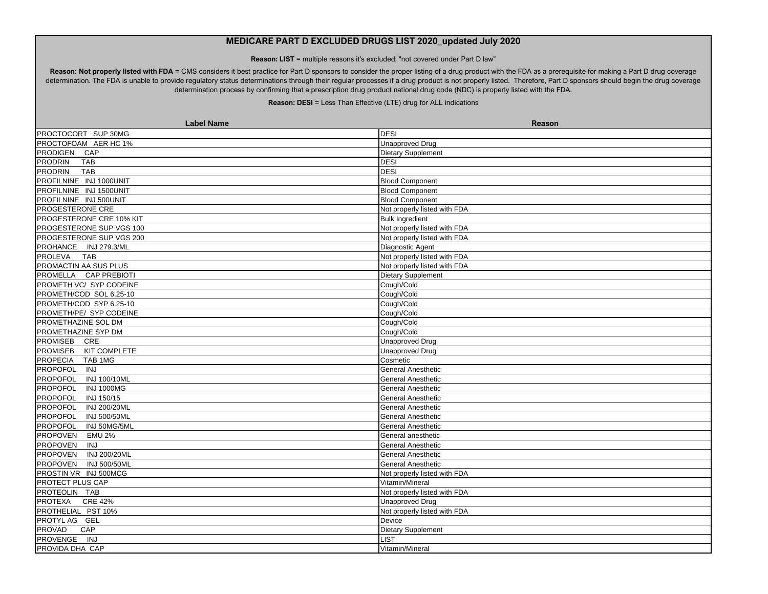# MEDICARE PART D EXCLUDED DRUGS LIST 2020_updated July 2020

**Reason: LIST** = multiple reasons it's excluded; "not covered under Part D law"

**Reason: Not properly listed with FDA** = CMS considers it best practice for Part D sponsors to consider the proper listing of a drug product with the FDA as a prerequisite for making a Part D drug coverage determination. The FDA is unable to provide regulatory status determinations through their regular processes if a drug product is not properly listed. Therefore, Part D sponsors should begin the drug coverage determination process by confirming that a prescription drug product national drug code (NDC) is properly listed with the FDA.

**Reason: DESI** = Less Than Effective (LTE) drug for ALL indications

| Label Name | Reason |
|---|---|
| PROCTOCORT SUP 30MG | DESI |
| PROCTOFOAM AER HC 1% | Unapproved Drug |
| PRODIGEN CAP | Dietary Supplement |
| PRODRIN TAB | DESI |
| PRODRIN TAB | DESI |
| PROFILNINE INJ 1000UNIT | Blood Component |
| PROFILNINE INJ 1500UNIT | Blood Component |
| PROFILNINE INJ 500UNIT | Blood Component |
| PROGESTERONE CRE | Not properly listed with FDA |
| PROGESTERONE CRE 10% KIT | Bulk Ingredient |
| PROGESTERONE SUP VGS 100 | Not properly listed with FDA |
| PROGESTERONE SUP VGS 200 | Not properly listed with FDA |
| PROHANCE INJ 279.3/ML | Diagnostic Agent |
| PROLEVA TAB | Not properly listed with FDA |
| PROMACTIN AA SUS PLUS | Not properly listed with FDA |
| PROMELLA CAP PREBIOTI | Dietary Supplement |
| PROMETH VC/ SYP CODEINE | Cough/Cold |
| PROMETH/COD SOL 6.25-10 | Cough/Cold |
| PROMETH/COD SYP 6.25-10 | Cough/Cold |
| PROMETH/PE/ SYP CODEINE | Cough/Cold |
| PROMETHAZINE SOL DM | Cough/Cold |
| PROMETHAZINE SYP DM | Cough/Cold |
| PROMISEB CRE | Unapproved Drug |
| PROMISEB KIT COMPLETE | Unapproved Drug |
| PROPECIA TAB 1MG | Cosmetic |
| PROPOFOL INJ | General Anesthetic |
| PROPOFOL INJ 100/10ML | General Anesthetic |
| PROPOFOL INJ 1000MG | General Anesthetic |
| PROPOFOL INJ 150/15 | General Anesthetic |
| PROPOFOL INJ 200/20ML | General Anesthetic |
| PROPOFOL INJ 500/50ML | General Anesthetic |
| PROPOFOL INJ 50MG/5ML | General Anesthetic |
| PROPOVEN EMU 2% | General anesthetic |
| PROPOVEN INJ | General Anesthetic |
| PROPOVEN INJ 200/20ML | General Anesthetic |
| PROPOVEN INJ 500/50ML | General Anesthetic |
| PROSTIN VR INJ 500MCG | Not properly listed with FDA |
| PROTECT PLUS CAP | Vitamin/Mineral |
| PROTEOLIN TAB | Not properly listed with FDA |
| PROTEXA CRE 42% | Unapproved Drug |
| PROTHELIAL PST 10% | Not properly listed with FDA |
| PROTYL AG GEL | Device |
| PROVAD CAP | Dietary Supplement |
| PROVENGE INJ | LIST |
| PROVIDA DHA CAP | Vitamin/Mineral |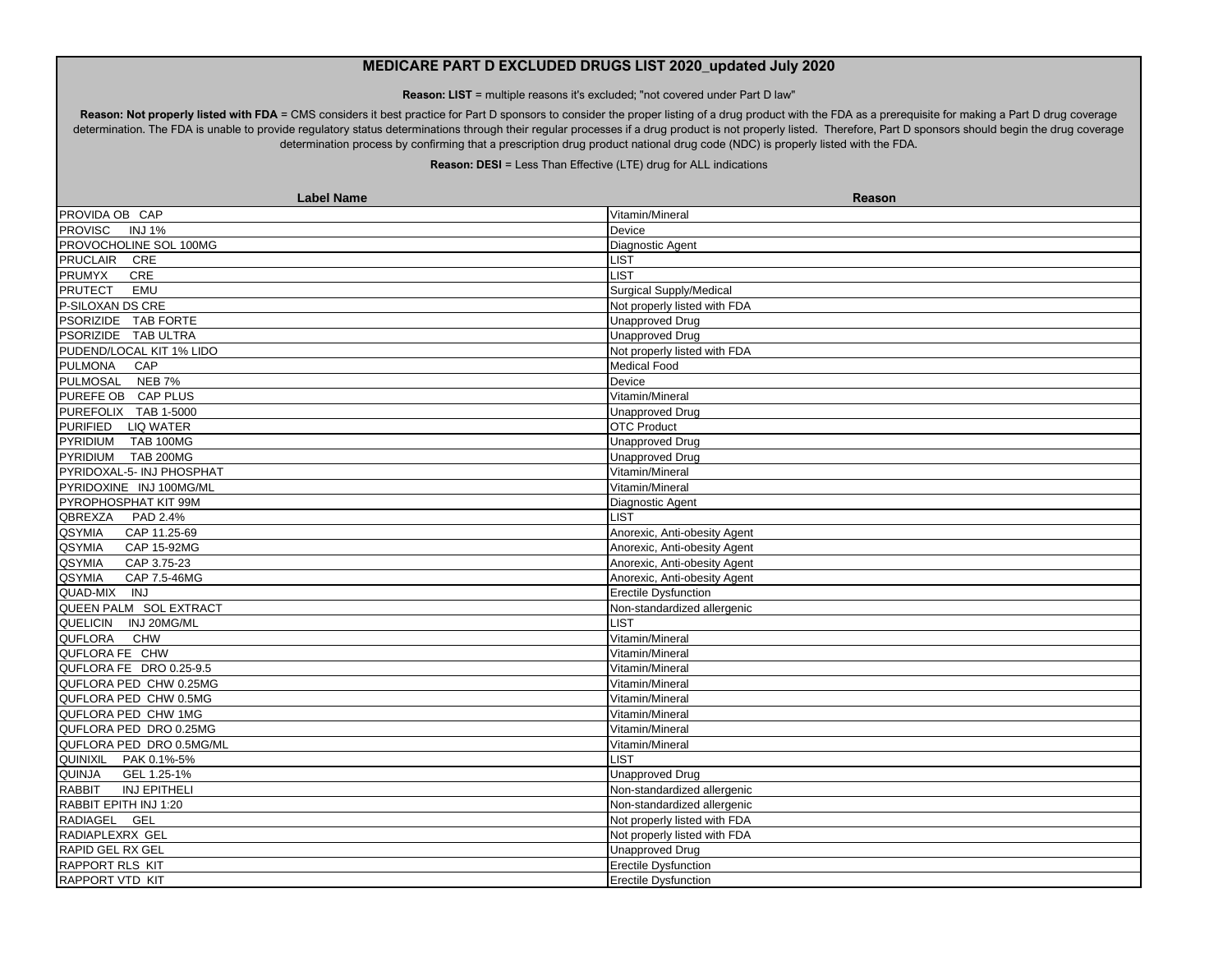# MEDICARE PART D EXCLUDED DRUGS LIST 2020_updated July 2020

**Reason: LIST** = multiple reasons it's excluded; "not covered under Part D law"

**Reason: Not properly listed with FDA** = CMS considers it best practice for Part D sponsors to consider the proper listing of a drug product with the FDA as a prerequisite for making a Part D drug coverage determination. The FDA is unable to provide regulatory status determinations through their regular processes if a drug product is not properly listed. Therefore, Part D sponsors should begin the drug coverage determination process by confirming that a prescription drug product national drug code (NDC) is properly listed with the FDA.

**Reason: DESI** = Less Than Effective (LTE) drug for ALL indications

| Label Name | Reason |
|---|---|
| PROVIDA OB CAP | Vitamin/Mineral |
| PROVISC INJ 1% | Device |
| PROVOCHOLINE SOL 100MG | Diagnostic Agent |
| PRUCLAIR CRE | LIST |
| PRUMYX CRE | LIST |
| PRUTECT EMU | Surgical Supply/Medical |
| P-SILOXAN DS CRE | Not properly listed with FDA |
| PSORIZIDE TAB FORTE | Unapproved Drug |
| PSORIZIDE TAB ULTRA | Unapproved Drug |
| PUDEND/LOCAL KIT 1% LIDO | Not properly listed with FDA |
| PULMONA CAP | Medical Food |
| PULMOSAL NEB 7% | Device |
| PUREFE OB CAP PLUS | Vitamin/Mineral |
| PUREFOLIX TAB 1-5000 | Unapproved Drug |
| PURIFIED LIQ WATER | OTC Product |
| PYRIDIUM TAB 100MG | Unapproved Drug |
| PYRIDIUM TAB 200MG | Unapproved Drug |
| PYRIDOXAL-5- INJ PHOSPHAT | Vitamin/Mineral |
| PYRIDOXINE INJ 100MG/ML | Vitamin/Mineral |
| PYROPHOSPHAT KIT 99M | Diagnostic Agent |
| QBREXZA PAD 2.4% | LIST |
| QSYMIA CAP 11.25-69 | Anorexic, Anti-obesity Agent |
| QSYMIA CAP 15-92MG | Anorexic, Anti-obesity Agent |
| QSYMIA CAP 3.75-23 | Anorexic, Anti-obesity Agent |
| QSYMIA CAP 7.5-46MG | Anorexic, Anti-obesity Agent |
| QUAD-MIX INJ | Erectile Dysfunction |
| QUEEN PALM SOL EXTRACT | Non-standardized allergenic |
| QUELICIN INJ 20MG/ML | LIST |
| QUFLORA CHW | Vitamin/Mineral |
| QUFLORA FE CHW | Vitamin/Mineral |
| QUFLORA FE DRO 0.25-9.5 | Vitamin/Mineral |
| QUFLORA PED CHW 0.25MG | Vitamin/Mineral |
| QUFLORA PED CHW 0.5MG | Vitamin/Mineral |
| QUFLORA PED CHW 1MG | Vitamin/Mineral |
| QUFLORA PED DRO 0.25MG | Vitamin/Mineral |
| QUFLORA PED DRO 0.5MG/ML | Vitamin/Mineral |
| QUINIXIL PAK 0.1%-5% | LIST |
| QUINJA GEL 1.25-1% | Unapproved Drug |
| RABBIT INJ EPITHELI | Non-standardized allergenic |
| RABBIT EPITH INJ 1:20 | Non-standardized allergenic |
| RADIAGEL GEL | Not properly listed with FDA |
| RADIAPLEXRX GEL | Not properly listed with FDA |
| RAPID GEL RX GEL | Unapproved Drug |
| RAPPORT RLS KIT | Erectile Dysfunction |
| RAPPORT VTD KIT | Erectile Dysfunction |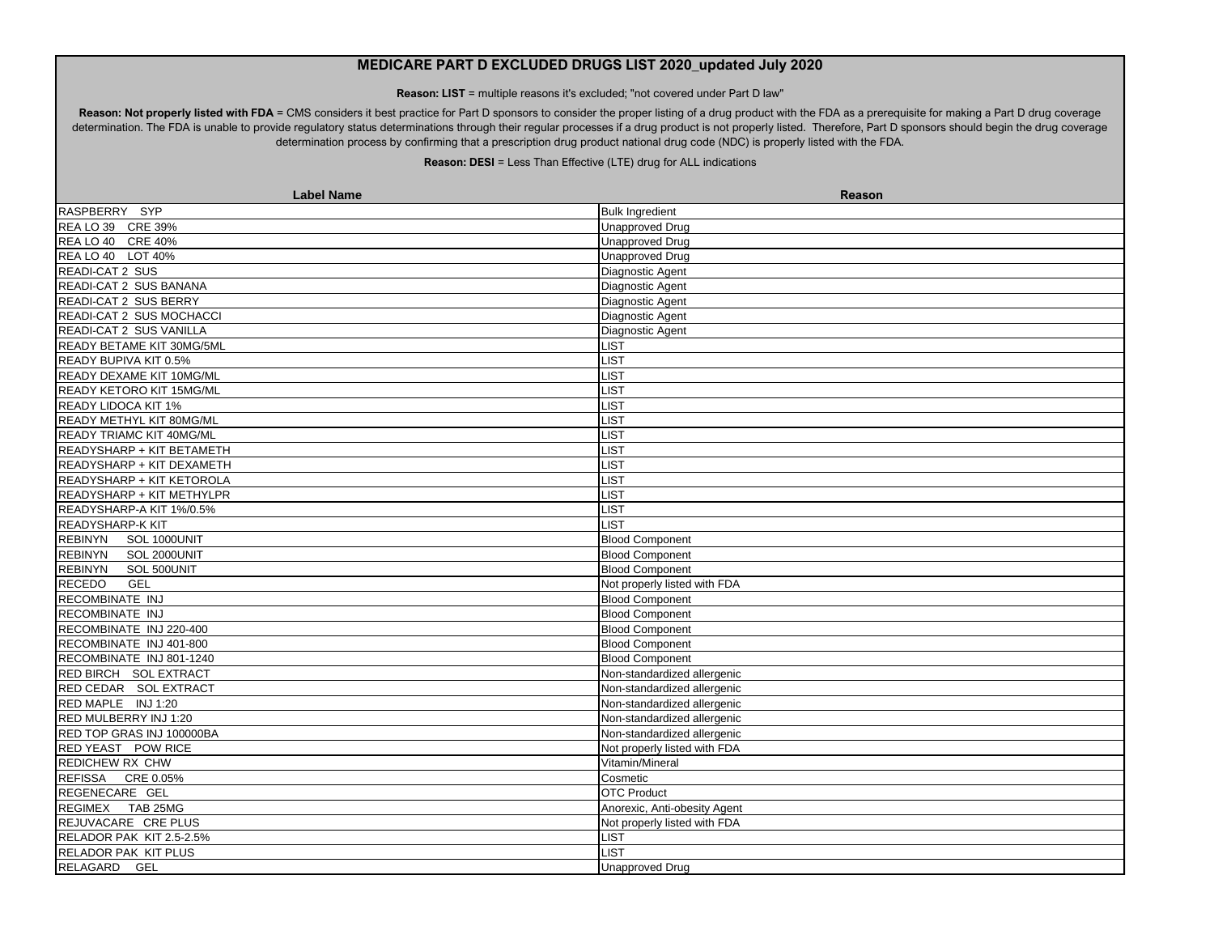## MEDICARE PART D EXCLUDED DRUGS LIST 2020_updated July 2020

**Reason: LIST** = multiple reasons it's excluded; "not covered under Part D law"

**Reason: Not properly listed with FDA** = CMS considers it best practice for Part D sponsors to consider the proper listing of a drug product with the FDA as a prerequisite for making a Part D drug coverage determination. The FDA is unable to provide regulatory status determinations through their regular processes if a drug product is not properly listed. Therefore, Part D sponsors should begin the drug coverage determination process by confirming that a prescription drug product national drug code (NDC) is properly listed with the FDA.

**Reason: DESI** = Less Than Effective (LTE) drug for ALL indications

| Label Name | Reason |
|---|---|
| RASPBERRY SYP | Bulk Ingredient |
| REA LO 39 CRE 39% | Unapproved Drug |
| REA LO 40 CRE 40% | Unapproved Drug |
| REA LO 40 LOT 40% | Unapproved Drug |
| READI-CAT 2 SUS | Diagnostic Agent |
| READI-CAT 2 SUS BANANA | Diagnostic Agent |
| READI-CAT 2 SUS BERRY | Diagnostic Agent |
| READI-CAT 2 SUS MOCHACCI | Diagnostic Agent |
| READI-CAT 2 SUS VANILLA | Diagnostic Agent |
| READY BETAME KIT 30MG/5ML | LIST |
| READY BUPIVA KIT 0.5% | LIST |
| READY DEXAME KIT 10MG/ML | LIST |
| READY KETORO KIT 15MG/ML | LIST |
| READY LIDOCA KIT 1% | LIST |
| READY METHYL KIT 80MG/ML | LIST |
| READY TRIAMC KIT 40MG/ML | LIST |
| READYSHARP + KIT BETAMETH | LIST |
| READYSHARP + KIT DEXAMETH | LIST |
| READYSHARP + KIT KETOROLA | LIST |
| READYSHARP + KIT METHYLPR | LIST |
| READYSHARP-A KIT 1%/0.5% | LIST |
| READYSHARP-K KIT | LIST |
| REBINYN SOL 1000UNIT | Blood Component |
| REBINYN SOL 2000UNIT | Blood Component |
| REBINYN SOL 500UNIT | Blood Component |
| RECEDO GEL | Not properly listed with FDA |
| RECOMBINATE INJ | Blood Component |
| RECOMBINATE INJ | Blood Component |
| RECOMBINATE INJ 220-400 | Blood Component |
| RECOMBINATE INJ 401-800 | Blood Component |
| RECOMBINATE INJ 801-1240 | Blood Component |
| RED BIRCH SOL EXTRACT | Non-standardized allergenic |
| RED CEDAR SOL EXTRACT | Non-standardized allergenic |
| RED MAPLE INJ 1:20 | Non-standardized allergenic |
| RED MULBERRY INJ 1:20 | Non-standardized allergenic |
| RED TOP GRAS INJ 100000BA | Non-standardized allergenic |
| RED YEAST POW RICE | Not properly listed with FDA |
| REDICHEW RX CHW | Vitamin/Mineral |
| REFISSA CRE 0.05% | Cosmetic |
| REGENECARE GEL | OTC Product |
| REGIMEX TAB 25MG | Anorexic, Anti-obesity Agent |
| REJUVACARE CRE PLUS | Not properly listed with FDA |
| RELADOR PAK KIT 2.5-2.5% | LIST |
| RELADOR PAK KIT PLUS | LIST |
| RELAGARD GEL | Unapproved Drug |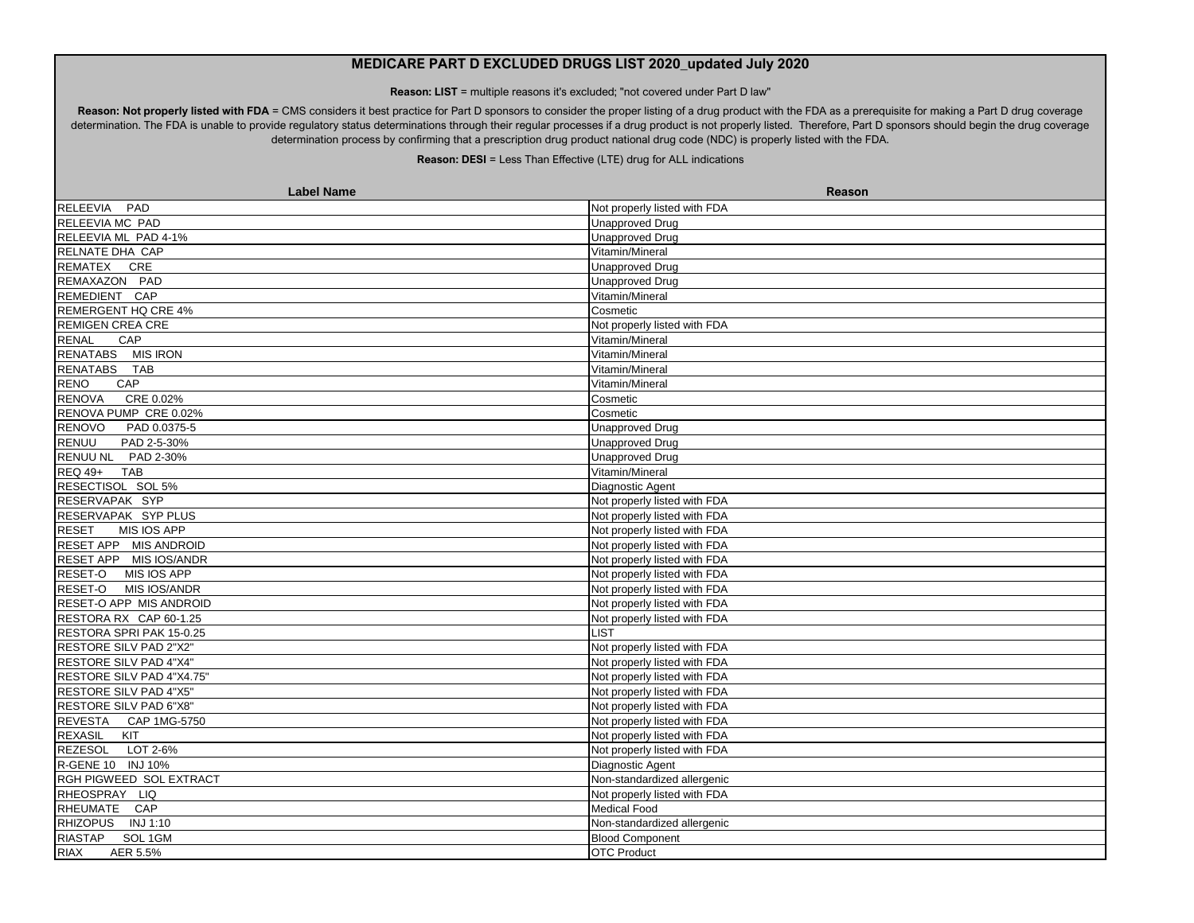# MEDICARE PART D EXCLUDED DRUGS LIST 2020_updated July 2020

**Reason: LIST** = multiple reasons it's excluded; "not covered under Part D law"

**Reason: Not properly listed with FDA** = CMS considers it best practice for Part D sponsors to consider the proper listing of a drug product with the FDA as a prerequisite for making a Part D drug coverage determination. The FDA is unable to provide regulatory status determinations through their regular processes if a drug product is not properly listed. Therefore, Part D sponsors should begin the drug coverage determination process by confirming that a prescription drug product national drug code (NDC) is properly listed with the FDA.

**Reason: DESI** = Less Than Effective (LTE) drug for ALL indications

| Label Name | Reason |
|---|---|
| RELEEVIA PAD | Not properly listed with FDA |
| RELEEVIA MC PAD | Unapproved Drug |
| RELEEVIA ML PAD 4-1% | Unapproved Drug |
| RELNATE DHA CAP | Vitamin/Mineral |
| REMATEX CRE | Unapproved Drug |
| REMAXAZON PAD | Unapproved Drug |
| REMEDIENT CAP | Vitamin/Mineral |
| REMERGENT HQ CRE 4% | Cosmetic |
| REMIGEN CREA CRE | Not properly listed with FDA |
| RENAL CAP | Vitamin/Mineral |
| RENATABS MIS IRON | Vitamin/Mineral |
| RENATABS TAB | Vitamin/Mineral |
| RENO CAP | Vitamin/Mineral |
| RENOVA CRE 0.02% | Cosmetic |
| RENOVA PUMP CRE 0.02% | Cosmetic |
| RENOVO PAD 0.0375-5 | Unapproved Drug |
| RENUU PAD 2-5-30% | Unapproved Drug |
| RENUU NL PAD 2-30% | Unapproved Drug |
| REQ 49+ TAB | Vitamin/Mineral |
| RESECTISOL SOL 5% | Diagnostic Agent |
| RESERVAPAK SYP | Not properly listed with FDA |
| RESERVAPAK SYP PLUS | Not properly listed with FDA |
| RESET MIS IOS APP | Not properly listed with FDA |
| RESET APP MIS ANDROID | Not properly listed with FDA |
| RESET APP MIS IOS/ANDR | Not properly listed with FDA |
| RESET-O MIS IOS APP | Not properly listed with FDA |
| RESET-O MIS IOS/ANDR | Not properly listed with FDA |
| RESET-O APP MIS ANDROID | Not properly listed with FDA |
| RESTORA RX CAP 60-1.25 | Not properly listed with FDA |
| RESTORA SPRI PAK 15-0.25 | LIST |
| RESTORE SILV PAD 2"X2" | Not properly listed with FDA |
| RESTORE SILV PAD 4"X4" | Not properly listed with FDA |
| RESTORE SILV PAD 4"X4.75" | Not properly listed with FDA |
| RESTORE SILV PAD 4"X5" | Not properly listed with FDA |
| RESTORE SILV PAD 6"X8" | Not properly listed with FDA |
| REVESTA CAP 1MG-5750 | Not properly listed with FDA |
| REXASIL KIT | Not properly listed with FDA |
| REZESOL LOT 2-6% | Not properly listed with FDA |
| R-GENE 10 INJ 10% | Diagnostic Agent |
| RGH PIGWEED SOL EXTRACT | Non-standardized allergenic |
| RHEOSPRAY LIQ | Not properly listed with FDA |
| RHEUMATE CAP | Medical Food |
| RHIZOPUS INJ 1:10 | Non-standardized allergenic |
| RIASTAP SOL 1GM | Blood Component |
| RIAX AER 5.5% | OTC Product |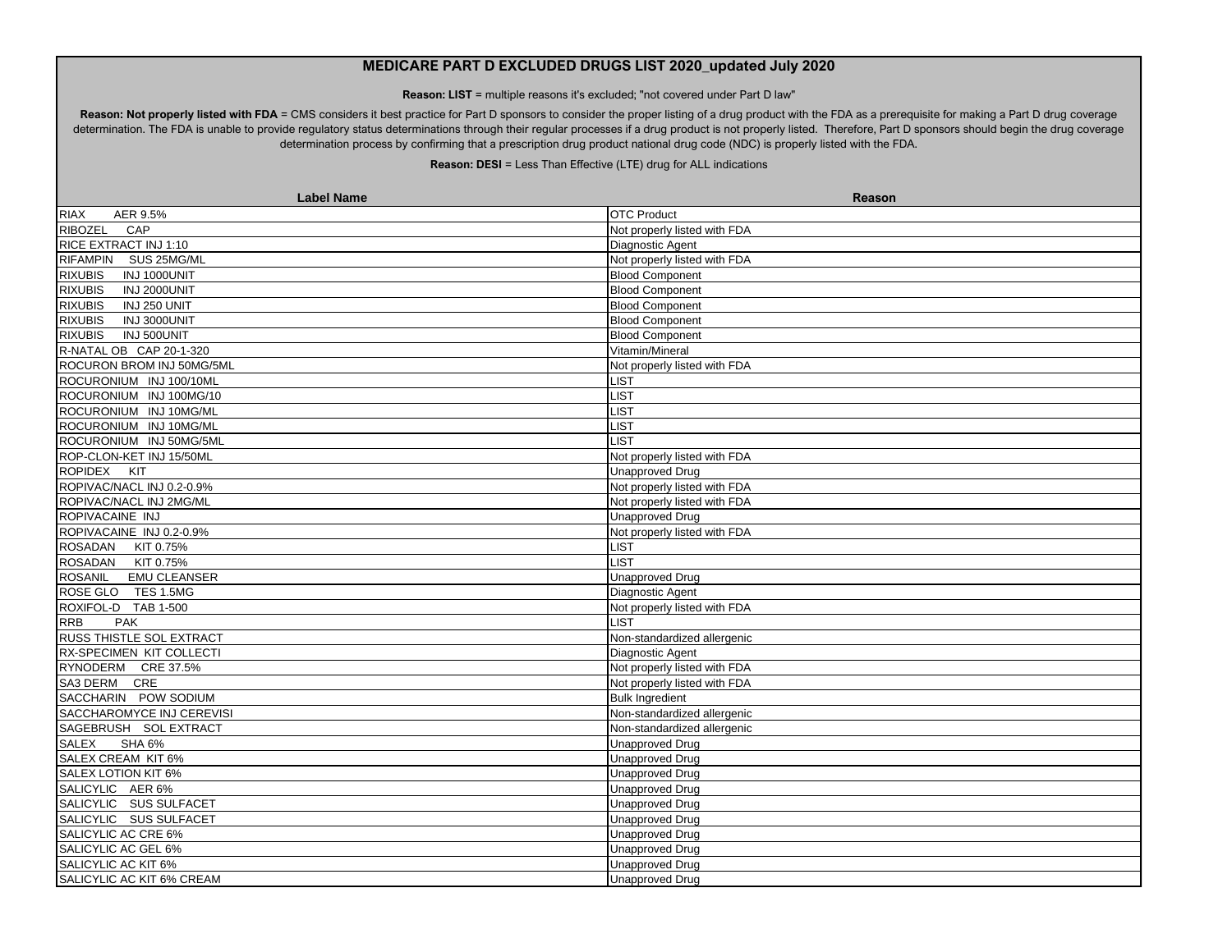# MEDICARE PART D EXCLUDED DRUGS LIST 2020_updated July 2020

**Reason: LIST** = multiple reasons it's excluded; "not covered under Part D law"

**Reason: Not properly listed with FDA** = CMS considers it best practice for Part D sponsors to consider the proper listing of a drug product with the FDA as a prerequisite for making a Part D drug coverage determination. The FDA is unable to provide regulatory status determinations through their regular processes if a drug product is not properly listed. Therefore, Part D sponsors should begin the drug coverage determination process by confirming that a prescription drug product national drug code (NDC) is properly listed with the FDA.

**Reason: DESI** = Less Than Effective (LTE) drug for ALL indications

| Label Name | Reason |
|---|---|
| RIAX AER 9.5% | OTC Product |
| RIBOZEL CAP | Not properly listed with FDA |
| RICE EXTRACT INJ 1:10 | Diagnostic Agent |
| RIFAMPIN SUS 25MG/ML | Not properly listed with FDA |
| RIXUBIS INJ 1000UNIT | Blood Component |
| RIXUBIS INJ 2000UNIT | Blood Component |
| RIXUBIS INJ 250 UNIT | Blood Component |
| RIXUBIS INJ 3000UNIT | Blood Component |
| RIXUBIS INJ 500UNIT | Blood Component |
| R-NATAL OB CAP 20-1-320 | Vitamin/Mineral |
| ROCURON BROM INJ 50MG/5ML | Not properly listed with FDA |
| ROCURONIUM INJ 100/10ML | LIST |
| ROCURONIUM INJ 100MG/10 | LIST |
| ROCURONIUM INJ 10MG/ML | LIST |
| ROCURONIUM INJ 10MG/ML | LIST |
| ROCURONIUM INJ 50MG/5ML | LIST |
| ROP-CLON-KET INJ 15/50ML | Not properly listed with FDA |
| ROPIDEX KIT | Unapproved Drug |
| ROPIVAC/NACL INJ 0.2-0.9% | Not properly listed with FDA |
| ROPIVAC/NACL INJ 2MG/ML | Not properly listed with FDA |
| ROPIVACAINE INJ | Unapproved Drug |
| ROPIVACAINE INJ 0.2-0.9% | Not properly listed with FDA |
| ROSADAN KIT 0.75% | LIST |
| ROSADAN KIT 0.75% | LIST |
| ROSANIL EMU CLEANSER | Unapproved Drug |
| ROSE GLO TES 1.5MG | Diagnostic Agent |
| ROXIFOL-D TAB 1-500 | Not properly listed with FDA |
| RRB PAK | LIST |
| RUSS THISTLE SOL EXTRACT | Non-standardized allergenic |
| RX-SPECIMEN KIT COLLECTI | Diagnostic Agent |
| RYNODERM CRE 37.5% | Not properly listed with FDA |
| SA3 DERM CRE | Not properly listed with FDA |
| SACCHARIN POW SODIUM | Bulk Ingredient |
| SACCHAROMYCE INJ CEREVISI | Non-standardized allergenic |
| SAGEBRUSH SOL EXTRACT | Non-standardized allergenic |
| SALEX SHA 6% | Unapproved Drug |
| SALEX CREAM KIT 6% | Unapproved Drug |
| SALEX LOTION KIT 6% | Unapproved Drug |
| SALICYLIC AER 6% | Unapproved Drug |
| SALICYLIC SUS SULFACET | Unapproved Drug |
| SALICYLIC SUS SULFACET | Unapproved Drug |
| SALICYLIC AC CRE 6% | Unapproved Drug |
| SALICYLIC AC GEL 6% | Unapproved Drug |
| SALICYLIC AC KIT 6% | Unapproved Drug |
| SALICYLIC AC KIT 6% CREAM | Unapproved Drug |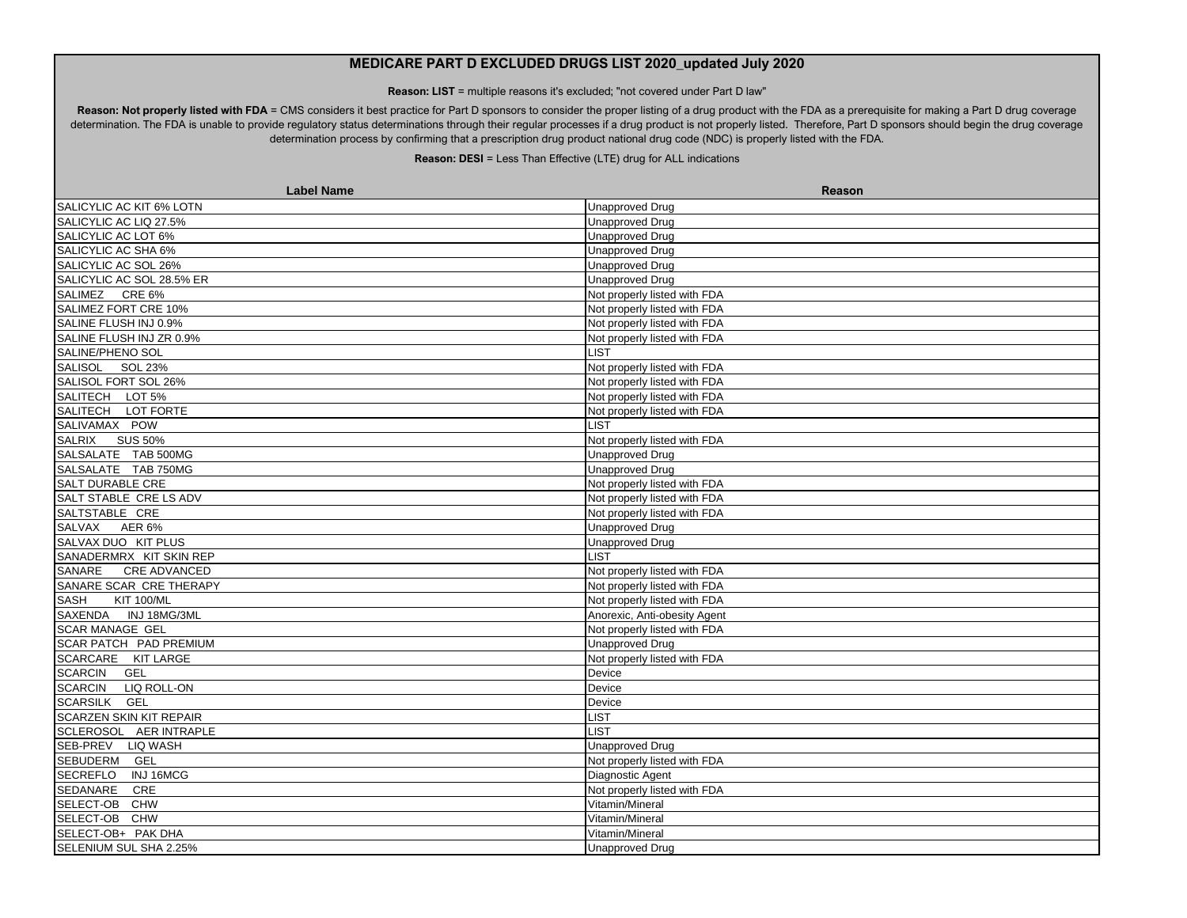# MEDICARE PART D EXCLUDED DRUGS LIST 2020_updated July 2020

**Reason: LIST** = multiple reasons it's excluded; "not covered under Part D law"

**Reason: Not properly listed with FDA** = CMS considers it best practice for Part D sponsors to consider the proper listing of a drug product with the FDA as a prerequisite for making a Part D drug coverage determination. The FDA is unable to provide regulatory status determinations through their regular processes if a drug product is not properly listed. Therefore, Part D sponsors should begin the drug coverage determination process by confirming that a prescription drug product national drug code (NDC) is properly listed with the FDA.

**Reason: DESI** = Less Than Effective (LTE) drug for ALL indications

| Label Name | Reason |
|---|---|
| SALICYLIC AC KIT 6% LOTN | Unapproved Drug |
| SALICYLIC AC LIQ 27.5% | Unapproved Drug |
| SALICYLIC AC LOT 6% | Unapproved Drug |
| SALICYLIC AC SHA 6% | Unapproved Drug |
| SALICYLIC AC SOL 26% | Unapproved Drug |
| SALICYLIC AC SOL 28.5% ER | Unapproved Drug |
| SALIMEZ CRE 6% | Not properly listed with FDA |
| SALIMEZ FORT CRE 10% | Not properly listed with FDA |
| SALINE FLUSH INJ 0.9% | Not properly listed with FDA |
| SALINE FLUSH INJ ZR 0.9% | Not properly listed with FDA |
| SALINE/PHENO SOL | LIST |
| SALISOL SOL 23% | Not properly listed with FDA |
| SALISOL FORT SOL 26% | Not properly listed with FDA |
| SALITECH LOT 5% | Not properly listed with FDA |
| SALITECH LOT FORTE | Not properly listed with FDA |
| SALIVAMAX POW | LIST |
| SALRIX SUS 50% | Not properly listed with FDA |
| SALSALATE TAB 500MG | Unapproved Drug |
| SALSALATE TAB 750MG | Unapproved Drug |
| SALT DURABLE CRE | Not properly listed with FDA |
| SALT STABLE CRE LS ADV | Not properly listed with FDA |
| SALTSTABLE CRE | Not properly listed with FDA |
| SALVAX AER 6% | Unapproved Drug |
| SALVAX DUO KIT PLUS | Unapproved Drug |
| SANADERMRX KIT SKIN REP | LIST |
| SANARE CRE ADVANCED | Not properly listed with FDA |
| SANARE SCAR CRE THERAPY | Not properly listed with FDA |
| SASH KIT 100/ML | Not properly listed with FDA |
| SAXENDA INJ 18MG/3ML | Anorexic, Anti-obesity Agent |
| SCAR MANAGE GEL | Not properly listed with FDA |
| SCAR PATCH PAD PREMIUM | Unapproved Drug |
| SCARCARE KIT LARGE | Not properly listed with FDA |
| SCARCIN GEL | Device |
| SCARCIN LIQ ROLL-ON | Device |
| SCARSILK GEL | Device |
| SCARZEN SKIN KIT REPAIR | LIST |
| SCLEROSOL AER INTRAPLE | LIST |
| SEB-PREV LIQ WASH | Unapproved Drug |
| SEBUDERM GEL | Not properly listed with FDA |
| SECREFLO INJ 16MCG | Diagnostic Agent |
| SEDANARE CRE | Not properly listed with FDA |
| SELECT-OB CHW | Vitamin/Mineral |
| SELECT-OB CHW | Vitamin/Mineral |
| SELECT-OB+ PAK DHA | Vitamin/Mineral |
| SELENIUM SUL SHA 2.25% | Unapproved Drug |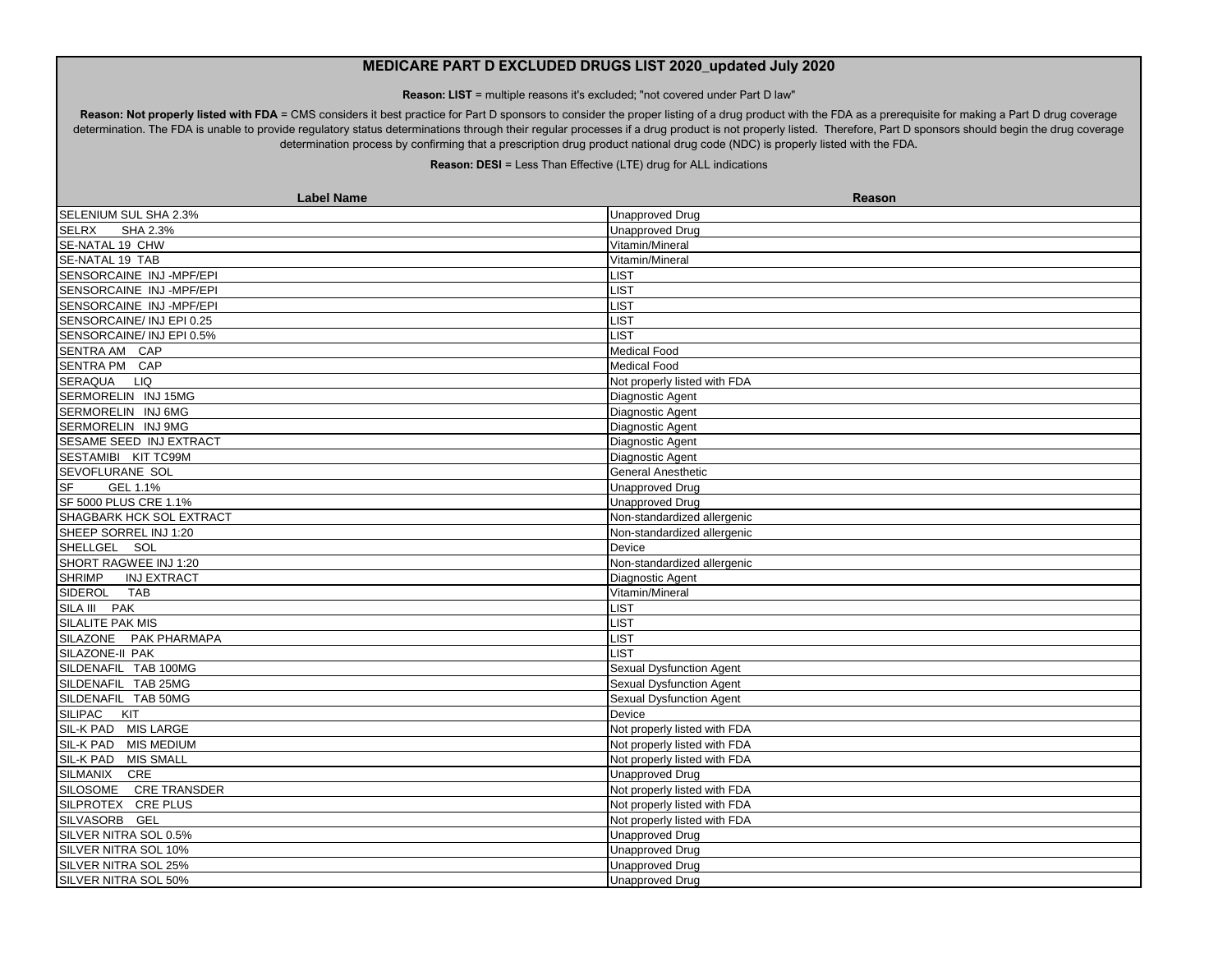# MEDICARE PART D EXCLUDED DRUGS LIST 2020_updated July 2020

**Reason: LIST** = multiple reasons it's excluded; "not covered under Part D law"

**Reason: Not properly listed with FDA** = CMS considers it best practice for Part D sponsors to consider the proper listing of a drug product with the FDA as a prerequisite for making a Part D drug coverage determination. The FDA is unable to provide regulatory status determinations through their regular processes if a drug product is not properly listed. Therefore, Part D sponsors should begin the drug coverage determination process by confirming that a prescription drug product national drug code (NDC) is properly listed with the FDA.

**Reason: DESI** = Less Than Effective (LTE) drug for ALL indications

| Label Name | Reason |
|---|---|
| SELENIUM SUL SHA 2.3% | Unapproved Drug |
| SELRX SHA 2.3% | Unapproved Drug |
| SE-NATAL 19 CHW | Vitamin/Mineral |
| SE-NATAL 19 TAB | Vitamin/Mineral |
| SENSORCAINE INJ -MPF/EPI | LIST |
| SENSORCAINE INJ -MPF/EPI | LIST |
| SENSORCAINE INJ -MPF/EPI | LIST |
| SENSORCAINE/ INJ EPI 0.25 | LIST |
| SENSORCAINE/ INJ EPI 0.5% | LIST |
| SENTRA AM CAP | Medical Food |
| SENTRA PM CAP | Medical Food |
| SERAQUA LIQ | Not properly listed with FDA |
| SERMORELIN INJ 15MG | Diagnostic Agent |
| SERMORELIN INJ 6MG | Diagnostic Agent |
| SERMORELIN INJ 9MG | Diagnostic Agent |
| SESAME SEED INJ EXTRACT | Diagnostic Agent |
| SESTAMIBI KIT TC99M | Diagnostic Agent |
| SEVOFLURANE SOL | General Anesthetic |
| SF GEL 1.1% | Unapproved Drug |
| SF 5000 PLUS CRE 1.1% | Unapproved Drug |
| SHAGBARK HCK SOL EXTRACT | Non-standardized allergenic |
| SHEEP SORREL INJ 1:20 | Non-standardized allergenic |
| SHELLGEL SOL | Device |
| SHORT RAGWEE INJ 1:20 | Non-standardized allergenic |
| SHRIMP INJ EXTRACT | Diagnostic Agent |
| SIDEROL TAB | Vitamin/Mineral |
| SILA III PAK | LIST |
| SILALITE PAK MIS | LIST |
| SILAZONE PAK PHARMAPA | LIST |
| SILAZONE-II PAK | LIST |
| SILDENAFIL TAB 100MG | Sexual Dysfunction Agent |
| SILDENAFIL TAB 25MG | Sexual Dysfunction Agent |
| SILDENAFIL TAB 50MG | Sexual Dysfunction Agent |
| SILIPAC KIT | Device |
| SIL-K PAD MIS LARGE | Not properly listed with FDA |
| SIL-K PAD MIS MEDIUM | Not properly listed with FDA |
| SIL-K PAD MIS SMALL | Not properly listed with FDA |
| SILMANIX CRE | Unapproved Drug |
| SILOSOME CRE TRANSDER | Not properly listed with FDA |
| SILPROTEX CRE PLUS | Not properly listed with FDA |
| SILVASORB GEL | Not properly listed with FDA |
| SILVER NITRA SOL 0.5% | Unapproved Drug |
| SILVER NITRA SOL 10% | Unapproved Drug |
| SILVER NITRA SOL 25% | Unapproved Drug |
| SILVER NITRA SOL 50% | Unapproved Drug |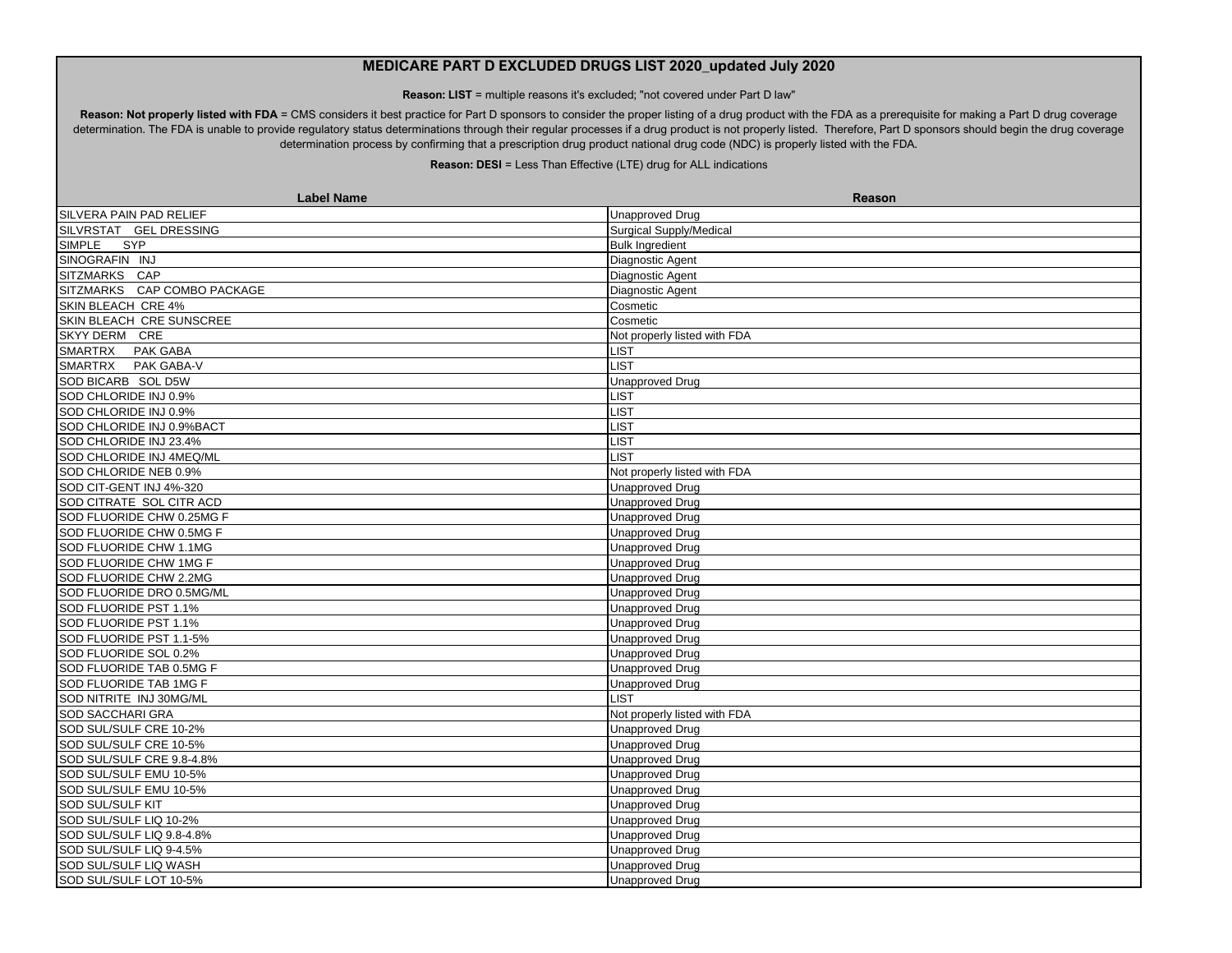# MEDICARE PART D EXCLUDED DRUGS LIST 2020_updated July 2020

**Reason: LIST** = multiple reasons it's excluded; "not covered under Part D law"

**Reason: Not properly listed with FDA** = CMS considers it best practice for Part D sponsors to consider the proper listing of a drug product with the FDA as a prerequisite for making a Part D drug coverage determination. The FDA is unable to provide regulatory status determinations through their regular processes if a drug product is not properly listed. Therefore, Part D sponsors should begin the drug coverage determination process by confirming that a prescription drug product national drug code (NDC) is properly listed with the FDA.

**Reason: DESI** = Less Than Effective (LTE) drug for ALL indications

| Label Name | Reason |
|---|---|
| SILVERA PAIN PAD RELIEF | Unapproved Drug |
| SILVRSTAT GEL DRESSING | Surgical Supply/Medical |
| SIMPLE SYP | Bulk Ingredient |
| SINOGRAFIN INJ | Diagnostic Agent |
| SITZMARKS CAP | Diagnostic Agent |
| SITZMARKS CAP COMBO PACKAGE | Diagnostic Agent |
| SKIN BLEACH CRE 4% | Cosmetic |
| SKIN BLEACH CRE SUNSCREE | Cosmetic |
| SKYY DERM CRE | Not properly listed with FDA |
| SMARTRX PAK GABA | LIST |
| SMARTRX PAK GABA-V | LIST |
| SOD BICARB SOL D5W | Unapproved Drug |
| SOD CHLORIDE INJ 0.9% | LIST |
| SOD CHLORIDE INJ 0.9% | LIST |
| SOD CHLORIDE INJ 0.9%BACT | LIST |
| SOD CHLORIDE INJ 23.4% | LIST |
| SOD CHLORIDE INJ 4MEQ/ML | LIST |
| SOD CHLORIDE NEB 0.9% | Not properly listed with FDA |
| SOD CIT-GENT INJ 4%-320 | Unapproved Drug |
| SOD CITRATE SOL CITR ACD | Unapproved Drug |
| SOD FLUORIDE CHW 0.25MG F | Unapproved Drug |
| SOD FLUORIDE CHW 0.5MG F | Unapproved Drug |
| SOD FLUORIDE CHW 1.1MG | Unapproved Drug |
| SOD FLUORIDE CHW 1MG F | Unapproved Drug |
| SOD FLUORIDE CHW 2.2MG | Unapproved Drug |
| SOD FLUORIDE DRO 0.5MG/ML | Unapproved Drug |
| SOD FLUORIDE PST 1.1% | Unapproved Drug |
| SOD FLUORIDE PST 1.1% | Unapproved Drug |
| SOD FLUORIDE PST 1.1-5% | Unapproved Drug |
| SOD FLUORIDE SOL 0.2% | Unapproved Drug |
| SOD FLUORIDE TAB 0.5MG F | Unapproved Drug |
| SOD FLUORIDE TAB 1MG F | Unapproved Drug |
| SOD NITRITE INJ 30MG/ML | LIST |
| SOD SACCHARI GRA | Not properly listed with FDA |
| SOD SUL/SULF CRE 10-2% | Unapproved Drug |
| SOD SUL/SULF CRE 10-5% | Unapproved Drug |
| SOD SUL/SULF CRE 9.8-4.8% | Unapproved Drug |
| SOD SUL/SULF EMU 10-5% | Unapproved Drug |
| SOD SUL/SULF EMU 10-5% | Unapproved Drug |
| SOD SUL/SULF KIT | Unapproved Drug |
| SOD SUL/SULF LIQ 10-2% | Unapproved Drug |
| SOD SUL/SULF LIQ 9.8-4.8% | Unapproved Drug |
| SOD SUL/SULF LIQ 9-4.5% | Unapproved Drug |
| SOD SUL/SULF LIQ WASH | Unapproved Drug |
| SOD SUL/SULF LOT 10-5% | Unapproved Drug |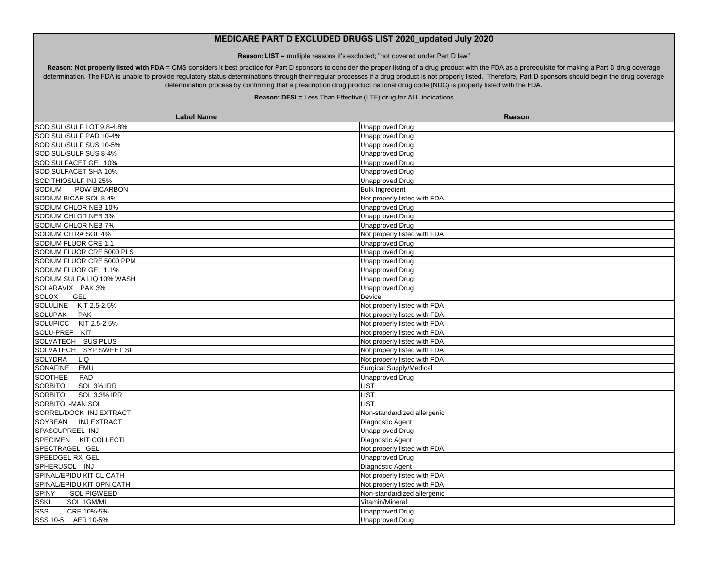# MEDICARE PART D EXCLUDED DRUGS LIST 2020_updated July 2020

**Reason: LIST** = multiple reasons it's excluded; "not covered under Part D law"

**Reason: Not properly listed with FDA** = CMS considers it best practice for Part D sponsors to consider the proper listing of a drug product with the FDA as a prerequisite for making a Part D drug coverage determination. The FDA is unable to provide regulatory status determinations through their regular processes if a drug product is not properly listed. Therefore, Part D sponsors should begin the drug coverage determination process by confirming that a prescription drug product national drug code (NDC) is properly listed with the FDA.

**Reason: DESI** = Less Than Effective (LTE) drug for ALL indications

| Label Name | Reason |
|---|---|
| SOD SUL/SULF LOT 9.8-4.8% | Unapproved Drug |
| SOD SUL/SULF PAD 10-4% | Unapproved Drug |
| SOD SUL/SULF SUS 10-5% | Unapproved Drug |
| SOD SUL/SULF SUS 8-4% | Unapproved Drug |
| SOD SULFACET GEL 10% | Unapproved Drug |
| SOD SULFACET SHA 10% | Unapproved Drug |
| SOD THIOSULF INJ 25% | Unapproved Drug |
| SODIUM POW BICARBON | Bulk Ingredient |
| SODIUM BICAR SOL 8.4% | Not properly listed with FDA |
| SODIUM CHLOR NEB 10% | Unapproved Drug |
| SODIUM CHLOR NEB 3% | Unapproved Drug |
| SODIUM CHLOR NEB 7% | Unapproved Drug |
| SODIUM CITRA SOL 4% | Not properly listed with FDA |
| SODIUM FLUOR CRE 1.1 | Unapproved Drug |
| SODIUM FLUOR CRE 5000 PLS | Unapproved Drug |
| SODIUM FLUOR CRE 5000 PPM | Unapproved Drug |
| SODIUM FLUOR GEL 1.1% | Unapproved Drug |
| SODIUM SULFA LIQ 10% WASH | Unapproved Drug |
| SOLARAVIX PAK 3% | Unapproved Drug |
| SOLOX GEL | Device |
| SOLULINE KIT 2.5-2.5% | Not properly listed with FDA |
| SOLUPAK PAK | Not properly listed with FDA |
| SOLUPICC KIT 2.5-2.5% | Not properly listed with FDA |
| SOLU-PREF KIT | Not properly listed with FDA |
| SOLVATECH SUS PLUS | Not properly listed with FDA |
| SOLVATECH SYP SWEET SF | Not properly listed with FDA |
| SOLYDRA LIQ | Not properly listed with FDA |
| SONAFINE EMU | Surgical Supply/Medical |
| SOOTHEE PAD | Unapproved Drug |
| SORBITOL SOL 3% IRR | LIST |
| SORBITOL SOL 3.3% IRR | LIST |
| SORBITOL-MAN SOL | LIST |
| SORREL/DOCK INJ EXTRACT | Non-standardized allergenic |
| SOYBEAN INJ EXTRACT | Diagnostic Agent |
| SPASCUPREEL INJ | Unapproved Drug |
| SPECIMEN KIT COLLECTI | Diagnostic Agent |
| SPECTRAGEL GEL | Not properly listed with FDA |
| SPEEDGEL RX GEL | Unapproved Drug |
| SPHERUSOL INJ | Diagnostic Agent |
| SPINAL/EPIDU KIT CL CATH | Not properly listed with FDA |
| SPINAL/EPIDU KIT OPN CATH | Not properly listed with FDA |
| SPINY SOL PIGWEED | Non-standardized allergenic |
| SSKI SOL 1GM/ML | Vitamin/Mineral |
| SSS CRE 10%-5% | Unapproved Drug |
| SSS 10-5 AER 10-5% | Unapproved Drug |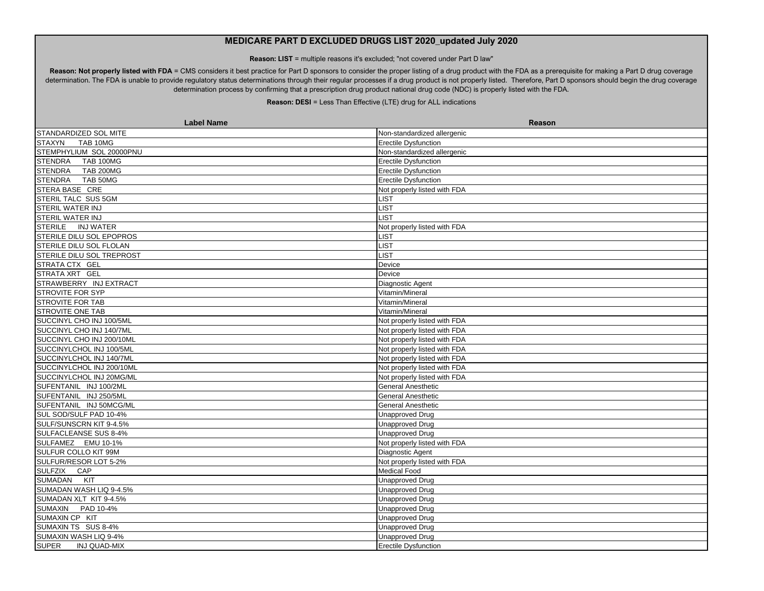# MEDICARE PART D EXCLUDED DRUGS LIST 2020_updated July 2020

**Reason: LIST** = multiple reasons it's excluded; "not covered under Part D law"

**Reason: Not properly listed with FDA** = CMS considers it best practice for Part D sponsors to consider the proper listing of a drug product with the FDA as a prerequisite for making a Part D drug coverage determination. The FDA is unable to provide regulatory status determinations through their regular processes if a drug product is not properly listed. Therefore, Part D sponsors should begin the drug coverage determination process by confirming that a prescription drug product national drug code (NDC) is properly listed with the FDA.

**Reason: DESI** = Less Than Effective (LTE) drug for ALL indications

| Label Name | Reason |
|---|---|
| STANDARDIZED SOL MITE | Non-standardized allergenic |
| STAXYN TAB 10MG | Erectile Dysfunction |
| STEMPHYLIUM SOL 20000PNU | Non-standardized allergenic |
| STENDRA TAB 100MG | Erectile Dysfunction |
| STENDRA TAB 200MG | Erectile Dysfunction |
| STENDRA TAB 50MG | Erectile Dysfunction |
| STERA BASE CRE | Not properly listed with FDA |
| STERIL TALC SUS 5GM | LIST |
| STERIL WATER INJ | LIST |
| STERIL WATER INJ | LIST |
| STERILE INJ WATER | Not properly listed with FDA |
| STERILE DILU SOL EPOPROS | LIST |
| STERILE DILU SOL FLOLAN | LIST |
| STERILE DILU SOL TREPROST | LIST |
| STRATA CTX GEL | Device |
| STRATA XRT GEL | Device |
| STRAWBERRY INJ EXTRACT | Diagnostic Agent |
| STROVITE FOR SYP | Vitamin/Mineral |
| STROVITE FOR TAB | Vitamin/Mineral |
| STROVITE ONE TAB | Vitamin/Mineral |
| SUCCINYL CHO INJ 100/5ML | Not properly listed with FDA |
| SUCCINYL CHO INJ 140/7ML | Not properly listed with FDA |
| SUCCINYL CHO INJ 200/10ML | Not properly listed with FDA |
| SUCCINYLCHOL INJ 100/5ML | Not properly listed with FDA |
| SUCCINYLCHOL INJ 140/7ML | Not properly listed with FDA |
| SUCCINYLCHOL INJ 200/10ML | Not properly listed with FDA |
| SUCCINYLCHOL INJ 20MG/ML | Not properly listed with FDA |
| SUFENTANIL INJ 100/2ML | General Anesthetic |
| SUFENTANIL INJ 250/5ML | General Anesthetic |
| SUFENTANIL INJ 50MCG/ML | General Anesthetic |
| SUL SOD/SULF PAD 10-4% | Unapproved Drug |
| SULF/SUNSCRN KIT 9-4.5% | Unapproved Drug |
| SULFACLEANSE SUS 8-4% | Unapproved Drug |
| SULFAMEZ EMU 10-1% | Not properly listed with FDA |
| SULFUR COLLO KIT 99M | Diagnostic Agent |
| SULFUR/RESOR LOT 5-2% | Not properly listed with FDA |
| SULFZIX CAP | Medical Food |
| SUMADAN KIT | Unapproved Drug |
| SUMADAN WASH LIQ 9-4.5% | Unapproved Drug |
| SUMADAN XLT KIT 9-4.5% | Unapproved Drug |
| SUMAXIN PAD 10-4% | Unapproved Drug |
| SUMAXIN CP KIT | Unapproved Drug |
| SUMAXIN TS SUS 8-4% | Unapproved Drug |
| SUMAXIN WASH LIQ 9-4% | Unapproved Drug |
| SUPER INJ QUAD-MIX | Erectile Dysfunction |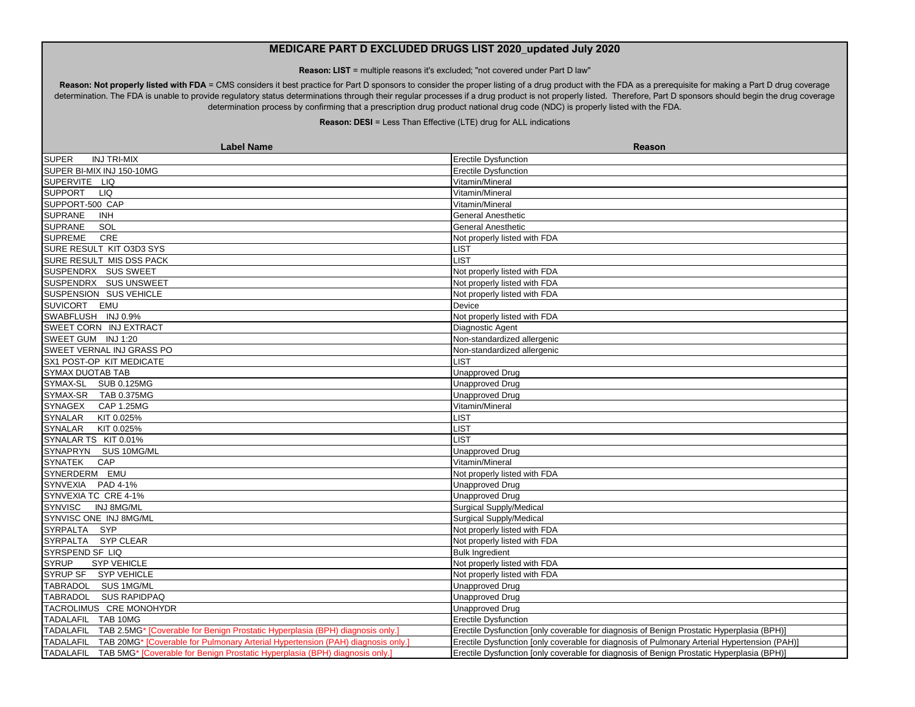# MEDICARE PART D EXCLUDED DRUGS LIST 2020_updated July 2020

**Reason: LIST** = multiple reasons it's excluded; "not covered under Part D law"

**Reason: Not properly listed with FDA** = CMS considers it best practice for Part D sponsors to consider the proper listing of a drug product with the FDA as a prerequisite for making a Part D drug coverage determination. The FDA is unable to provide regulatory status determinations through their regular processes if a drug product is not properly listed. Therefore, Part D sponsors should begin the drug coverage determination process by confirming that a prescription drug product national drug code (NDC) is properly listed with the FDA.

**Reason: DESI** = Less Than Effective (LTE) drug for ALL indications

| Label Name | Reason |
|---|---|
| SUPER INJ TRI-MIX | Erectile Dysfunction |
| SUPER BI-MIX INJ 150-10MG | Erectile Dysfunction |
| SUPERVITE LIQ | Vitamin/Mineral |
| SUPPORT LIQ | Vitamin/Mineral |
| SUPPORT-500 CAP | Vitamin/Mineral |
| SUPRANE INH | General Anesthetic |
| SUPRANE SOL | General Anesthetic |
| SUPREME CRE | Not properly listed with FDA |
| SURE RESULT KIT O3D3 SYS | LIST |
| SURE RESULT MIS DSS PACK | LIST |
| SUSPENDRX SUS SWEET | Not properly listed with FDA |
| SUSPENDRX SUS UNSWEET | Not properly listed with FDA |
| SUSPENSION SUS VEHICLE | Not properly listed with FDA |
| SUVICORT EMU | Device |
| SWABFLUSH INJ 0.9% | Not properly listed with FDA |
| SWEET CORN INJ EXTRACT | Diagnostic Agent |
| SWEET GUM INJ 1:20 | Non-standardized allergenic |
| SWEET VERNAL INJ GRASS PO | Non-standardized allergenic |
| SX1 POST-OP KIT MEDICATE | LIST |
| SYMAX DUOTAB TAB | Unapproved Drug |
| SYMAX-SL SUB 0.125MG | Unapproved Drug |
| SYMAX-SR TAB 0.375MG | Unapproved Drug |
| SYNAGEX CAP 1.25MG | Vitamin/Mineral |
| SYNALAR KIT 0.025% | LIST |
| SYNALAR KIT 0.025% | LIST |
| SYNALAR TS KIT 0.01% | LIST |
| SYNAPRYN SUS 10MG/ML | Unapproved Drug |
| SYNATEK CAP | Vitamin/Mineral |
| SYNERDERM EMU | Not properly listed with FDA |
| SYNVEXIA PAD 4-1% | Unapproved Drug |
| SYNVEXIA TC CRE 4-1% | Unapproved Drug |
| SYNVISC INJ 8MG/ML | Surgical Supply/Medical |
| SYNVISC ONE INJ 8MG/ML | Surgical Supply/Medical |
| SYRPALTA SYP | Not properly listed with FDA |
| SYRPALTA SYP CLEAR | Not properly listed with FDA |
| SYRSPEND SF LIQ | Bulk Ingredient |
| SYRUP SYP VEHICLE | Not properly listed with FDA |
| SYRUP SF SYP VEHICLE | Not properly listed with FDA |
| TABRADOL SUS 1MG/ML | Unapproved Drug |
| TABRADOL SUS RAPIDPAQ | Unapproved Drug |
| TACROLIMUS CRE MONOHYDR | Unapproved Drug |
| TADALAFIL TAB 10MG | Erectile Dysfunction |
| TADALAFIL TAB 2.5MG* [Coverable for Benign Prostatic Hyperplasia (BPH) diagnosis only.] | Erectile Dysfunction [only coverable for diagnosis of Benign Prostatic Hyperplasia (BPH)] |
| TADALAFIL TAB 20MG* [Coverable for Pulmonary Arterial Hypertension (PAH) diagnosis only.] | Erectile Dysfunction [only coverable for diagnosis of Pulmonary Arterial Hypertension (PAH)] |
| TADALAFIL TAB 5MG* [Coverable for Benign Prostatic Hyperplasia (BPH) diagnosis only.] | Erectile Dysfunction [only coverable for diagnosis of Benign Prostatic Hyperplasia (BPH)] |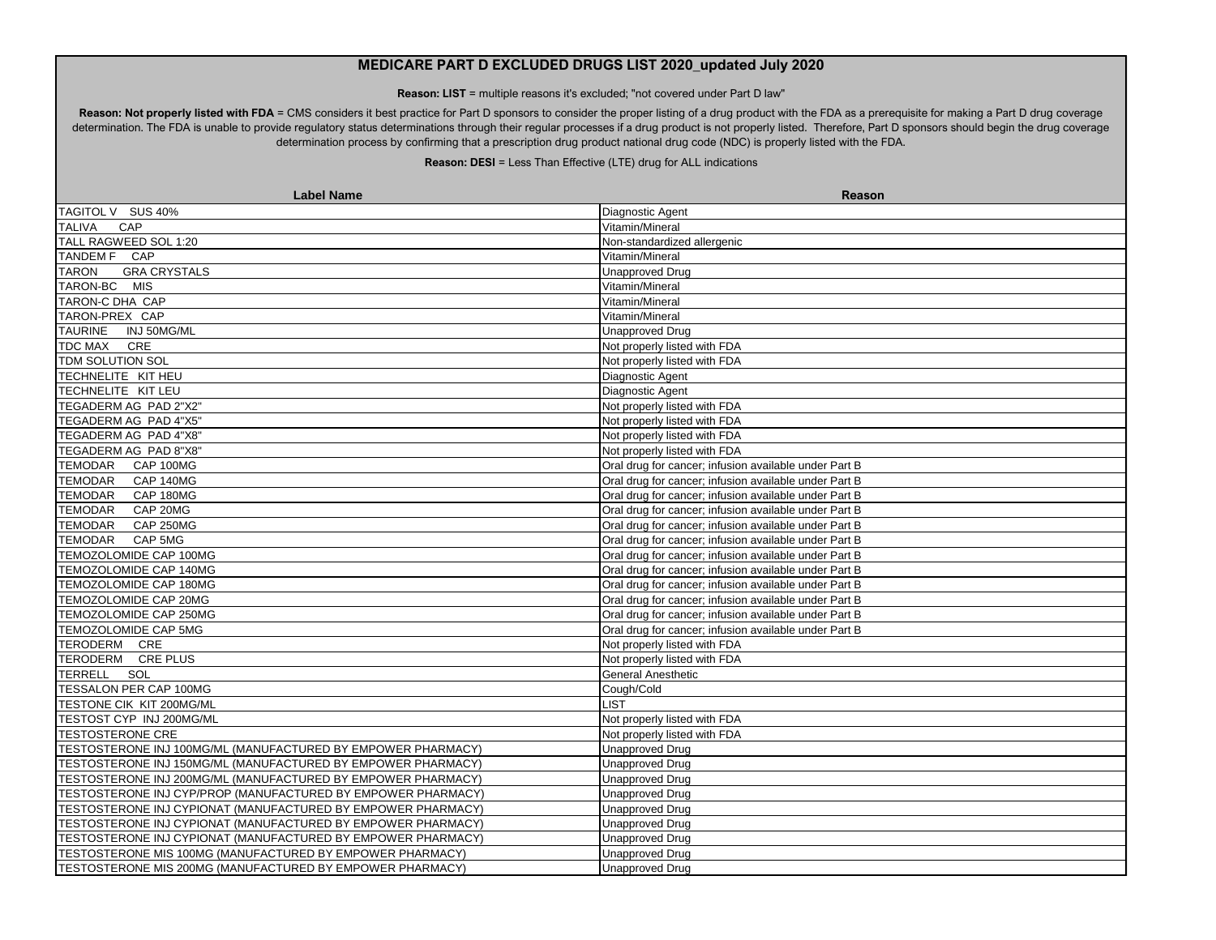# MEDICARE PART D EXCLUDED DRUGS LIST 2020_updated July 2020

**Reason: LIST** = multiple reasons it's excluded; "not covered under Part D law"

**Reason: Not properly listed with FDA** = CMS considers it best practice for Part D sponsors to consider the proper listing of a drug product with the FDA as a prerequisite for making a Part D drug coverage determination. The FDA is unable to provide regulatory status determinations through their regular processes if a drug product is not properly listed. Therefore, Part D sponsors should begin the drug coverage determination process by confirming that a prescription drug product national drug code (NDC) is properly listed with the FDA.

**Reason: DESI** = Less Than Effective (LTE) drug for ALL indications

| Label Name | Reason |
|---|---|
| TAGITOL V SUS 40% | Diagnostic Agent |
| TALIVA CAP | Vitamin/Mineral |
| TALL RAGWEED SOL 1:20 | Non-standardized allergenic |
| TANDEM F CAP | Vitamin/Mineral |
| TARON GRA CRYSTALS | Unapproved Drug |
| TARON-BC MIS | Vitamin/Mineral |
| TARON-C DHA CAP | Vitamin/Mineral |
| TARON-PREX CAP | Vitamin/Mineral |
| TAURINE INJ 50MG/ML | Unapproved Drug |
| TDC MAX CRE | Not properly listed with FDA |
| TDM SOLUTION SOL | Not properly listed with FDA |
| TECHNELITE KIT HEU | Diagnostic Agent |
| TECHNELITE KIT LEU | Diagnostic Agent |
| TEGADERM AG PAD 2"X2" | Not properly listed with FDA |
| TEGADERM AG PAD 4"X5" | Not properly listed with FDA |
| TEGADERM AG PAD 4"X8" | Not properly listed with FDA |
| TEGADERM AG PAD 8"X8" | Not properly listed with FDA |
| TEMODAR CAP 100MG | Oral drug for cancer; infusion available under Part B |
| TEMODAR CAP 140MG | Oral drug for cancer; infusion available under Part B |
| TEMODAR CAP 180MG | Oral drug for cancer; infusion available under Part B |
| TEMODAR CAP 20MG | Oral drug for cancer; infusion available under Part B |
| TEMODAR CAP 250MG | Oral drug for cancer; infusion available under Part B |
| TEMODAR CAP 5MG | Oral drug for cancer; infusion available under Part B |
| TEMOZOLOMIDE CAP 100MG | Oral drug for cancer; infusion available under Part B |
| TEMOZOLOMIDE CAP 140MG | Oral drug for cancer; infusion available under Part B |
| TEMOZOLOMIDE CAP 180MG | Oral drug for cancer; infusion available under Part B |
| TEMOZOLOMIDE CAP 20MG | Oral drug for cancer; infusion available under Part B |
| TEMOZOLOMIDE CAP 250MG | Oral drug for cancer; infusion available under Part B |
| TEMOZOLOMIDE CAP 5MG | Oral drug for cancer; infusion available under Part B |
| TERODERM CRE | Not properly listed with FDA |
| TERODERM CRE PLUS | Not properly listed with FDA |
| TERRELL SOL | General Anesthetic |
| TESSALON PER CAP 100MG | Cough/Cold |
| TESTONE CIK KIT 200MG/ML | LIST |
| TESTOST CYP INJ 200MG/ML | Not properly listed with FDA |
| TESTOSTERONE CRE | Not properly listed with FDA |
| TESTOSTERONE INJ 100MG/ML (MANUFACTURED BY EMPOWER PHARMACY) | Unapproved Drug |
| TESTOSTERONE INJ 150MG/ML (MANUFACTURED BY EMPOWER PHARMACY) | Unapproved Drug |
| TESTOSTERONE INJ 200MG/ML (MANUFACTURED BY EMPOWER PHARMACY) | Unapproved Drug |
| TESTOSTERONE INJ CYP/PROP (MANUFACTURED BY EMPOWER PHARMACY) | Unapproved Drug |
| TESTOSTERONE INJ CYPIONAT (MANUFACTURED BY EMPOWER PHARMACY) | Unapproved Drug |
| TESTOSTERONE INJ CYPIONAT (MANUFACTURED BY EMPOWER PHARMACY) | Unapproved Drug |
| TESTOSTERONE INJ CYPIONAT (MANUFACTURED BY EMPOWER PHARMACY) | Unapproved Drug |
| TESTOSTERONE MIS 100MG (MANUFACTURED BY EMPOWER PHARMACY) | Unapproved Drug |
| TESTOSTERONE MIS 200MG (MANUFACTURED BY EMPOWER PHARMACY) | Unapproved Drug |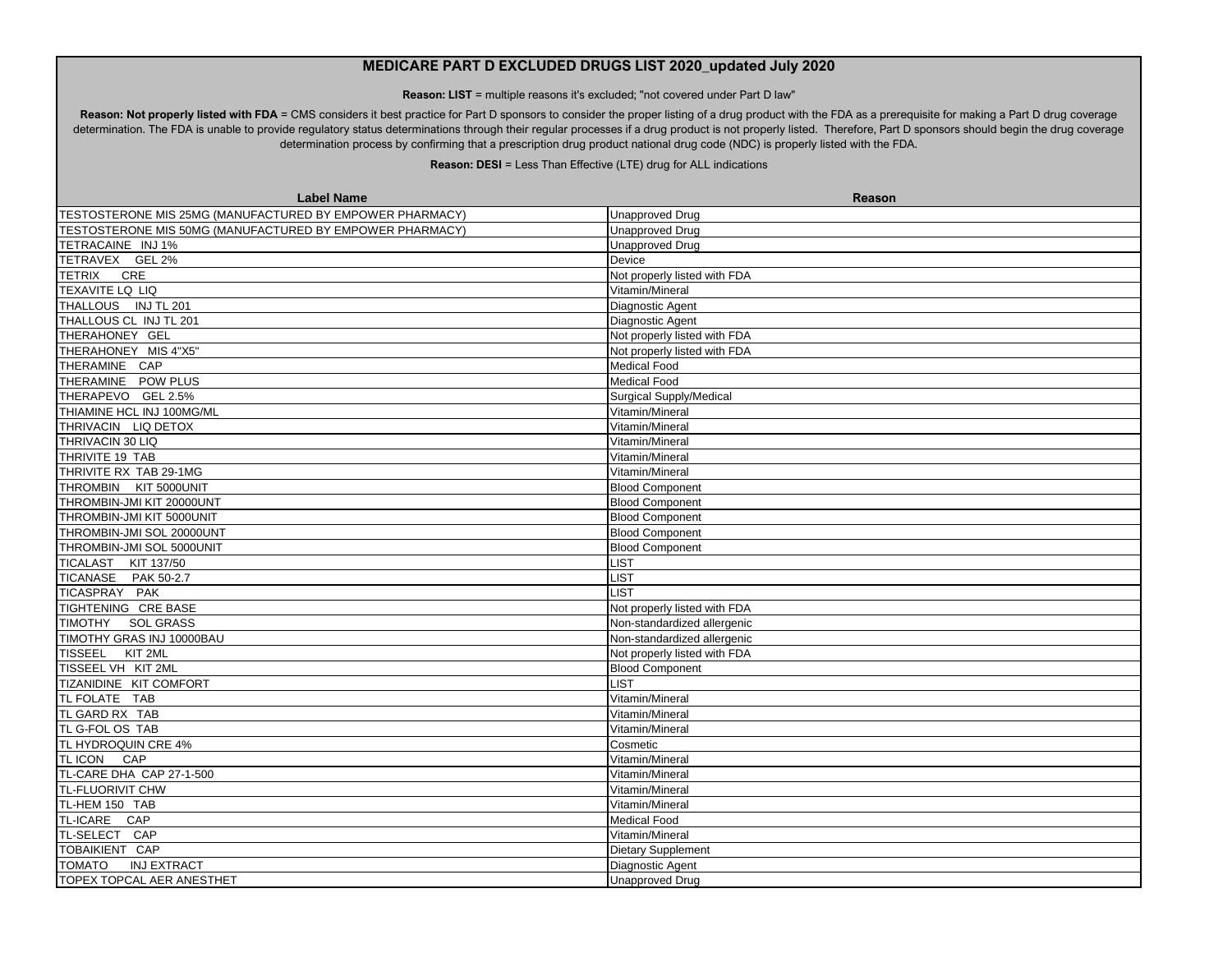# MEDICARE PART D EXCLUDED DRUGS LIST 2020_updated July 2020

**Reason: LIST** = multiple reasons it's excluded; "not covered under Part D law"

**Reason: Not properly listed with FDA** = CMS considers it best practice for Part D sponsors to consider the proper listing of a drug product with the FDA as a prerequisite for making a Part D drug coverage determination. The FDA is unable to provide regulatory status determinations through their regular processes if a drug product is not properly listed. Therefore, Part D sponsors should begin the drug coverage determination process by confirming that a prescription drug product national drug code (NDC) is properly listed with the FDA.

**Reason: DESI** = Less Than Effective (LTE) drug for ALL indications

| Label Name | Reason |
|---|---|
| TESTOSTERONE MIS 25MG (MANUFACTURED BY EMPOWER PHARMACY) | Unapproved Drug |
| TESTOSTERONE MIS 50MG (MANUFACTURED BY EMPOWER PHARMACY) | Unapproved Drug |
| TETRACAINE INJ 1% | Unapproved Drug |
| TETRAVEX GEL 2% | Device |
| TETRIX CRE | Not properly listed with FDA |
| TEXAVITE LQ LIQ | Vitamin/Mineral |
| THALLOUS INJ TL 201 | Diagnostic Agent |
| THALLOUS CL INJ TL 201 | Diagnostic Agent |
| THERAHONEY GEL | Not properly listed with FDA |
| THERAHONEY MIS 4"X5" | Not properly listed with FDA |
| THERAMINE CAP | Medical Food |
| THERAMINE POW PLUS | Medical Food |
| THERAPEVO GEL 2.5% | Surgical Supply/Medical |
| THIAMINE HCL INJ 100MG/ML | Vitamin/Mineral |
| THRIVACIN LIQ DETOX | Vitamin/Mineral |
| THRIVACIN 30 LIQ | Vitamin/Mineral |
| THRIVITE 19 TAB | Vitamin/Mineral |
| THRIVITE RX TAB 29-1MG | Vitamin/Mineral |
| THROMBIN KIT 5000UNIT | Blood Component |
| THROMBIN-JMI KIT 20000UNT | Blood Component |
| THROMBIN-JMI KIT 5000UNIT | Blood Component |
| THROMBIN-JMI SOL 20000UNT | Blood Component |
| THROMBIN-JMI SOL 5000UNIT | Blood Component |
| TICALAST KIT 137/50 | LIST |
| TICANASE PAK 50-2.7 | LIST |
| TICASPRAY PAK | LIST |
| TIGHTENING CRE BASE | Not properly listed with FDA |
| TIMOTHY SOL GRASS | Non-standardized allergenic |
| TIMOTHY GRAS INJ 10000BAU | Non-standardized allergenic |
| TISSEEL KIT 2ML | Not properly listed with FDA |
| TISSEEL VH KIT 2ML | Blood Component |
| TIZANIDINE KIT COMFORT | LIST |
| TL FOLATE TAB | Vitamin/Mineral |
| TL GARD RX TAB | Vitamin/Mineral |
| TL G-FOL OS TAB | Vitamin/Mineral |
| TL HYDROQUIN CRE 4% | Cosmetic |
| TL ICON CAP | Vitamin/Mineral |
| TL-CARE DHA CAP 27-1-500 | Vitamin/Mineral |
| TL-FLUORIVIT CHW | Vitamin/Mineral |
| TL-HEM 150 TAB | Vitamin/Mineral |
| TL-ICARE CAP | Medical Food |
| TL-SELECT CAP | Vitamin/Mineral |
| TOBAIKIENT CAP | Dietary Supplement |
| TOMATO INJ EXTRACT | Diagnostic Agent |
| TOPEX TOPCAL AER ANESTHET | Unapproved Drug |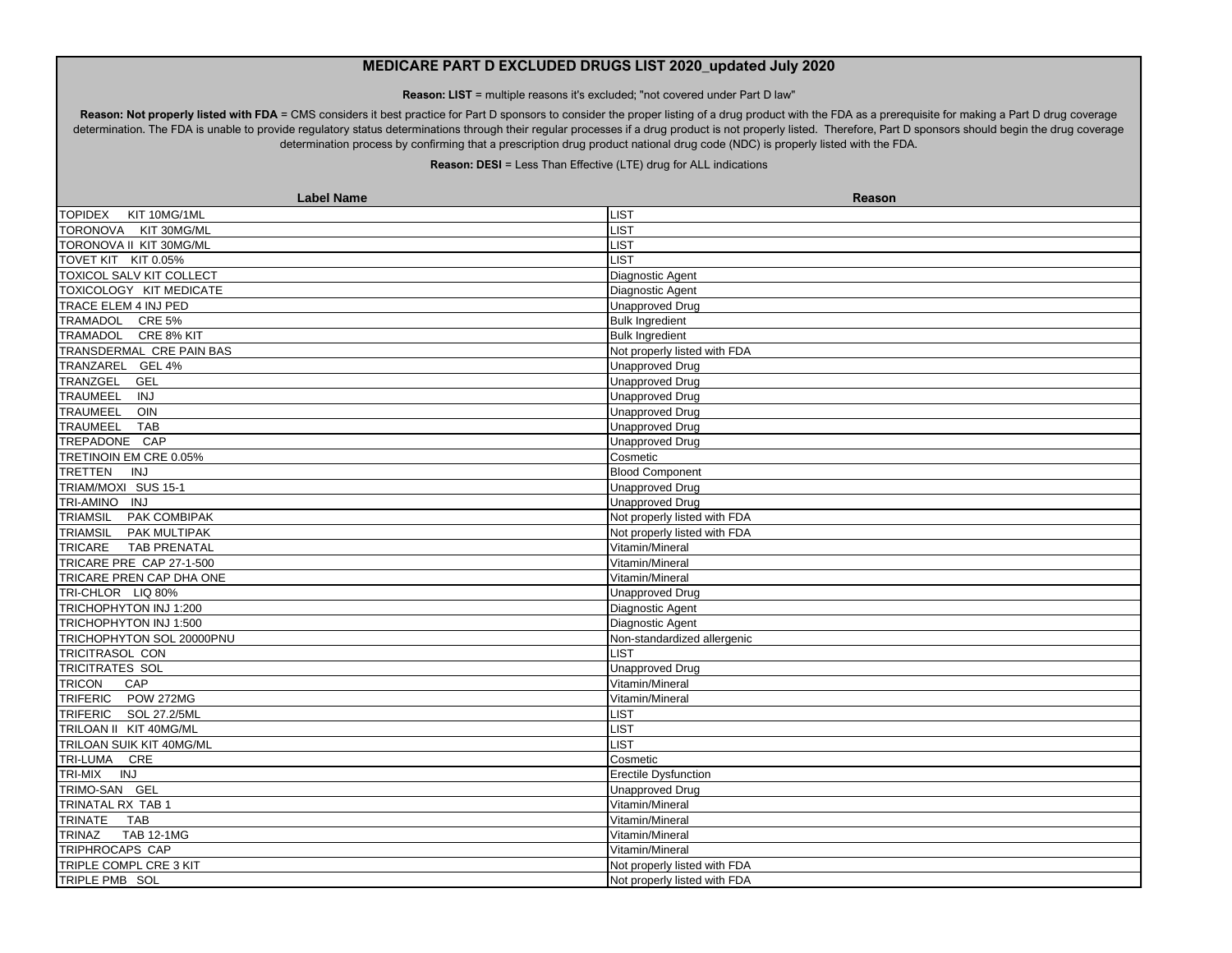# MEDICARE PART D EXCLUDED DRUGS LIST 2020_updated July 2020

**Reason: LIST** = multiple reasons it's excluded; "not covered under Part D law"

**Reason: Not properly listed with FDA** = CMS considers it best practice for Part D sponsors to consider the proper listing of a drug product with the FDA as a prerequisite for making a Part D drug coverage determination. The FDA is unable to provide regulatory status determinations through their regular processes if a drug product is not properly listed. Therefore, Part D sponsors should begin the drug coverage determination process by confirming that a prescription drug product national drug code (NDC) is properly listed with the FDA.

**Reason: DESI** = Less Than Effective (LTE) drug for ALL indications

| Label Name | Reason |
| --- | --- |
| TOPIDEX KIT 10MG/1ML | LIST |
| TORONOVA KIT 30MG/ML | LIST |
| TORONOVA II KIT 30MG/ML | LIST |
| TOVET KIT KIT 0.05% | LIST |
| TOXICOL SALV KIT COLLECT | Diagnostic Agent |
| TOXICOLOGY KIT MEDICATE | Diagnostic Agent |
| TRACE ELEM 4 INJ PED | Unapproved Drug |
| TRAMADOL CRE 5% | Bulk Ingredient |
| TRAMADOL CRE 8% KIT | Bulk Ingredient |
| TRANSDERMAL CRE PAIN BAS | Not properly listed with FDA |
| TRANZAREL GEL 4% | Unapproved Drug |
| TRANZGEL GEL | Unapproved Drug |
| TRAUMEEL INJ | Unapproved Drug |
| TRAUMEEL OIN | Unapproved Drug |
| TRAUMEEL TAB | Unapproved Drug |
| TREPADONE CAP | Unapproved Drug |
| TRETINOIN EM CRE 0.05% | Cosmetic |
| TRETTEN INJ | Blood Component |
| TRIAM/MOXI SUS 15-1 | Unapproved Drug |
| TRI-AMINO INJ | Unapproved Drug |
| TRIAMSIL PAK COMBIPAK | Not properly listed with FDA |
| TRIAMSIL PAK MULTIPAK | Not properly listed with FDA |
| TRICARE TAB PRENATAL | Vitamin/Mineral |
| TRICARE PRE CAP 27-1-500 | Vitamin/Mineral |
| TRICARE PREN CAP DHA ONE | Vitamin/Mineral |
| TRI-CHLOR LIQ 80% | Unapproved Drug |
| TRICHOPHYTON INJ 1:200 | Diagnostic Agent |
| TRICHOPHYTON INJ 1:500 | Diagnostic Agent |
| TRICHOPHYTON SOL 20000PNU | Non-standardized allergenic |
| TRICITRASOL CON | LIST |
| TRICITRATES SOL | Unapproved Drug |
| TRICON CAP | Vitamin/Mineral |
| TRIFERIC POW 272MG | Vitamin/Mineral |
| TRIFERIC SOL 27.2/5ML | LIST |
| TRILOAN II KIT 40MG/ML | LIST |
| TRILOAN SUIK KIT 40MG/ML | LIST |
| TRI-LUMA CRE | Cosmetic |
| TRI-MIX INJ | Erectile Dysfunction |
| TRIMO-SAN GEL | Unapproved Drug |
| TRINATAL RX TAB 1 | Vitamin/Mineral |
| TRINATE TAB | Vitamin/Mineral |
| TRINAZ TAB 12-1MG | Vitamin/Mineral |
| TRIPHROCAPS CAP | Vitamin/Mineral |
| TRIPLE COMPL CRE 3 KIT | Not properly listed with FDA |
| TRIPLE PMB SOL | Not properly listed with FDA |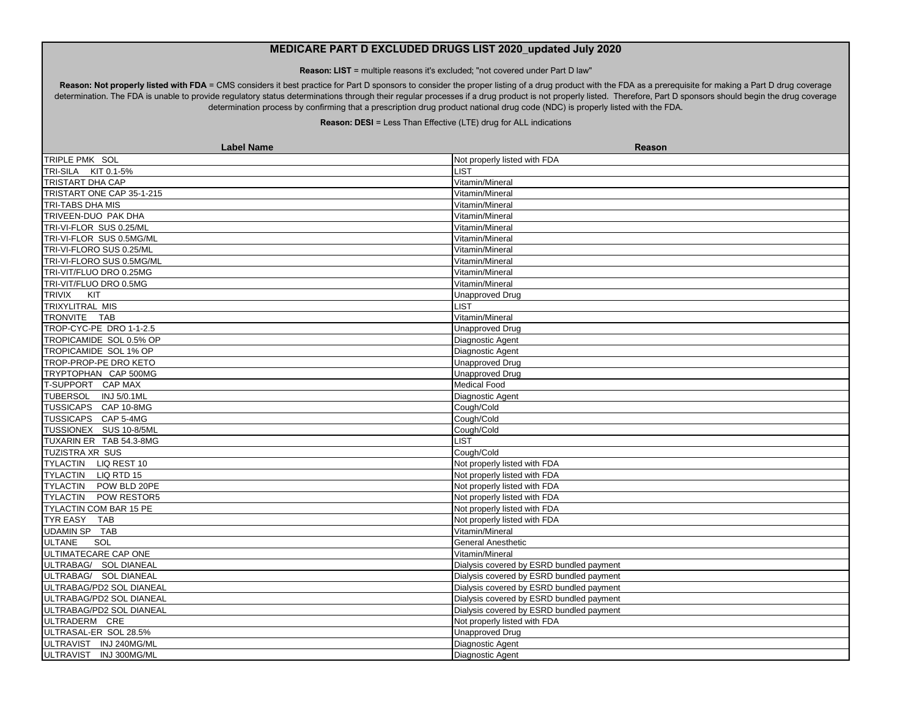# MEDICARE PART D EXCLUDED DRUGS LIST 2020_updated July 2020

**Reason: LIST** = multiple reasons it's excluded; "not covered under Part D law"

**Reason: Not properly listed with FDA** = CMS considers it best practice for Part D sponsors to consider the proper listing of a drug product with the FDA as a prerequisite for making a Part D drug coverage determination. The FDA is unable to provide regulatory status determinations through their regular processes if a drug product is not properly listed. Therefore, Part D sponsors should begin the drug coverage determination process by confirming that a prescription drug product national drug code (NDC) is properly listed with the FDA.

**Reason: DESI** = Less Than Effective (LTE) drug for ALL indications

| Label Name | Reason |
|---|---|
| TRIPLE PMK SOL | Not properly listed with FDA |
| TRI-SILA KIT 0.1-5% | LIST |
| TRISTART DHA CAP | Vitamin/Mineral |
| TRISTART ONE CAP 35-1-215 | Vitamin/Mineral |
| TRI-TABS DHA MIS | Vitamin/Mineral |
| TRIVEEN-DUO PAK DHA | Vitamin/Mineral |
| TRI-VI-FLOR SUS 0.25/ML | Vitamin/Mineral |
| TRI-VI-FLOR SUS 0.5MG/ML | Vitamin/Mineral |
| TRI-VI-FLORO SUS 0.25/ML | Vitamin/Mineral |
| TRI-VI-FLORO SUS 0.5MG/ML | Vitamin/Mineral |
| TRI-VIT/FLUO DRO 0.25MG | Vitamin/Mineral |
| TRI-VIT/FLUO DRO 0.5MG | Vitamin/Mineral |
| TRIVIX KIT | Unapproved Drug |
| TRIXYLITRAL MIS | LIST |
| TRONVITE TAB | Vitamin/Mineral |
| TROP-CYC-PE DRO 1-1-2.5 | Unapproved Drug |
| TROPICAMIDE SOL 0.5% OP | Diagnostic Agent |
| TROPICAMIDE SOL 1% OP | Diagnostic Agent |
| TROP-PROP-PE DRO KETO | Unapproved Drug |
| TRYPTOPHAN CAP 500MG | Unapproved Drug |
| T-SUPPORT CAP MAX | Medical Food |
| TUBERSOL INJ 5/0.1ML | Diagnostic Agent |
| TUSSICAPS CAP 10-8MG | Cough/Cold |
| TUSSICAPS CAP 5-4MG | Cough/Cold |
| TUSSIONEX SUS 10-8/5ML | Cough/Cold |
| TUXARIN ER TAB 54.3-8MG | LIST |
| TUZISTRA XR SUS | Cough/Cold |
| TYLACTIN LIQ REST 10 | Not properly listed with FDA |
| TYLACTIN LIQ RTD 15 | Not properly listed with FDA |
| TYLACTIN POW BLD 20PE | Not properly listed with FDA |
| TYLACTIN POW RESTOR5 | Not properly listed with FDA |
| TYLACTIN COM BAR 15 PE | Not properly listed with FDA |
| TYR EASY TAB | Not properly listed with FDA |
| UDAMIN SP TAB | Vitamin/Mineral |
| ULTANE SOL | General Anesthetic |
| ULTIMATECARE CAP ONE | Vitamin/Mineral |
| ULTRABAG/ SOL DIANEAL | Dialysis covered by ESRD bundled payment |
| ULTRABAG/ SOL DIANEAL | Dialysis covered by ESRD bundled payment |
| ULTRABAG/PD2 SOL DIANEAL | Dialysis covered by ESRD bundled payment |
| ULTRABAG/PD2 SOL DIANEAL | Dialysis covered by ESRD bundled payment |
| ULTRABAG/PD2 SOL DIANEAL | Dialysis covered by ESRD bundled payment |
| ULTRADERM CRE | Not properly listed with FDA |
| ULTRASAL-ER SOL 28.5% | Unapproved Drug |
| ULTRAVIST INJ 240MG/ML | Diagnostic Agent |
| ULTRAVIST INJ 300MG/ML | Diagnostic Agent |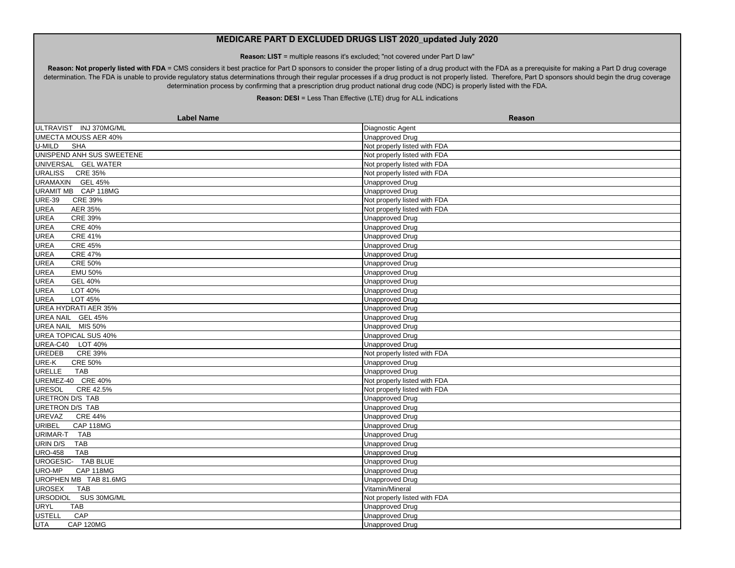# MEDICARE PART D EXCLUDED DRUGS LIST 2020_updated July 2020

**Reason: LIST** = multiple reasons it's excluded; "not covered under Part D law"

**Reason: Not properly listed with FDA** = CMS considers it best practice for Part D sponsors to consider the proper listing of a drug product with the FDA as a prerequisite for making a Part D drug coverage determination. The FDA is unable to provide regulatory status determinations through their regular processes if a drug product is not properly listed. Therefore, Part D sponsors should begin the drug coverage determination process by confirming that a prescription drug product national drug code (NDC) is properly listed with the FDA.

**Reason: DESI** = Less Than Effective (LTE) drug for ALL indications

| Label Name | Reason |
|---|---|
| ULTRAVIST INJ 370MG/ML | Diagnostic Agent |
| UMECTA MOUSS AER 40% | Unapproved Drug |
| U-MILD SHA | Not properly listed with FDA |
| UNISPEND ANH SUS SWEETENE | Not properly listed with FDA |
| UNIVERSAL GEL WATER | Not properly listed with FDA |
| URALISS CRE 35% | Not properly listed with FDA |
| URAMAXIN GEL 45% | Unapproved Drug |
| URAMIT MB CAP 118MG | Unapproved Drug |
| URE-39 CRE 39% | Not properly listed with FDA |
| UREA AER 35% | Not properly listed with FDA |
| UREA CRE 39% | Unapproved Drug |
| UREA CRE 40% | Unapproved Drug |
| UREA CRE 41% | Unapproved Drug |
| UREA CRE 45% | Unapproved Drug |
| UREA CRE 47% | Unapproved Drug |
| UREA CRE 50% | Unapproved Drug |
| UREA EMU 50% | Unapproved Drug |
| UREA GEL 40% | Unapproved Drug |
| UREA LOT 40% | Unapproved Drug |
| UREA LOT 45% | Unapproved Drug |
| UREA HYDRATI AER 35% | Unapproved Drug |
| UREA NAIL GEL 45% | Unapproved Drug |
| UREA NAIL MIS 50% | Unapproved Drug |
| UREA TOPICAL SUS 40% | Unapproved Drug |
| UREA-C40 LOT 40% | Unapproved Drug |
| UREDEB CRE 39% | Not properly listed with FDA |
| URE-K CRE 50% | Unapproved Drug |
| URELLE TAB | Unapproved Drug |
| UREMEZ-40 CRE 40% | Not properly listed with FDA |
| URESOL CRE 42.5% | Not properly listed with FDA |
| URETRON D/S TAB | Unapproved Drug |
| URETRON D/S TAB | Unapproved Drug |
| UREVAZ CRE 44% | Unapproved Drug |
| URIBEL CAP 118MG | Unapproved Drug |
| URIMAR-T TAB | Unapproved Drug |
| URIN D/S TAB | Unapproved Drug |
| URO-458 TAB | Unapproved Drug |
| UROGESIC- TAB BLUE | Unapproved Drug |
| URO-MP CAP 118MG | Unapproved Drug |
| UROPHEN MB TAB 81.6MG | Unapproved Drug |
| UROSEX TAB | Vitamin/Mineral |
| URSODIOL SUS 30MG/ML | Not properly listed with FDA |
| URYL TAB | Unapproved Drug |
| USTELL CAP | Unapproved Drug |
| UTA CAP 120MG | Unapproved Drug |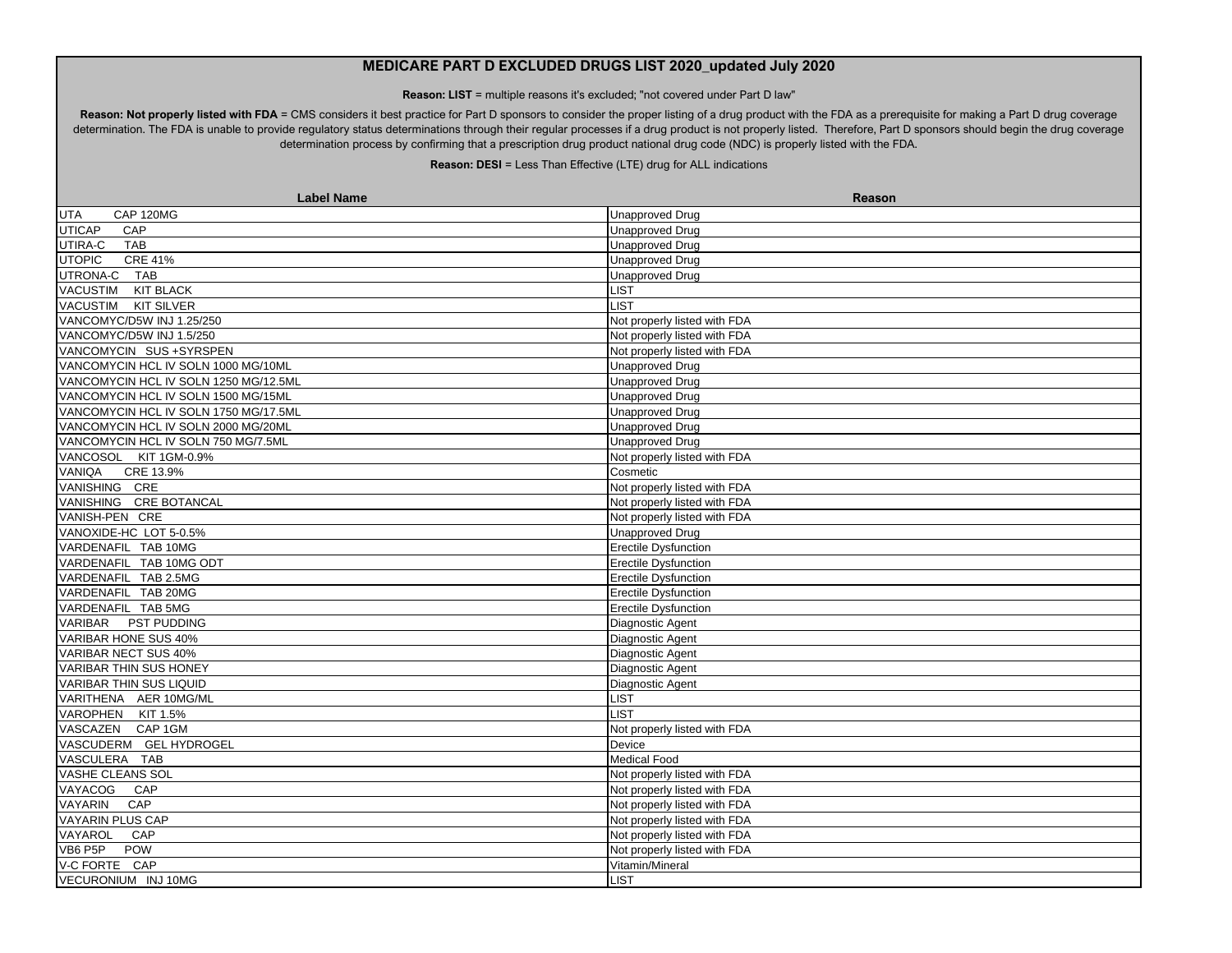# MEDICARE PART D EXCLUDED DRUGS LIST 2020_updated July 2020

**Reason: LIST** = multiple reasons it's excluded; "not covered under Part D law"

**Reason: Not properly listed with FDA** = CMS considers it best practice for Part D sponsors to consider the proper listing of a drug product with the FDA as a prerequisite for making a Part D drug coverage determination. The FDA is unable to provide regulatory status determinations through their regular processes if a drug product is not properly listed. Therefore, Part D sponsors should begin the drug coverage determination process by confirming that a prescription drug product national drug code (NDC) is properly listed with the FDA.

**Reason: DESI** = Less Than Effective (LTE) drug for ALL indications

| Label Name | Reason |
|---|---|
| UTA CAP 120MG | Unapproved Drug |
| UTICAP CAP | Unapproved Drug |
| UTIRA-C TAB | Unapproved Drug |
| UTOPIC CRE 41% | Unapproved Drug |
| UTRONA-C TAB | Unapproved Drug |
| VACUSTIM KIT BLACK | LIST |
| VACUSTIM KIT SILVER | LIST |
| VANCOMYC/D5W INJ 1.25/250 | Not properly listed with FDA |
| VANCOMYC/D5W INJ 1.5/250 | Not properly listed with FDA |
| VANCOMYCIN SUS +SYRSPEN | Not properly listed with FDA |
| VANCOMYCIN HCL IV SOLN 1000 MG/10ML | Unapproved Drug |
| VANCOMYCIN HCL IV SOLN 1250 MG/12.5ML | Unapproved Drug |
| VANCOMYCIN HCL IV SOLN 1500 MG/15ML | Unapproved Drug |
| VANCOMYCIN HCL IV SOLN 1750 MG/17.5ML | Unapproved Drug |
| VANCOMYCIN HCL IV SOLN 2000 MG/20ML | Unapproved Drug |
| VANCOMYCIN HCL IV SOLN 750 MG/7.5ML | Unapproved Drug |
| VANCOSOL KIT 1GM-0.9% | Not properly listed with FDA |
| VANIQA CRE 13.9% | Cosmetic |
| VANISHING CRE | Not properly listed with FDA |
| VANISHING CRE BOTANCAL | Not properly listed with FDA |
| VANISH-PEN CRE | Not properly listed with FDA |
| VANOXIDE-HC LOT 5-0.5% | Unapproved Drug |
| VARDENAFIL TAB 10MG | Erectile Dysfunction |
| VARDENAFIL TAB 10MG ODT | Erectile Dysfunction |
| VARDENAFIL TAB 2.5MG | Erectile Dysfunction |
| VARDENAFIL TAB 20MG | Erectile Dysfunction |
| VARDENAFIL TAB 5MG | Erectile Dysfunction |
| VARIBAR PST PUDDING | Diagnostic Agent |
| VARIBAR HONE SUS 40% | Diagnostic Agent |
| VARIBAR NECT SUS 40% | Diagnostic Agent |
| VARIBAR THIN SUS HONEY | Diagnostic Agent |
| VARIBAR THIN SUS LIQUID | Diagnostic Agent |
| VARITHENA AER 10MG/ML | LIST |
| VAROPHEN KIT 1.5% | LIST |
| VASCAZEN CAP 1GM | Not properly listed with FDA |
| VASCUDERM GEL HYDROGEL | Device |
| VASCULERA TAB | Medical Food |
| VASHE CLEANS SOL | Not properly listed with FDA |
| VAYACOG CAP | Not properly listed with FDA |
| VAYARIN CAP | Not properly listed with FDA |
| VAYARIN PLUS CAP | Not properly listed with FDA |
| VAYAROL CAP | Not properly listed with FDA |
| VB6 P5P POW | Not properly listed with FDA |
| V-C FORTE CAP | Vitamin/Mineral |
| VECURONIUM INJ 10MG | LIST |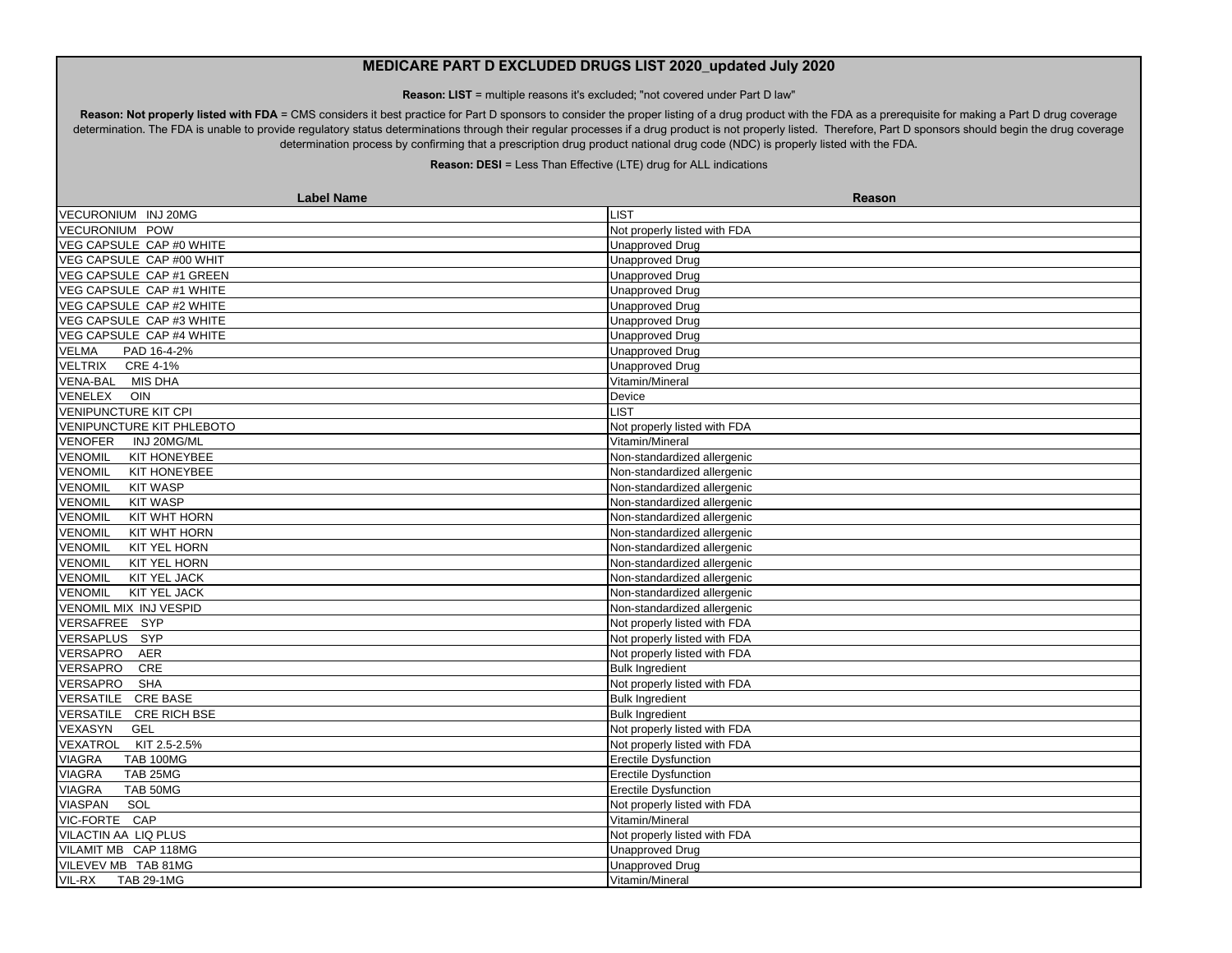# MEDICARE PART D EXCLUDED DRUGS LIST 2020_updated July 2020

**Reason: LIST** = multiple reasons it's excluded; "not covered under Part D law"

**Reason: Not properly listed with FDA** = CMS considers it best practice for Part D sponsors to consider the proper listing of a drug product with the FDA as a prerequisite for making a Part D drug coverage determination. The FDA is unable to provide regulatory status determinations through their regular processes if a drug product is not properly listed. Therefore, Part D sponsors should begin the drug coverage determination process by confirming that a prescription drug product national drug code (NDC) is properly listed with the FDA.

**Reason: DESI** = Less Than Effective (LTE) drug for ALL indications

| Label Name | Reason |
| --- | --- |
| VECURONIUM INJ 20MG | LIST |
| VECURONIUM POW | Not properly listed with FDA |
| VEG CAPSULE CAP #0 WHITE | Unapproved Drug |
| VEG CAPSULE CAP #00 WHIT | Unapproved Drug |
| VEG CAPSULE CAP #1 GREEN | Unapproved Drug |
| VEG CAPSULE CAP #1 WHITE | Unapproved Drug |
| VEG CAPSULE CAP #2 WHITE | Unapproved Drug |
| VEG CAPSULE CAP #3 WHITE | Unapproved Drug |
| VEG CAPSULE CAP #4 WHITE | Unapproved Drug |
| VELMA PAD 16-4-2% | Unapproved Drug |
| VELTRIX CRE 4-1% | Unapproved Drug |
| VENA-BAL MIS DHA | Vitamin/Mineral |
| VENELEX OIN | Device |
| VENIPUNCTURE KIT CPI | LIST |
| VENIPUNCTURE KIT PHLEBOTO | Not properly listed with FDA |
| VENOFER INJ 20MG/ML | Vitamin/Mineral |
| VENOMIL KIT HONEYBEE | Non-standardized allergenic |
| VENOMIL KIT HONEYBEE | Non-standardized allergenic |
| VENOMIL KIT WASP | Non-standardized allergenic |
| VENOMIL KIT WASP | Non-standardized allergenic |
| VENOMIL KIT WHT HORN | Non-standardized allergenic |
| VENOMIL KIT WHT HORN | Non-standardized allergenic |
| VENOMIL KIT YEL HORN | Non-standardized allergenic |
| VENOMIL KIT YEL HORN | Non-standardized allergenic |
| VENOMIL KIT YEL JACK | Non-standardized allergenic |
| VENOMIL KIT YEL JACK | Non-standardized allergenic |
| VENOMIL MIX INJ VESPID | Non-standardized allergenic |
| VERSAFREE SYP | Not properly listed with FDA |
| VERSAPLUS SYP | Not properly listed with FDA |
| VERSAPRO AER | Not properly listed with FDA |
| VERSAPRO CRE | Bulk Ingredient |
| VERSAPRO SHA | Not properly listed with FDA |
| VERSATILE CRE BASE | Bulk Ingredient |
| VERSATILE CRE RICH BSE | Bulk Ingredient |
| VEXASYN GEL | Not properly listed with FDA |
| VEXATROL KIT 2.5-2.5% | Not properly listed with FDA |
| VIAGRA TAB 100MG | Erectile Dysfunction |
| VIAGRA TAB 25MG | Erectile Dysfunction |
| VIAGRA TAB 50MG | Erectile Dysfunction |
| VIASPAN SOL | Not properly listed with FDA |
| VIC-FORTE CAP | Vitamin/Mineral |
| VILACTIN AA LIQ PLUS | Not properly listed with FDA |
| VILAMIT MB CAP 118MG | Unapproved Drug |
| VILEVEV MB TAB 81MG | Unapproved Drug |
| VIL-RX TAB 29-1MG | Vitamin/Mineral |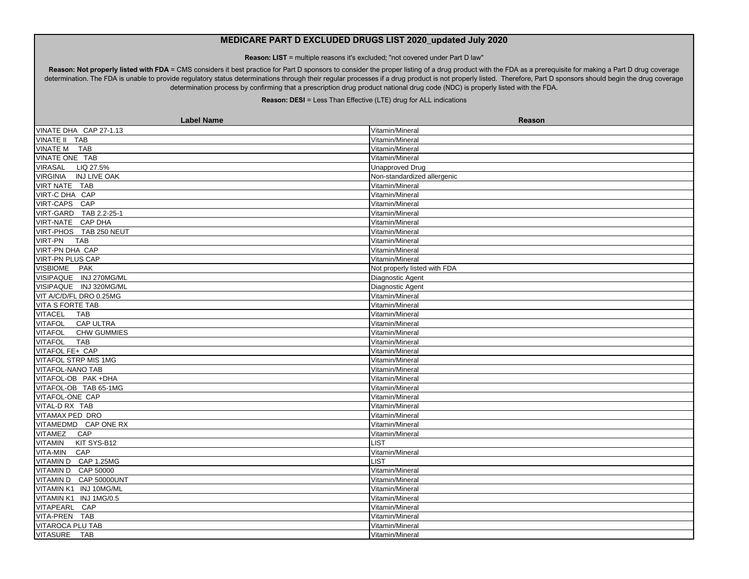# MEDICARE PART D EXCLUDED DRUGS LIST 2020_updated July 2020

**Reason: LIST** = multiple reasons it's excluded; "not covered under Part D law"

**Reason: Not properly listed with FDA** = CMS considers it best practice for Part D sponsors to consider the proper listing of a drug product with the FDA as a prerequisite for making a Part D drug coverage determination. The FDA is unable to provide regulatory status determinations through their regular processes if a drug product is not properly listed. Therefore, Part D sponsors should begin the drug coverage determination process by confirming that a prescription drug product national drug code (NDC) is properly listed with the FDA.

**Reason: DESI** = Less Than Effective (LTE) drug for ALL indications

| Label Name | Reason |
|---|---|
| VINATE DHA CAP 27-1.13 | Vitamin/Mineral |
| VINATE II TAB | Vitamin/Mineral |
| VINATE M TAB | Vitamin/Mineral |
| VINATE ONE TAB | Vitamin/Mineral |
| VIRASAL LIQ 27.5% | Unapproved Drug |
| VIRGINIA INJ LIVE OAK | Non-standardized allergenic |
| VIRT NATE TAB | Vitamin/Mineral |
| VIRT-C DHA CAP | Vitamin/Mineral |
| VIRT-CAPS CAP | Vitamin/Mineral |
| VIRT-GARD TAB 2.2-25-1 | Vitamin/Mineral |
| VIRT-NATE CAP DHA | Vitamin/Mineral |
| VIRT-PHOS TAB 250 NEUT | Vitamin/Mineral |
| VIRT-PN TAB | Vitamin/Mineral |
| VIRT-PN DHA CAP | Vitamin/Mineral |
| VIRT-PN PLUS CAP | Vitamin/Mineral |
| VISBIOME PAK | Not properly listed with FDA |
| VISIPAQUE INJ 270MG/ML | Diagnostic Agent |
| VISIPAQUE INJ 320MG/ML | Diagnostic Agent |
| VIT A/C/D/FL DRO 0.25MG | Vitamin/Mineral |
| VITA S FORTE TAB | Vitamin/Mineral |
| VITACEL TAB | Vitamin/Mineral |
| VITAFOL CAP ULTRA | Vitamin/Mineral |
| VITAFOL CHW GUMMIES | Vitamin/Mineral |
| VITAFOL TAB | Vitamin/Mineral |
| VITAFOL FE+ CAP | Vitamin/Mineral |
| VITAFOL STRP MIS 1MG | Vitamin/Mineral |
| VITAFOL-NANO TAB | Vitamin/Mineral |
| VITAFOL-OB PAK +DHA | Vitamin/Mineral |
| VITAFOL-OB TAB 65-1MG | Vitamin/Mineral |
| VITAFOL-ONE CAP | Vitamin/Mineral |
| VITAL-D RX TAB | Vitamin/Mineral |
| VITAMAX PED DRO | Vitamin/Mineral |
| VITAMEDMD CAP ONE RX | Vitamin/Mineral |
| VITAMEZ CAP | Vitamin/Mineral |
| VITAMIN KIT SYS-B12 | LIST |
| VITA-MIN CAP | Vitamin/Mineral |
| VITAMIN D CAP 1.25MG | LIST |
| VITAMIN D CAP 50000 | Vitamin/Mineral |
| VITAMIN D CAP 50000UNT | Vitamin/Mineral |
| VITAMIN K1 INJ 10MG/ML | Vitamin/Mineral |
| VITAMIN K1 INJ 1MG/0.5 | Vitamin/Mineral |
| VITAPEARL CAP | Vitamin/Mineral |
| VITA-PREN TAB | Vitamin/Mineral |
| VITAROCA PLU TAB | Vitamin/Mineral |
| VITASURE TAB | Vitamin/Mineral |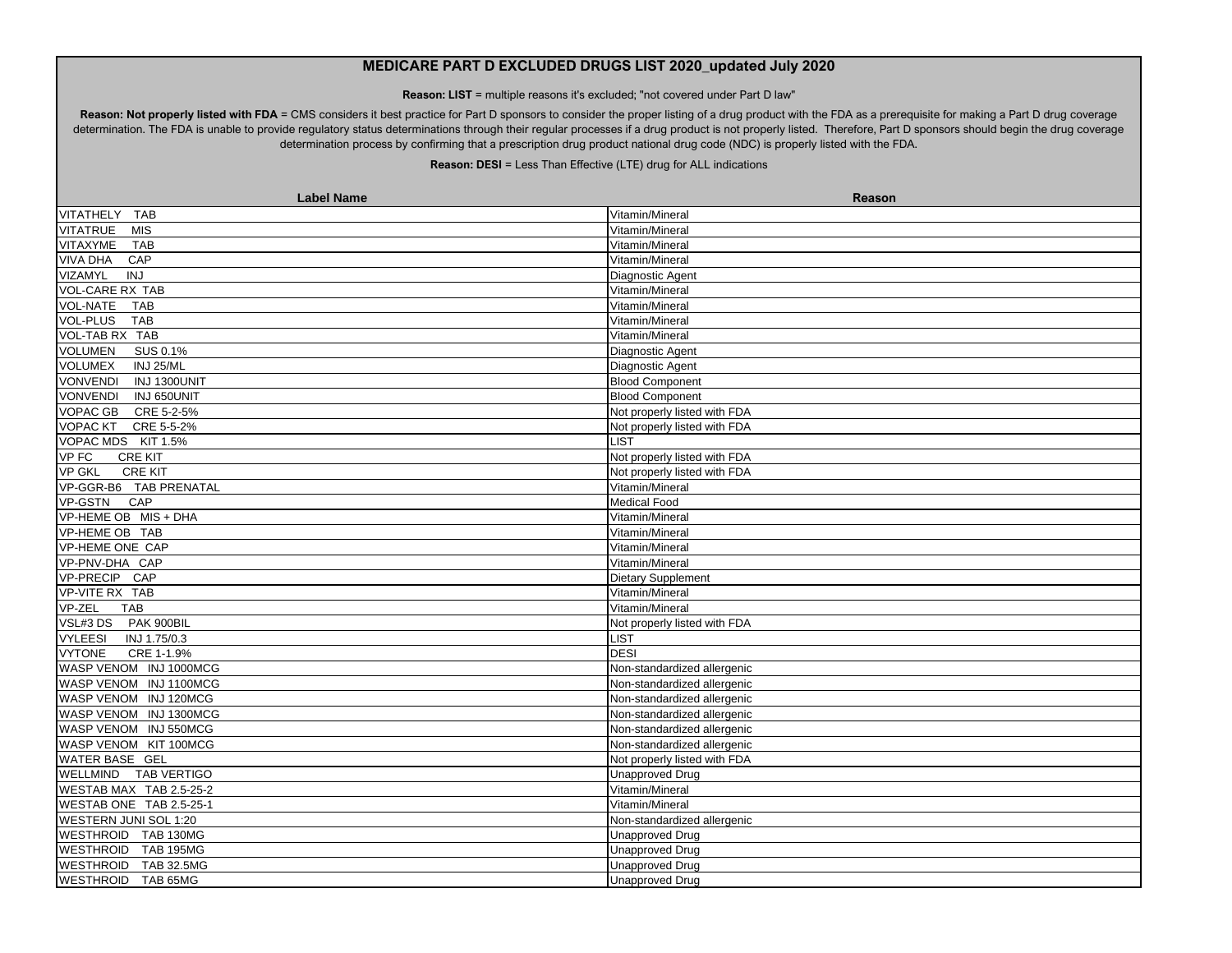# MEDICARE PART D EXCLUDED DRUGS LIST 2020_updated July 2020

**Reason: LIST** = multiple reasons it's excluded; "not covered under Part D law"

**Reason: Not properly listed with FDA** = CMS considers it best practice for Part D sponsors to consider the proper listing of a drug product with the FDA as a prerequisite for making a Part D drug coverage determination. The FDA is unable to provide regulatory status determinations through their regular processes if a drug product is not properly listed. Therefore, Part D sponsors should begin the drug coverage determination process by confirming that a prescription drug product national drug code (NDC) is properly listed with the FDA.

**Reason: DESI** = Less Than Effective (LTE) drug for ALL indications

| Label Name | Reason |
|---|---|
| VITATHELY TAB | Vitamin/Mineral |
| VITATRUE MIS | Vitamin/Mineral |
| VITAXYME TAB | Vitamin/Mineral |
| VIVA DHA CAP | Vitamin/Mineral |
| VIZAMYL INJ | Diagnostic Agent |
| VOL-CARE RX TAB | Vitamin/Mineral |
| VOL-NATE TAB | Vitamin/Mineral |
| VOL-PLUS TAB | Vitamin/Mineral |
| VOL-TAB RX TAB | Vitamin/Mineral |
| VOLUMEN SUS 0.1% | Diagnostic Agent |
| VOLUMEX INJ 25/ML | Diagnostic Agent |
| VONVENDI INJ 1300UNIT | Blood Component |
| VONVENDI INJ 650UNIT | Blood Component |
| VOPAC GB CRE 5-2-5% | Not properly listed with FDA |
| VOPAC KT CRE 5-5-2% | Not properly listed with FDA |
| VOPAC MDS KIT 1.5% | LIST |
| VP FC CRE KIT | Not properly listed with FDA |
| VP GKL CRE KIT | Not properly listed with FDA |
| VP-GGR-B6 TAB PRENATAL | Vitamin/Mineral |
| VP-GSTN CAP | Medical Food |
| VP-HEME OB MIS + DHA | Vitamin/Mineral |
| VP-HEME OB TAB | Vitamin/Mineral |
| VP-HEME ONE CAP | Vitamin/Mineral |
| VP-PNV-DHA CAP | Vitamin/Mineral |
| VP-PRECIP CAP | Dietary Supplement |
| VP-VITE RX TAB | Vitamin/Mineral |
| VP-ZEL TAB | Vitamin/Mineral |
| VSL#3 DS PAK 900BIL | Not properly listed with FDA |
| VYLEESI INJ 1.75/0.3 | LIST |
| VYTONE CRE 1-1.9% | DESI |
| WASP VENOM INJ 1000MCG | Non-standardized allergenic |
| WASP VENOM INJ 1100MCG | Non-standardized allergenic |
| WASP VENOM INJ 120MCG | Non-standardized allergenic |
| WASP VENOM INJ 1300MCG | Non-standardized allergenic |
| WASP VENOM INJ 550MCG | Non-standardized allergenic |
| WASP VENOM KIT 100MCG | Non-standardized allergenic |
| WATER BASE GEL | Not properly listed with FDA |
| WELLMIND TAB VERTIGO | Unapproved Drug |
| WESTAB MAX TAB 2.5-25-2 | Vitamin/Mineral |
| WESTAB ONE TAB 2.5-25-1 | Vitamin/Mineral |
| WESTERN JUNI SOL 1:20 | Non-standardized allergenic |
| WESTHROID TAB 130MG | Unapproved Drug |
| WESTHROID TAB 195MG | Unapproved Drug |
| WESTHROID TAB 32.5MG | Unapproved Drug |
| WESTHROID TAB 65MG | Unapproved Drug |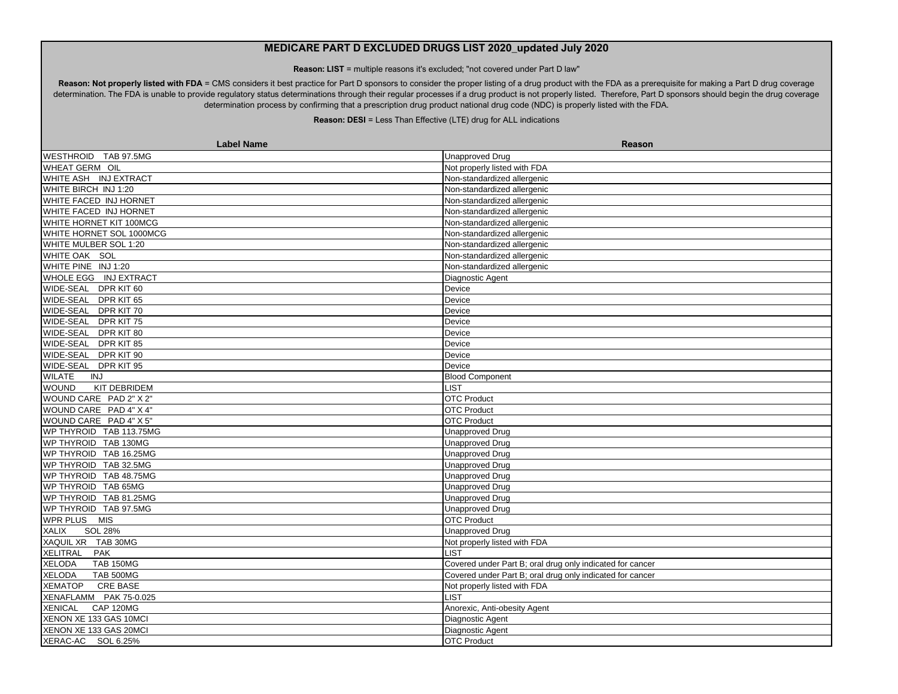# MEDICARE PART D EXCLUDED DRUGS LIST 2020_updated July 2020

**Reason: LIST** = multiple reasons it's excluded; "not covered under Part D law"

**Reason: Not properly listed with FDA** = CMS considers it best practice for Part D sponsors to consider the proper listing of a drug product with the FDA as a prerequisite for making a Part D drug coverage determination. The FDA is unable to provide regulatory status determinations through their regular processes if a drug product is not properly listed. Therefore, Part D sponsors should begin the drug coverage determination process by confirming that a prescription drug product national drug code (NDC) is properly listed with the FDA.

**Reason: DESI** = Less Than Effective (LTE) drug for ALL indications

| Label Name | Reason |
|---|---|
| WESTHROID TAB 97.5MG | Unapproved Drug |
| WHEAT GERM OIL | Not properly listed with FDA |
| WHITE ASH INJ EXTRACT | Non-standardized allergenic |
| WHITE BIRCH INJ 1:20 | Non-standardized allergenic |
| WHITE FACED INJ HORNET | Non-standardized allergenic |
| WHITE FACED INJ HORNET | Non-standardized allergenic |
| WHITE HORNET KIT 100MCG | Non-standardized allergenic |
| WHITE HORNET SOL 1000MCG | Non-standardized allergenic |
| WHITE MULBER SOL 1:20 | Non-standardized allergenic |
| WHITE OAK SOL | Non-standardized allergenic |
| WHITE PINE INJ 1:20 | Non-standardized allergenic |
| WHOLE EGG INJ EXTRACT | Diagnostic Agent |
| WIDE-SEAL DPR KIT 60 | Device |
| WIDE-SEAL DPR KIT 65 | Device |
| WIDE-SEAL DPR KIT 70 | Device |
| WIDE-SEAL DPR KIT 75 | Device |
| WIDE-SEAL DPR KIT 80 | Device |
| WIDE-SEAL DPR KIT 85 | Device |
| WIDE-SEAL DPR KIT 90 | Device |
| WIDE-SEAL DPR KIT 95 | Device |
| WILATE INJ | Blood Component |
| WOUND KIT DEBRIDEM | LIST |
| WOUND CARE PAD 2" X 2" | OTC Product |
| WOUND CARE PAD 4" X 4" | OTC Product |
| WOUND CARE PAD 4" X 5" | OTC Product |
| WP THYROID TAB 113.75MG | Unapproved Drug |
| WP THYROID TAB 130MG | Unapproved Drug |
| WP THYROID TAB 16.25MG | Unapproved Drug |
| WP THYROID TAB 32.5MG | Unapproved Drug |
| WP THYROID TAB 48.75MG | Unapproved Drug |
| WP THYROID TAB 65MG | Unapproved Drug |
| WP THYROID TAB 81.25MG | Unapproved Drug |
| WP THYROID TAB 97.5MG | Unapproved Drug |
| WPR PLUS MIS | OTC Product |
| XALIX SOL 28% | Unapproved Drug |
| XAQUIL XR TAB 30MG | Not properly listed with FDA |
| XELITRAL PAK | LIST |
| XELODA TAB 150MG | Covered under Part B; oral drug only indicated for cancer |
| XELODA TAB 500MG | Covered under Part B; oral drug only indicated for cancer |
| XEMATOP CRE BASE | Not properly listed with FDA |
| XENAFLAMM PAK 75-0.025 | LIST |
| XENICAL CAP 120MG | Anorexic, Anti-obesity Agent |
| XENON XE 133 GAS 10MCI | Diagnostic Agent |
| XENON XE 133 GAS 20MCI | Diagnostic Agent |
| XERAC-AC SOL 6.25% | OTC Product |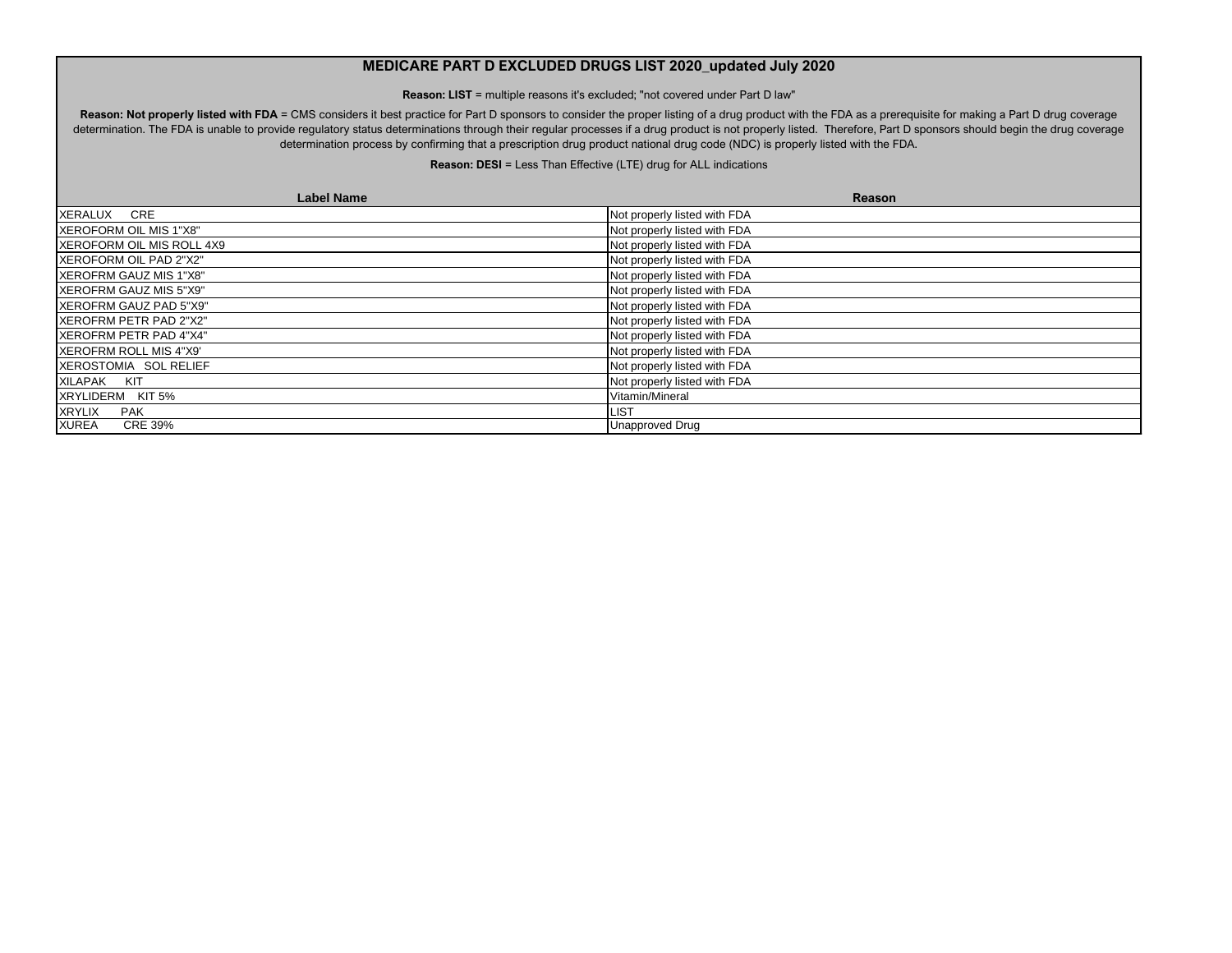# MEDICARE PART D EXCLUDED DRUGS LIST 2020_updated July 2020

**Reason: LIST** = multiple reasons it's excluded; "not covered under Part D law"

**Reason: Not properly listed with FDA** = CMS considers it best practice for Part D sponsors to consider the proper listing of a drug product with the FDA as a prerequisite for making a Part D drug coverage determination. The FDA is unable to provide regulatory status determinations through their regular processes if a drug product is not properly listed. Therefore, Part D sponsors should begin the drug coverage determination process by confirming that a prescription drug product national drug code (NDC) is properly listed with the FDA.

**Reason: DESI** = Less Than Effective (LTE) drug for ALL indications

| Label Name | Reason |
|---|---|
| XERALUX CRE | Not properly listed with FDA |
| XEROFORM OIL MIS 1"X8" | Not properly listed with FDA |
| XEROFORM OIL MIS ROLL 4X9 | Not properly listed with FDA |
| XEROFORM OIL PAD 2"X2" | Not properly listed with FDA |
| XEROFRM GAUZ MIS 1"X8" | Not properly listed with FDA |
| XEROFRM GAUZ MIS 5"X9" | Not properly listed with FDA |
| XEROFRM GAUZ PAD 5"X9" | Not properly listed with FDA |
| XEROFRM PETR PAD 2"X2" | Not properly listed with FDA |
| XEROFRM PETR PAD 4"X4" | Not properly listed with FDA |
| XEROFRM ROLL MIS 4"X9' | Not properly listed with FDA |
| XEROSTOMIA SOL RELIEF | Not properly listed with FDA |
| XILAPAK KIT | Not properly listed with FDA |
| XRYLIDERM KIT 5% | Vitamin/Mineral |
| XRYLIX PAK | LIST |
| XUREA CRE 39% | Unapproved Drug |